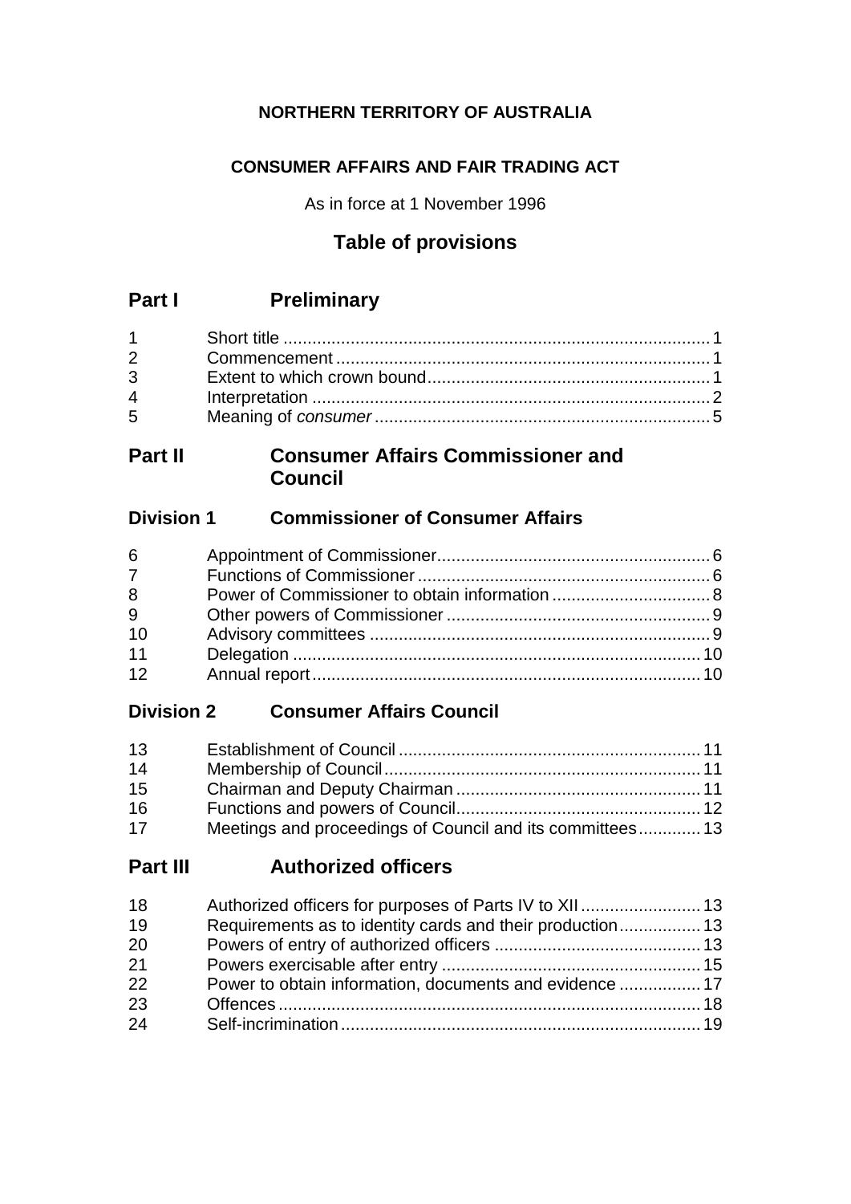**NORTHERN TERRITORY OF AUSTRALIA**

**CONSUMER AFFAIRS AND FAIR TRADING ACT**

As in force at 1 November 1996

## Table of provisions

## Part I Preliminary

| | | |
|---|---|---|
| 1 | Short title | 1 |
| 2 | Commencement | 1 |
| 3 | Extent to which crown bound | 1 |
| 4 | Interpretation | 2 |
| 5 | Meaning of *consumer* | 5 |

## Part II Consumer Affairs Commissioner and Council

### Division 1 Commissioner of Consumer Affairs

| | | |
|---|---|---|
| 6 | Appointment of Commissioner | 6 |
| 7 | Functions of Commissioner | 6 |
| 8 | Power of Commissioner to obtain information | 8 |
| 9 | Other powers of Commissioner | 9 |
| 10 | Advisory committees | 9 |
| 11 | Delegation | 10 |
| 12 | Annual report | 10 |

### Division 2 Consumer Affairs Council

| | | |
|---|---|---|
| 13 | Establishment of Council | 11 |
| 14 | Membership of Council | 11 |
| 15 | Chairman and Deputy Chairman | 11 |
| 16 | Functions and powers of Council | 12 |
| 17 | Meetings and proceedings of Council and its committees | 13 |

## Part III Authorized officers

| | | |
|---|---|---|
| 18 | Authorized officers for purposes of Parts IV to XII | 13 |
| 19 | Requirements as to identity cards and their production | 13 |
| 20 | Powers of entry of authorized officers | 13 |
| 21 | Powers exercisable after entry | 15 |
| 22 | Power to obtain information, documents and evidence | 17 |
| 23 | Offences | 18 |
| 24 | Self-incrimination | 19 |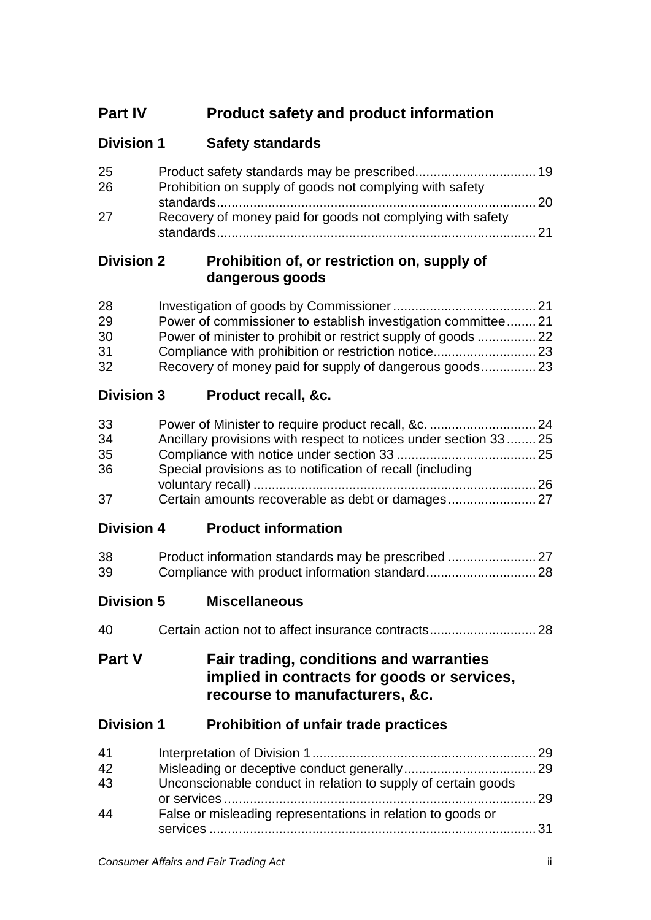## Part IV Product safety and product information

### Division 1 Safety standards

| | | |
|---|---|---|
| 25 | Product safety standards may be prescribed | 19 |
| 26 | Prohibition on supply of goods not complying with safety standards | 20 |
| 27 | Recovery of money paid for goods not complying with safety standards | 21 |

### Division 2 Prohibition of, or restriction on, supply of dangerous goods

| | | |
|---|---|---|
| 28 | Investigation of goods by Commissioner | 21 |
| 29 | Power of commissioner to establish investigation committee | 21 |
| 30 | Power of minister to prohibit or restrict supply of goods | 22 |
| 31 | Compliance with prohibition or restriction notice | 23 |
| 32 | Recovery of money paid for supply of dangerous goods | 23 |

### Division 3 Product recall, &c.

| | | |
|---|---|---|
| 33 | Power of Minister to require product recall, &c. | 24 |
| 34 | Ancillary provisions with respect to notices under section 33 | 25 |
| 35 | Compliance with notice under section 33 | 25 |
| 36 | Special provisions as to notification of recall (including voluntary recall) | 26 |
| 37 | Certain amounts recoverable as debt or damages | 27 |

### Division 4 Product information

| | | |
|---|---|---|
| 38 | Product information standards may be prescribed | 27 |
| 39 | Compliance with product information standard | 28 |

### Division 5 Miscellaneous

| | | |
|---|---|---|
| 40 | Certain action not to affect insurance contracts | 28 |

## Part V Fair trading, conditions and warranties implied in contracts for goods or services, recourse to manufacturers, &c.

### Division 1 Prohibition of unfair trade practices

| | | |
|---|---|---|
| 41 | Interpretation of Division 1 | 29 |
| 42 | Misleading or deceptive conduct generally | 29 |
| 43 | Unconscionable conduct in relation to supply of certain goods or services | 29 |
| 44 | False or misleading representations in relation to goods or services | 31 |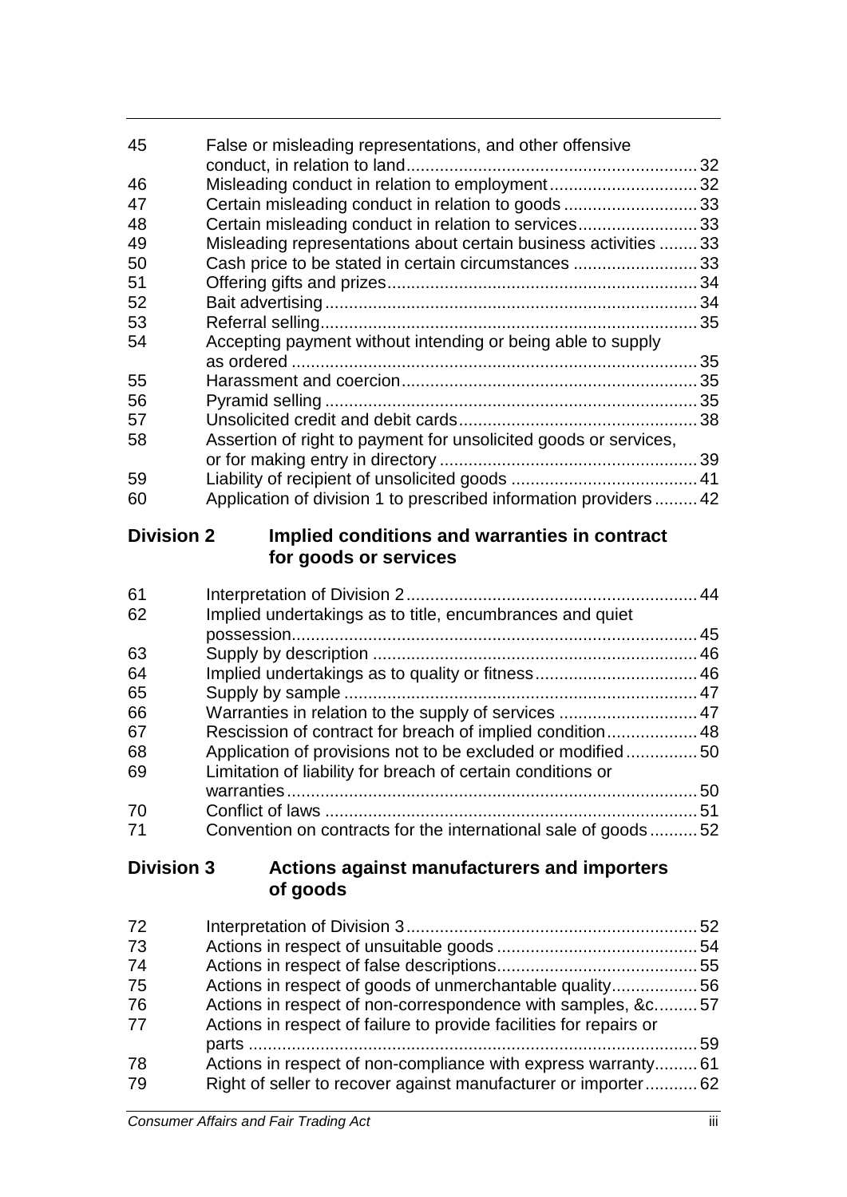| | | |
|---|---|---|
| 45 | False or misleading representations, and other offensive conduct, in relation to land | 32 |
| 46 | Misleading conduct in relation to employment | 32 |
| 47 | Certain misleading conduct in relation to goods | 33 |
| 48 | Certain misleading conduct in relation to services | 33 |
| 49 | Misleading representations about certain business activities | 33 |
| 50 | Cash price to be stated in certain circumstances | 33 |
| 51 | Offering gifts and prizes | 34 |
| 52 | Bait advertising | 34 |
| 53 | Referral selling | 35 |
| 54 | Accepting payment without intending or being able to supply as ordered | 35 |
| 55 | Harassment and coercion | 35 |
| 56 | Pyramid selling | 35 |
| 57 | Unsolicited credit and debit cards | 38 |
| 58 | Assertion of right to payment for unsolicited goods or services, or for making entry in directory | 39 |
| 59 | Liability of recipient of unsolicited goods | 41 |
| 60 | Application of division 1 to prescribed information providers | 42 |

## Division 2 Implied conditions and warranties in contract for goods or services

| | | |
|---|---|---|
| 61 | Interpretation of Division 2 | 44 |
| 62 | Implied undertakings as to title, encumbrances and quiet possession | 45 |
| 63 | Supply by description | 46 |
| 64 | Implied undertakings as to quality or fitness | 46 |
| 65 | Supply by sample | 47 |
| 66 | Warranties in relation to the supply of services | 47 |
| 67 | Rescission of contract for breach of implied condition | 48 |
| 68 | Application of provisions not to be excluded or modified | 50 |
| 69 | Limitation of liability for breach of certain conditions or warranties | 50 |
| 70 | Conflict of laws | 51 |
| 71 | Convention on contracts for the international sale of goods | 52 |

## Division 3 Actions against manufacturers and importers of goods

| | | |
|---|---|---|
| 72 | Interpretation of Division 3 | 52 |
| 73 | Actions in respect of unsuitable goods | 54 |
| 74 | Actions in respect of false descriptions | 55 |
| 75 | Actions in respect of goods of unmerchantable quality | 56 |
| 76 | Actions in respect of non-correspondence with samples, &c. | 57 |
| 77 | Actions in respect of failure to provide facilities for repairs or parts | 59 |
| 78 | Actions in respect of non-compliance with express warranty | 61 |
| 79 | Right of seller to recover against manufacturer or importer | 62 |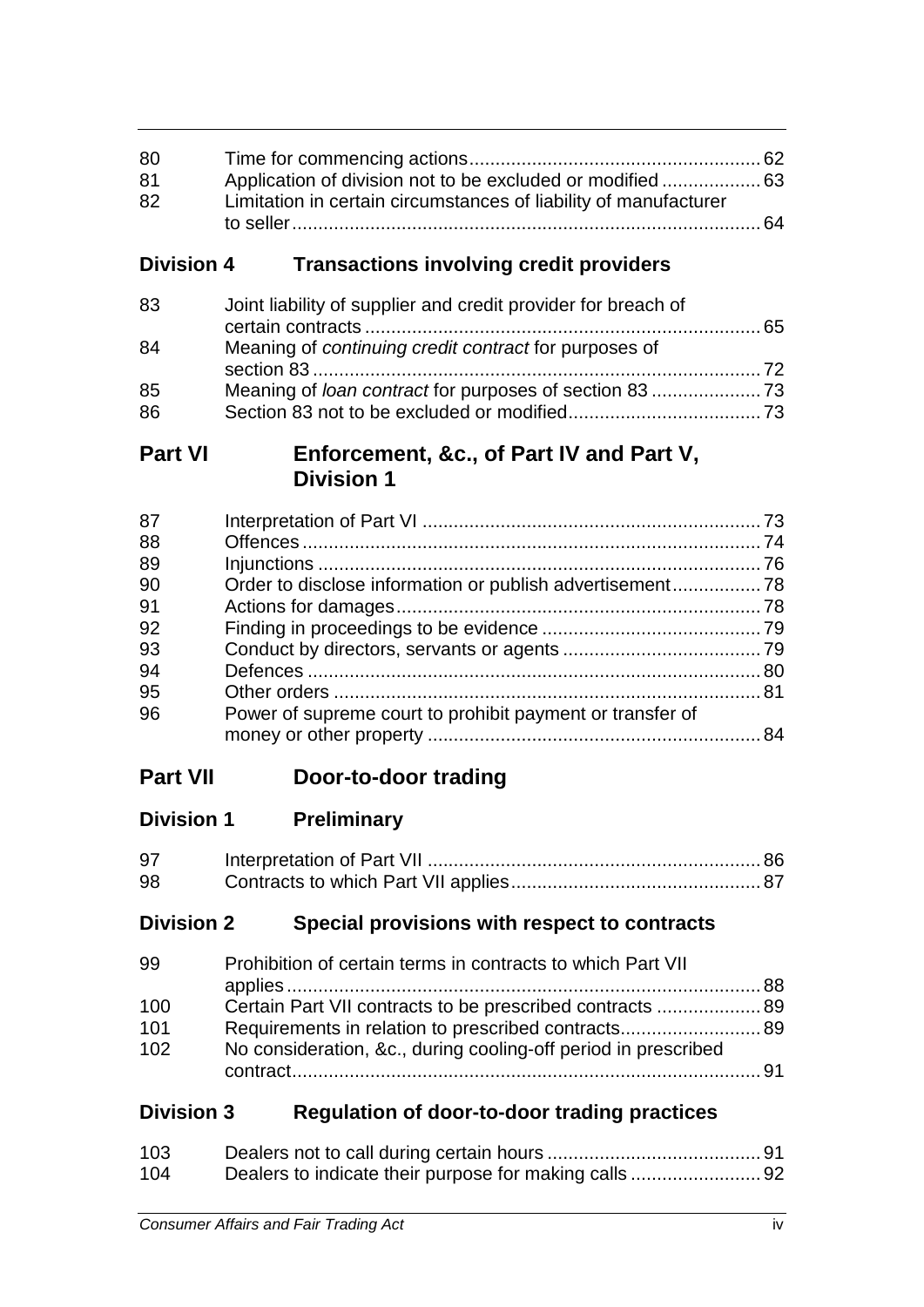| | | |
|---|---|---|
| 80 | Time for commencing actions | 62 |
| 81 | Application of division not to be excluded or modified | 63 |
| 82 | Limitation in certain circumstances of liability of manufacturer to seller | 64 |

## Division 4 Transactions involving credit providers

| | | |
|---|---|---|
| 83 | Joint liability of supplier and credit provider for breach of certain contracts | 65 |
| 84 | Meaning of *continuing credit contract* for purposes of section 83 | 72 |
| 85 | Meaning of *loan contract* for purposes of section 83 | 73 |
| 86 | Section 83 not to be excluded or modified | 73 |

## Part VI Enforcement, &c., of Part IV and Part V, Division 1

| | | |
|---|---|---|
| 87 | Interpretation of Part VI | 73 |
| 88 | Offences | 74 |
| 89 | Injunctions | 76 |
| 90 | Order to disclose information or publish advertisement | 78 |
| 91 | Actions for damages | 78 |
| 92 | Finding in proceedings to be evidence | 79 |
| 93 | Conduct by directors, servants or agents | 79 |
| 94 | Defences | 80 |
| 95 | Other orders | 81 |
| 96 | Power of supreme court to prohibit payment or transfer of money or other property | 84 |

## Part VII Door-to-door trading

## Division 1 Preliminary

| | | |
|---|---|---|
| 97 | Interpretation of Part VII | 86 |
| 98 | Contracts to which Part VII applies | 87 |

## Division 2 Special provisions with respect to contracts

| | | |
|---|---|---|
| 99 | Prohibition of certain terms in contracts to which Part VII applies | 88 |
| 100 | Certain Part VII contracts to be prescribed contracts | 89 |
| 101 | Requirements in relation to prescribed contracts | 89 |
| 102 | No consideration, &c., during cooling-off period in prescribed contract | 91 |

## Division 3 Regulation of door-to-door trading practices

| | | |
|---|---|---|
| 103 | Dealers not to call during certain hours | 91 |
| 104 | Dealers to indicate their purpose for making calls | 92 |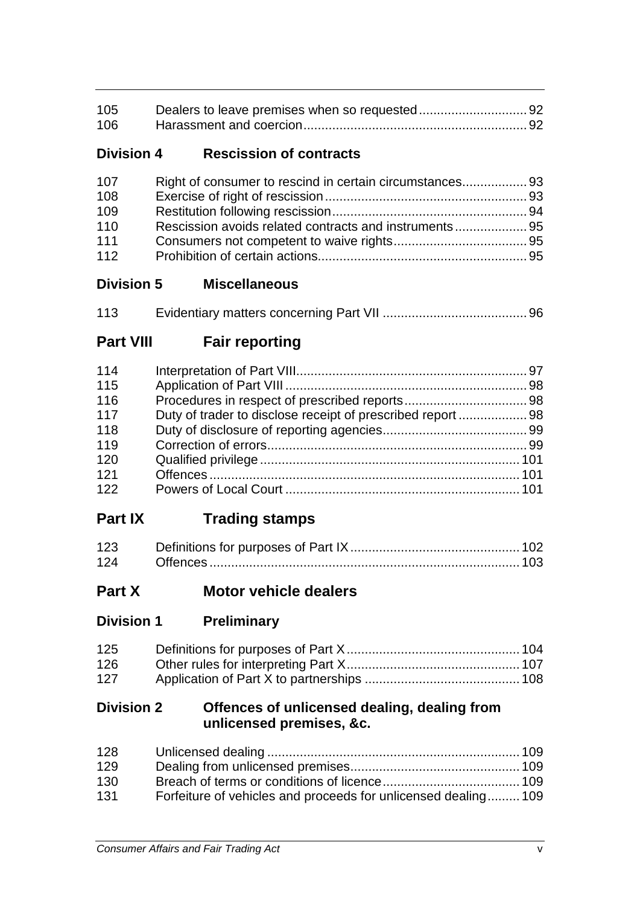| | | |
|---|---|---|
| 105 | Dealers to leave premises when so requested | 92 |
| 106 | Harassment and coercion | 92 |

## Division 4 Rescission of contracts

| | | |
|---|---|---|
| 107 | Right of consumer to rescind in certain circumstances | 93 |
| 108 | Exercise of right of rescission | 93 |
| 109 | Restitution following rescission | 94 |
| 110 | Rescission avoids related contracts and instruments | 95 |
| 111 | Consumers not competent to waive rights | 95 |
| 112 | Prohibition of certain actions | 95 |

## Division 5 Miscellaneous

| | | |
|---|---|---|
| 113 | Evidentiary matters concerning Part VII | 96 |

# Part VIII Fair reporting

| | | |
|---|---|---|
| 114 | Interpretation of Part VIII | 97 |
| 115 | Application of Part VIII | 98 |
| 116 | Procedures in respect of prescribed reports | 98 |
| 117 | Duty of trader to disclose receipt of prescribed report | 98 |
| 118 | Duty of disclosure of reporting agencies | 99 |
| 119 | Correction of errors | 99 |
| 120 | Qualified privilege | 101 |
| 121 | Offences | 101 |
| 122 | Powers of Local Court | 101 |

# Part IX Trading stamps

| | | |
|---|---|---|
| 123 | Definitions for purposes of Part IX | 102 |
| 124 | Offences | 103 |

# Part X Motor vehicle dealers

## Division 1 Preliminary

| | | |
|---|---|---|
| 125 | Definitions for purposes of Part X | 104 |
| 126 | Other rules for interpreting Part X | 107 |
| 127 | Application of Part X to partnerships | 108 |

## Division 2 Offences of unlicensed dealing, dealing from unlicensed premises, &c.

| | | |
|---|---|---|
| 128 | Unlicensed dealing | 109 |
| 129 | Dealing from unlicensed premises | 109 |
| 130 | Breach of terms or conditions of licence | 109 |
| 131 | Forfeiture of vehicles and proceeds for unlicensed dealing | 109 |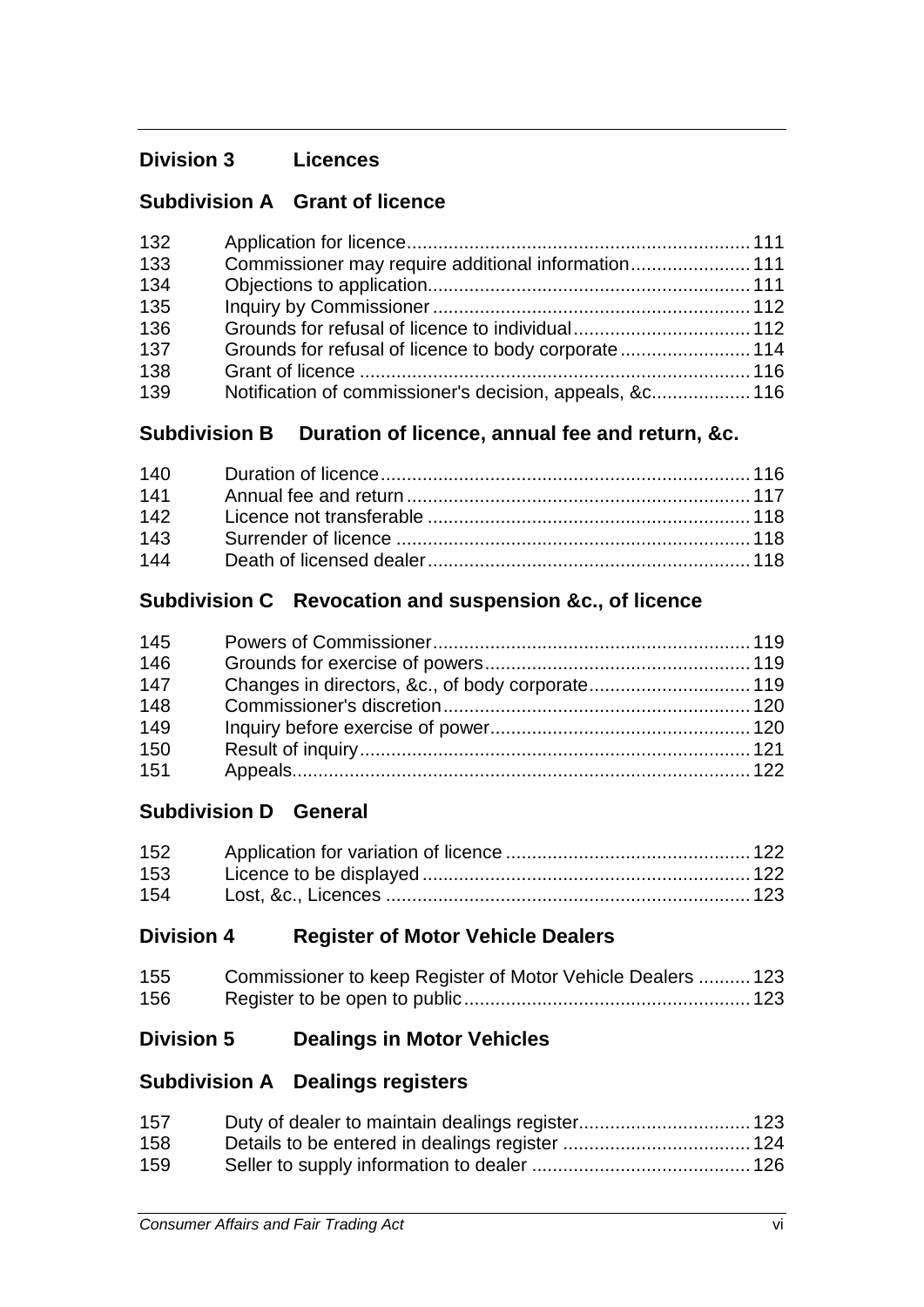## Division 3 Licences

### Subdivision A Grant of licence

| | | |
|---|---|---|
| 132 | Application for licence | 111 |
| 133 | Commissioner may require additional information | 111 |
| 134 | Objections to application | 111 |
| 135 | Inquiry by Commissioner | 112 |
| 136 | Grounds for refusal of licence to individual | 112 |
| 137 | Grounds for refusal of licence to body corporate | 114 |
| 138 | Grant of licence | 116 |
| 139 | Notification of commissioner's decision, appeals, &c. | 116 |

### Subdivision B Duration of licence, annual fee and return, &c.

| | | |
|---|---|---|
| 140 | Duration of licence | 116 |
| 141 | Annual fee and return | 117 |
| 142 | Licence not transferable | 118 |
| 143 | Surrender of licence | 118 |
| 144 | Death of licensed dealer | 118 |

### Subdivision C Revocation and suspension &c., of licence

| | | |
|---|---|---|
| 145 | Powers of Commissioner | 119 |
| 146 | Grounds for exercise of powers | 119 |
| 147 | Changes in directors, &c., of body corporate | 119 |
| 148 | Commissioner's discretion | 120 |
| 149 | Inquiry before exercise of power | 120 |
| 150 | Result of inquiry | 121 |
| 151 | Appeals | 122 |

### Subdivision D General

| | | |
|---|---|---|
| 152 | Application for variation of licence | 122 |
| 153 | Licence to be displayed | 122 |
| 154 | Lost, &c., Licences | 123 |

## Division 4 Register of Motor Vehicle Dealers

| | | |
|---|---|---|
| 155 | Commissioner to keep Register of Motor Vehicle Dealers | 123 |
| 156 | Register to be open to public | 123 |

## Division 5 Dealings in Motor Vehicles

### Subdivision A Dealings registers

| | | |
|---|---|---|
| 157 | Duty of dealer to maintain dealings register | 123 |
| 158 | Details to be entered in dealings register | 124 |
| 159 | Seller to supply information to dealer | 126 |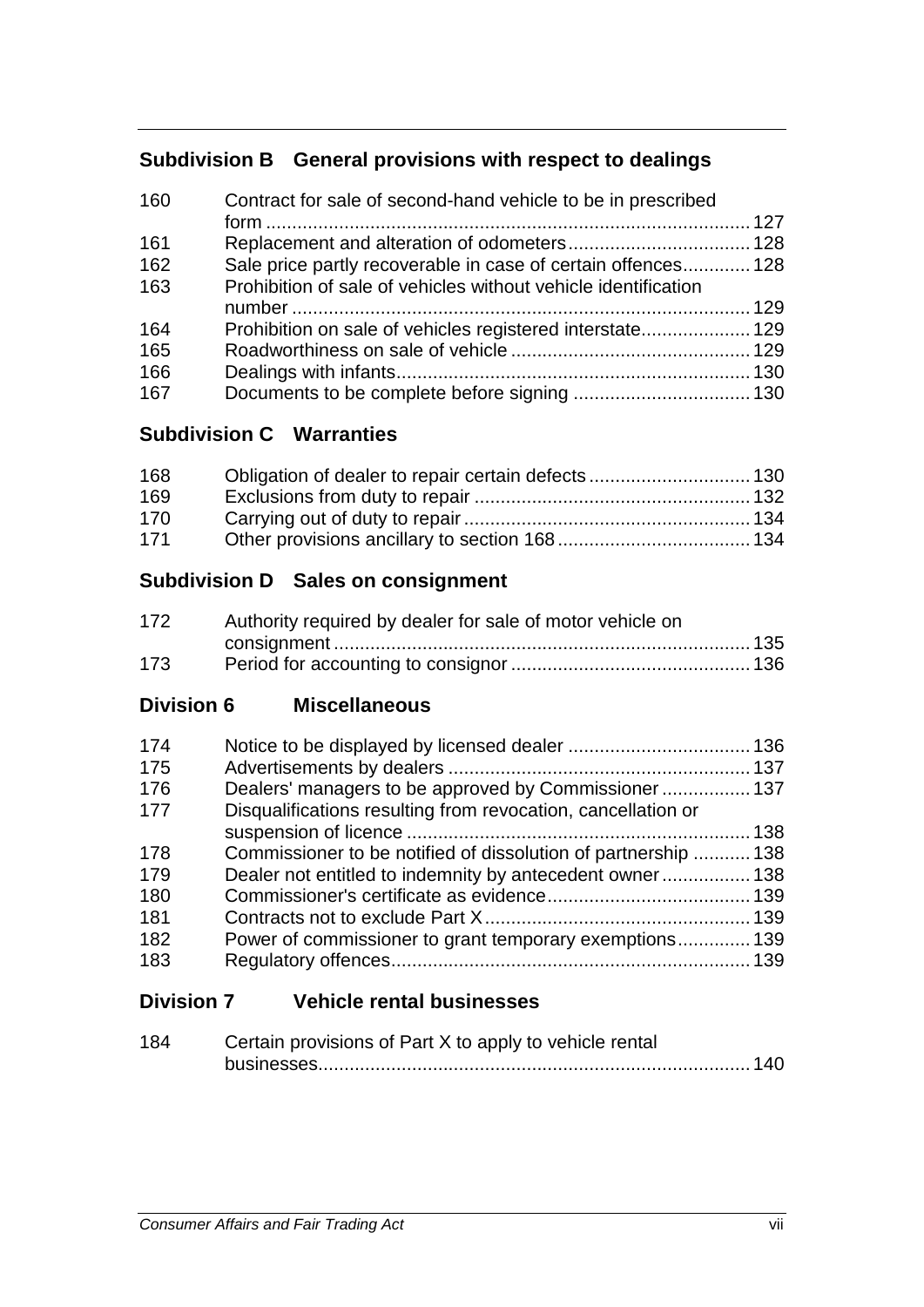### Subdivision B General provisions with respect to dealings

| | | |
|---|---|---|
| 160 | Contract for sale of second-hand vehicle to be in prescribed form | 127 |
| 161 | Replacement and alteration of odometers | 128 |
| 162 | Sale price partly recoverable in case of certain offences | 128 |
| 163 | Prohibition of sale of vehicles without vehicle identification number | 129 |
| 164 | Prohibition on sale of vehicles registered interstate | 129 |
| 165 | Roadworthiness on sale of vehicle | 129 |
| 166 | Dealings with infants | 130 |
| 167 | Documents to be complete before signing | 130 |

### Subdivision C Warranties

| | | |
|---|---|---|
| 168 | Obligation of dealer to repair certain defects | 130 |
| 169 | Exclusions from duty to repair | 132 |
| 170 | Carrying out of duty to repair | 134 |
| 171 | Other provisions ancillary to section 168 | 134 |

### Subdivision D Sales on consignment

| | | |
|---|---|---|
| 172 | Authority required by dealer for sale of motor vehicle on consignment | 135 |
| 173 | Period for accounting to consignor | 136 |

### Division 6 Miscellaneous

| | | |
|---|---|---|
| 174 | Notice to be displayed by licensed dealer | 136 |
| 175 | Advertisements by dealers | 137 |
| 176 | Dealers' managers to be approved by Commissioner | 137 |
| 177 | Disqualifications resulting from revocation, cancellation or suspension of licence | 138 |
| 178 | Commissioner to be notified of dissolution of partnership | 138 |
| 179 | Dealer not entitled to indemnity by antecedent owner | 138 |
| 180 | Commissioner's certificate as evidence | 139 |
| 181 | Contracts not to exclude Part X | 139 |
| 182 | Power of commissioner to grant temporary exemptions | 139 |
| 183 | Regulatory offences | 139 |

### Division 7 Vehicle rental businesses

| | | |
|---|---|---|
| 184 | Certain provisions of Part X to apply to vehicle rental businesses | 140 |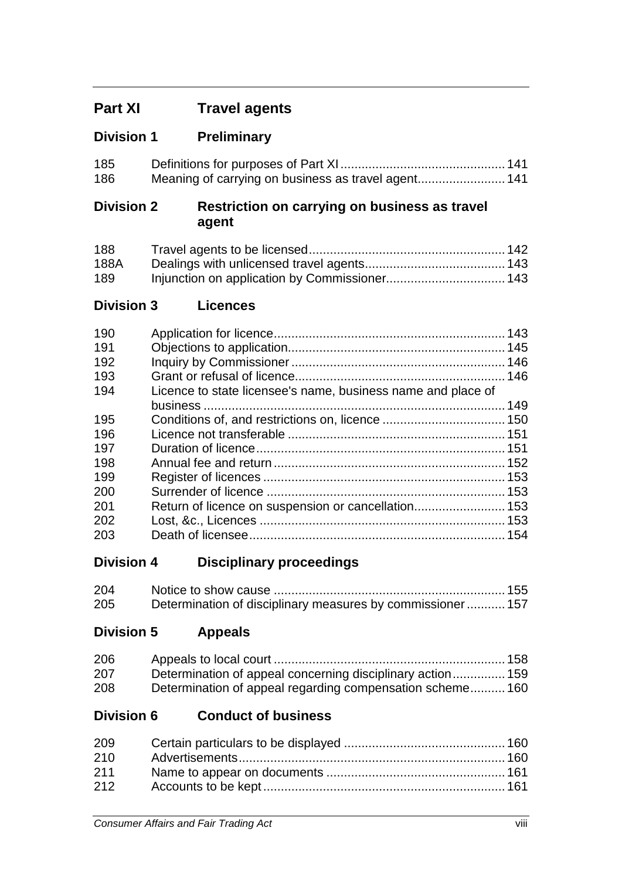## Part XI Travel agents

### Division 1 Preliminary

| | | |
|---|---|---|
| 185 | Definitions for purposes of Part XI | 141 |
| 186 | Meaning of carrying on business as travel agent | 141 |

### Division 2 Restriction on carrying on business as travel agent

| | | |
|---|---|---|
| 188 | Travel agents to be licensed | 142 |
| 188A | Dealings with unlicensed travel agents | 143 |
| 189 | Injunction on application by Commissioner | 143 |

### Division 3 Licences

| | | |
|---|---|---|
| 190 | Application for licence | 143 |
| 191 | Objections to application | 145 |
| 192 | Inquiry by Commissioner | 146 |
| 193 | Grant or refusal of licence | 146 |
| 194 | Licence to state licensee's name, business name and place of business | 149 |
| 195 | Conditions of, and restrictions on, licence | 150 |
| 196 | Licence not transferable | 151 |
| 197 | Duration of licence | 151 |
| 198 | Annual fee and return | 152 |
| 199 | Register of licences | 153 |
| 200 | Surrender of licence | 153 |
| 201 | Return of licence on suspension or cancellation | 153 |
| 202 | Lost, &c., Licences | 153 |
| 203 | Death of licensee | 154 |

### Division 4 Disciplinary proceedings

| | | |
|---|---|---|
| 204 | Notice to show cause | 155 |
| 205 | Determination of disciplinary measures by commissioner | 157 |

### Division 5 Appeals

| | | |
|---|---|---|
| 206 | Appeals to local court | 158 |
| 207 | Determination of appeal concerning disciplinary action | 159 |
| 208 | Determination of appeal regarding compensation scheme | 160 |

### Division 6 Conduct of business

| | | |
|---|---|---|
| 209 | Certain particulars to be displayed | 160 |
| 210 | Advertisements | 160 |
| 211 | Name to appear on documents | 161 |
| 212 | Accounts to be kept | 161 |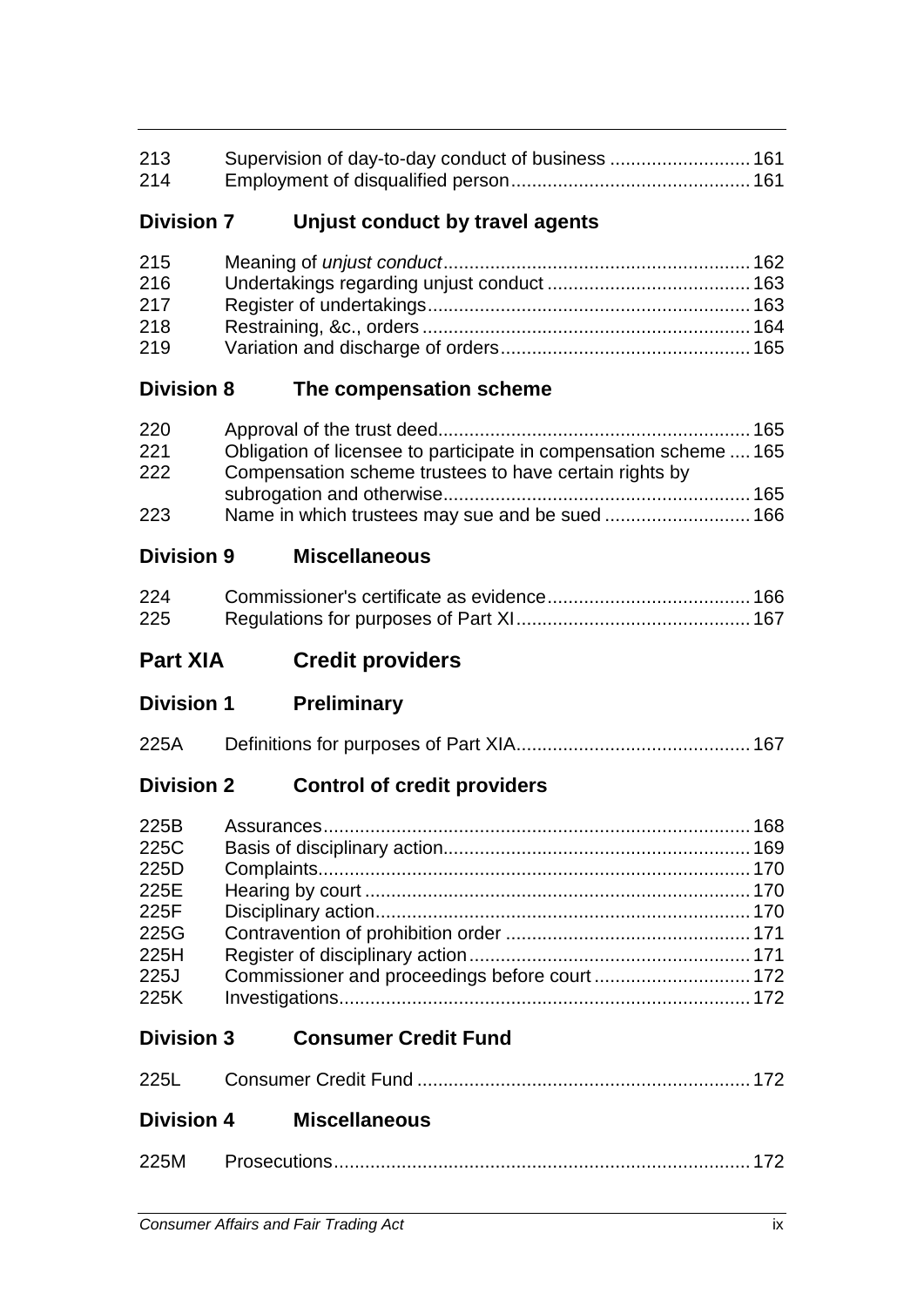| | | |
|---|---|---|
| 213 | Supervision of day-to-day conduct of business | 161 |
| 214 | Employment of disqualified person | 161 |

### Division 7 Unjust conduct by travel agents

| | | |
|---|---|---|
| 215 | Meaning of *unjust conduct* | 162 |
| 216 | Undertakings regarding unjust conduct | 163 |
| 217 | Register of undertakings | 163 |
| 218 | Restraining, &c., orders | 164 |
| 219 | Variation and discharge of orders | 165 |

### Division 8 The compensation scheme

| | | |
|---|---|---|
| 220 | Approval of the trust deed | 165 |
| 221 | Obligation of licensee to participate in compensation scheme | 165 |
| 222 | Compensation scheme trustees to have certain rights by subrogation and otherwise | 165 |
| 223 | Name in which trustees may sue and be sued | 166 |

### Division 9 Miscellaneous

| | | |
|---|---|---|
| 224 | Commissioner's certificate as evidence | 166 |
| 225 | Regulations for purposes of Part XI | 167 |

## Part XIA Credit providers

### Division 1 Preliminary

| | | |
|---|---|---|
| 225A | Definitions for purposes of Part XIA | 167 |

### Division 2 Control of credit providers

| | | |
|---|---|---|
| 225B | Assurances | 168 |
| 225C | Basis of disciplinary action | 169 |
| 225D | Complaints | 170 |
| 225E | Hearing by court | 170 |
| 225F | Disciplinary action | 170 |
| 225G | Contravention of prohibition order | 171 |
| 225H | Register of disciplinary action | 171 |
| 225J | Commissioner and proceedings before court | 172 |
| 225K | Investigations | 172 |

### Division 3 Consumer Credit Fund

| | | |
|---|---|---|
| 225L | Consumer Credit Fund | 172 |

### Division 4 Miscellaneous

| | | |
|---|---|---|
| 225M | Prosecutions | 172 |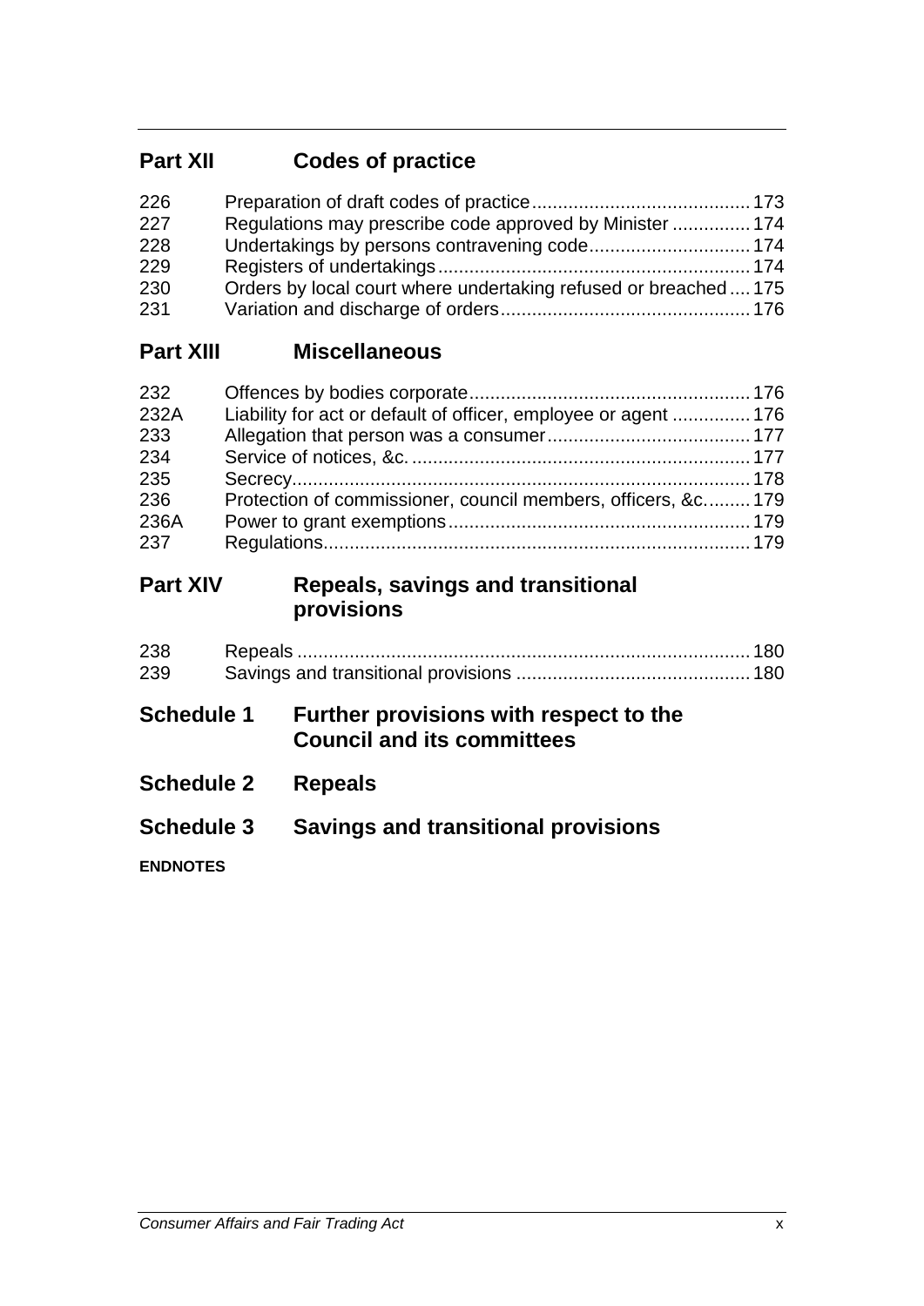## Part XII Codes of practice

| | | |
|---|---|---|
| 226 | Preparation of draft codes of practice | 173 |
| 227 | Regulations may prescribe code approved by Minister | 174 |
| 228 | Undertakings by persons contravening code | 174 |
| 229 | Registers of undertakings | 174 |
| 230 | Orders by local court where undertaking refused or breached | 175 |
| 231 | Variation and discharge of orders | 176 |

## Part XIII Miscellaneous

| | | |
|---|---|---|
| 232 | Offences by bodies corporate | 176 |
| 232A | Liability for act or default of officer, employee or agent | 176 |
| 233 | Allegation that person was a consumer | 177 |
| 234 | Service of notices, &c. | 177 |
| 235 | Secrecy | 178 |
| 236 | Protection of commissioner, council members, officers, &c. | 179 |
| 236A | Power to grant exemptions | 179 |
| 237 | Regulations | 179 |

## Part XIV Repeals, savings and transitional provisions

| | | |
|---|---|---|
| 238 | Repeals | 180 |
| 239 | Savings and transitional provisions | 180 |

## Schedule 1 Further provisions with respect to the Council and its committees

## Schedule 2 Repeals

## Schedule 3 Savings and transitional provisions

**ENDNOTES**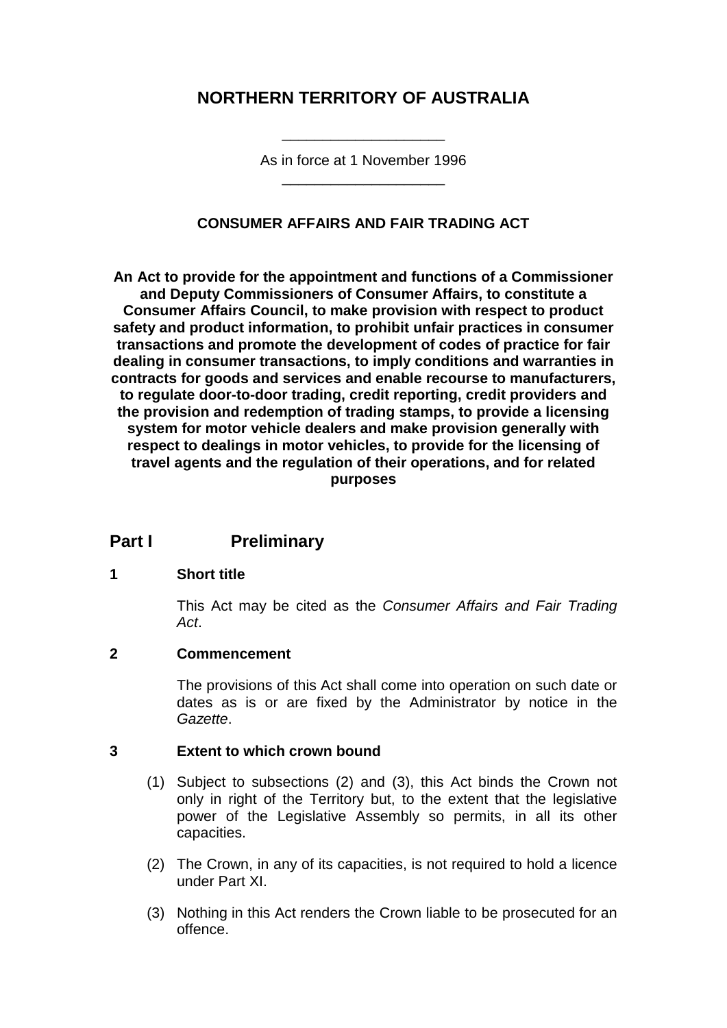# NORTHERN TERRITORY OF AUSTRALIA

____________________

As in force at 1 November 1996

____________________

**CONSUMER AFFAIRS AND FAIR TRADING ACT**

**An Act to provide for the appointment and functions of a Commissioner and Deputy Commissioners of Consumer Affairs, to constitute a Consumer Affairs Council, to make provision with respect to product safety and product information, to prohibit unfair practices in consumer transactions and promote the development of codes of practice for fair dealing in consumer transactions, to imply conditions and warranties in contracts for goods and services and enable recourse to manufacturers, to regulate door-to-door trading, credit reporting, credit providers and the provision and redemption of trading stamps, to provide a licensing system for motor vehicle dealers and make provision generally with respect to dealings in motor vehicles, to provide for the licensing of travel agents and the regulation of their operations, and for related purposes**

## Part I Preliminary

### 1 Short title

This Act may be cited as the *Consumer Affairs and Fair Trading Act*.

### 2 Commencement

The provisions of this Act shall come into operation on such date or dates as is or are fixed by the Administrator by notice in the *Gazette*.

### 3 Extent to which crown bound

(1) Subject to subsections (2) and (3), this Act binds the Crown not only in right of the Territory but, to the extent that the legislative power of the Legislative Assembly so permits, in all its other capacities.

(2) The Crown, in any of its capacities, is not required to hold a licence under Part XI.

(3) Nothing in this Act renders the Crown liable to be prosecuted for an offence.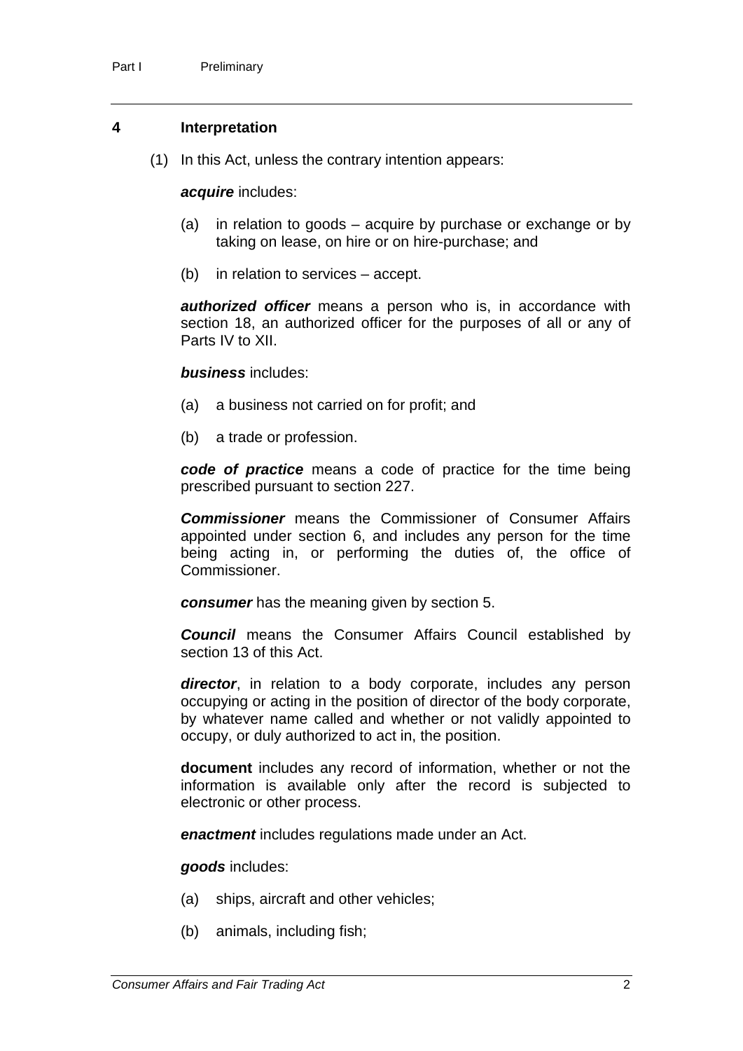## 4 Interpretation

(1) In this Act, unless the contrary intention appears:

***acquire*** includes:

(a) in relation to goods – acquire by purchase or exchange or by taking on lease, on hire or on hire-purchase; and

(b) in relation to services – accept.

***authorized officer*** means a person who is, in accordance with section 18, an authorized officer for the purposes of all or any of Parts IV to XII.

***business*** includes:

(a) a business not carried on for profit; and

(b) a trade or profession.

***code of practice*** means a code of practice for the time being prescribed pursuant to section 227.

***Commissioner*** means the Commissioner of Consumer Affairs appointed under section 6, and includes any person for the time being acting in, or performing the duties of, the office of Commissioner.

***consumer*** has the meaning given by section 5.

***Council*** means the Consumer Affairs Council established by section 13 of this Act.

***director***, in relation to a body corporate, includes any person occupying or acting in the position of director of the body corporate, by whatever name called and whether or not validly appointed to occupy, or duly authorized to act in, the position.

**document** includes any record of information, whether or not the information is available only after the record is subjected to electronic or other process.

***enactment*** includes regulations made under an Act.

***goods*** includes:

(a) ships, aircraft and other vehicles;

(b) animals, including fish;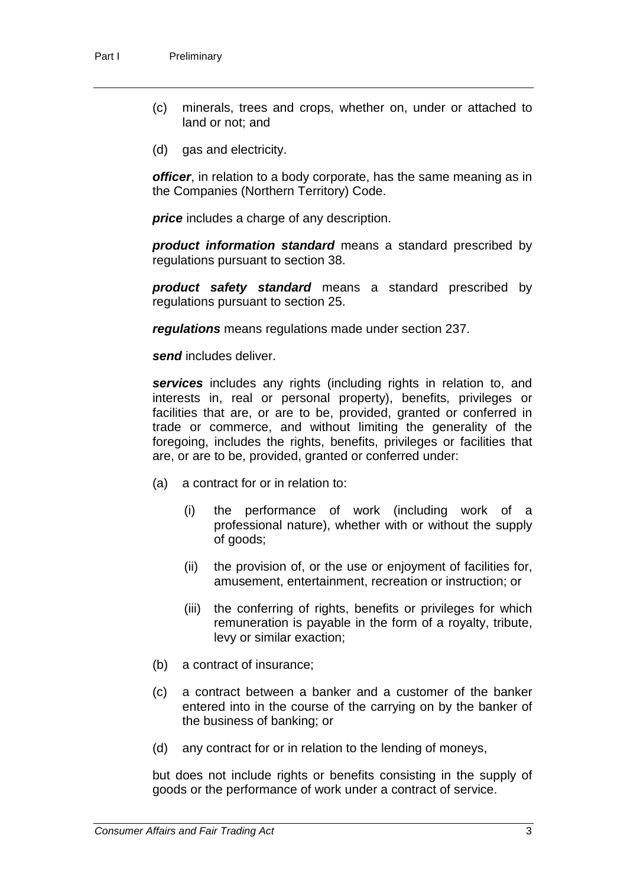(c) minerals, trees and crops, whether on, under or attached to land or not; and

(d) gas and electricity.

***officer***, in relation to a body corporate, has the same meaning as in the Companies (Northern Territory) Code.

***price*** includes a charge of any description.

***product information standard*** means a standard prescribed by regulations pursuant to section 38.

***product safety standard*** means a standard prescribed by regulations pursuant to section 25.

***regulations*** means regulations made under section 237.

***send*** includes deliver.

***services*** includes any rights (including rights in relation to, and interests in, real or personal property), benefits, privileges or facilities that are, or are to be, provided, granted or conferred in trade or commerce, and without limiting the generality of the foregoing, includes the rights, benefits, privileges or facilities that are, or are to be, provided, granted or conferred under:

(a) a contract for or in relation to:

(i) the performance of work (including work of a professional nature), whether with or without the supply of goods;

(ii) the provision of, or the use or enjoyment of facilities for, amusement, entertainment, recreation or instruction; or

(iii) the conferring of rights, benefits or privileges for which remuneration is payable in the form of a royalty, tribute, levy or similar exaction;

(b) a contract of insurance;

(c) a contract between a banker and a customer of the banker entered into in the course of the carrying on by the banker of the business of banking; or

(d) any contract for or in relation to the lending of moneys,

but does not include rights or benefits consisting in the supply of goods or the performance of work under a contract of service.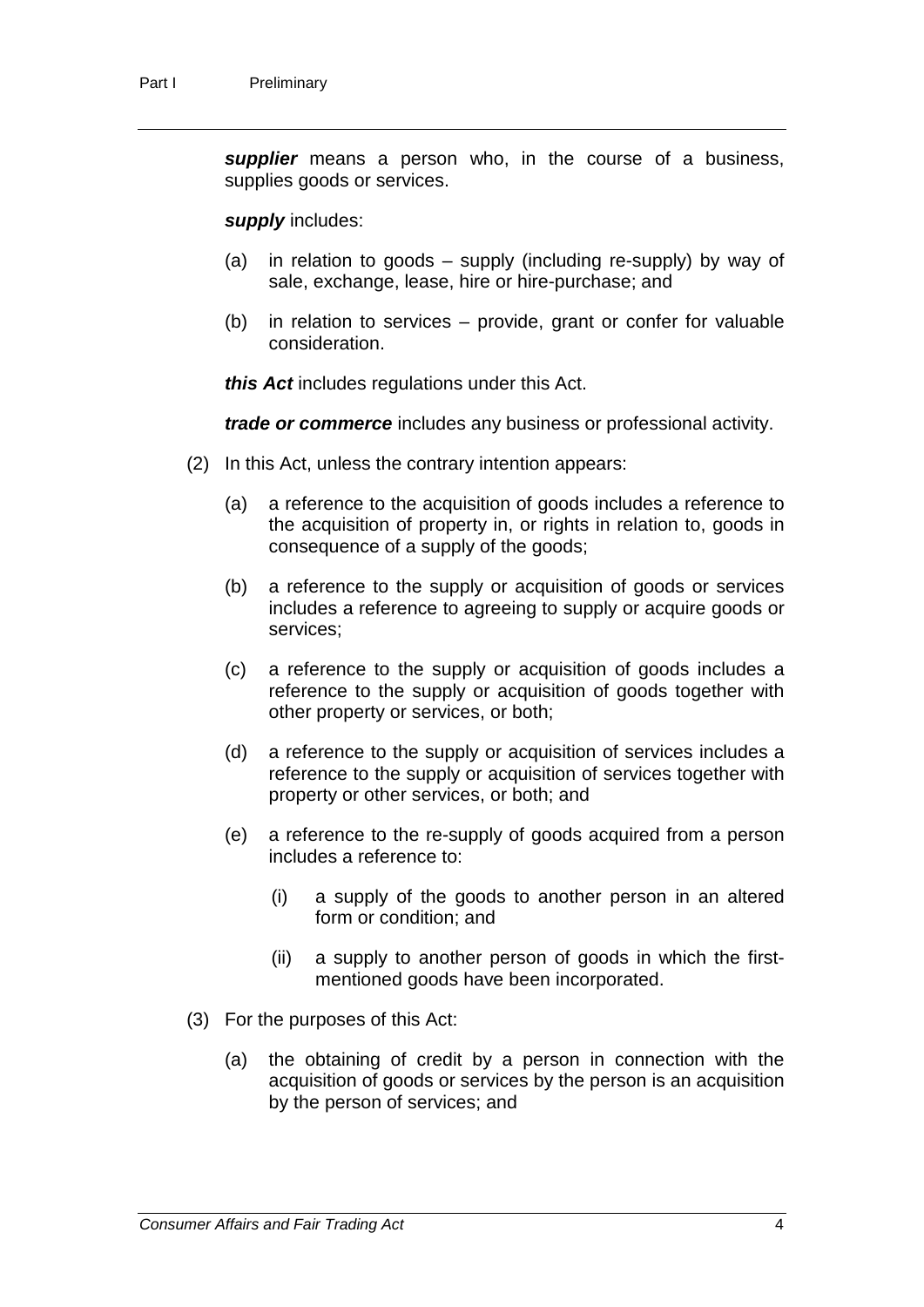***supplier*** means a person who, in the course of a business, supplies goods or services.

***supply*** includes:

(a) in relation to goods – supply (including re-supply) by way of sale, exchange, lease, hire or hire-purchase; and

(b) in relation to services – provide, grant or confer for valuable consideration.

***this Act*** includes regulations under this Act.

***trade or commerce*** includes any business or professional activity.

(2) In this Act, unless the contrary intention appears:

(a) a reference to the acquisition of goods includes a reference to the acquisition of property in, or rights in relation to, goods in consequence of a supply of the goods;

(b) a reference to the supply or acquisition of goods or services includes a reference to agreeing to supply or acquire goods or services;

(c) a reference to the supply or acquisition of goods includes a reference to the supply or acquisition of goods together with other property or services, or both;

(d) a reference to the supply or acquisition of services includes a reference to the supply or acquisition of services together with property or other services, or both; and

(e) a reference to the re-supply of goods acquired from a person includes a reference to:

(i) a supply of the goods to another person in an altered form or condition; and

(ii) a supply to another person of goods in which the first-mentioned goods have been incorporated.

(3) For the purposes of this Act:

(a) the obtaining of credit by a person in connection with the acquisition of goods or services by the person is an acquisition by the person of services; and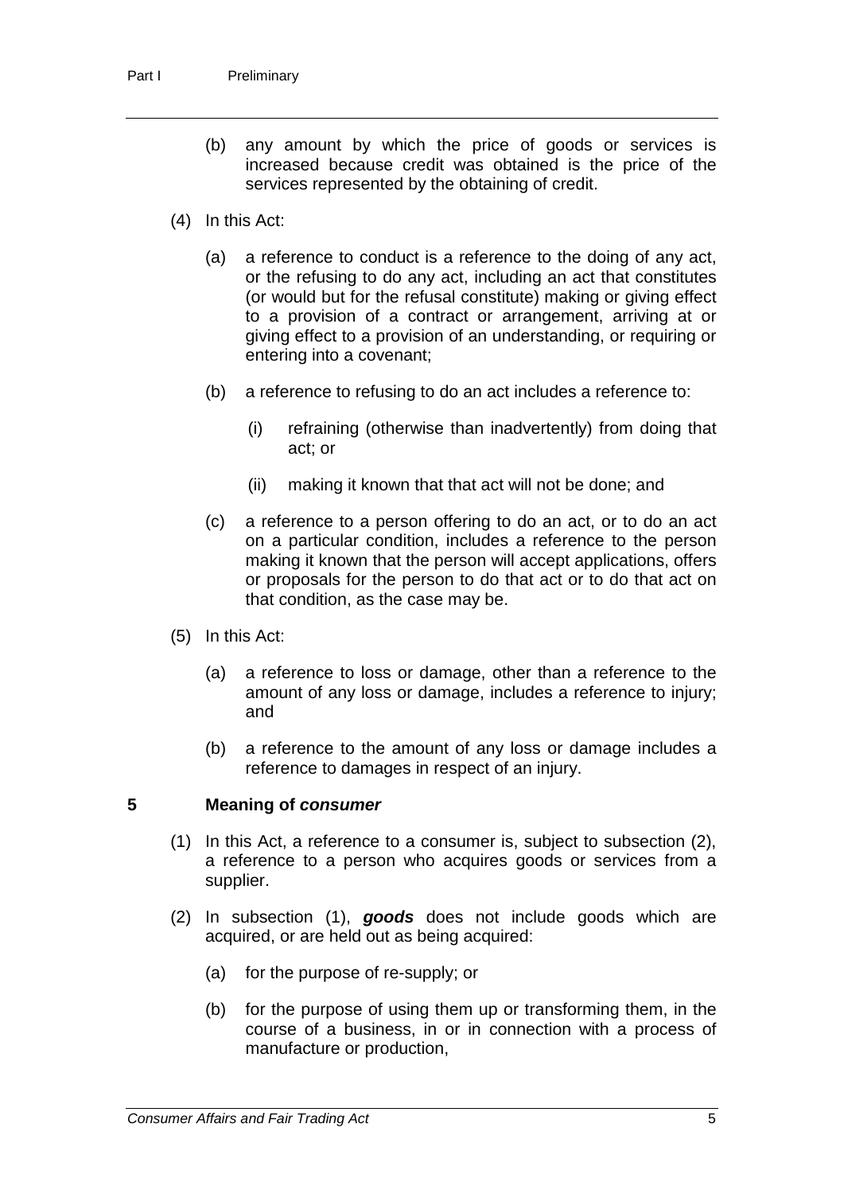(b) any amount by which the price of goods or services is increased because credit was obtained is the price of the services represented by the obtaining of credit.

(4) In this Act:

(a) a reference to conduct is a reference to the doing of any act, or the refusing to do any act, including an act that constitutes (or would but for the refusal constitute) making or giving effect to a provision of a contract or arrangement, arriving at or giving effect to a provision of an understanding, or requiring or entering into a covenant;

(b) a reference to refusing to do an act includes a reference to:

(i) refraining (otherwise than inadvertently) from doing that act; or

(ii) making it known that that act will not be done; and

(c) a reference to a person offering to do an act, or to do an act on a particular condition, includes a reference to the person making it known that the person will accept applications, offers or proposals for the person to do that act or to do that act on that condition, as the case may be.

(5) In this Act:

(a) a reference to loss or damage, other than a reference to the amount of any loss or damage, includes a reference to injury; and

(b) a reference to the amount of any loss or damage includes a reference to damages in respect of an injury.

## 5 Meaning of ***consumer***

(1) In this Act, a reference to a consumer is, subject to subsection (2), a reference to a person who acquires goods or services from a supplier.

(2) In subsection (1), ***goods*** does not include goods which are acquired, or are held out as being acquired:

(a) for the purpose of re-supply; or

(b) for the purpose of using them up or transforming them, in the course of a business, in or in connection with a process of manufacture or production,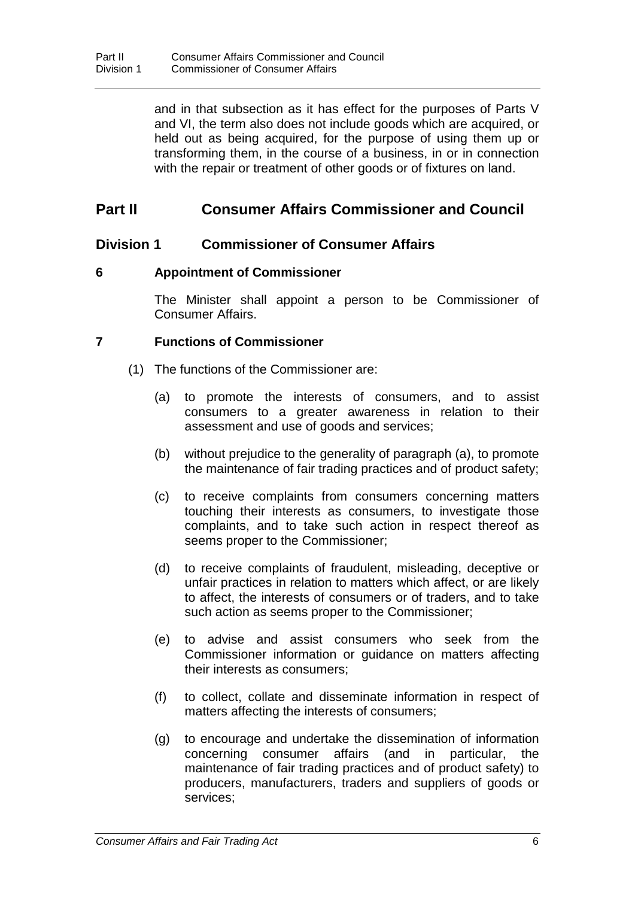and in that subsection as it has effect for the purposes of Parts V and VI, the term also does not include goods which are acquired, or held out as being acquired, for the purpose of using them up or transforming them, in the course of a business, in or in connection with the repair or treatment of other goods or of fixtures on land.

# Part II Consumer Affairs Commissioner and Council

## Division 1 Commissioner of Consumer Affairs

### 6 Appointment of Commissioner

The Minister shall appoint a person to be Commissioner of Consumer Affairs.

### 7 Functions of Commissioner

(1) The functions of the Commissioner are:

(a) to promote the interests of consumers, and to assist consumers to a greater awareness in relation to their assessment and use of goods and services;

(b) without prejudice to the generality of paragraph (a), to promote the maintenance of fair trading practices and of product safety;

(c) to receive complaints from consumers concerning matters touching their interests as consumers, to investigate those complaints, and to take such action in respect thereof as seems proper to the Commissioner;

(d) to receive complaints of fraudulent, misleading, deceptive or unfair practices in relation to matters which affect, or are likely to affect, the interests of consumers or of traders, and to take such action as seems proper to the Commissioner;

(e) to advise and assist consumers who seek from the Commissioner information or guidance on matters affecting their interests as consumers;

(f) to collect, collate and disseminate information in respect of matters affecting the interests of consumers;

(g) to encourage and undertake the dissemination of information concerning consumer affairs (and in particular, the maintenance of fair trading practices and of product safety) to producers, manufacturers, traders and suppliers of goods or services;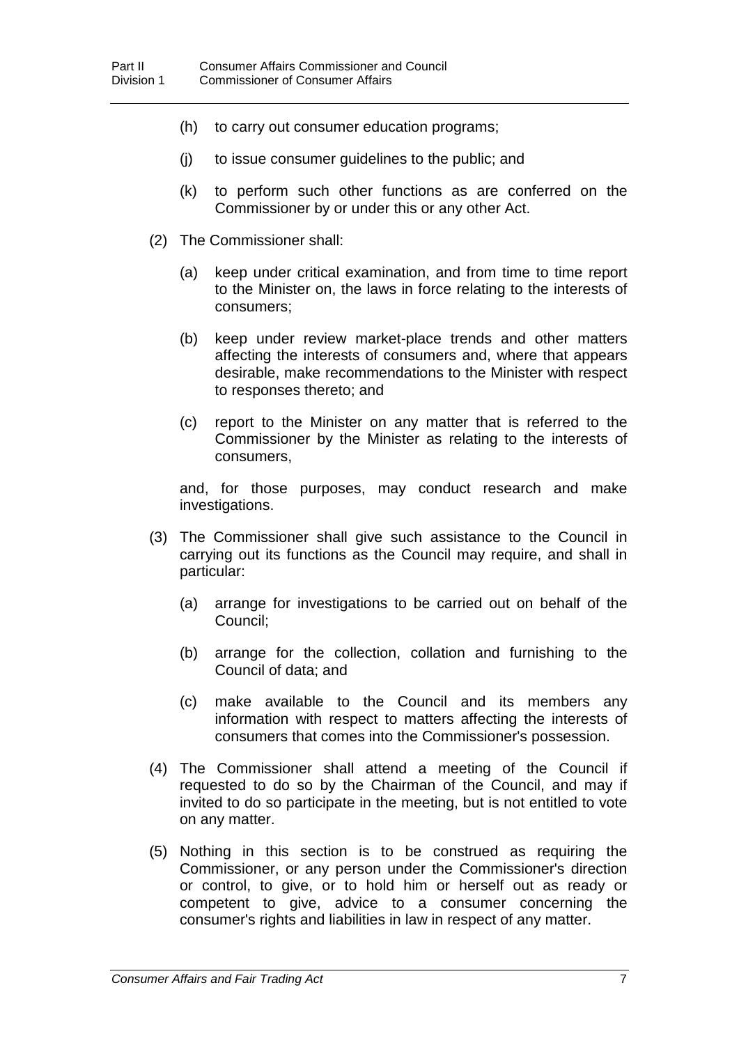(h) to carry out consumer education programs;

(j) to issue consumer guidelines to the public; and

(k) to perform such other functions as are conferred on the Commissioner by or under this or any other Act.

(2) The Commissioner shall:

(a) keep under critical examination, and from time to time report to the Minister on, the laws in force relating to the interests of consumers;

(b) keep under review market-place trends and other matters affecting the interests of consumers and, where that appears desirable, make recommendations to the Minister with respect to responses thereto; and

(c) report to the Minister on any matter that is referred to the Commissioner by the Minister as relating to the interests of consumers,

and, for those purposes, may conduct research and make investigations.

(3) The Commissioner shall give such assistance to the Council in carrying out its functions as the Council may require, and shall in particular:

(a) arrange for investigations to be carried out on behalf of the Council;

(b) arrange for the collection, collation and furnishing to the Council of data; and

(c) make available to the Council and its members any information with respect to matters affecting the interests of consumers that comes into the Commissioner's possession.

(4) The Commissioner shall attend a meeting of the Council if requested to do so by the Chairman of the Council, and may if invited to do so participate in the meeting, but is not entitled to vote on any matter.

(5) Nothing in this section is to be construed as requiring the Commissioner, or any person under the Commissioner's direction or control, to give, or to hold him or herself out as ready or competent to give, advice to a consumer concerning the consumer's rights and liabilities in law in respect of any matter.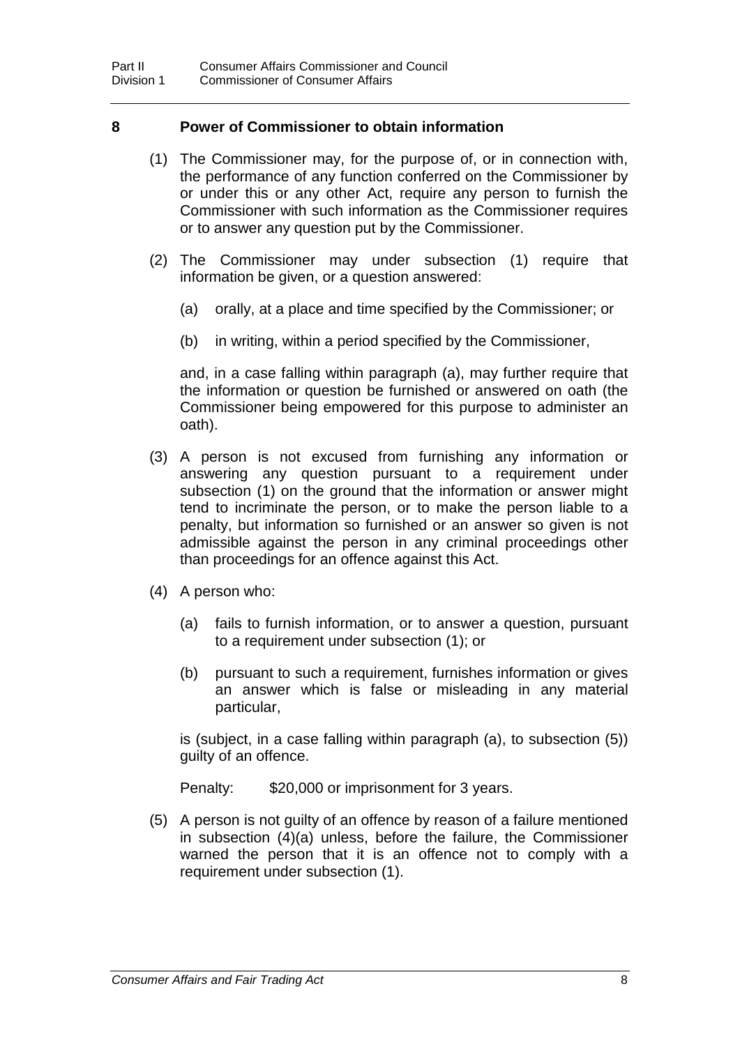## 8 Power of Commissioner to obtain information

(1) The Commissioner may, for the purpose of, or in connection with, the performance of any function conferred on the Commissioner by or under this or any other Act, require any person to furnish the Commissioner with such information as the Commissioner requires or to answer any question put by the Commissioner.

(2) The Commissioner may under subsection (1) require that information be given, or a question answered:

(a) orally, at a place and time specified by the Commissioner; or

(b) in writing, within a period specified by the Commissioner,

and, in a case falling within paragraph (a), may further require that the information or question be furnished or answered on oath (the Commissioner being empowered for this purpose to administer an oath).

(3) A person is not excused from furnishing any information or answering any question pursuant to a requirement under subsection (1) on the ground that the information or answer might tend to incriminate the person, or to make the person liable to a penalty, but information so furnished or an answer so given is not admissible against the person in any criminal proceedings other than proceedings for an offence against this Act.

(4) A person who:

(a) fails to furnish information, or to answer a question, pursuant to a requirement under subsection (1); or

(b) pursuant to such a requirement, furnishes information or gives an answer which is false or misleading in any material particular,

is (subject, in a case falling within paragraph (a), to subsection (5)) guilty of an offence.

Penalty: $20,000 or imprisonment for 3 years.

(5) A person is not guilty of an offence by reason of a failure mentioned in subsection (4)(a) unless, before the failure, the Commissioner warned the person that it is an offence not to comply with a requirement under subsection (1).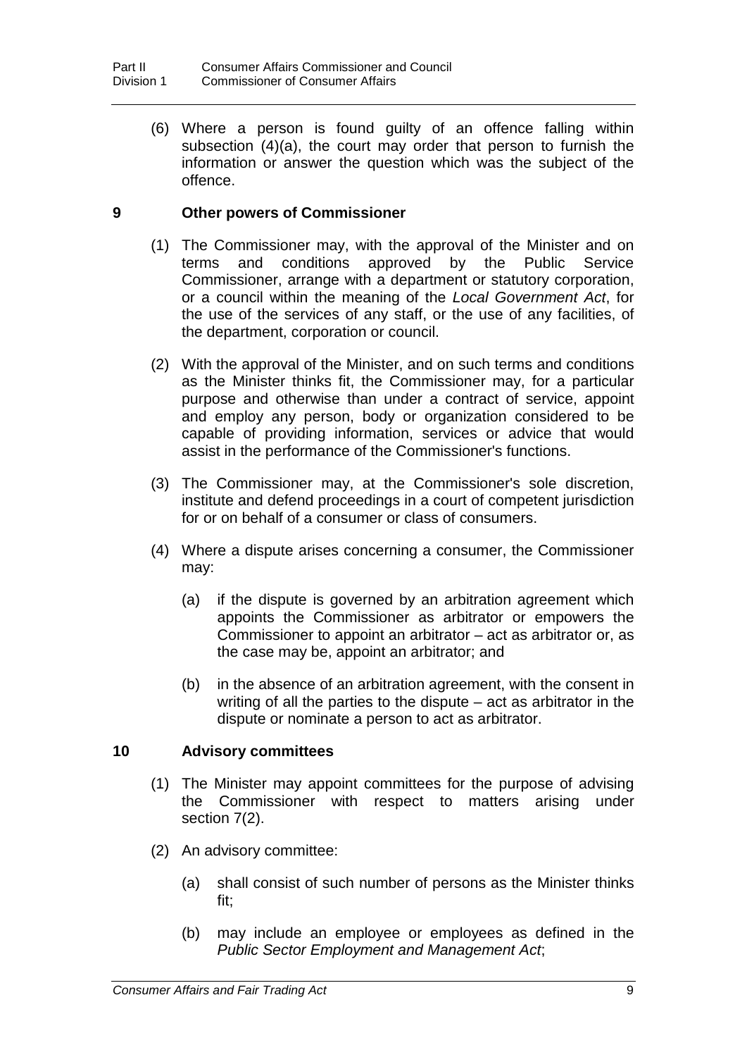(6) Where a person is found guilty of an offence falling within subsection (4)(a), the court may order that person to furnish the information or answer the question which was the subject of the offence.

### 9 Other powers of Commissioner

(1) The Commissioner may, with the approval of the Minister and on terms and conditions approved by the Public Service Commissioner, arrange with a department or statutory corporation, or a council within the meaning of the *Local Government Act*, for the use of the services of any staff, or the use of any facilities, of the department, corporation or council.

(2) With the approval of the Minister, and on such terms and conditions as the Minister thinks fit, the Commissioner may, for a particular purpose and otherwise than under a contract of service, appoint and employ any person, body or organization considered to be capable of providing information, services or advice that would assist in the performance of the Commissioner's functions.

(3) The Commissioner may, at the Commissioner's sole discretion, institute and defend proceedings in a court of competent jurisdiction for or on behalf of a consumer or class of consumers.

(4) Where a dispute arises concerning a consumer, the Commissioner may:

(a) if the dispute is governed by an arbitration agreement which appoints the Commissioner as arbitrator or empowers the Commissioner to appoint an arbitrator – act as arbitrator or, as the case may be, appoint an arbitrator; and

(b) in the absence of an arbitration agreement, with the consent in writing of all the parties to the dispute – act as arbitrator in the dispute or nominate a person to act as arbitrator.

### 10 Advisory committees

(1) The Minister may appoint committees for the purpose of advising the Commissioner with respect to matters arising under section 7(2).

(2) An advisory committee:

(a) shall consist of such number of persons as the Minister thinks fit;

(b) may include an employee or employees as defined in the *Public Sector Employment and Management Act*;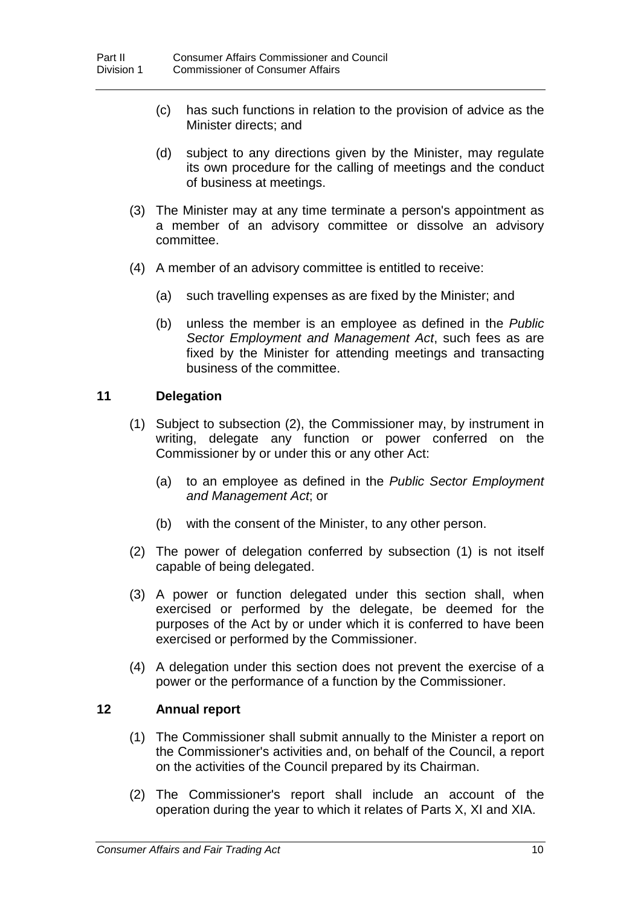(c) has such functions in relation to the provision of advice as the Minister directs; and

(d) subject to any directions given by the Minister, may regulate its own procedure for the calling of meetings and the conduct of business at meetings.

(3) The Minister may at any time terminate a person's appointment as a member of an advisory committee or dissolve an advisory committee.

(4) A member of an advisory committee is entitled to receive:

(a) such travelling expenses as are fixed by the Minister; and

(b) unless the member is an employee as defined in the *Public Sector Employment and Management Act*, such fees as are fixed by the Minister for attending meetings and transacting business of the committee.

### 11 Delegation

(1) Subject to subsection (2), the Commissioner may, by instrument in writing, delegate any function or power conferred on the Commissioner by or under this or any other Act:

(a) to an employee as defined in the *Public Sector Employment and Management Act*; or

(b) with the consent of the Minister, to any other person.

(2) The power of delegation conferred by subsection (1) is not itself capable of being delegated.

(3) A power or function delegated under this section shall, when exercised or performed by the delegate, be deemed for the purposes of the Act by or under which it is conferred to have been exercised or performed by the Commissioner.

(4) A delegation under this section does not prevent the exercise of a power or the performance of a function by the Commissioner.

### 12 Annual report

(1) The Commissioner shall submit annually to the Minister a report on the Commissioner's activities and, on behalf of the Council, a report on the activities of the Council prepared by its Chairman.

(2) The Commissioner's report shall include an account of the operation during the year to which it relates of Parts X, XI and XIA.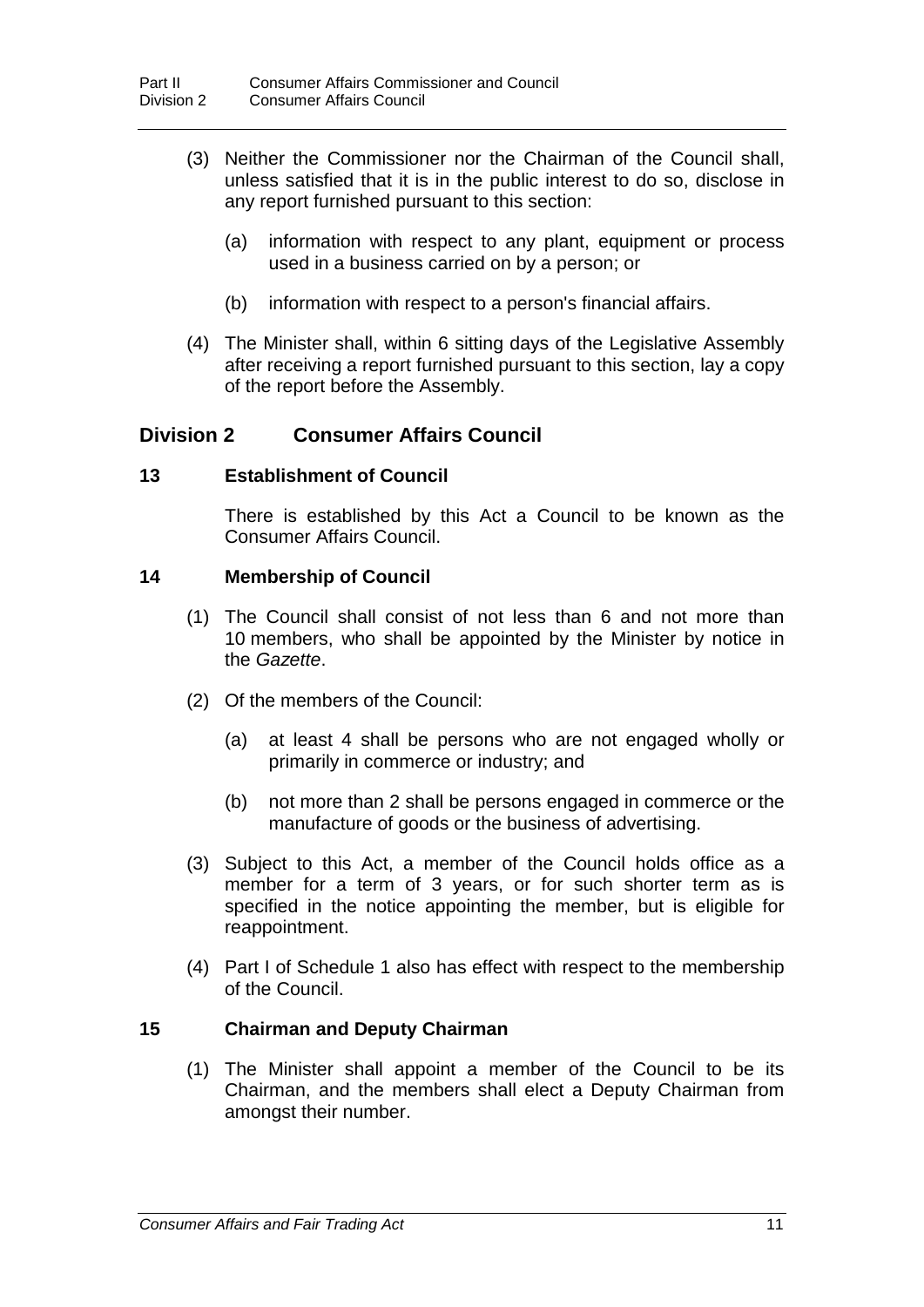(3) Neither the Commissioner nor the Chairman of the Council shall, unless satisfied that it is in the public interest to do so, disclose in any report furnished pursuant to this section:

(a) information with respect to any plant, equipment or process used in a business carried on by a person; or

(b) information with respect to a person's financial affairs.

(4) The Minister shall, within 6 sitting days of the Legislative Assembly after receiving a report furnished pursuant to this section, lay a copy of the report before the Assembly.

## Division 2 Consumer Affairs Council

### 13 Establishment of Council

There is established by this Act a Council to be known as the Consumer Affairs Council.

### 14 Membership of Council

(1) The Council shall consist of not less than 6 and not more than 10 members, who shall be appointed by the Minister by notice in the *Gazette*.

(2) Of the members of the Council:

(a) at least 4 shall be persons who are not engaged wholly or primarily in commerce or industry; and

(b) not more than 2 shall be persons engaged in commerce or the manufacture of goods or the business of advertising.

(3) Subject to this Act, a member of the Council holds office as a member for a term of 3 years, or for such shorter term as is specified in the notice appointing the member, but is eligible for reappointment.

(4) Part I of Schedule 1 also has effect with respect to the membership of the Council.

### 15 Chairman and Deputy Chairman

(1) The Minister shall appoint a member of the Council to be its Chairman, and the members shall elect a Deputy Chairman from amongst their number.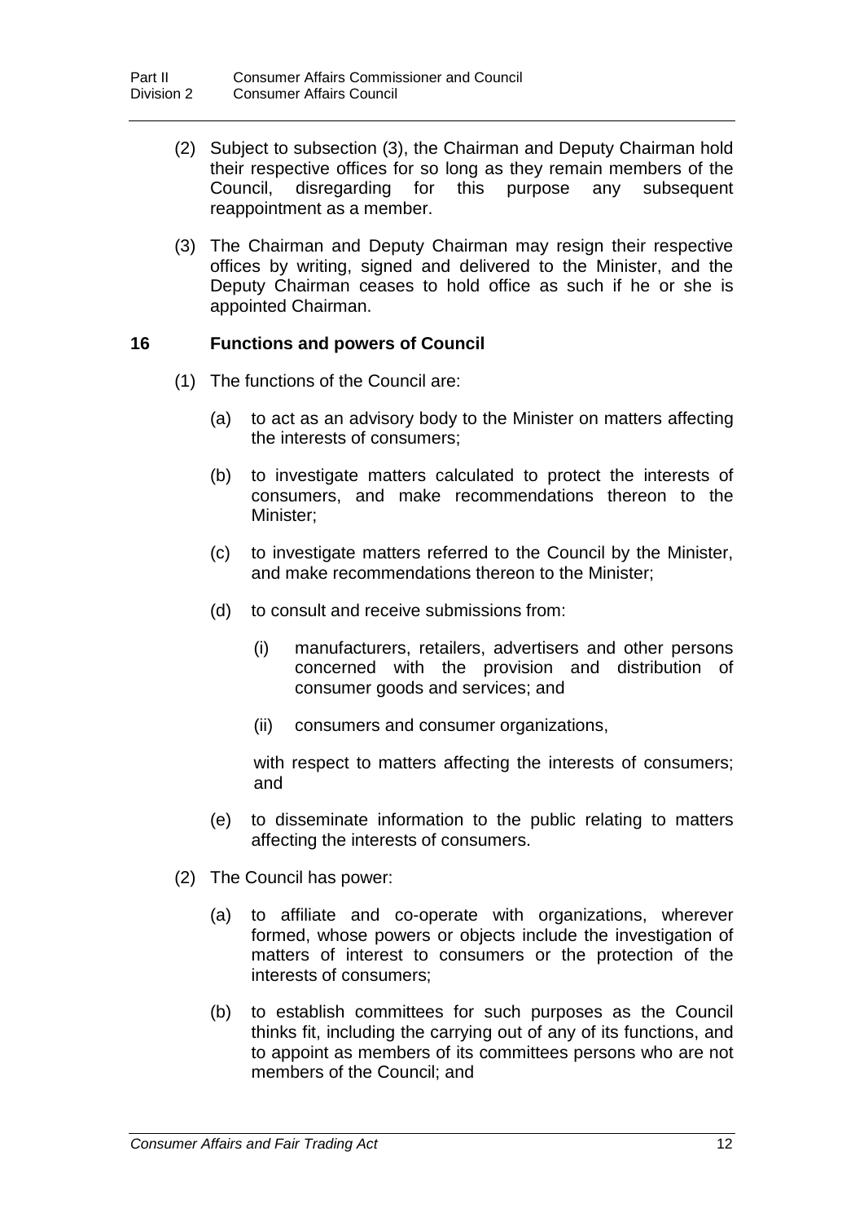(2) Subject to subsection (3), the Chairman and Deputy Chairman hold their respective offices for so long as they remain members of the Council, disregarding for this purpose any subsequent reappointment as a member.

(3) The Chairman and Deputy Chairman may resign their respective offices by writing, signed and delivered to the Minister, and the Deputy Chairman ceases to hold office as such if he or she is appointed Chairman.

## 16 Functions and powers of Council

(1) The functions of the Council are:

(a) to act as an advisory body to the Minister on matters affecting the interests of consumers;

(b) to investigate matters calculated to protect the interests of consumers, and make recommendations thereon to the Minister;

(c) to investigate matters referred to the Council by the Minister, and make recommendations thereon to the Minister;

(d) to consult and receive submissions from:

(i) manufacturers, retailers, advertisers and other persons concerned with the provision and distribution of consumer goods and services; and

(ii) consumers and consumer organizations,

with respect to matters affecting the interests of consumers; and

(e) to disseminate information to the public relating to matters affecting the interests of consumers.

(2) The Council has power:

(a) to affiliate and co-operate with organizations, wherever formed, whose powers or objects include the investigation of matters of interest to consumers or the protection of the interests of consumers;

(b) to establish committees for such purposes as the Council thinks fit, including the carrying out of any of its functions, and to appoint as members of its committees persons who are not members of the Council; and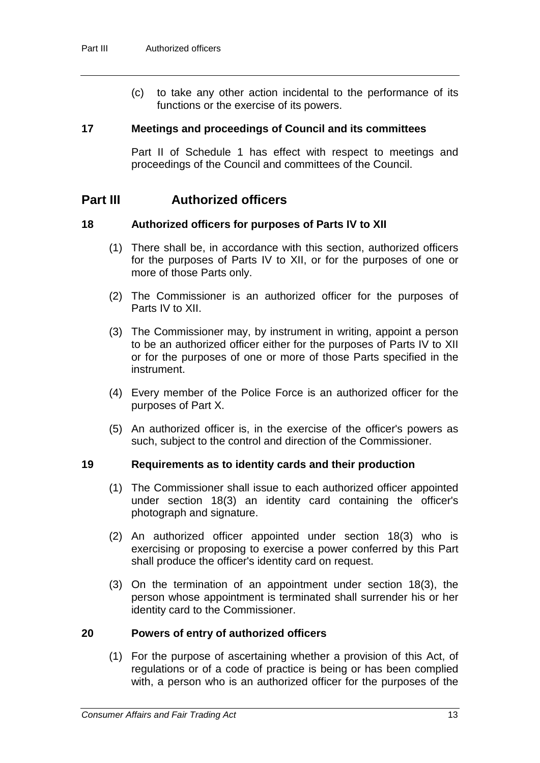(c) to take any other action incidental to the performance of its functions or the exercise of its powers.

### 17 Meetings and proceedings of Council and its committees

Part II of Schedule 1 has effect with respect to meetings and proceedings of the Council and committees of the Council.

## Part III Authorized officers

### 18 Authorized officers for purposes of Parts IV to XII

(1) There shall be, in accordance with this section, authorized officers for the purposes of Parts IV to XII, or for the purposes of one or more of those Parts only.

(2) The Commissioner is an authorized officer for the purposes of Parts IV to XII.

(3) The Commissioner may, by instrument in writing, appoint a person to be an authorized officer either for the purposes of Parts IV to XII or for the purposes of one or more of those Parts specified in the instrument.

(4) Every member of the Police Force is an authorized officer for the purposes of Part X.

(5) An authorized officer is, in the exercise of the officer's powers as such, subject to the control and direction of the Commissioner.

### 19 Requirements as to identity cards and their production

(1) The Commissioner shall issue to each authorized officer appointed under section 18(3) an identity card containing the officer's photograph and signature.

(2) An authorized officer appointed under section 18(3) who is exercising or proposing to exercise a power conferred by this Part shall produce the officer's identity card on request.

(3) On the termination of an appointment under section 18(3), the person whose appointment is terminated shall surrender his or her identity card to the Commissioner.

### 20 Powers of entry of authorized officers

(1) For the purpose of ascertaining whether a provision of this Act, of regulations or of a code of practice is being or has been complied with, a person who is an authorized officer for the purposes of the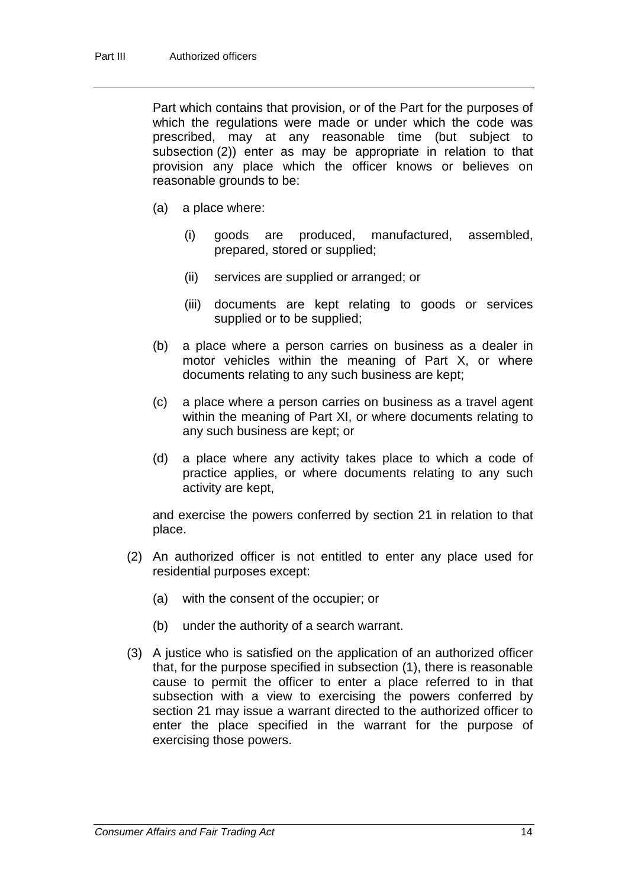Part which contains that provision, or of the Part for the purposes of which the regulations were made or under which the code was prescribed, may at any reasonable time (but subject to subsection (2)) enter as may be appropriate in relation to that provision any place which the officer knows or believes on reasonable grounds to be:

- (a) a place where:
  - (i) goods are produced, manufactured, assembled, prepared, stored or supplied;
  - (ii) services are supplied or arranged; or
  - (iii) documents are kept relating to goods or services supplied or to be supplied;
- (b) a place where a person carries on business as a dealer in motor vehicles within the meaning of Part X, or where documents relating to any such business are kept;
- (c) a place where a person carries on business as a travel agent within the meaning of Part XI, or where documents relating to any such business are kept; or
- (d) a place where any activity takes place to which a code of practice applies, or where documents relating to any such activity are kept,

and exercise the powers conferred by section 21 in relation to that place.

(2) An authorized officer is not entitled to enter any place used for residential purposes except:

- (a) with the consent of the occupier; or
- (b) under the authority of a search warrant.

(3) A justice who is satisfied on the application of an authorized officer that, for the purpose specified in subsection (1), there is reasonable cause to permit the officer to enter a place referred to in that subsection with a view to exercising the powers conferred by section 21 may issue a warrant directed to the authorized officer to enter the place specified in the warrant for the purpose of exercising those powers.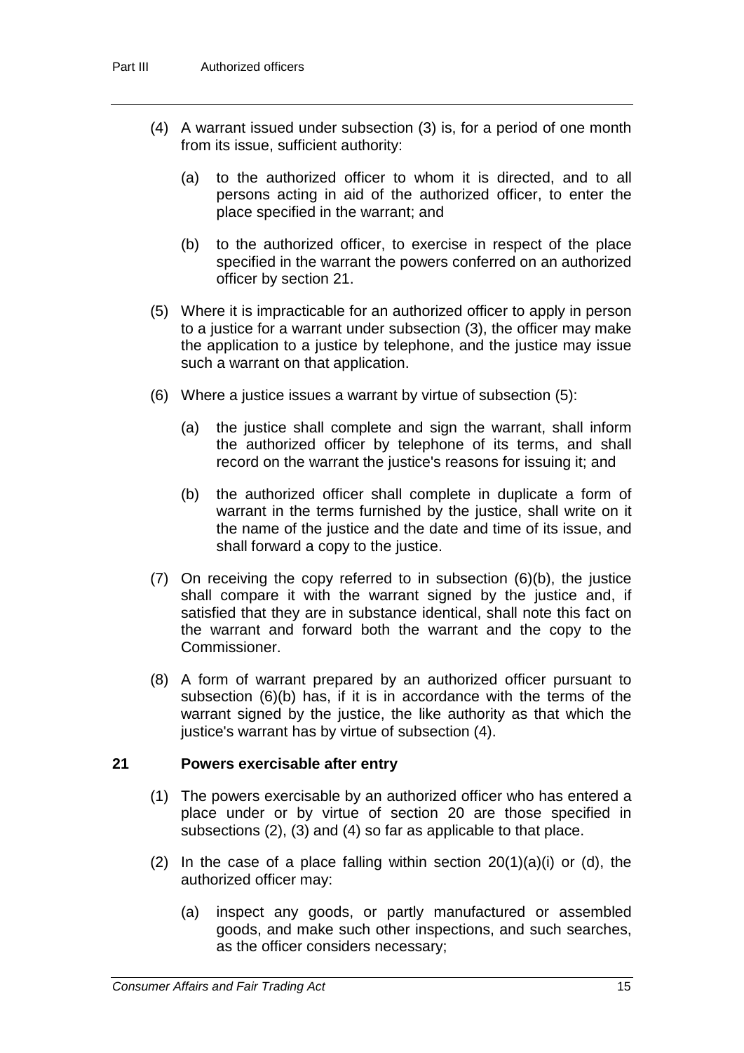(4) A warrant issued under subsection (3) is, for a period of one month from its issue, sufficient authority:

(a) to the authorized officer to whom it is directed, and to all persons acting in aid of the authorized officer, to enter the place specified in the warrant; and

(b) to the authorized officer, to exercise in respect of the place specified in the warrant the powers conferred on an authorized officer by section 21.

(5) Where it is impracticable for an authorized officer to apply in person to a justice for a warrant under subsection (3), the officer may make the application to a justice by telephone, and the justice may issue such a warrant on that application.

(6) Where a justice issues a warrant by virtue of subsection (5):

(a) the justice shall complete and sign the warrant, shall inform the authorized officer by telephone of its terms, and shall record on the warrant the justice's reasons for issuing it; and

(b) the authorized officer shall complete in duplicate a form of warrant in the terms furnished by the justice, shall write on it the name of the justice and the date and time of its issue, and shall forward a copy to the justice.

(7) On receiving the copy referred to in subsection (6)(b), the justice shall compare it with the warrant signed by the justice and, if satisfied that they are in substance identical, shall note this fact on the warrant and forward both the warrant and the copy to the Commissioner.

(8) A form of warrant prepared by an authorized officer pursuant to subsection (6)(b) has, if it is in accordance with the terms of the warrant signed by the justice, the like authority as that which the justice's warrant has by virtue of subsection (4).

## 21 Powers exercisable after entry

(1) The powers exercisable by an authorized officer who has entered a place under or by virtue of section 20 are those specified in subsections (2), (3) and (4) so far as applicable to that place.

(2) In the case of a place falling within section 20(1)(a)(i) or (d), the authorized officer may:

(a) inspect any goods, or partly manufactured or assembled goods, and make such other inspections, and such searches, as the officer considers necessary;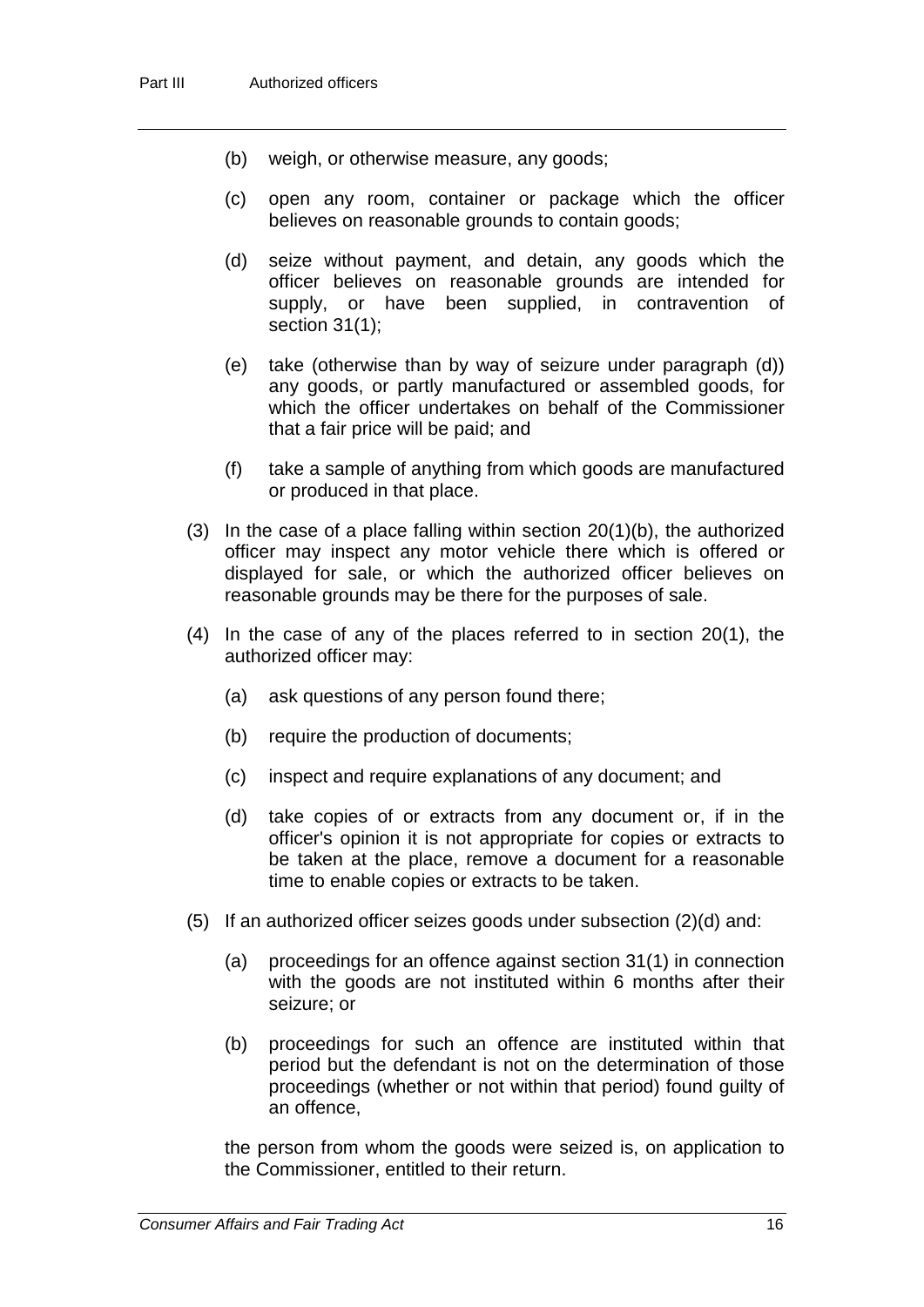(b) weigh, or otherwise measure, any goods;

(c) open any room, container or package which the officer believes on reasonable grounds to contain goods;

(d) seize without payment, and detain, any goods which the officer believes on reasonable grounds are intended for supply, or have been supplied, in contravention of section 31(1);

(e) take (otherwise than by way of seizure under paragraph (d)) any goods, or partly manufactured or assembled goods, for which the officer undertakes on behalf of the Commissioner that a fair price will be paid; and

(f) take a sample of anything from which goods are manufactured or produced in that place.

(3) In the case of a place falling within section 20(1)(b), the authorized officer may inspect any motor vehicle there which is offered or displayed for sale, or which the authorized officer believes on reasonable grounds may be there for the purposes of sale.

(4) In the case of any of the places referred to in section 20(1), the authorized officer may:

(a) ask questions of any person found there;

(b) require the production of documents;

(c) inspect and require explanations of any document; and

(d) take copies of or extracts from any document or, if in the officer's opinion it is not appropriate for copies or extracts to be taken at the place, remove a document for a reasonable time to enable copies or extracts to be taken.

(5) If an authorized officer seizes goods under subsection (2)(d) and:

(a) proceedings for an offence against section 31(1) in connection with the goods are not instituted within 6 months after their seizure; or

(b) proceedings for such an offence are instituted within that period but the defendant is not on the determination of those proceedings (whether or not within that period) found guilty of an offence,

the person from whom the goods were seized is, on application to the Commissioner, entitled to their return.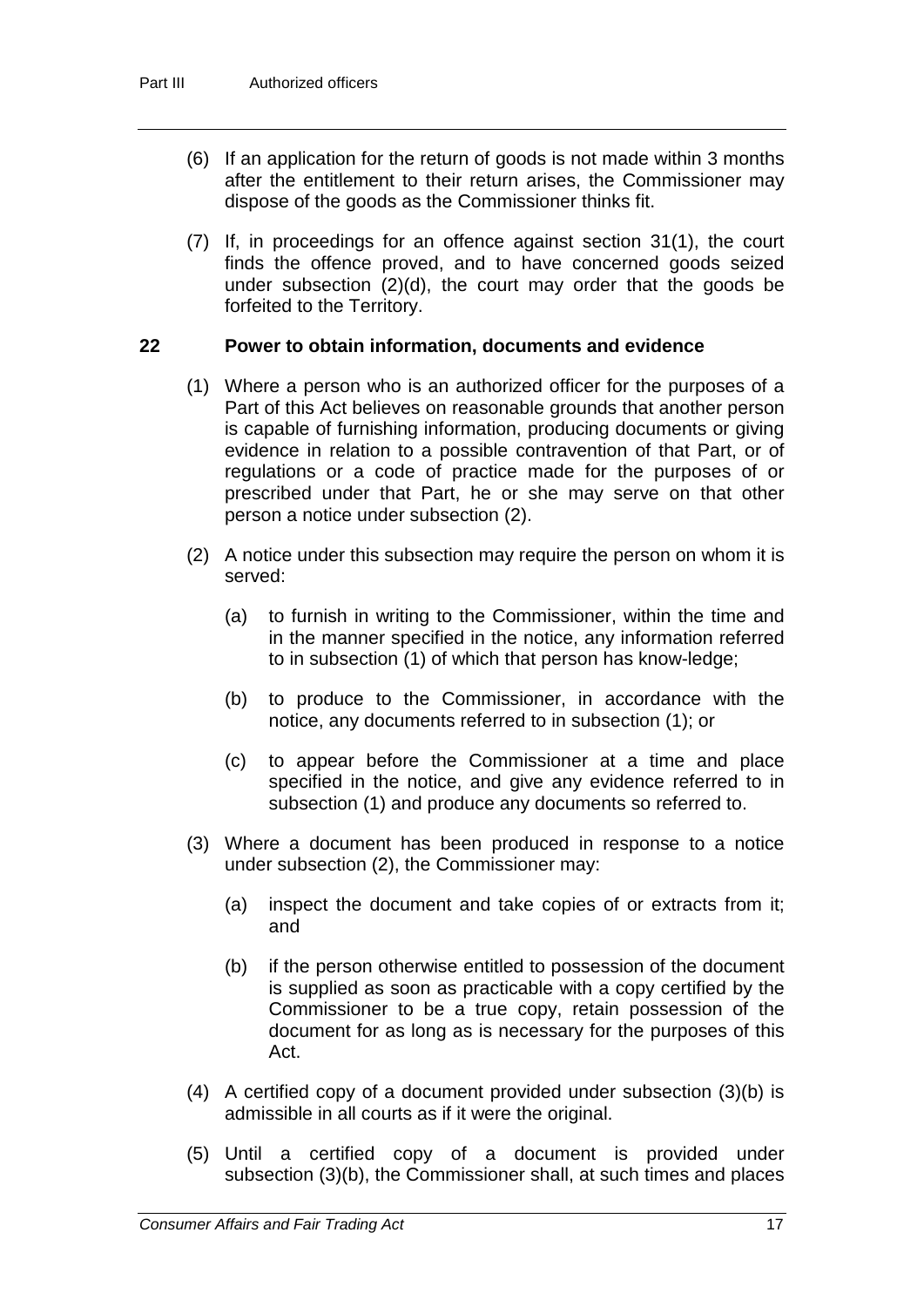(6) If an application for the return of goods is not made within 3 months after the entitlement to their return arises, the Commissioner may dispose of the goods as the Commissioner thinks fit.

(7) If, in proceedings for an offence against section 31(1), the court finds the offence proved, and to have concerned goods seized under subsection (2)(d), the court may order that the goods be forfeited to the Territory.

## 22 Power to obtain information, documents and evidence

(1) Where a person who is an authorized officer for the purposes of a Part of this Act believes on reasonable grounds that another person is capable of furnishing information, producing documents or giving evidence in relation to a possible contravention of that Part, or of regulations or a code of practice made for the purposes of or prescribed under that Part, he or she may serve on that other person a notice under subsection (2).

(2) A notice under this subsection may require the person on whom it is served:

(a) to furnish in writing to the Commissioner, within the time and in the manner specified in the notice, any information referred to in subsection (1) of which that person has know-ledge;

(b) to produce to the Commissioner, in accordance with the notice, any documents referred to in subsection (1); or

(c) to appear before the Commissioner at a time and place specified in the notice, and give any evidence referred to in subsection (1) and produce any documents so referred to.

(3) Where a document has been produced in response to a notice under subsection (2), the Commissioner may:

(a) inspect the document and take copies of or extracts from it; and

(b) if the person otherwise entitled to possession of the document is supplied as soon as practicable with a copy certified by the Commissioner to be a true copy, retain possession of the document for as long as is necessary for the purposes of this Act.

(4) A certified copy of a document provided under subsection (3)(b) is admissible in all courts as if it were the original.

(5) Until a certified copy of a document is provided under subsection (3)(b), the Commissioner shall, at such times and places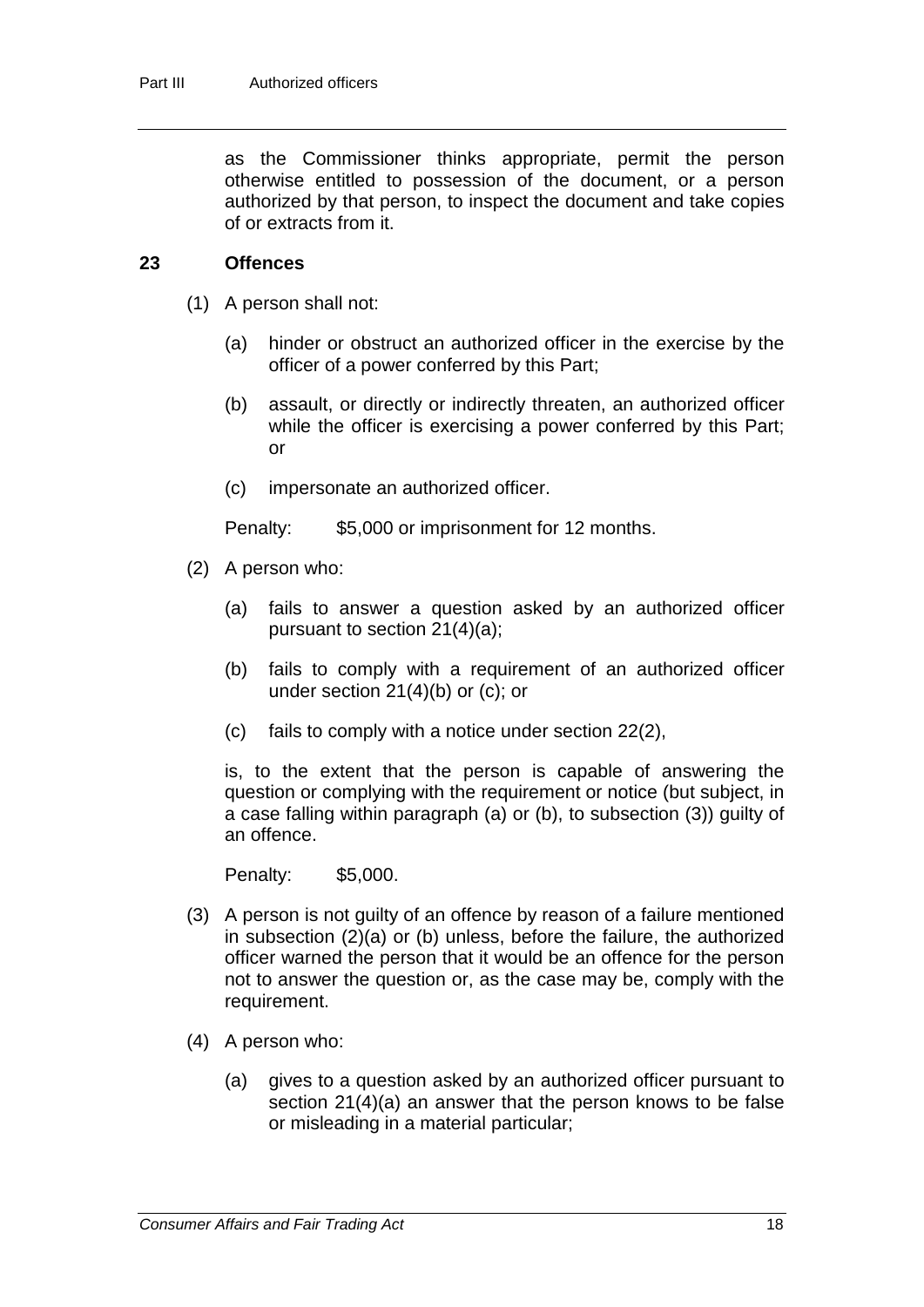as the Commissioner thinks appropriate, permit the person otherwise entitled to possession of the document, or a person authorized by that person, to inspect the document and take copies of or extracts from it.

### 23 Offences

(1) A person shall not:

(a) hinder or obstruct an authorized officer in the exercise by the officer of a power conferred by this Part;

(b) assault, or directly or indirectly threaten, an authorized officer while the officer is exercising a power conferred by this Part; or

(c) impersonate an authorized officer.

Penalty: $5,000 or imprisonment for 12 months.

(2) A person who:

(a) fails to answer a question asked by an authorized officer pursuant to section 21(4)(a);

(b) fails to comply with a requirement of an authorized officer under section 21(4)(b) or (c); or

(c) fails to comply with a notice under section 22(2),

is, to the extent that the person is capable of answering the question or complying with the requirement or notice (but subject, in a case falling within paragraph (a) or (b), to subsection (3)) guilty of an offence.

Penalty: $5,000.

(3) A person is not guilty of an offence by reason of a failure mentioned in subsection (2)(a) or (b) unless, before the failure, the authorized officer warned the person that it would be an offence for the person not to answer the question or, as the case may be, comply with the requirement.

(4) A person who:

(a) gives to a question asked by an authorized officer pursuant to section 21(4)(a) an answer that the person knows to be false or misleading in a material particular;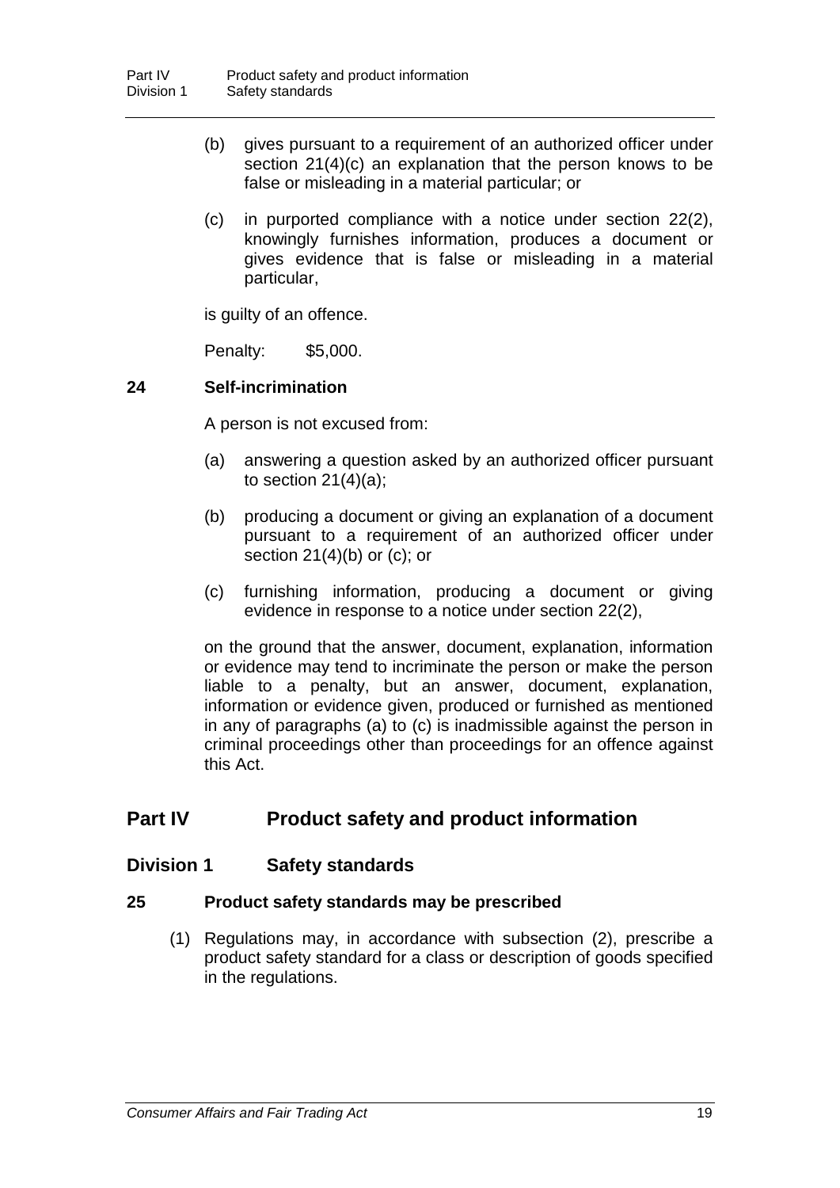(b) gives pursuant to a requirement of an authorized officer under section 21(4)(c) an explanation that the person knows to be false or misleading in a material particular; or

(c) in purported compliance with a notice under section 22(2), knowingly furnishes information, produces a document or gives evidence that is false or misleading in a material particular,

is guilty of an offence.

Penalty: $5,000.

### 24 Self-incrimination

A person is not excused from:

(a) answering a question asked by an authorized officer pursuant to section 21(4)(a);

(b) producing a document or giving an explanation of a document pursuant to a requirement of an authorized officer under section 21(4)(b) or (c); or

(c) furnishing information, producing a document or giving evidence in response to a notice under section 22(2),

on the ground that the answer, document, explanation, information or evidence may tend to incriminate the person or make the person liable to a penalty, but an answer, document, explanation, information or evidence given, produced or furnished as mentioned in any of paragraphs (a) to (c) is inadmissible against the person in criminal proceedings other than proceedings for an offence against this Act.

# Part IV Product safety and product information

## Division 1 Safety standards

### 25 Product safety standards may be prescribed

(1) Regulations may, in accordance with subsection (2), prescribe a product safety standard for a class or description of goods specified in the regulations.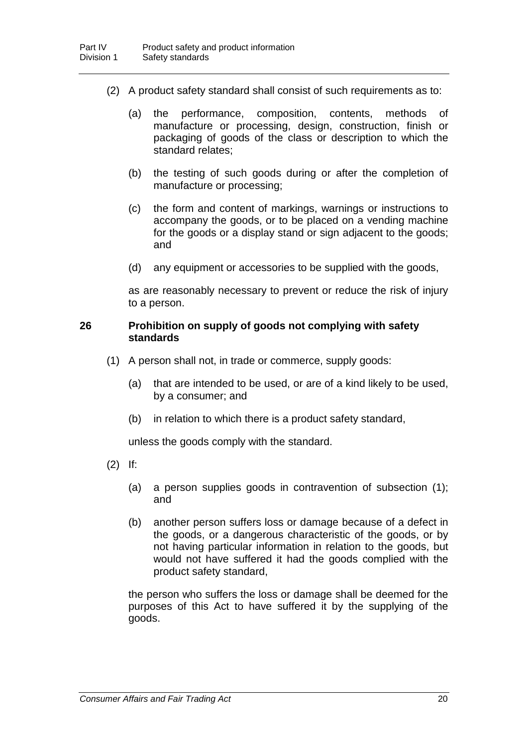(2) A product safety standard shall consist of such requirements as to:

(a) the performance, composition, contents, methods of manufacture or processing, design, construction, finish or packaging of goods of the class or description to which the standard relates;

(b) the testing of such goods during or after the completion of manufacture or processing;

(c) the form and content of markings, warnings or instructions to accompany the goods, or to be placed on a vending machine for the goods or a display stand or sign adjacent to the goods; and

(d) any equipment or accessories to be supplied with the goods,

as are reasonably necessary to prevent or reduce the risk of injury to a person.

### 26 Prohibition on supply of goods not complying with safety standards

(1) A person shall not, in trade or commerce, supply goods:

(a) that are intended to be used, or are of a kind likely to be used, by a consumer; and

(b) in relation to which there is a product safety standard,

unless the goods comply with the standard.

(2) If:

(a) a person supplies goods in contravention of subsection (1); and

(b) another person suffers loss or damage because of a defect in the goods, or a dangerous characteristic of the goods, or by not having particular information in relation to the goods, but would not have suffered it had the goods complied with the product safety standard,

the person who suffers the loss or damage shall be deemed for the purposes of this Act to have suffered it by the supplying of the goods.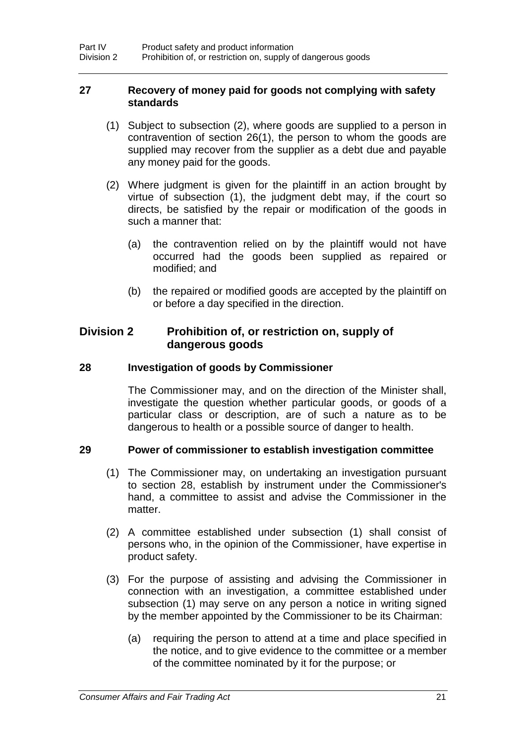### 27 Recovery of money paid for goods not complying with safety standards

(1) Subject to subsection (2), where goods are supplied to a person in contravention of section 26(1), the person to whom the goods are supplied may recover from the supplier as a debt due and payable any money paid for the goods.

(2) Where judgment is given for the plaintiff in an action brought by virtue of subsection (1), the judgment debt may, if the court so directs, be satisfied by the repair or modification of the goods in such a manner that:

(a) the contravention relied on by the plaintiff would not have occurred had the goods been supplied as repaired or modified; and

(b) the repaired or modified goods are accepted by the plaintiff on or before a day specified in the direction.

## Division 2 Prohibition of, or restriction on, supply of dangerous goods

### 28 Investigation of goods by Commissioner

The Commissioner may, and on the direction of the Minister shall, investigate the question whether particular goods, or goods of a particular class or description, are of such a nature as to be dangerous to health or a possible source of danger to health.

### 29 Power of commissioner to establish investigation committee

(1) The Commissioner may, on undertaking an investigation pursuant to section 28, establish by instrument under the Commissioner's hand, a committee to assist and advise the Commissioner in the matter.

(2) A committee established under subsection (1) shall consist of persons who, in the opinion of the Commissioner, have expertise in product safety.

(3) For the purpose of assisting and advising the Commissioner in connection with an investigation, a committee established under subsection (1) may serve on any person a notice in writing signed by the member appointed by the Commissioner to be its Chairman:

(a) requiring the person to attend at a time and place specified in the notice, and to give evidence to the committee or a member of the committee nominated by it for the purpose; or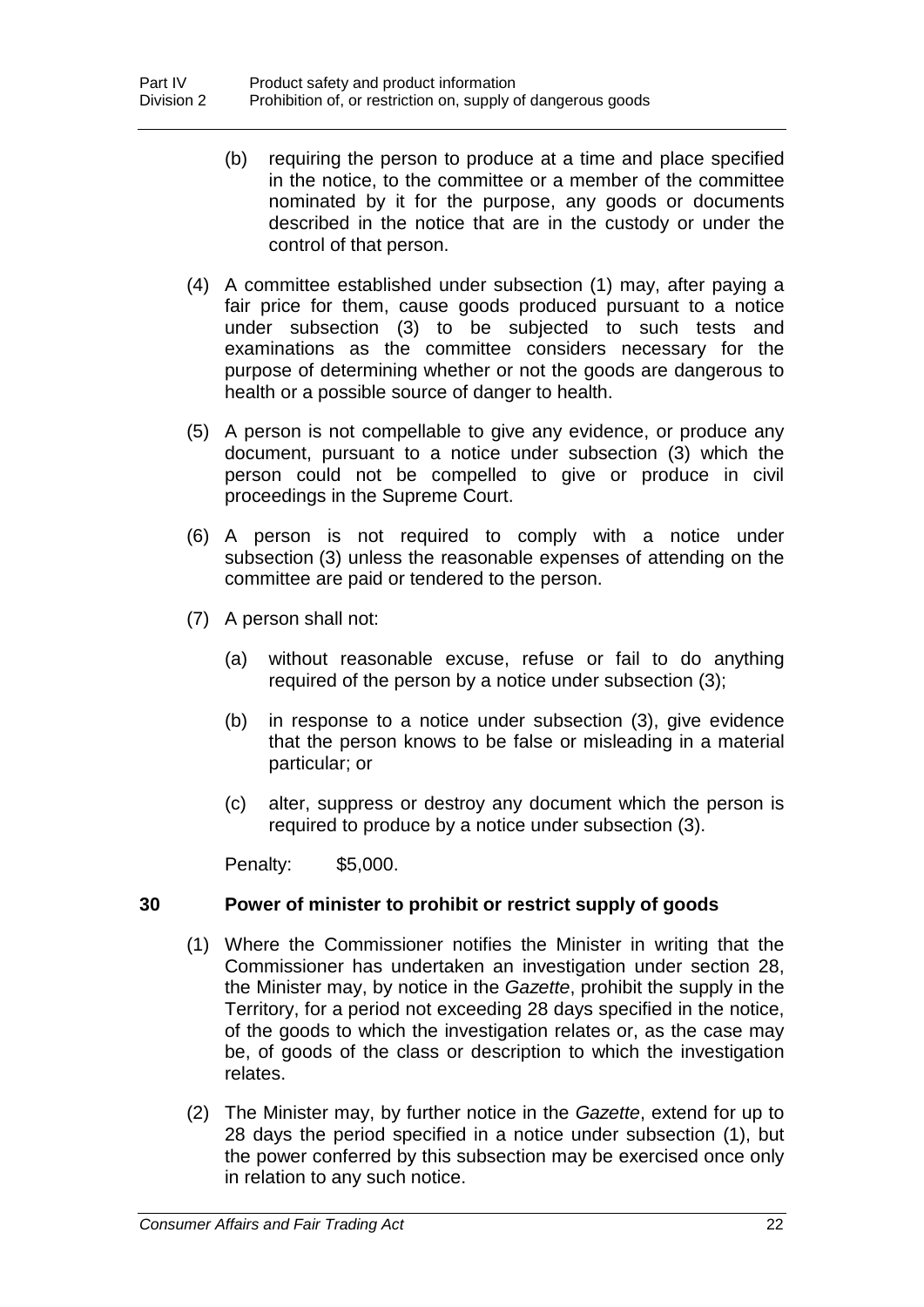(b) requiring the person to produce at a time and place specified in the notice, to the committee or a member of the committee nominated by it for the purpose, any goods or documents described in the notice that are in the custody or under the control of that person.

(4) A committee established under subsection (1) may, after paying a fair price for them, cause goods produced pursuant to a notice under subsection (3) to be subjected to such tests and examinations as the committee considers necessary for the purpose of determining whether or not the goods are dangerous to health or a possible source of danger to health.

(5) A person is not compellable to give any evidence, or produce any document, pursuant to a notice under subsection (3) which the person could not be compelled to give or produce in civil proceedings in the Supreme Court.

(6) A person is not required to comply with a notice under subsection (3) unless the reasonable expenses of attending on the committee are paid or tendered to the person.

(7) A person shall not:

(a) without reasonable excuse, refuse or fail to do anything required of the person by a notice under subsection (3);

(b) in response to a notice under subsection (3), give evidence that the person knows to be false or misleading in a material particular; or

(c) alter, suppress or destroy any document which the person is required to produce by a notice under subsection (3).

Penalty: $5,000.

### 30 Power of minister to prohibit or restrict supply of goods

(1) Where the Commissioner notifies the Minister in writing that the Commissioner has undertaken an investigation under section 28, the Minister may, by notice in the *Gazette*, prohibit the supply in the Territory, for a period not exceeding 28 days specified in the notice, of the goods to which the investigation relates or, as the case may be, of goods of the class or description to which the investigation relates.

(2) The Minister may, by further notice in the *Gazette*, extend for up to 28 days the period specified in a notice under subsection (1), but the power conferred by this subsection may be exercised once only in relation to any such notice.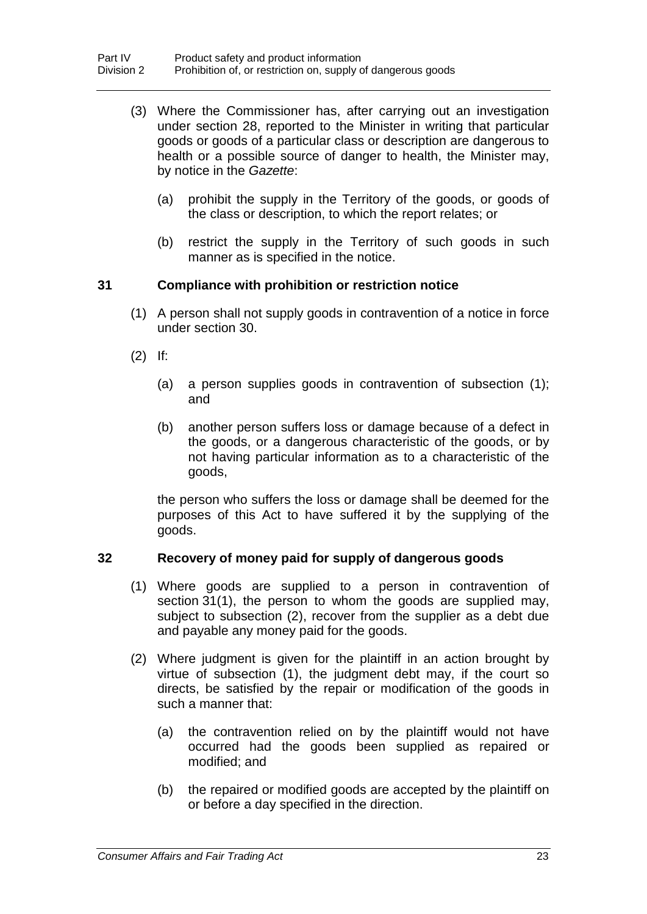(3) Where the Commissioner has, after carrying out an investigation under section 28, reported to the Minister in writing that particular goods or goods of a particular class or description are dangerous to health or a possible source of danger to health, the Minister may, by notice in the *Gazette*:

(a) prohibit the supply in the Territory of the goods, or goods of the class or description, to which the report relates; or

(b) restrict the supply in the Territory of such goods in such manner as is specified in the notice.

### 31 Compliance with prohibition or restriction notice

(1) A person shall not supply goods in contravention of a notice in force under section 30.

(2) If:

(a) a person supplies goods in contravention of subsection (1); and

(b) another person suffers loss or damage because of a defect in the goods, or a dangerous characteristic of the goods, or by not having particular information as to a characteristic of the goods,

the person who suffers the loss or damage shall be deemed for the purposes of this Act to have suffered it by the supplying of the goods.

### 32 Recovery of money paid for supply of dangerous goods

(1) Where goods are supplied to a person in contravention of section 31(1), the person to whom the goods are supplied may, subject to subsection (2), recover from the supplier as a debt due and payable any money paid for the goods.

(2) Where judgment is given for the plaintiff in an action brought by virtue of subsection (1), the judgment debt may, if the court so directs, be satisfied by the repair or modification of the goods in such a manner that:

(a) the contravention relied on by the plaintiff would not have occurred had the goods been supplied as repaired or modified; and

(b) the repaired or modified goods are accepted by the plaintiff on or before a day specified in the direction.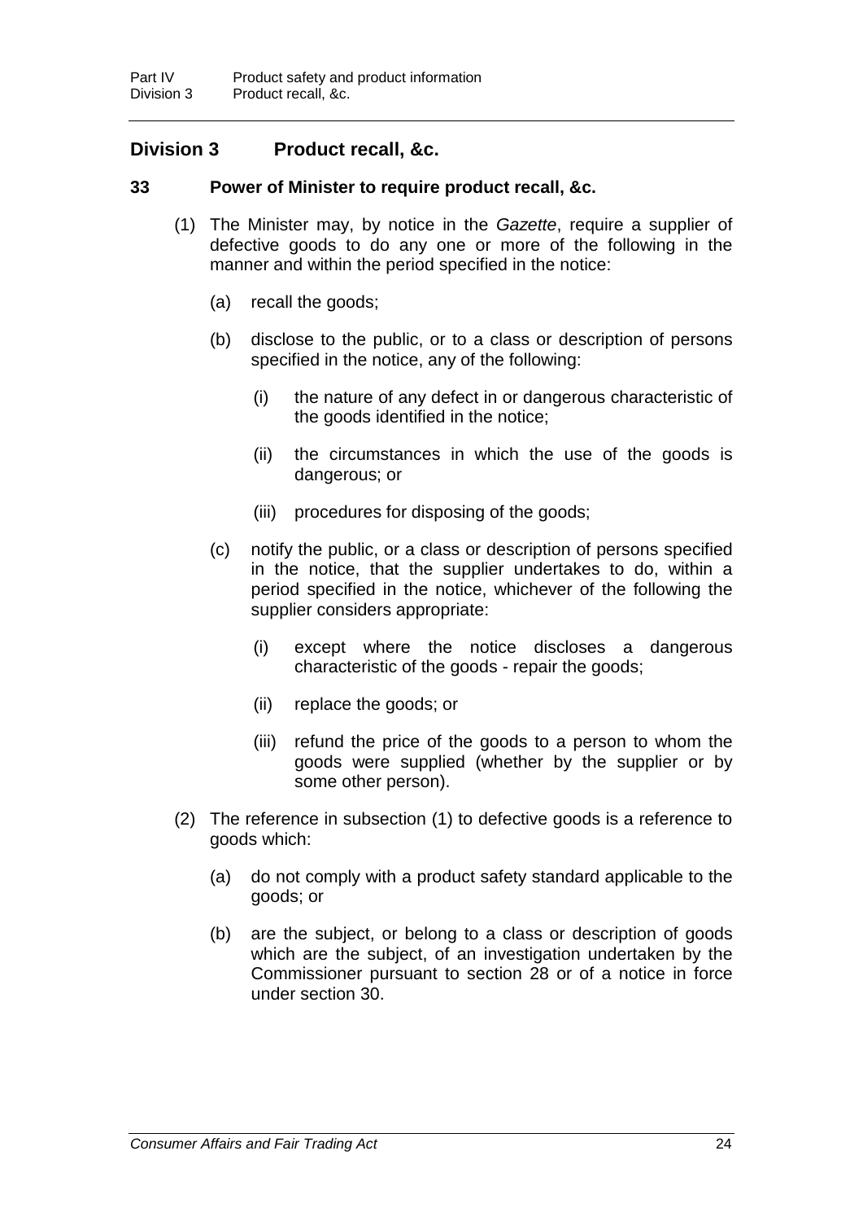## Division 3 Product recall, &c.

### 33 Power of Minister to require product recall, &c.

(1) The Minister may, by notice in the *Gazette*, require a supplier of defective goods to do any one or more of the following in the manner and within the period specified in the notice:

  (a) recall the goods;

  (b) disclose to the public, or to a class or description of persons specified in the notice, any of the following:

    (i) the nature of any defect in or dangerous characteristic of the goods identified in the notice;

    (ii) the circumstances in which the use of the goods is dangerous; or

    (iii) procedures for disposing of the goods;

  (c) notify the public, or a class or description of persons specified in the notice, that the supplier undertakes to do, within a period specified in the notice, whichever of the following the supplier considers appropriate:

    (i) except where the notice discloses a dangerous characteristic of the goods - repair the goods;

    (ii) replace the goods; or

    (iii) refund the price of the goods to a person to whom the goods were supplied (whether by the supplier or by some other person).

(2) The reference in subsection (1) to defective goods is a reference to goods which:

  (a) do not comply with a product safety standard applicable to the goods; or

  (b) are the subject, or belong to a class or description of goods which are the subject, of an investigation undertaken by the Commissioner pursuant to section 28 or of a notice in force under section 30.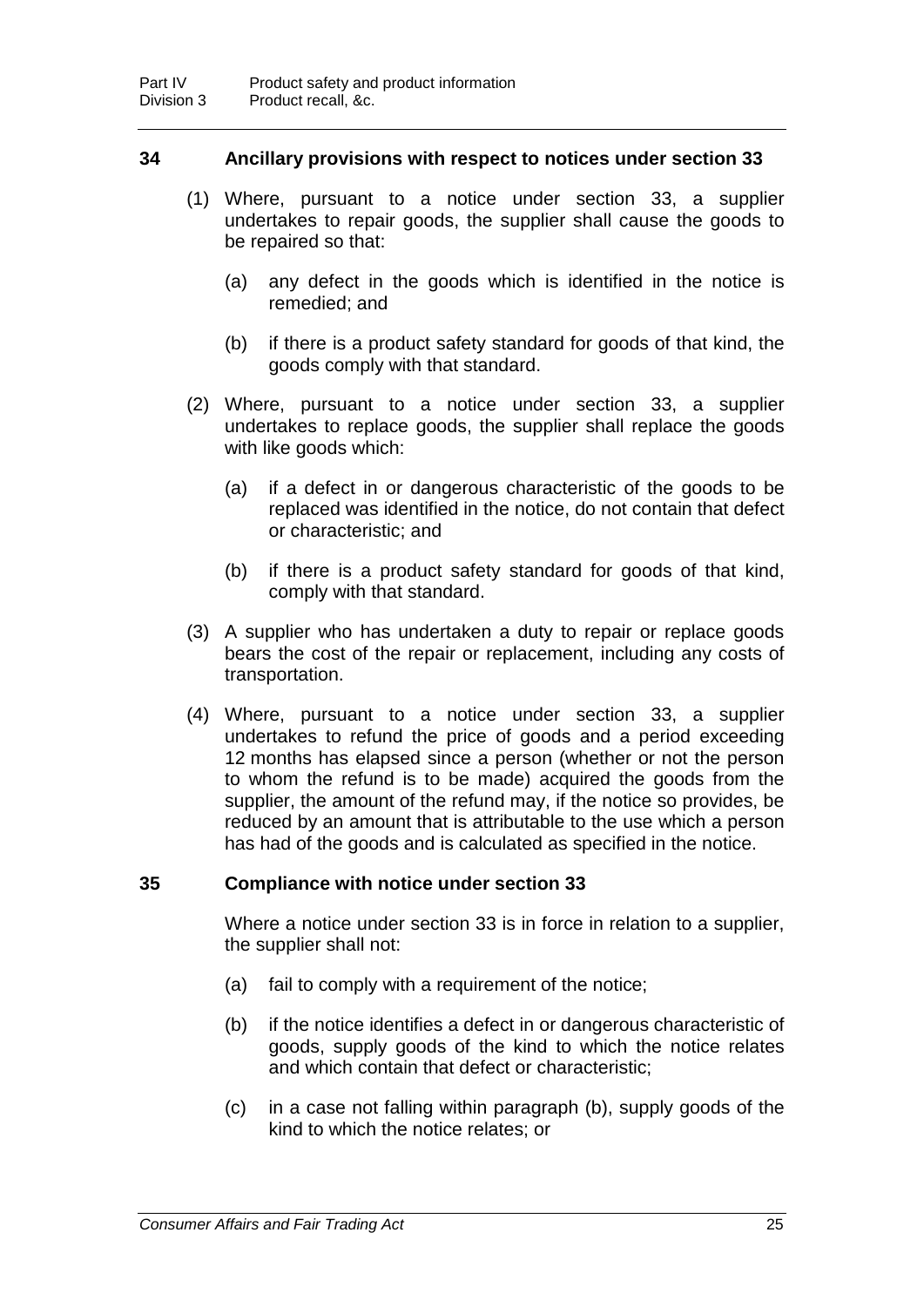## 34 Ancillary provisions with respect to notices under section 33

(1) Where, pursuant to a notice under section 33, a supplier undertakes to repair goods, the supplier shall cause the goods to be repaired so that:

(a) any defect in the goods which is identified in the notice is remedied; and

(b) if there is a product safety standard for goods of that kind, the goods comply with that standard.

(2) Where, pursuant to a notice under section 33, a supplier undertakes to replace goods, the supplier shall replace the goods with like goods which:

(a) if a defect in or dangerous characteristic of the goods to be replaced was identified in the notice, do not contain that defect or characteristic; and

(b) if there is a product safety standard for goods of that kind, comply with that standard.

(3) A supplier who has undertaken a duty to repair or replace goods bears the cost of the repair or replacement, including any costs of transportation.

(4) Where, pursuant to a notice under section 33, a supplier undertakes to refund the price of goods and a period exceeding 12 months has elapsed since a person (whether or not the person to whom the refund is to be made) acquired the goods from the supplier, the amount of the refund may, if the notice so provides, be reduced by an amount that is attributable to the use which a person has had of the goods and is calculated as specified in the notice.

## 35 Compliance with notice under section 33

Where a notice under section 33 is in force in relation to a supplier, the supplier shall not:

(a) fail to comply with a requirement of the notice;

(b) if the notice identifies a defect in or dangerous characteristic of goods, supply goods of the kind to which the notice relates and which contain that defect or characteristic;

(c) in a case not falling within paragraph (b), supply goods of the kind to which the notice relates; or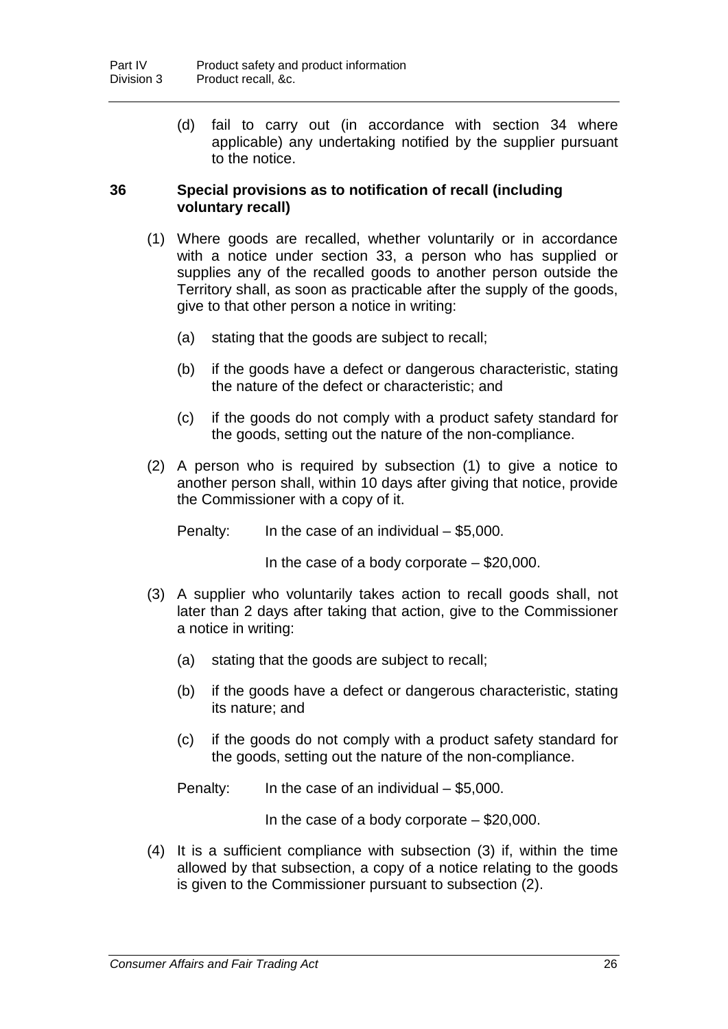(d) fail to carry out (in accordance with section 34 where applicable) any undertaking notified by the supplier pursuant to the notice.

### 36 Special provisions as to notification of recall (including voluntary recall)

(1) Where goods are recalled, whether voluntarily or in accordance with a notice under section 33, a person who has supplied or supplies any of the recalled goods to another person outside the Territory shall, as soon as practicable after the supply of the goods, give to that other person a notice in writing:

(a) stating that the goods are subject to recall;

(b) if the goods have a defect or dangerous characteristic, stating the nature of the defect or characteristic; and

(c) if the goods do not comply with a product safety standard for the goods, setting out the nature of the non-compliance.

(2) A person who is required by subsection (1) to give a notice to another person shall, within 10 days after giving that notice, provide the Commissioner with a copy of it.

Penalty: In the case of an individual – $5,000.

In the case of a body corporate – $20,000.

(3) A supplier who voluntarily takes action to recall goods shall, not later than 2 days after taking that action, give to the Commissioner a notice in writing:

(a) stating that the goods are subject to recall;

(b) if the goods have a defect or dangerous characteristic, stating its nature; and

(c) if the goods do not comply with a product safety standard for the goods, setting out the nature of the non-compliance.

Penalty: In the case of an individual – $5,000.

In the case of a body corporate – $20,000.

(4) It is a sufficient compliance with subsection (3) if, within the time allowed by that subsection, a copy of a notice relating to the goods is given to the Commissioner pursuant to subsection (2).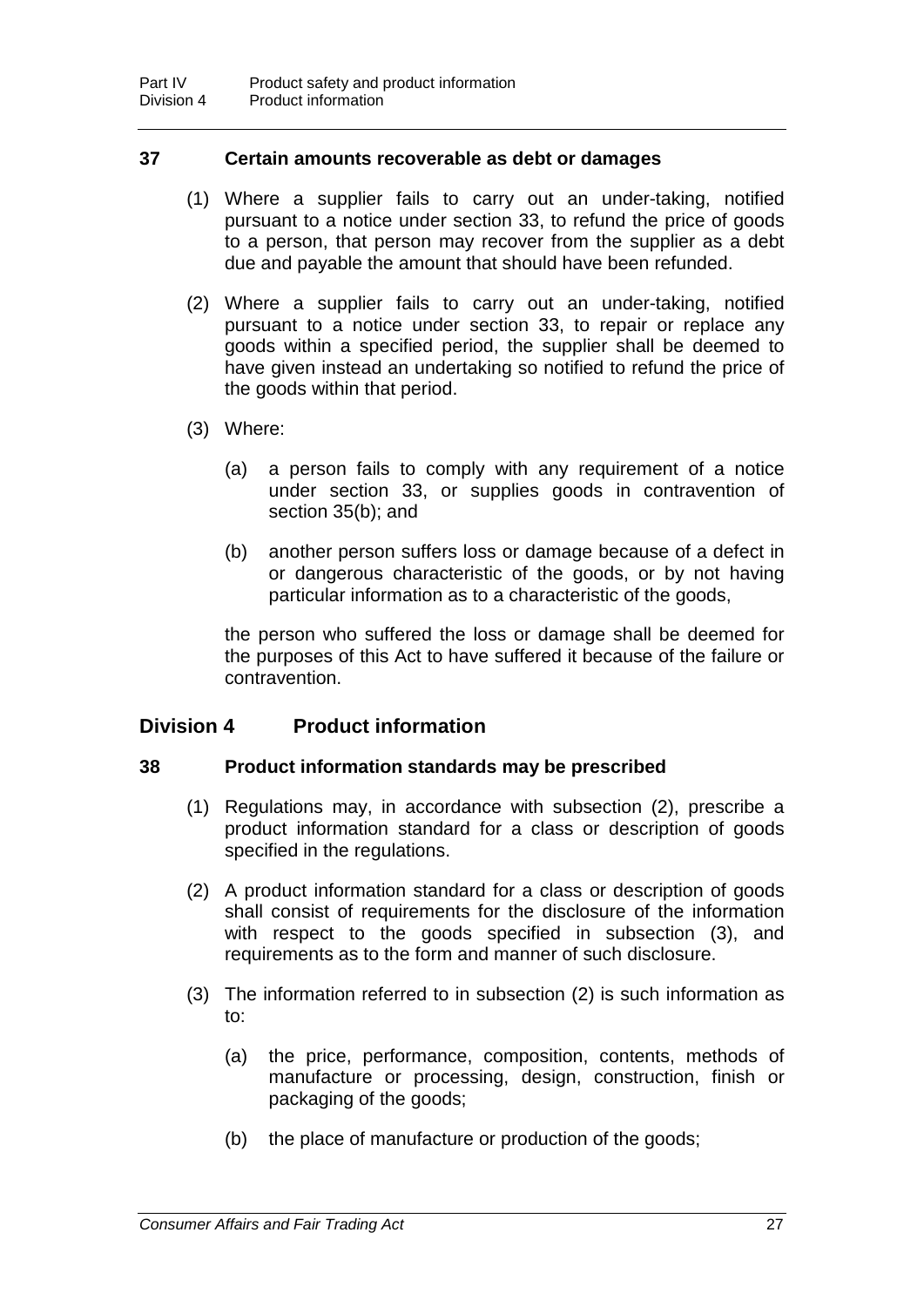### 37 Certain amounts recoverable as debt or damages

(1) Where a supplier fails to carry out an under-taking, notified pursuant to a notice under section 33, to refund the price of goods to a person, that person may recover from the supplier as a debt due and payable the amount that should have been refunded.

(2) Where a supplier fails to carry out an under-taking, notified pursuant to a notice under section 33, to repair or replace any goods within a specified period, the supplier shall be deemed to have given instead an undertaking so notified to refund the price of the goods within that period.

(3) Where:

(a) a person fails to comply with any requirement of a notice under section 33, or supplies goods in contravention of section 35(b); and

(b) another person suffers loss or damage because of a defect in or dangerous characteristic of the goods, or by not having particular information as to a characteristic of the goods,

the person who suffered the loss or damage shall be deemed for the purposes of this Act to have suffered it because of the failure or contravention.

## Division 4 Product information

### 38 Product information standards may be prescribed

(1) Regulations may, in accordance with subsection (2), prescribe a product information standard for a class or description of goods specified in the regulations.

(2) A product information standard for a class or description of goods shall consist of requirements for the disclosure of the information with respect to the goods specified in subsection (3), and requirements as to the form and manner of such disclosure.

(3) The information referred to in subsection (2) is such information as to:

(a) the price, performance, composition, contents, methods of manufacture or processing, design, construction, finish or packaging of the goods;

(b) the place of manufacture or production of the goods;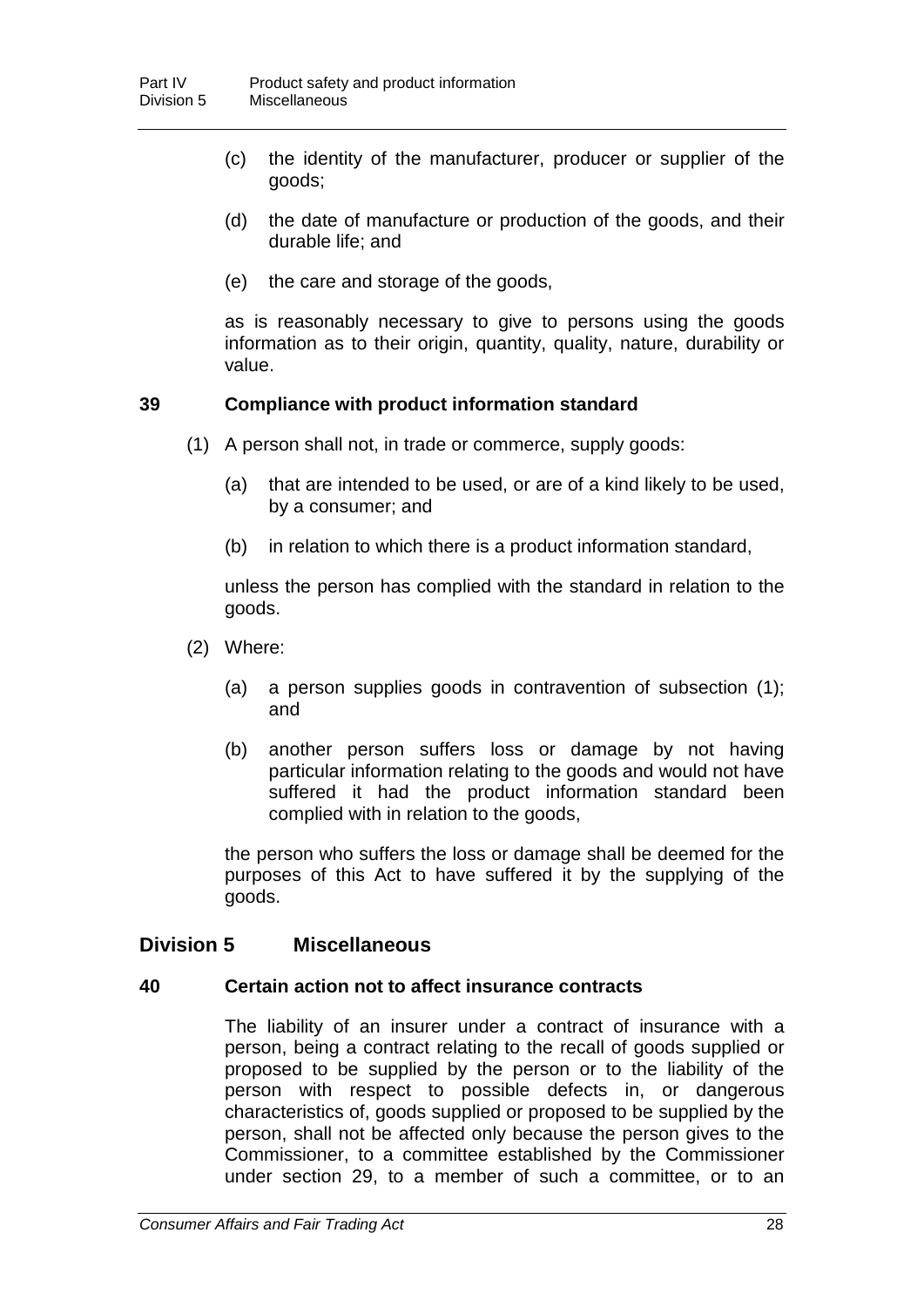(c) the identity of the manufacturer, producer or supplier of the goods;

(d) the date of manufacture or production of the goods, and their durable life; and

(e) the care and storage of the goods,

as is reasonably necessary to give to persons using the goods information as to their origin, quantity, quality, nature, durability or value.

### 39 Compliance with product information standard

(1) A person shall not, in trade or commerce, supply goods:

(a) that are intended to be used, or are of a kind likely to be used, by a consumer; and

(b) in relation to which there is a product information standard,

unless the person has complied with the standard in relation to the goods.

(2) Where:

(a) a person supplies goods in contravention of subsection (1); and

(b) another person suffers loss or damage by not having particular information relating to the goods and would not have suffered it had the product information standard been complied with in relation to the goods,

the person who suffers the loss or damage shall be deemed for the purposes of this Act to have suffered it by the supplying of the goods.

## Division 5 Miscellaneous

### 40 Certain action not to affect insurance contracts

The liability of an insurer under a contract of insurance with a person, being a contract relating to the recall of goods supplied or proposed to be supplied by the person or to the liability of the person with respect to possible defects in, or dangerous characteristics of, goods supplied or proposed to be supplied by the person, shall not be affected only because the person gives to the Commissioner, to a committee established by the Commissioner under section 29, to a member of such a committee, or to an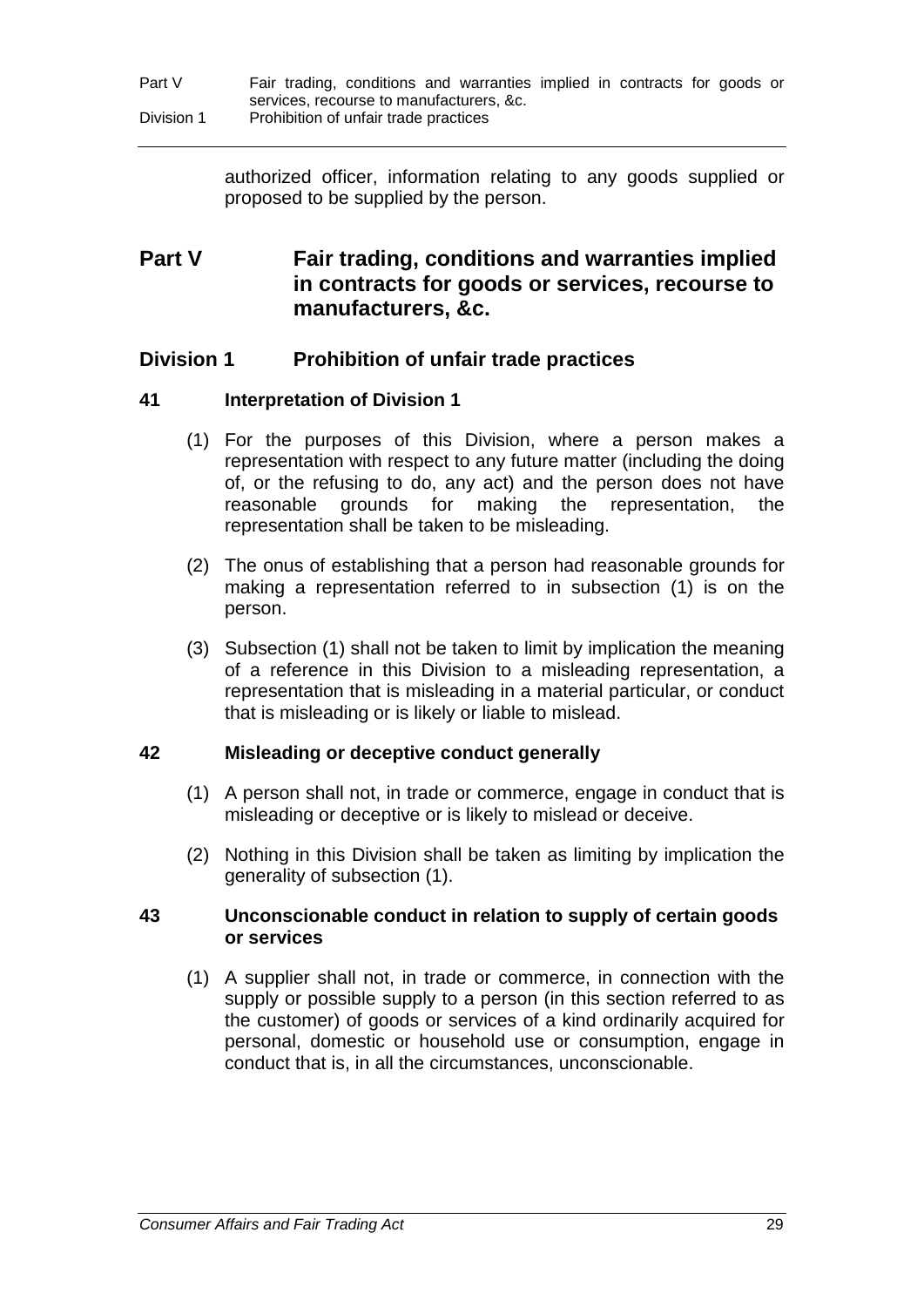authorized officer, information relating to any goods supplied or proposed to be supplied by the person.

# Part V Fair trading, conditions and warranties implied in contracts for goods or services, recourse to manufacturers, &c.

## Division 1 Prohibition of unfair trade practices

### 41 Interpretation of Division 1

(1) For the purposes of this Division, where a person makes a representation with respect to any future matter (including the doing of, or the refusing to do, any act) and the person does not have reasonable grounds for making the representation, the representation shall be taken to be misleading.

(2) The onus of establishing that a person had reasonable grounds for making a representation referred to in subsection (1) is on the person.

(3) Subsection (1) shall not be taken to limit by implication the meaning of a reference in this Division to a misleading representation, a representation that is misleading in a material particular, or conduct that is misleading or is likely or liable to mislead.

### 42 Misleading or deceptive conduct generally

(1) A person shall not, in trade or commerce, engage in conduct that is misleading or deceptive or is likely to mislead or deceive.

(2) Nothing in this Division shall be taken as limiting by implication the generality of subsection (1).

### 43 Unconscionable conduct in relation to supply of certain goods or services

(1) A supplier shall not, in trade or commerce, in connection with the supply or possible supply to a person (in this section referred to as the customer) of goods or services of a kind ordinarily acquired for personal, domestic or household use or consumption, engage in conduct that is, in all the circumstances, unconscionable.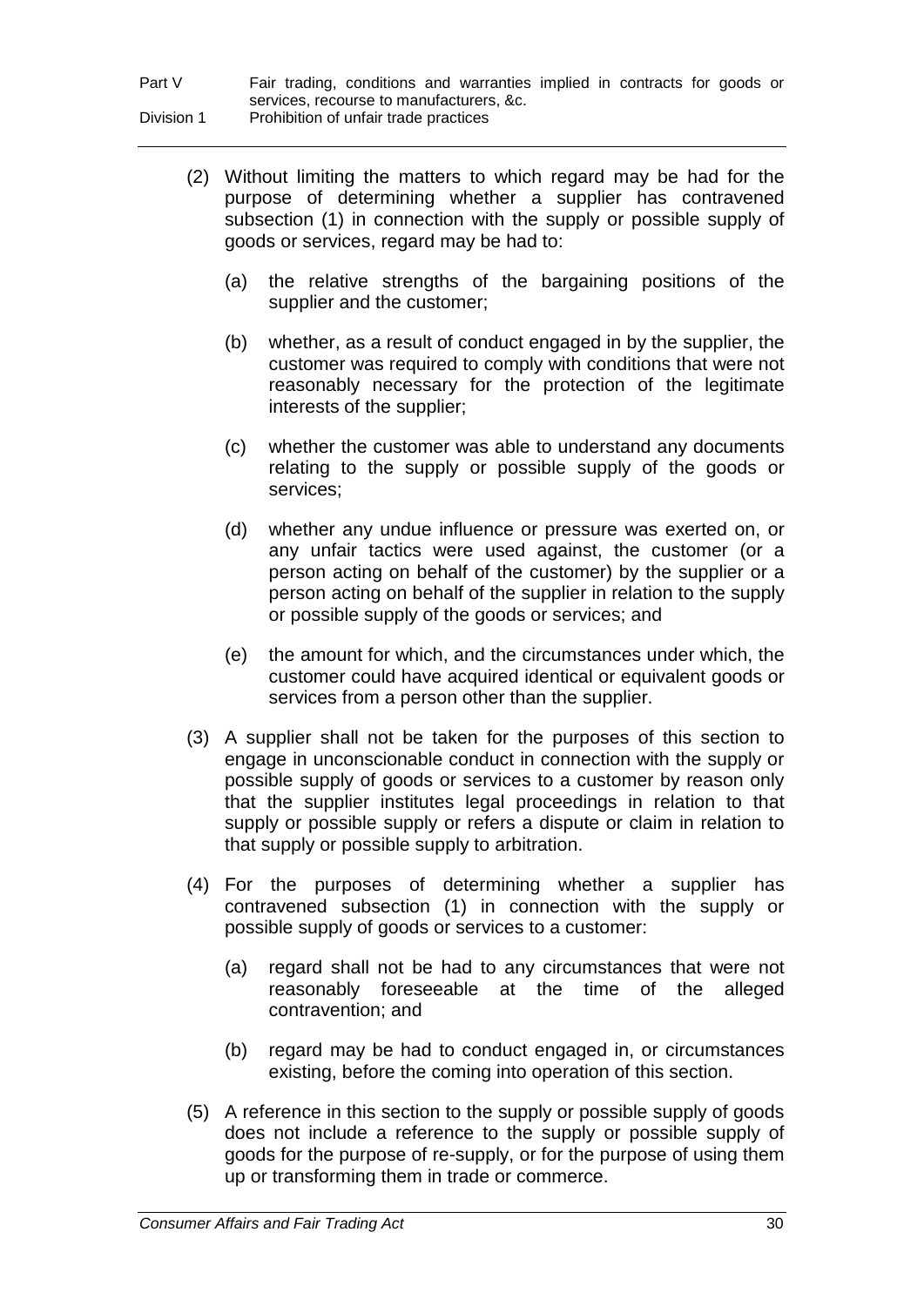(2) Without limiting the matters to which regard may be had for the purpose of determining whether a supplier has contravened subsection (1) in connection with the supply or possible supply of goods or services, regard may be had to:

(a) the relative strengths of the bargaining positions of the supplier and the customer;

(b) whether, as a result of conduct engaged in by the supplier, the customer was required to comply with conditions that were not reasonably necessary for the protection of the legitimate interests of the supplier;

(c) whether the customer was able to understand any documents relating to the supply or possible supply of the goods or services;

(d) whether any undue influence or pressure was exerted on, or any unfair tactics were used against, the customer (or a person acting on behalf of the customer) by the supplier or a person acting on behalf of the supplier in relation to the supply or possible supply of the goods or services; and

(e) the amount for which, and the circumstances under which, the customer could have acquired identical or equivalent goods or services from a person other than the supplier.

(3) A supplier shall not be taken for the purposes of this section to engage in unconscionable conduct in connection with the supply or possible supply of goods or services to a customer by reason only that the supplier institutes legal proceedings in relation to that supply or possible supply or refers a dispute or claim in relation to that supply or possible supply to arbitration.

(4) For the purposes of determining whether a supplier has contravened subsection (1) in connection with the supply or possible supply of goods or services to a customer:

(a) regard shall not be had to any circumstances that were not reasonably foreseeable at the time of the alleged contravention; and

(b) regard may be had to conduct engaged in, or circumstances existing, before the coming into operation of this section.

(5) A reference in this section to the supply or possible supply of goods does not include a reference to the supply or possible supply of goods for the purpose of re-supply, or for the purpose of using them up or transforming them in trade or commerce.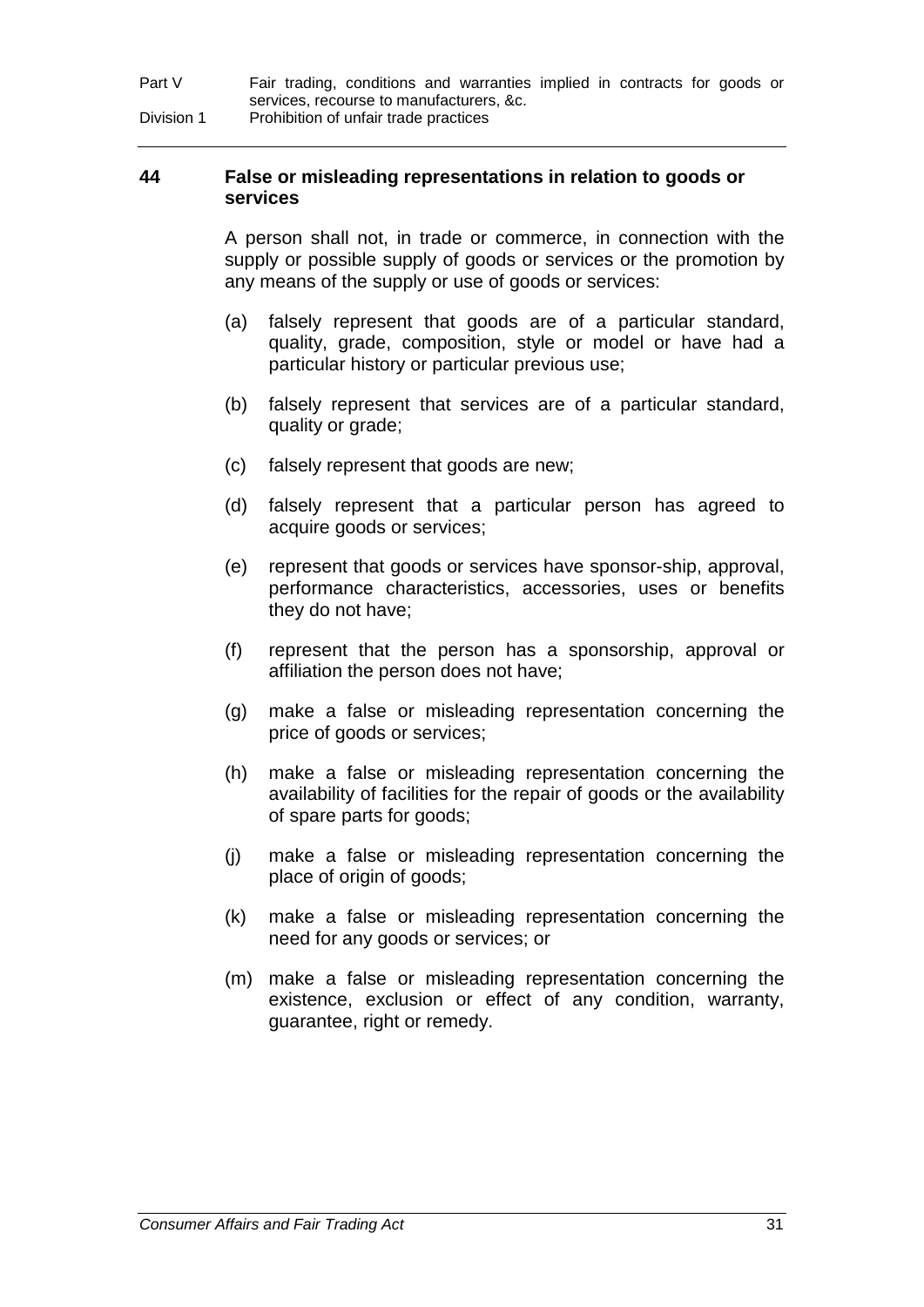## 44 False or misleading representations in relation to goods or services

A person shall not, in trade or commerce, in connection with the supply or possible supply of goods or services or the promotion by any means of the supply or use of goods or services:

(a) falsely represent that goods are of a particular standard, quality, grade, composition, style or model or have had a particular history or particular previous use;

(b) falsely represent that services are of a particular standard, quality or grade;

(c) falsely represent that goods are new;

(d) falsely represent that a particular person has agreed to acquire goods or services;

(e) represent that goods or services have sponsor-ship, approval, performance characteristics, accessories, uses or benefits they do not have;

(f) represent that the person has a sponsorship, approval or affiliation the person does not have;

(g) make a false or misleading representation concerning the price of goods or services;

(h) make a false or misleading representation concerning the availability of facilities for the repair of goods or the availability of spare parts for goods;

(j) make a false or misleading representation concerning the place of origin of goods;

(k) make a false or misleading representation concerning the need for any goods or services; or

(m) make a false or misleading representation concerning the existence, exclusion or effect of any condition, warranty, guarantee, right or remedy.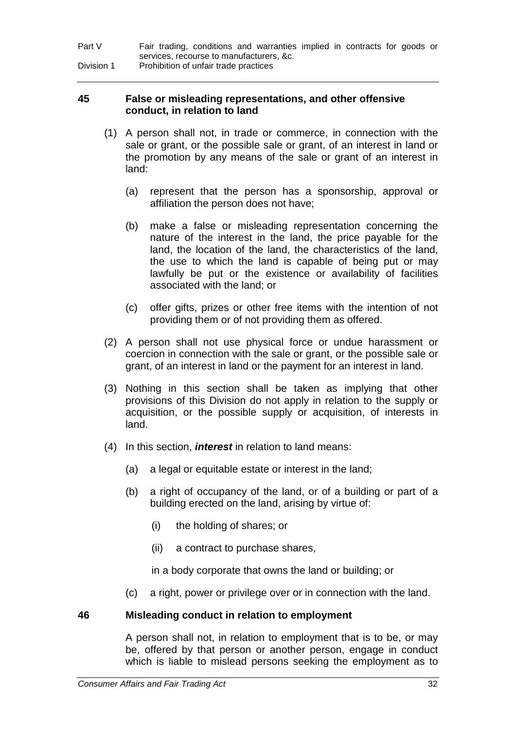## 45 False or misleading representations, and other offensive conduct, in relation to land

(1) A person shall not, in trade or commerce, in connection with the sale or grant, or the possible sale or grant, of an interest in land or the promotion by any means of the sale or grant of an interest in land:

(a) represent that the person has a sponsorship, approval or affiliation the person does not have;

(b) make a false or misleading representation concerning the nature of the interest in the land, the price payable for the land, the location of the land, the characteristics of the land, the use to which the land is capable of being put or may lawfully be put or the existence or availability of facilities associated with the land; or

(c) offer gifts, prizes or other free items with the intention of not providing them or of not providing them as offered.

(2) A person shall not use physical force or undue harassment or coercion in connection with the sale or grant, or the possible sale or grant, of an interest in land or the payment for an interest in land.

(3) Nothing in this section shall be taken as implying that other provisions of this Division do not apply in relation to the supply or acquisition, or the possible supply or acquisition, of interests in land.

(4) In this section, ***interest*** in relation to land means:

(a) a legal or equitable estate or interest in the land;

(b) a right of occupancy of the land, or of a building or part of a building erected on the land, arising by virtue of:

(i) the holding of shares; or

(ii) a contract to purchase shares,

in a body corporate that owns the land or building; or

(c) a right, power or privilege over or in connection with the land.

## 46 Misleading conduct in relation to employment

A person shall not, in relation to employment that is to be, or may be, offered by that person or another person, engage in conduct which is liable to mislead persons seeking the employment as to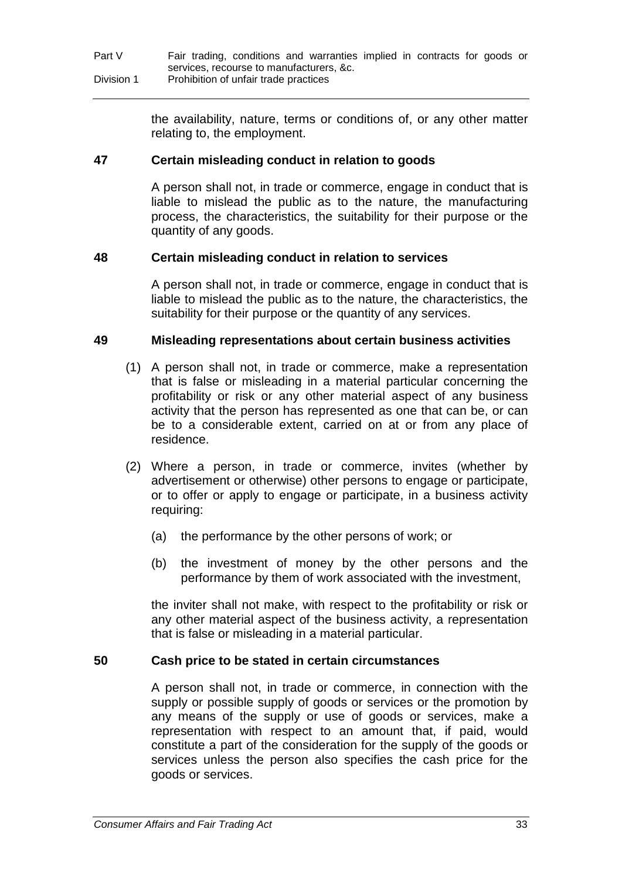the availability, nature, terms or conditions of, or any other matter relating to, the employment.

### 47 Certain misleading conduct in relation to goods

A person shall not, in trade or commerce, engage in conduct that is liable to mislead the public as to the nature, the manufacturing process, the characteristics, the suitability for their purpose or the quantity of any goods.

### 48 Certain misleading conduct in relation to services

A person shall not, in trade or commerce, engage in conduct that is liable to mislead the public as to the nature, the characteristics, the suitability for their purpose or the quantity of any services.

### 49 Misleading representations about certain business activities

(1) A person shall not, in trade or commerce, make a representation that is false or misleading in a material particular concerning the profitability or risk or any other material aspect of any business activity that the person has represented as one that can be, or can be to a considerable extent, carried on at or from any place of residence.

(2) Where a person, in trade or commerce, invites (whether by advertisement or otherwise) other persons to engage or participate, or to offer or apply to engage or participate, in a business activity requiring:

(a) the performance by the other persons of work; or

(b) the investment of money by the other persons and the performance by them of work associated with the investment,

the inviter shall not make, with respect to the profitability or risk or any other material aspect of the business activity, a representation that is false or misleading in a material particular.

### 50 Cash price to be stated in certain circumstances

A person shall not, in trade or commerce, in connection with the supply or possible supply of goods or services or the promotion by any means of the supply or use of goods or services, make a representation with respect to an amount that, if paid, would constitute a part of the consideration for the supply of the goods or services unless the person also specifies the cash price for the goods or services.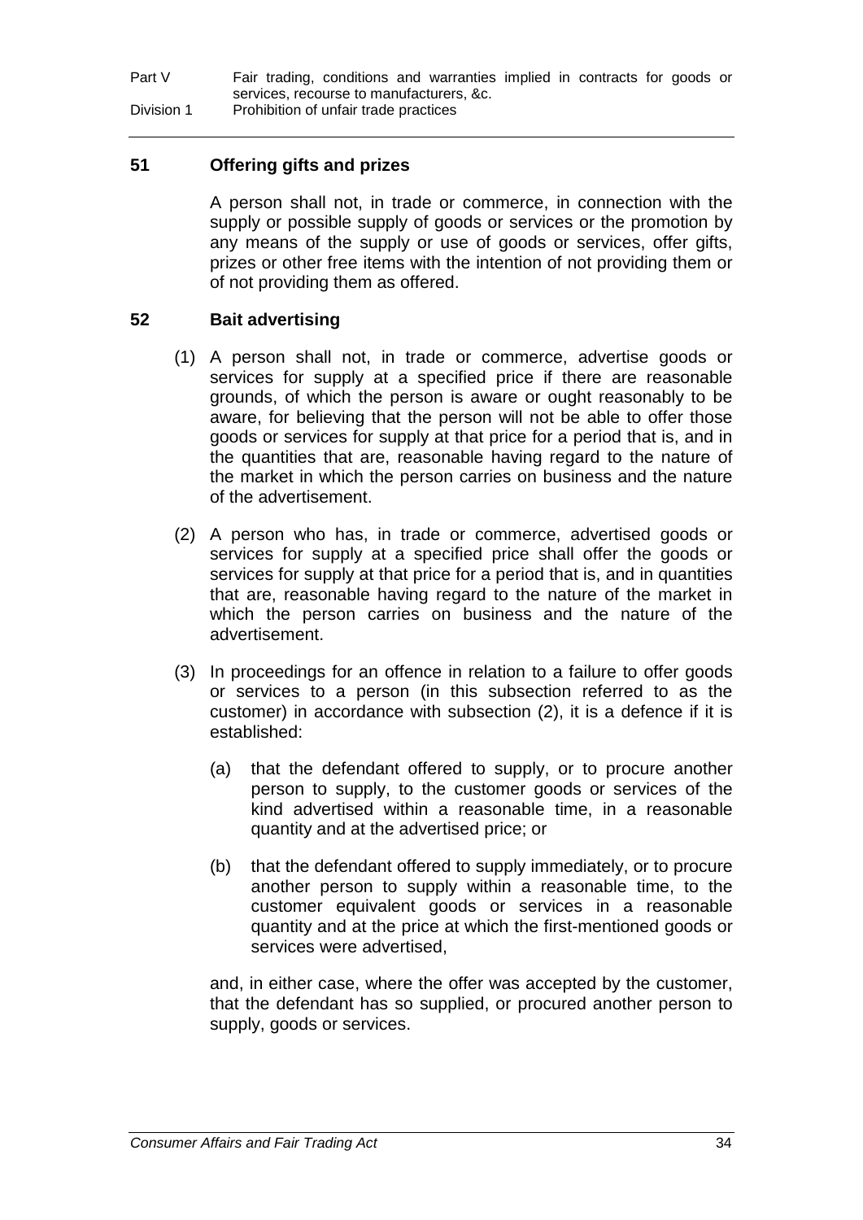## 51 Offering gifts and prizes

A person shall not, in trade or commerce, in connection with the supply or possible supply of goods or services or the promotion by any means of the supply or use of goods or services, offer gifts, prizes or other free items with the intention of not providing them or of not providing them as offered.

## 52 Bait advertising

(1) A person shall not, in trade or commerce, advertise goods or services for supply at a specified price if there are reasonable grounds, of which the person is aware or ought reasonably to be aware, for believing that the person will not be able to offer those goods or services for supply at that price for a period that is, and in the quantities that are, reasonable having regard to the nature of the market in which the person carries on business and the nature of the advertisement.

(2) A person who has, in trade or commerce, advertised goods or services for supply at a specified price shall offer the goods or services for supply at that price for a period that is, and in quantities that are, reasonable having regard to the nature of the market in which the person carries on business and the nature of the advertisement.

(3) In proceedings for an offence in relation to a failure to offer goods or services to a person (in this subsection referred to as the customer) in accordance with subsection (2), it is a defence if it is established:

(a) that the defendant offered to supply, or to procure another person to supply, to the customer goods or services of the kind advertised within a reasonable time, in a reasonable quantity and at the advertised price; or

(b) that the defendant offered to supply immediately, or to procure another person to supply within a reasonable time, to the customer equivalent goods or services in a reasonable quantity and at the price at which the first-mentioned goods or services were advertised,

and, in either case, where the offer was accepted by the customer, that the defendant has so supplied, or procured another person to supply, goods or services.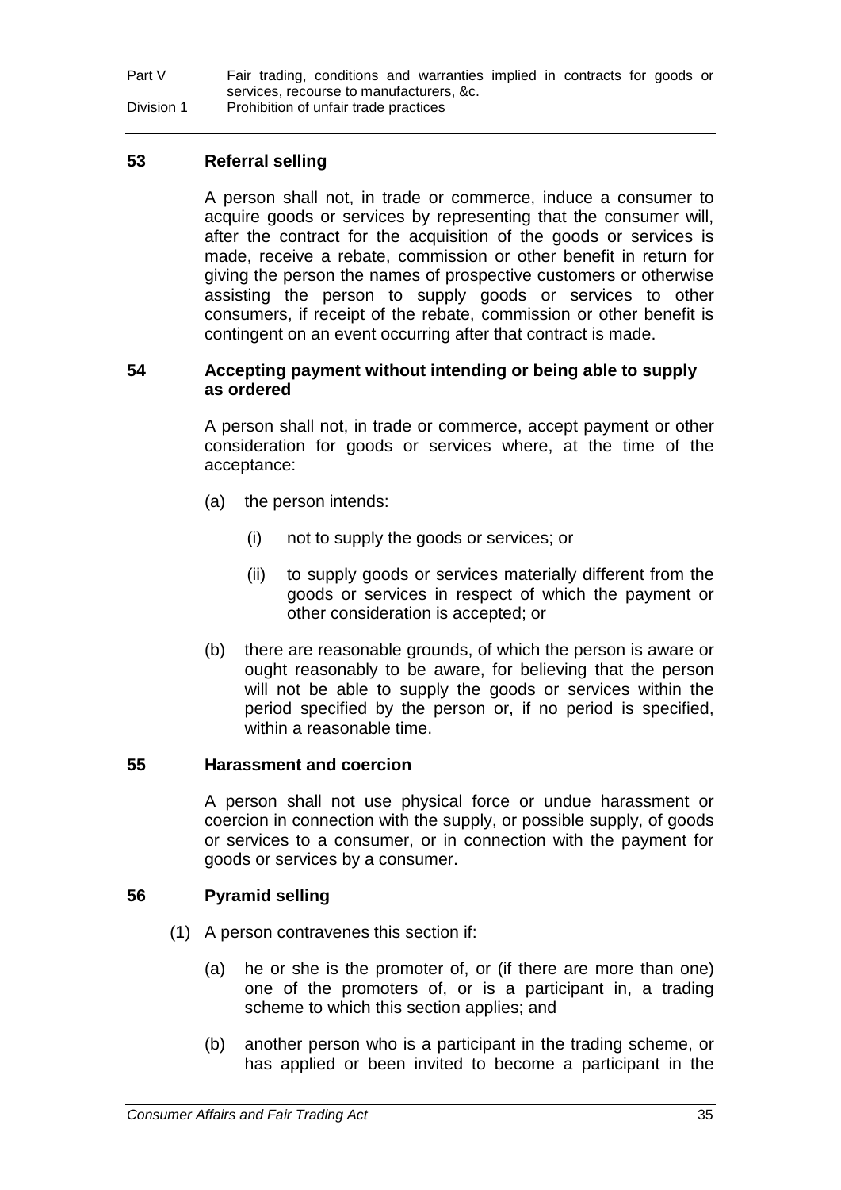## 53 Referral selling

A person shall not, in trade or commerce, induce a consumer to acquire goods or services by representing that the consumer will, after the contract for the acquisition of the goods or services is made, receive a rebate, commission or other benefit in return for giving the person the names of prospective customers or otherwise assisting the person to supply goods or services to other consumers, if receipt of the rebate, commission or other benefit is contingent on an event occurring after that contract is made.

## 54 Accepting payment without intending or being able to supply as ordered

A person shall not, in trade or commerce, accept payment or other consideration for goods or services where, at the time of the acceptance:

- (a) the person intends:
    - (i) not to supply the goods or services; or
    - (ii) to supply goods or services materially different from the goods or services in respect of which the payment or other consideration is accepted; or
- (b) there are reasonable grounds, of which the person is aware or ought reasonably to be aware, for believing that the person will not be able to supply the goods or services within the period specified by the person or, if no period is specified, within a reasonable time.

## 55 Harassment and coercion

A person shall not use physical force or undue harassment or coercion in connection with the supply, or possible supply, of goods or services to a consumer, or in connection with the payment for goods or services by a consumer.

## 56 Pyramid selling

(1) A person contravenes this section if:

- (a) he or she is the promoter of, or (if there are more than one) one of the promoters of, or is a participant in, a trading scheme to which this section applies; and
- (b) another person who is a participant in the trading scheme, or has applied or been invited to become a participant in the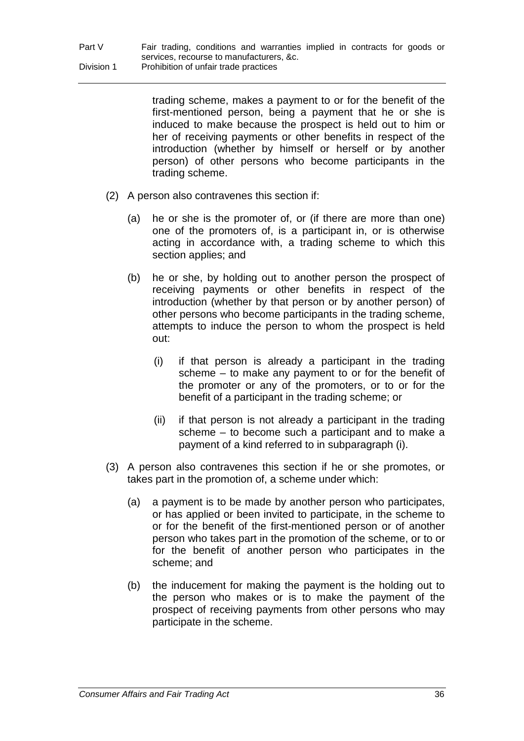trading scheme, makes a payment to or for the benefit of the first-mentioned person, being a payment that he or she is induced to make because the prospect is held out to him or her of receiving payments or other benefits in respect of the introduction (whether by himself or herself or by another person) of other persons who become participants in the trading scheme.

(2) A person also contravenes this section if:

(a) he or she is the promoter of, or (if there are more than one) one of the promoters of, is a participant in, or is otherwise acting in accordance with, a trading scheme to which this section applies; and

(b) he or she, by holding out to another person the prospect of receiving payments or other benefits in respect of the introduction (whether by that person or by another person) of other persons who become participants in the trading scheme, attempts to induce the person to whom the prospect is held out:

(i) if that person is already a participant in the trading scheme – to make any payment to or for the benefit of the promoter or any of the promoters, or to or for the benefit of a participant in the trading scheme; or

(ii) if that person is not already a participant in the trading scheme – to become such a participant and to make a payment of a kind referred to in subparagraph (i).

(3) A person also contravenes this section if he or she promotes, or takes part in the promotion of, a scheme under which:

(a) a payment is to be made by another person who participates, or has applied or been invited to participate, in the scheme to or for the benefit of the first-mentioned person or of another person who takes part in the promotion of the scheme, or to or for the benefit of another person who participates in the scheme; and

(b) the inducement for making the payment is the holding out to the person who makes or is to make the payment of the prospect of receiving payments from other persons who may participate in the scheme.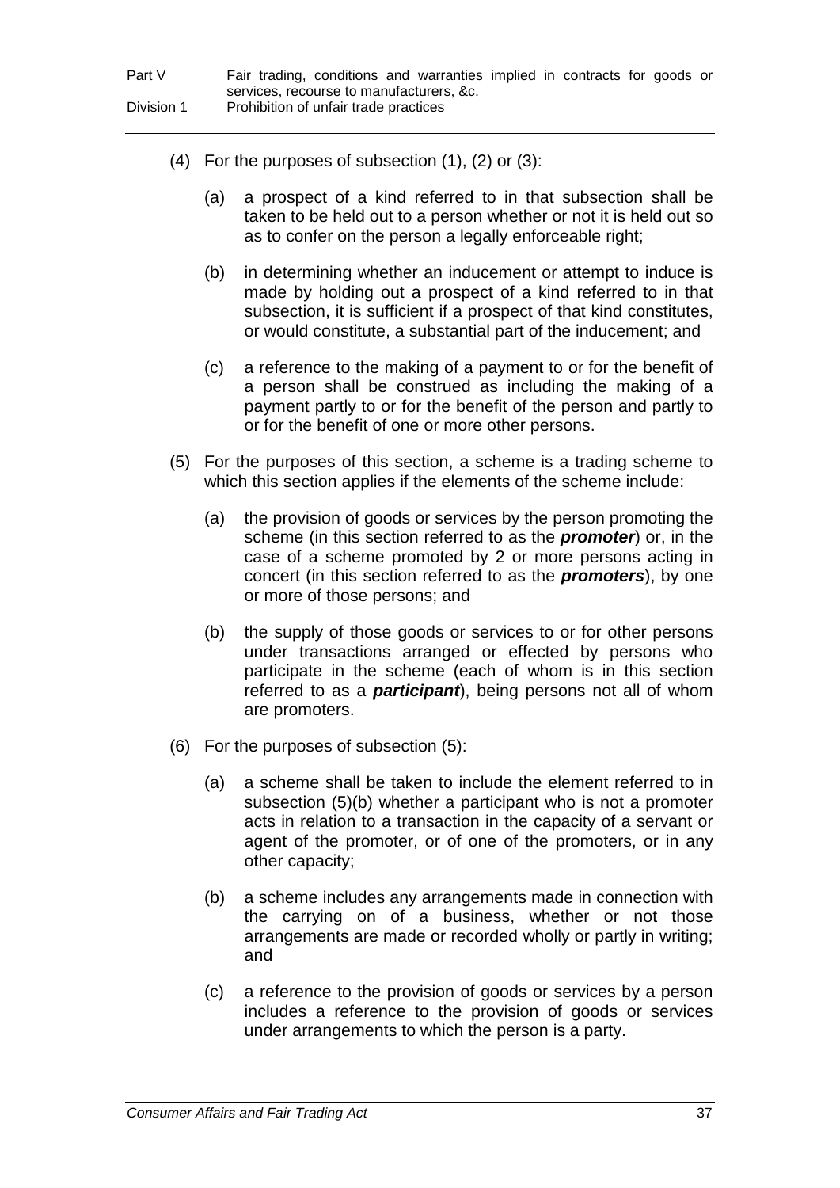(4) For the purposes of subsection (1), (2) or (3):

(a) a prospect of a kind referred to in that subsection shall be taken to be held out to a person whether or not it is held out so as to confer on the person a legally enforceable right;

(b) in determining whether an inducement or attempt to induce is made by holding out a prospect of a kind referred to in that subsection, it is sufficient if a prospect of that kind constitutes, or would constitute, a substantial part of the inducement; and

(c) a reference to the making of a payment to or for the benefit of a person shall be construed as including the making of a payment partly to or for the benefit of the person and partly to or for the benefit of one or more other persons.

(5) For the purposes of this section, a scheme is a trading scheme to which this section applies if the elements of the scheme include:

(a) the provision of goods or services by the person promoting the scheme (in this section referred to as the ***promoter***) or, in the case of a scheme promoted by 2 or more persons acting in concert (in this section referred to as the ***promoters***), by one or more of those persons; and

(b) the supply of those goods or services to or for other persons under transactions arranged or effected by persons who participate in the scheme (each of whom is in this section referred to as a ***participant***), being persons not all of whom are promoters.

(6) For the purposes of subsection (5):

(a) a scheme shall be taken to include the element referred to in subsection (5)(b) whether a participant who is not a promoter acts in relation to a transaction in the capacity of a servant or agent of the promoter, or of one of the promoters, or in any other capacity;

(b) a scheme includes any arrangements made in connection with the carrying on of a business, whether or not those arrangements are made or recorded wholly or partly in writing; and

(c) a reference to the provision of goods or services by a person includes a reference to the provision of goods or services under arrangements to which the person is a party.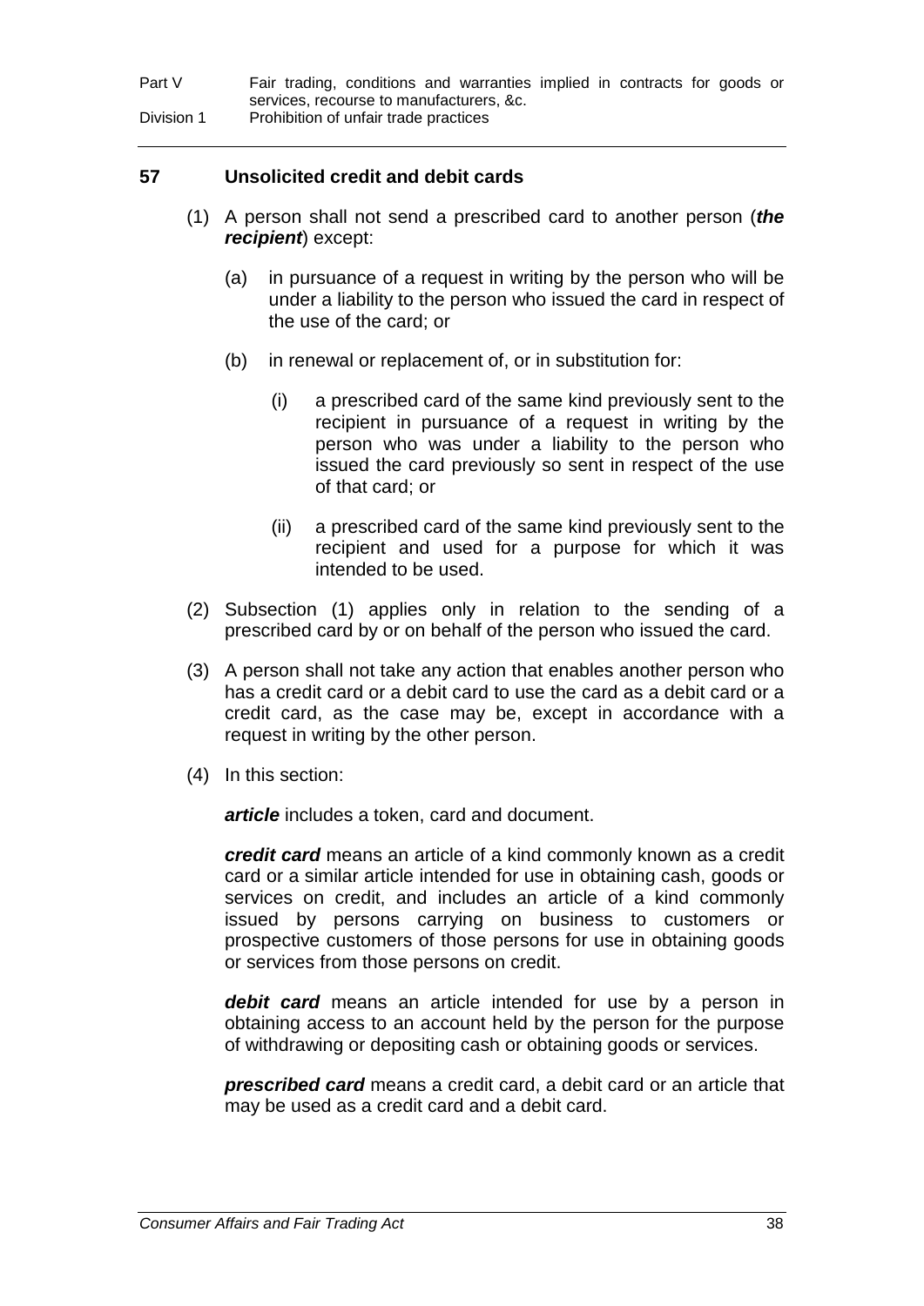## 57 Unsolicited credit and debit cards

(1) A person shall not send a prescribed card to another person (***the recipient***) except:

(a) in pursuance of a request in writing by the person who will be under a liability to the person who issued the card in respect of the use of the card; or

(b) in renewal or replacement of, or in substitution for:

(i) a prescribed card of the same kind previously sent to the recipient in pursuance of a request in writing by the person who was under a liability to the person who issued the card previously so sent in respect of the use of that card; or

(ii) a prescribed card of the same kind previously sent to the recipient and used for a purpose for which it was intended to be used.

(2) Subsection (1) applies only in relation to the sending of a prescribed card by or on behalf of the person who issued the card.

(3) A person shall not take any action that enables another person who has a credit card or a debit card to use the card as a debit card or a credit card, as the case may be, except in accordance with a request in writing by the other person.

(4) In this section:

***article*** includes a token, card and document.

***credit card*** means an article of a kind commonly known as a credit card or a similar article intended for use in obtaining cash, goods or services on credit, and includes an article of a kind commonly issued by persons carrying on business to customers or prospective customers of those persons for use in obtaining goods or services from those persons on credit.

***debit card*** means an article intended for use by a person in obtaining access to an account held by the person for the purpose of withdrawing or depositing cash or obtaining goods or services.

***prescribed card*** means a credit card, a debit card or an article that may be used as a credit card and a debit card.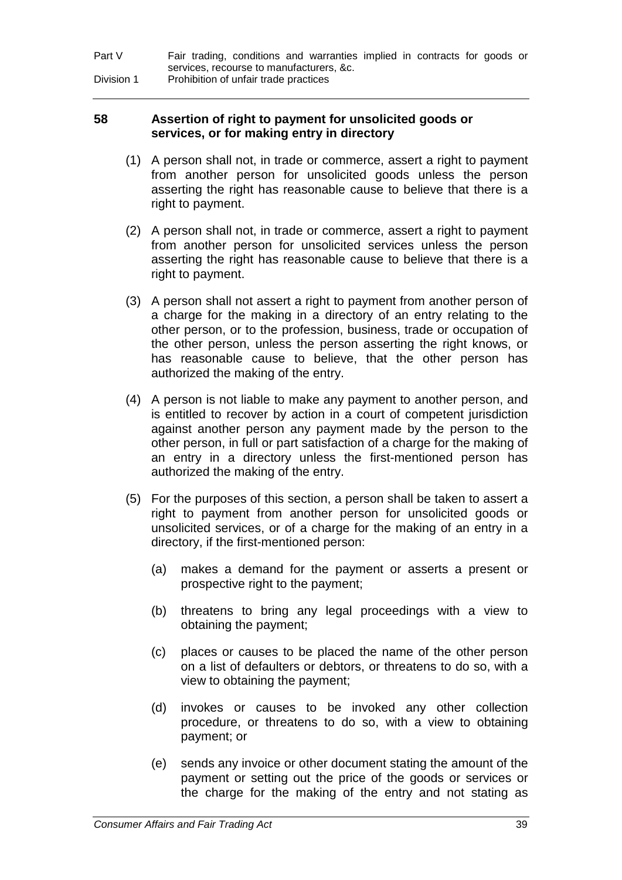## 58 Assertion of right to payment for unsolicited goods or services, or for making entry in directory

(1) A person shall not, in trade or commerce, assert a right to payment from another person for unsolicited goods unless the person asserting the right has reasonable cause to believe that there is a right to payment.

(2) A person shall not, in trade or commerce, assert a right to payment from another person for unsolicited services unless the person asserting the right has reasonable cause to believe that there is a right to payment.

(3) A person shall not assert a right to payment from another person of a charge for the making in a directory of an entry relating to the other person, or to the profession, business, trade or occupation of the other person, unless the person asserting the right knows, or has reasonable cause to believe, that the other person has authorized the making of the entry.

(4) A person is not liable to make any payment to another person, and is entitled to recover by action in a court of competent jurisdiction against another person any payment made by the person to the other person, in full or part satisfaction of a charge for the making of an entry in a directory unless the first-mentioned person has authorized the making of the entry.

(5) For the purposes of this section, a person shall be taken to assert a right to payment from another person for unsolicited goods or unsolicited services, or of a charge for the making of an entry in a directory, if the first-mentioned person:

- (a) makes a demand for the payment or asserts a present or prospective right to the payment;
- (b) threatens to bring any legal proceedings with a view to obtaining the payment;
- (c) places or causes to be placed the name of the other person on a list of defaulters or debtors, or threatens to do so, with a view to obtaining the payment;
- (d) invokes or causes to be invoked any other collection procedure, or threatens to do so, with a view to obtaining payment; or
- (e) sends any invoice or other document stating the amount of the payment or setting out the price of the goods or services or the charge for the making of the entry and not stating as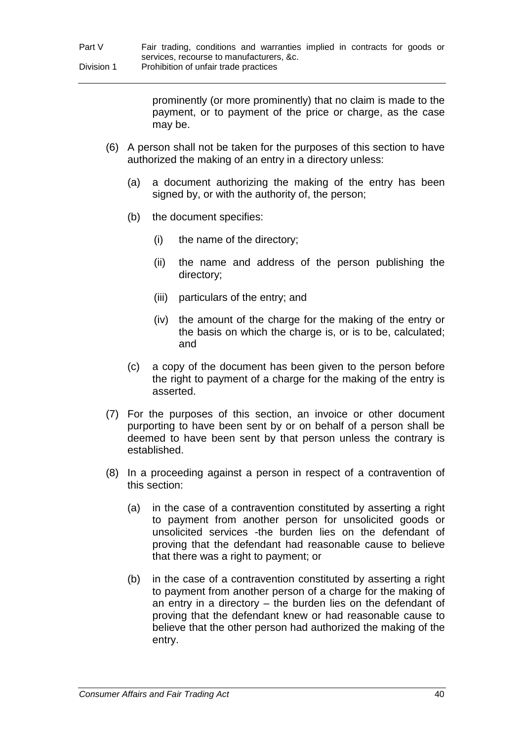prominently (or more prominently) that no claim is made to the payment, or to payment of the price or charge, as the case may be.

(6) A person shall not be taken for the purposes of this section to have authorized the making of an entry in a directory unless:

(a) a document authorizing the making of the entry has been signed by, or with the authority of, the person;

(b) the document specifies:

(i) the name of the directory;

(ii) the name and address of the person publishing the directory;

(iii) particulars of the entry; and

(iv) the amount of the charge for the making of the entry or the basis on which the charge is, or is to be, calculated; and

(c) a copy of the document has been given to the person before the right to payment of a charge for the making of the entry is asserted.

(7) For the purposes of this section, an invoice or other document purporting to have been sent by or on behalf of a person shall be deemed to have been sent by that person unless the contrary is established.

(8) In a proceeding against a person in respect of a contravention of this section:

(a) in the case of a contravention constituted by asserting a right to payment from another person for unsolicited goods or unsolicited services -the burden lies on the defendant of proving that the defendant had reasonable cause to believe that there was a right to payment; or

(b) in the case of a contravention constituted by asserting a right to payment from another person of a charge for the making of an entry in a directory – the burden lies on the defendant of proving that the defendant knew or had reasonable cause to believe that the other person had authorized the making of the entry.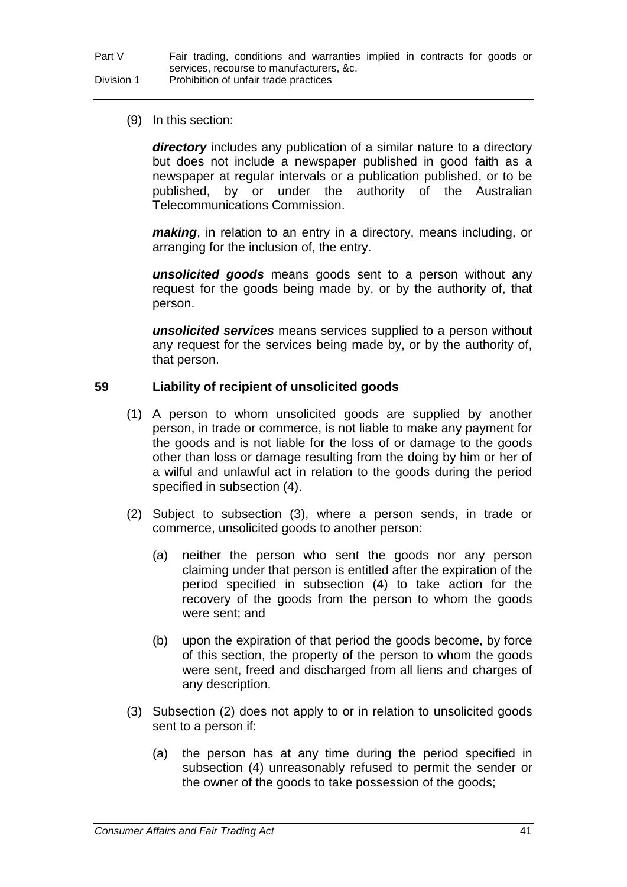(9) In this section:

***directory*** includes any publication of a similar nature to a directory but does not include a newspaper published in good faith as a newspaper at regular intervals or a publication published, or to be published, by or under the authority of the Australian Telecommunications Commission.

***making***, in relation to an entry in a directory, means including, or arranging for the inclusion of, the entry.

***unsolicited goods*** means goods sent to a person without any request for the goods being made by, or by the authority of, that person.

***unsolicited services*** means services supplied to a person without any request for the services being made by, or by the authority of, that person.

## 59 Liability of recipient of unsolicited goods

(1) A person to whom unsolicited goods are supplied by another person, in trade or commerce, is not liable to make any payment for the goods and is not liable for the loss of or damage to the goods other than loss or damage resulting from the doing by him or her of a wilful and unlawful act in relation to the goods during the period specified in subsection (4).

(2) Subject to subsection (3), where a person sends, in trade or commerce, unsolicited goods to another person:

(a) neither the person who sent the goods nor any person claiming under that person is entitled after the expiration of the period specified in subsection (4) to take action for the recovery of the goods from the person to whom the goods were sent; and

(b) upon the expiration of that period the goods become, by force of this section, the property of the person to whom the goods were sent, freed and discharged from all liens and charges of any description.

(3) Subsection (2) does not apply to or in relation to unsolicited goods sent to a person if:

(a) the person has at any time during the period specified in subsection (4) unreasonably refused to permit the sender or the owner of the goods to take possession of the goods;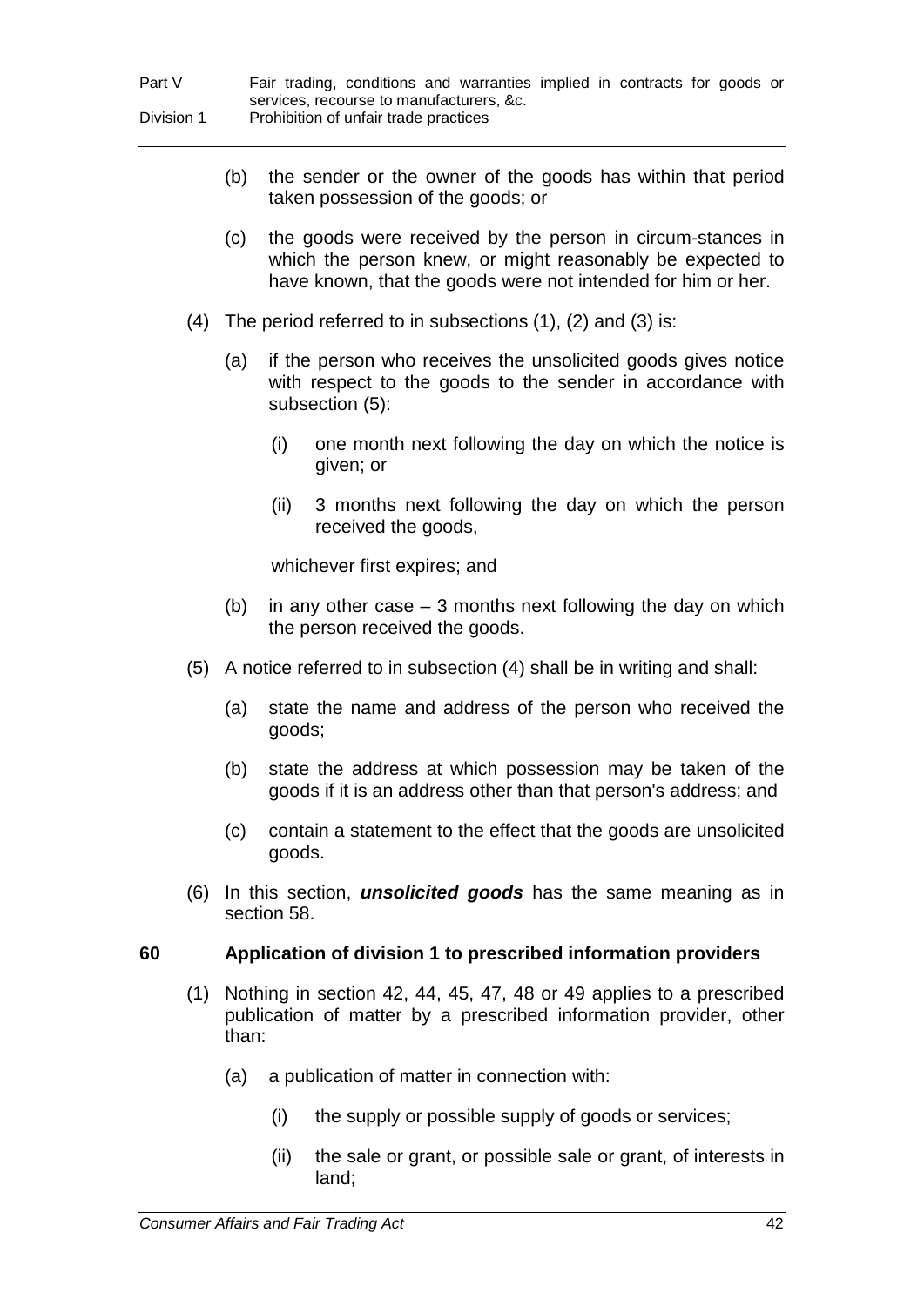(b) the sender or the owner of the goods has within that period taken possession of the goods; or

(c) the goods were received by the person in circum-stances in which the person knew, or might reasonably be expected to have known, that the goods were not intended for him or her.

(4) The period referred to in subsections (1), (2) and (3) is:

(a) if the person who receives the unsolicited goods gives notice with respect to the goods to the sender in accordance with subsection (5):

(i) one month next following the day on which the notice is given; or

(ii) 3 months next following the day on which the person received the goods,

whichever first expires; and

(b) in any other case – 3 months next following the day on which the person received the goods.

(5) A notice referred to in subsection (4) shall be in writing and shall:

(a) state the name and address of the person who received the goods;

(b) state the address at which possession may be taken of the goods if it is an address other than that person's address; and

(c) contain a statement to the effect that the goods are unsolicited goods.

(6) In this section, ***unsolicited goods*** has the same meaning as in section 58.

### 60 Application of division 1 to prescribed information providers

(1) Nothing in section 42, 44, 45, 47, 48 or 49 applies to a prescribed publication of matter by a prescribed information provider, other than:

(a) a publication of matter in connection with:

(i) the supply or possible supply of goods or services;

(ii) the sale or grant, or possible sale or grant, of interests in land;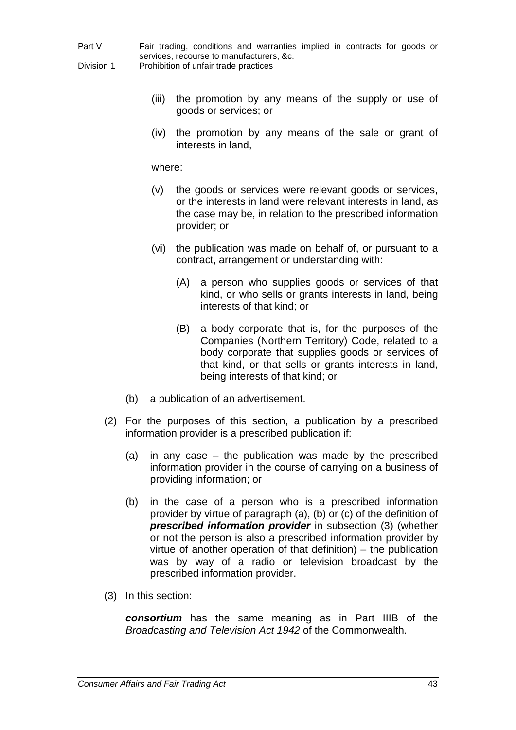(iii) the promotion by any means of the supply or use of goods or services; or

(iv) the promotion by any means of the sale or grant of interests in land,

where:

(v) the goods or services were relevant goods or services, or the interests in land were relevant interests in land, as the case may be, in relation to the prescribed information provider; or

(vi) the publication was made on behalf of, or pursuant to a contract, arrangement or understanding with:

(A) a person who supplies goods or services of that kind, or who sells or grants interests in land, being interests of that kind; or

(B) a body corporate that is, for the purposes of the Companies (Northern Territory) Code, related to a body corporate that supplies goods or services of that kind, or that sells or grants interests in land, being interests of that kind; or

(b) a publication of an advertisement.

(2) For the purposes of this section, a publication by a prescribed information provider is a prescribed publication if:

(a) in any case – the publication was made by the prescribed information provider in the course of carrying on a business of providing information; or

(b) in the case of a person who is a prescribed information provider by virtue of paragraph (a), (b) or (c) of the definition of ***prescribed information provider*** in subsection (3) (whether or not the person is also a prescribed information provider by virtue of another operation of that definition) – the publication was by way of a radio or television broadcast by the prescribed information provider.

(3) In this section:

***consortium*** has the same meaning as in Part IIIB of the *Broadcasting and Television Act 1942* of the Commonwealth.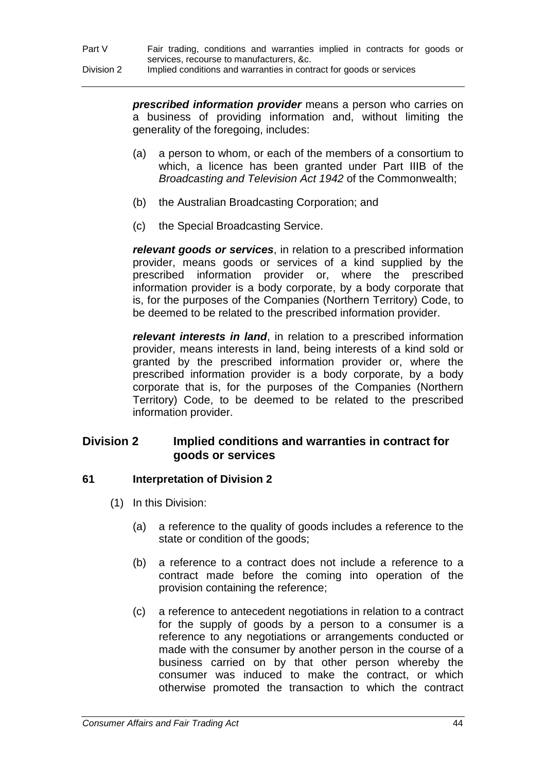***prescribed information provider*** means a person who carries on a business of providing information and, without limiting the generality of the foregoing, includes:

- (a) a person to whom, or each of the members of a consortium to which, a licence has been granted under Part IIIB of the *Broadcasting and Television Act 1942* of the Commonwealth;
- (b) the Australian Broadcasting Corporation; and
- (c) the Special Broadcasting Service.

***relevant goods or services***, in relation to a prescribed information provider, means goods or services of a kind supplied by the prescribed information provider or, where the prescribed information provider is a body corporate, by a body corporate that is, for the purposes of the Companies (Northern Territory) Code, to be deemed to be related to the prescribed information provider.

***relevant interests in land***, in relation to a prescribed information provider, means interests in land, being interests of a kind sold or granted by the prescribed information provider or, where the prescribed information provider is a body corporate, by a body corporate that is, for the purposes of the Companies (Northern Territory) Code, to be deemed to be related to the prescribed information provider.

## Division 2 Implied conditions and warranties in contract for goods or services

### 61 Interpretation of Division 2

(1) In this Division:

- (a) a reference to the quality of goods includes a reference to the state or condition of the goods;
- (b) a reference to a contract does not include a reference to a contract made before the coming into operation of the provision containing the reference;
- (c) a reference to antecedent negotiations in relation to a contract for the supply of goods by a person to a consumer is a reference to any negotiations or arrangements conducted or made with the consumer by another person in the course of a business carried on by that other person whereby the consumer was induced to make the contract, or which otherwise promoted the transaction to which the contract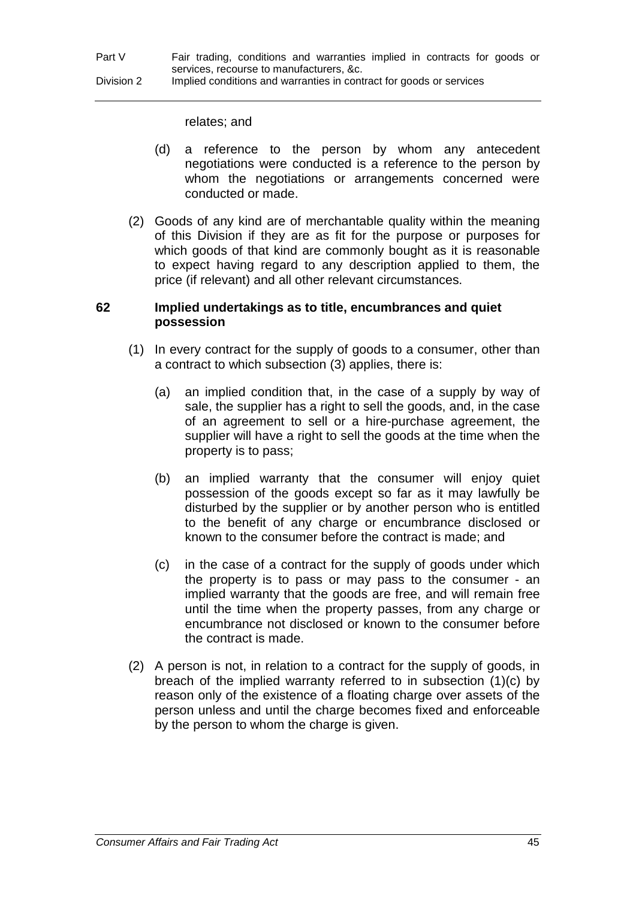relates; and

(d) a reference to the person by whom any antecedent negotiations were conducted is a reference to the person by whom the negotiations or arrangements concerned were conducted or made.

(2) Goods of any kind are of merchantable quality within the meaning of this Division if they are as fit for the purpose or purposes for which goods of that kind are commonly bought as it is reasonable to expect having regard to any description applied to them, the price (if relevant) and all other relevant circumstances.

### 62 Implied undertakings as to title, encumbrances and quiet possession

(1) In every contract for the supply of goods to a consumer, other than a contract to which subsection (3) applies, there is:

(a) an implied condition that, in the case of a supply by way of sale, the supplier has a right to sell the goods, and, in the case of an agreement to sell or a hire-purchase agreement, the supplier will have a right to sell the goods at the time when the property is to pass;

(b) an implied warranty that the consumer will enjoy quiet possession of the goods except so far as it may lawfully be disturbed by the supplier or by another person who is entitled to the benefit of any charge or encumbrance disclosed or known to the consumer before the contract is made; and

(c) in the case of a contract for the supply of goods under which the property is to pass or may pass to the consumer - an implied warranty that the goods are free, and will remain free until the time when the property passes, from any charge or encumbrance not disclosed or known to the consumer before the contract is made.

(2) A person is not, in relation to a contract for the supply of goods, in breach of the implied warranty referred to in subsection (1)(c) by reason only of the existence of a floating charge over assets of the person unless and until the charge becomes fixed and enforceable by the person to whom the charge is given.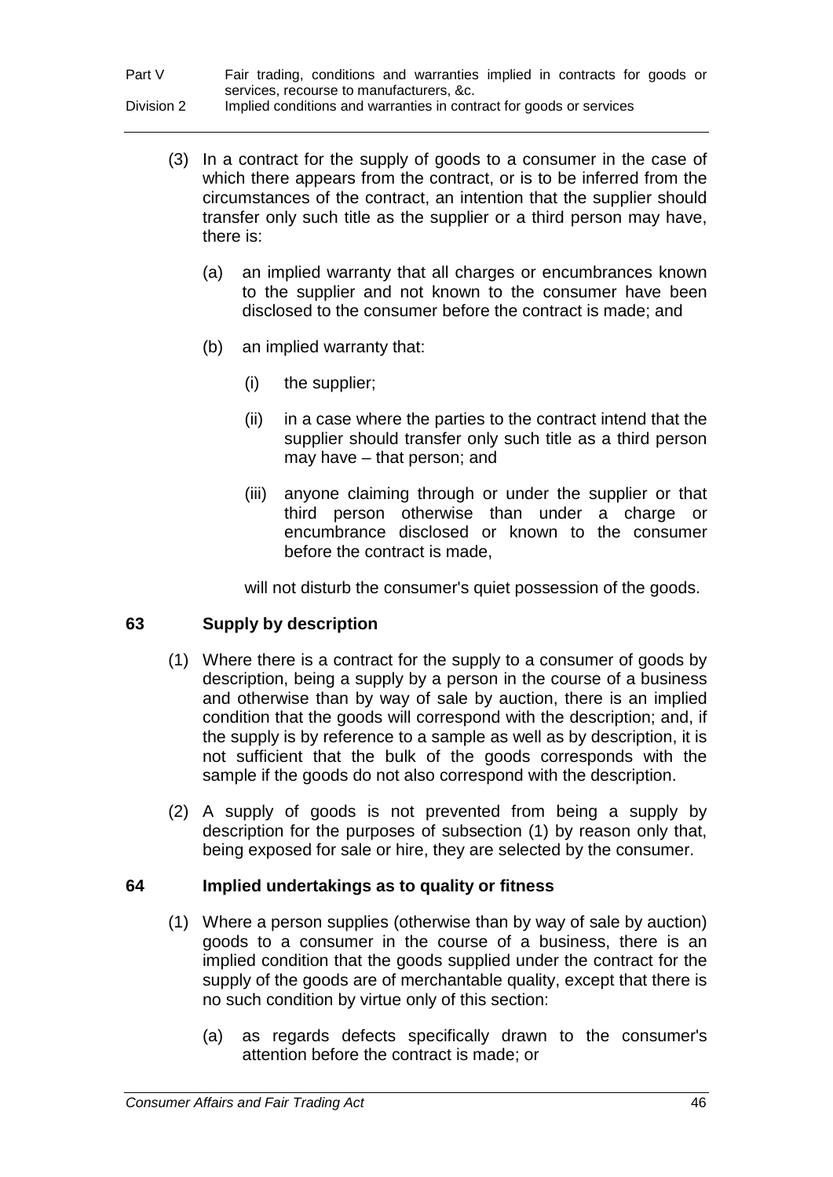(3) In a contract for the supply of goods to a consumer in the case of which there appears from the contract, or is to be inferred from the circumstances of the contract, an intention that the supplier should transfer only such title as the supplier or a third person may have, there is:

(a) an implied warranty that all charges or encumbrances known to the supplier and not known to the consumer have been disclosed to the consumer before the contract is made; and

(b) an implied warranty that:

(i) the supplier;

(ii) in a case where the parties to the contract intend that the supplier should transfer only such title as a third person may have – that person; and

(iii) anyone claiming through or under the supplier or that third person otherwise than under a charge or encumbrance disclosed or known to the consumer before the contract is made,

will not disturb the consumer's quiet possession of the goods.

## 63 Supply by description

(1) Where there is a contract for the supply to a consumer of goods by description, being a supply by a person in the course of a business and otherwise than by way of sale by auction, there is an implied condition that the goods will correspond with the description; and, if the supply is by reference to a sample as well as by description, it is not sufficient that the bulk of the goods corresponds with the sample if the goods do not also correspond with the description.

(2) A supply of goods is not prevented from being a supply by description for the purposes of subsection (1) by reason only that, being exposed for sale or hire, they are selected by the consumer.

## 64 Implied undertakings as to quality or fitness

(1) Where a person supplies (otherwise than by way of sale by auction) goods to a consumer in the course of a business, there is an implied condition that the goods supplied under the contract for the supply of the goods are of merchantable quality, except that there is no such condition by virtue only of this section:

(a) as regards defects specifically drawn to the consumer's attention before the contract is made; or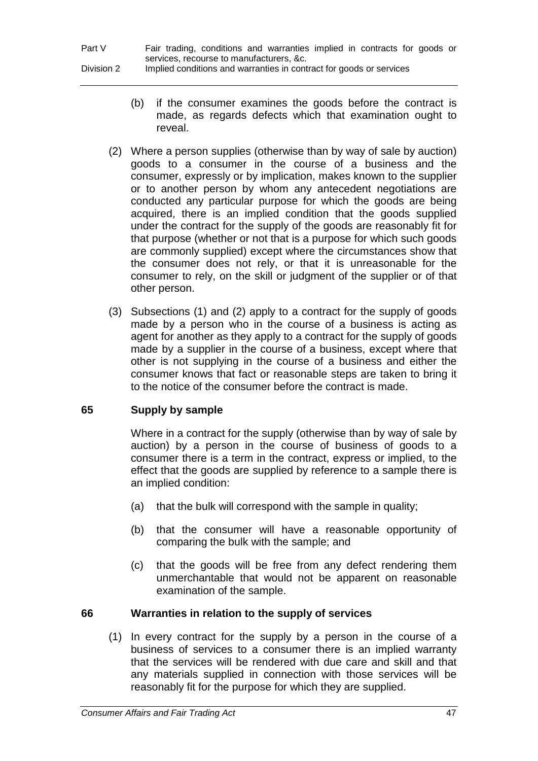(b) if the consumer examines the goods before the contract is made, as regards defects which that examination ought to reveal.

(2) Where a person supplies (otherwise than by way of sale by auction) goods to a consumer in the course of a business and the consumer, expressly or by implication, makes known to the supplier or to another person by whom any antecedent negotiations are conducted any particular purpose for which the goods are being acquired, there is an implied condition that the goods supplied under the contract for the supply of the goods are reasonably fit for that purpose (whether or not that is a purpose for which such goods are commonly supplied) except where the circumstances show that the consumer does not rely, or that it is unreasonable for the consumer to rely, on the skill or judgment of the supplier or of that other person.

(3) Subsections (1) and (2) apply to a contract for the supply of goods made by a person who in the course of a business is acting as agent for another as they apply to a contract for the supply of goods made by a supplier in the course of a business, except where that other is not supplying in the course of a business and either the consumer knows that fact or reasonable steps are taken to bring it to the notice of the consumer before the contract is made.

## 65 Supply by sample

Where in a contract for the supply (otherwise than by way of sale by auction) by a person in the course of business of goods to a consumer there is a term in the contract, express or implied, to the effect that the goods are supplied by reference to a sample there is an implied condition:

(a) that the bulk will correspond with the sample in quality;

(b) that the consumer will have a reasonable opportunity of comparing the bulk with the sample; and

(c) that the goods will be free from any defect rendering them unmerchantable that would not be apparent on reasonable examination of the sample.

## 66 Warranties in relation to the supply of services

(1) In every contract for the supply by a person in the course of a business of services to a consumer there is an implied warranty that the services will be rendered with due care and skill and that any materials supplied in connection with those services will be reasonably fit for the purpose for which they are supplied.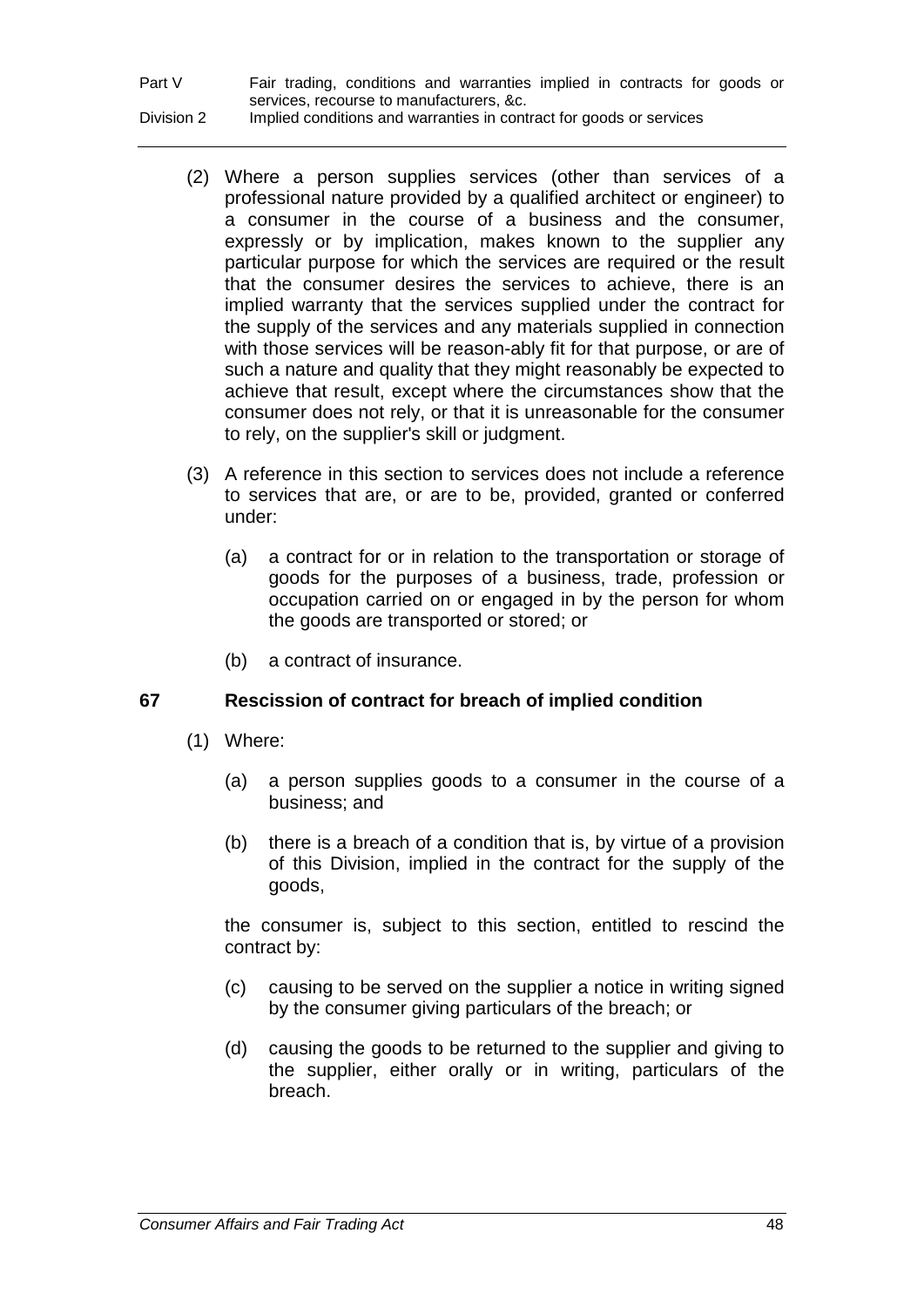(2) Where a person supplies services (other than services of a professional nature provided by a qualified architect or engineer) to a consumer in the course of a business and the consumer, expressly or by implication, makes known to the supplier any particular purpose for which the services are required or the result that the consumer desires the services to achieve, there is an implied warranty that the services supplied under the contract for the supply of the services and any materials supplied in connection with those services will be reason-ably fit for that purpose, or are of such a nature and quality that they might reasonably be expected to achieve that result, except where the circumstances show that the consumer does not rely, or that it is unreasonable for the consumer to rely, on the supplier's skill or judgment.

(3) A reference in this section to services does not include a reference to services that are, or are to be, provided, granted or conferred under:

(a) a contract for or in relation to the transportation or storage of goods for the purposes of a business, trade, profession or occupation carried on or engaged in by the person for whom the goods are transported or stored; or

(b) a contract of insurance.

### 67 Rescission of contract for breach of implied condition

(1) Where:

(a) a person supplies goods to a consumer in the course of a business; and

(b) there is a breach of a condition that is, by virtue of a provision of this Division, implied in the contract for the supply of the goods,

the consumer is, subject to this section, entitled to rescind the contract by:

(c) causing to be served on the supplier a notice in writing signed by the consumer giving particulars of the breach; or

(d) causing the goods to be returned to the supplier and giving to the supplier, either orally or in writing, particulars of the breach.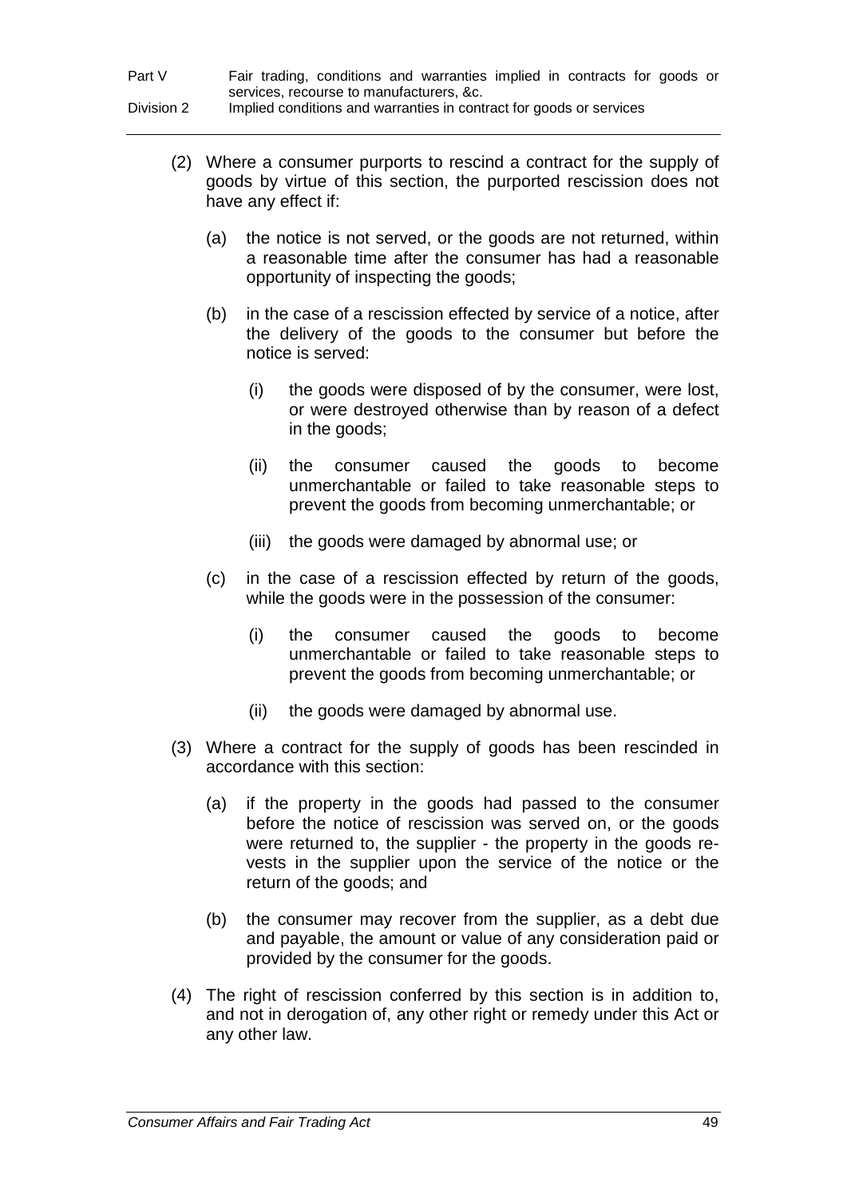(2) Where a consumer purports to rescind a contract for the supply of goods by virtue of this section, the purported rescission does not have any effect if:

   (a) the notice is not served, or the goods are not returned, within a reasonable time after the consumer has had a reasonable opportunity of inspecting the goods;

   (b) in the case of a rescission effected by service of a notice, after the delivery of the goods to the consumer but before the notice is served:

      (i) the goods were disposed of by the consumer, were lost, or were destroyed otherwise than by reason of a defect in the goods;

      (ii) the consumer caused the goods to become unmerchantable or failed to take reasonable steps to prevent the goods from becoming unmerchantable; or

      (iii) the goods were damaged by abnormal use; or

   (c) in the case of a rescission effected by return of the goods, while the goods were in the possession of the consumer:

      (i) the consumer caused the goods to become unmerchantable or failed to take reasonable steps to prevent the goods from becoming unmerchantable; or

      (ii) the goods were damaged by abnormal use.

(3) Where a contract for the supply of goods has been rescinded in accordance with this section:

   (a) if the property in the goods had passed to the consumer before the notice of rescission was served on, or the goods were returned to, the supplier - the property in the goods re-vests in the supplier upon the service of the notice or the return of the goods; and

   (b) the consumer may recover from the supplier, as a debt due and payable, the amount or value of any consideration paid or provided by the consumer for the goods.

(4) The right of rescission conferred by this section is in addition to, and not in derogation of, any other right or remedy under this Act or any other law.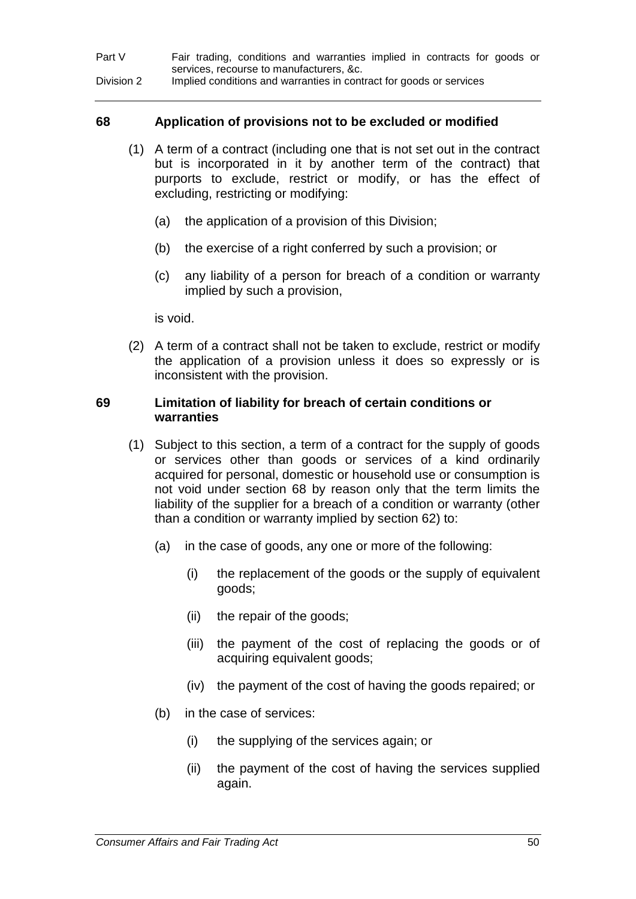## 68 Application of provisions not to be excluded or modified

(1) A term of a contract (including one that is not set out in the contract but is incorporated in it by another term of the contract) that purports to exclude, restrict or modify, or has the effect of excluding, restricting or modifying:

(a) the application of a provision of this Division;

(b) the exercise of a right conferred by such a provision; or

(c) any liability of a person for breach of a condition or warranty implied by such a provision,

is void.

(2) A term of a contract shall not be taken to exclude, restrict or modify the application of a provision unless it does so expressly or is inconsistent with the provision.

## 69 Limitation of liability for breach of certain conditions or warranties

(1) Subject to this section, a term of a contract for the supply of goods or services other than goods or services of a kind ordinarily acquired for personal, domestic or household use or consumption is not void under section 68 by reason only that the term limits the liability of the supplier for a breach of a condition or warranty (other than a condition or warranty implied by section 62) to:

(a) in the case of goods, any one or more of the following:

(i) the replacement of the goods or the supply of equivalent goods;

(ii) the repair of the goods;

(iii) the payment of the cost of replacing the goods or of acquiring equivalent goods;

(iv) the payment of the cost of having the goods repaired; or

(b) in the case of services:

(i) the supplying of the services again; or

(ii) the payment of the cost of having the services supplied again.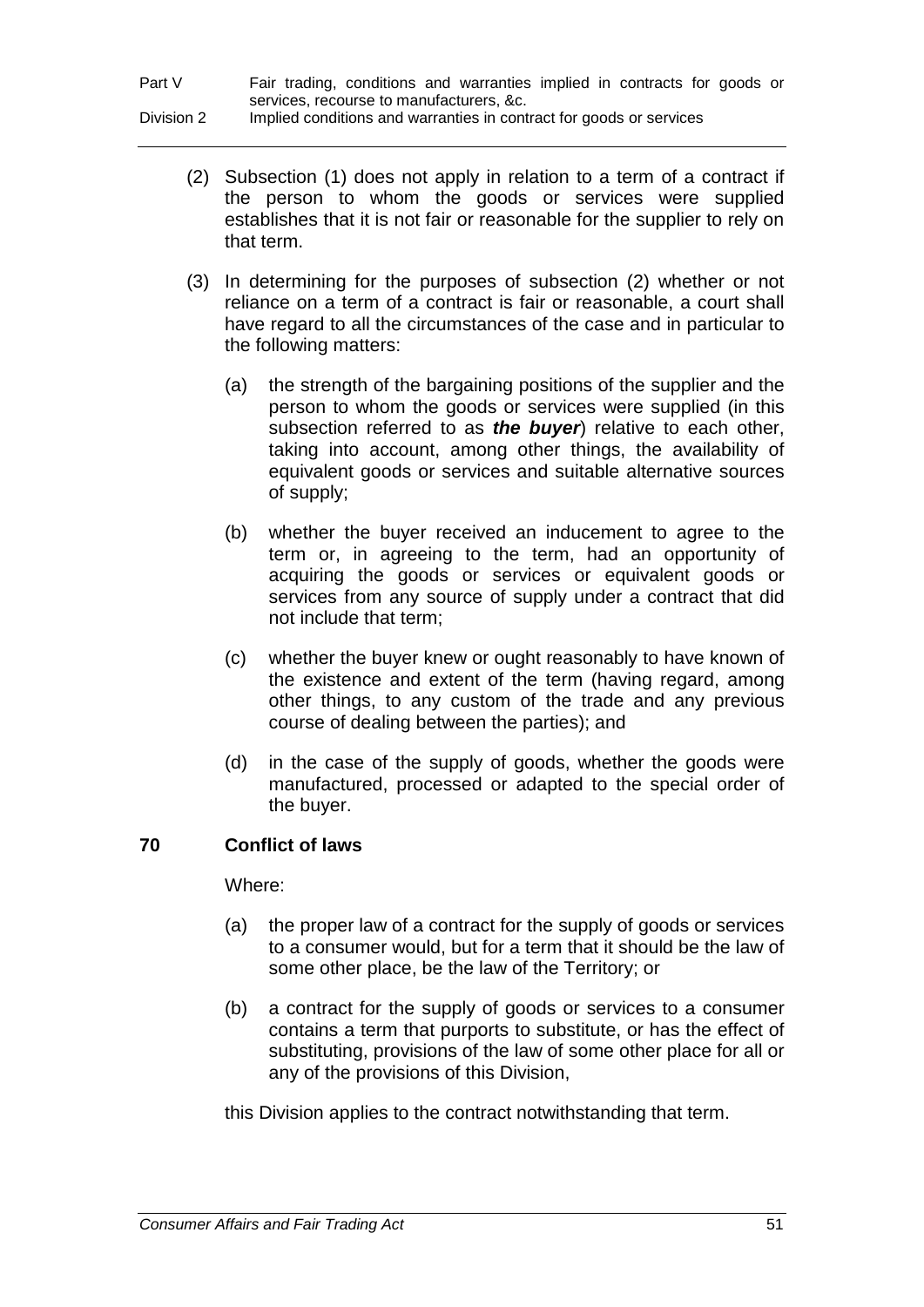(2) Subsection (1) does not apply in relation to a term of a contract if the person to whom the goods or services were supplied establishes that it is not fair or reasonable for the supplier to rely on that term.

(3) In determining for the purposes of subsection (2) whether or not reliance on a term of a contract is fair or reasonable, a court shall have regard to all the circumstances of the case and in particular to the following matters:

(a) the strength of the bargaining positions of the supplier and the person to whom the goods or services were supplied (in this subsection referred to as ***the buyer***) relative to each other, taking into account, among other things, the availability of equivalent goods or services and suitable alternative sources of supply;

(b) whether the buyer received an inducement to agree to the term or, in agreeing to the term, had an opportunity of acquiring the goods or services or equivalent goods or services from any source of supply under a contract that did not include that term;

(c) whether the buyer knew or ought reasonably to have known of the existence and extent of the term (having regard, among other things, to any custom of the trade and any previous course of dealing between the parties); and

(d) in the case of the supply of goods, whether the goods were manufactured, processed or adapted to the special order of the buyer.

## 70 Conflict of laws

Where:

(a) the proper law of a contract for the supply of goods or services to a consumer would, but for a term that it should be the law of some other place, be the law of the Territory; or

(b) a contract for the supply of goods or services to a consumer contains a term that purports to substitute, or has the effect of substituting, provisions of the law of some other place for all or any of the provisions of this Division,

this Division applies to the contract notwithstanding that term.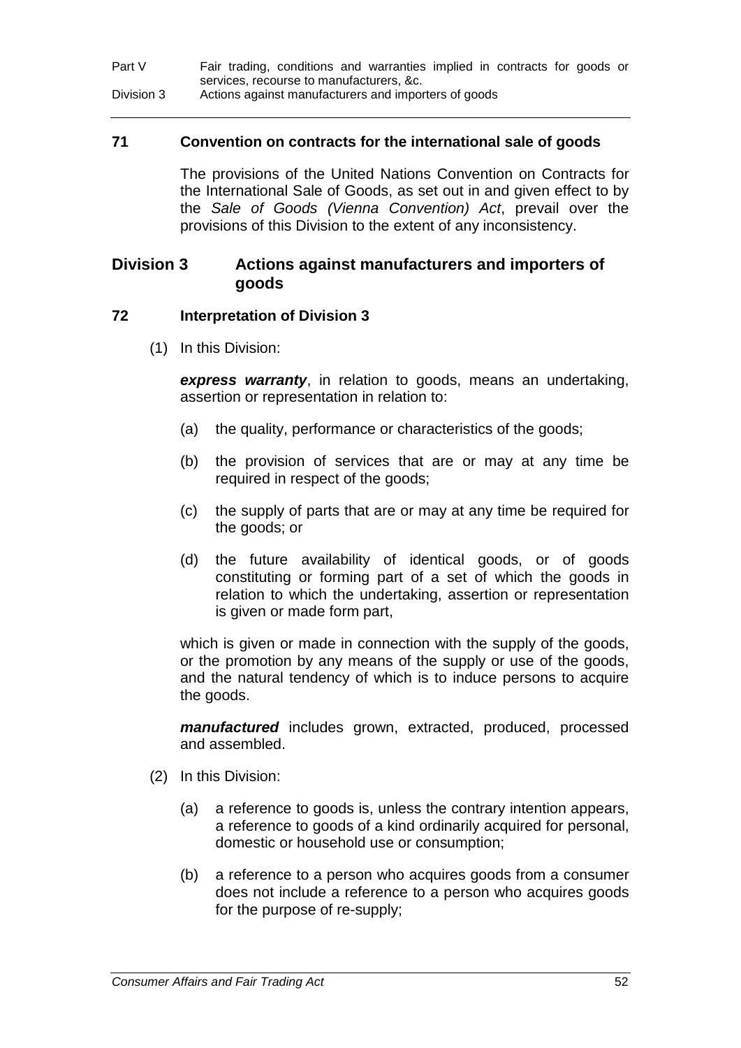## 71 Convention on contracts for the international sale of goods

The provisions of the United Nations Convention on Contracts for the International Sale of Goods, as set out in and given effect to by the *Sale of Goods (Vienna Convention) Act*, prevail over the provisions of this Division to the extent of any inconsistency.

# Division 3 Actions against manufacturers and importers of goods

## 72 Interpretation of Division 3

(1) In this Division:

***express warranty***, in relation to goods, means an undertaking, assertion or representation in relation to:

(a) the quality, performance or characteristics of the goods;

(b) the provision of services that are or may at any time be required in respect of the goods;

(c) the supply of parts that are or may at any time be required for the goods; or

(d) the future availability of identical goods, or of goods constituting or forming part of a set of which the goods in relation to which the undertaking, assertion or representation is given or made form part,

which is given or made in connection with the supply of the goods, or the promotion by any means of the supply or use of the goods, and the natural tendency of which is to induce persons to acquire the goods.

***manufactured*** includes grown, extracted, produced, processed and assembled.

(2) In this Division:

(a) a reference to goods is, unless the contrary intention appears, a reference to goods of a kind ordinarily acquired for personal, domestic or household use or consumption;

(b) a reference to a person who acquires goods from a consumer does not include a reference to a person who acquires goods for the purpose of re-supply;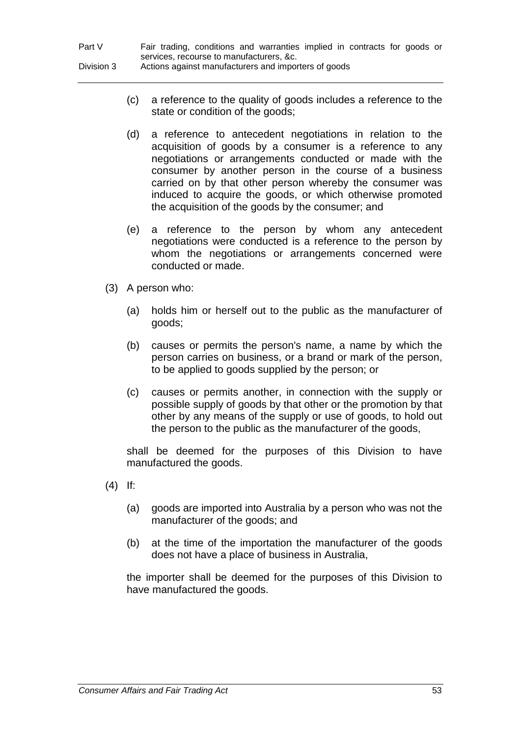(c) a reference to the quality of goods includes a reference to the state or condition of the goods;

(d) a reference to antecedent negotiations in relation to the acquisition of goods by a consumer is a reference to any negotiations or arrangements conducted or made with the consumer by another person in the course of a business carried on by that other person whereby the consumer was induced to acquire the goods, or which otherwise promoted the acquisition of the goods by the consumer; and

(e) a reference to the person by whom any antecedent negotiations were conducted is a reference to the person by whom the negotiations or arrangements concerned were conducted or made.

(3) A person who:

(a) holds him or herself out to the public as the manufacturer of goods;

(b) causes or permits the person's name, a name by which the person carries on business, or a brand or mark of the person, to be applied to goods supplied by the person; or

(c) causes or permits another, in connection with the supply or possible supply of goods by that other or the promotion by that other by any means of the supply or use of goods, to hold out the person to the public as the manufacturer of the goods,

shall be deemed for the purposes of this Division to have manufactured the goods.

(4) If:

(a) goods are imported into Australia by a person who was not the manufacturer of the goods; and

(b) at the time of the importation the manufacturer of the goods does not have a place of business in Australia,

the importer shall be deemed for the purposes of this Division to have manufactured the goods.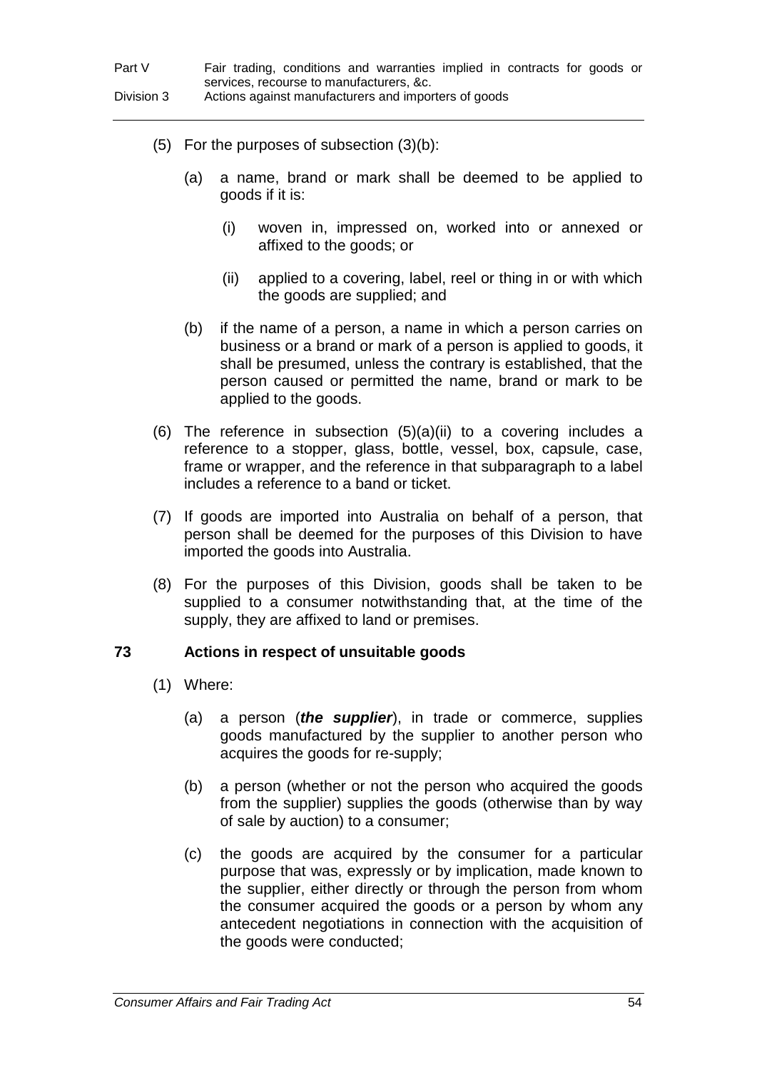(5) For the purposes of subsection (3)(b):

(a) a name, brand or mark shall be deemed to be applied to goods if it is:

(i) woven in, impressed on, worked into or annexed or affixed to the goods; or

(ii) applied to a covering, label, reel or thing in or with which the goods are supplied; and

(b) if the name of a person, a name in which a person carries on business or a brand or mark of a person is applied to goods, it shall be presumed, unless the contrary is established, that the person caused or permitted the name, brand or mark to be applied to the goods.

(6) The reference in subsection (5)(a)(ii) to a covering includes a reference to a stopper, glass, bottle, vessel, box, capsule, case, frame or wrapper, and the reference in that subparagraph to a label includes a reference to a band or ticket.

(7) If goods are imported into Australia on behalf of a person, that person shall be deemed for the purposes of this Division to have imported the goods into Australia.

(8) For the purposes of this Division, goods shall be taken to be supplied to a consumer notwithstanding that, at the time of the supply, they are affixed to land or premises.

### 73 Actions in respect of unsuitable goods

(1) Where:

(a) a person (***the supplier***), in trade or commerce, supplies goods manufactured by the supplier to another person who acquires the goods for re-supply;

(b) a person (whether or not the person who acquired the goods from the supplier) supplies the goods (otherwise than by way of sale by auction) to a consumer;

(c) the goods are acquired by the consumer for a particular purpose that was, expressly or by implication, made known to the supplier, either directly or through the person from whom the consumer acquired the goods or a person by whom any antecedent negotiations in connection with the acquisition of the goods were conducted;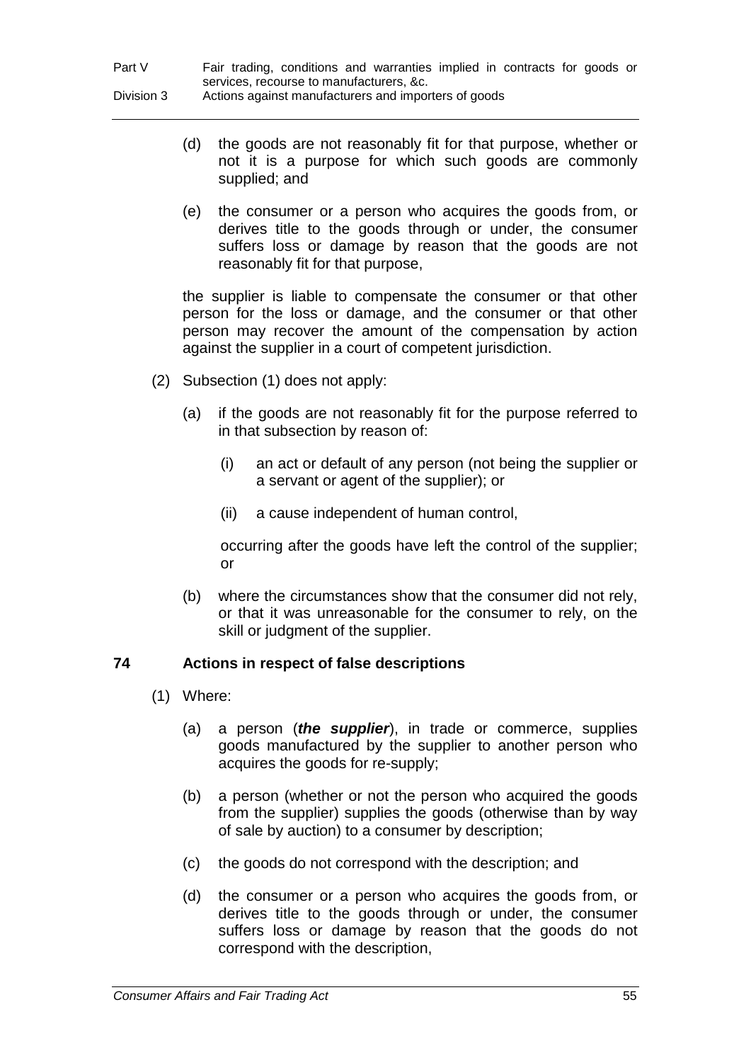(d) the goods are not reasonably fit for that purpose, whether or not it is a purpose for which such goods are commonly supplied; and

(e) the consumer or a person who acquires the goods from, or derives title to the goods through or under, the consumer suffers loss or damage by reason that the goods are not reasonably fit for that purpose,

the supplier is liable to compensate the consumer or that other person for the loss or damage, and the consumer or that other person may recover the amount of the compensation by action against the supplier in a court of competent jurisdiction.

(2) Subsection (1) does not apply:

(a) if the goods are not reasonably fit for the purpose referred to in that subsection by reason of:

(i) an act or default of any person (not being the supplier or a servant or agent of the supplier); or

(ii) a cause independent of human control,

occurring after the goods have left the control of the supplier; or

(b) where the circumstances show that the consumer did not rely, or that it was unreasonable for the consumer to rely, on the skill or judgment of the supplier.

## 74 Actions in respect of false descriptions

(1) Where:

(a) a person (***the supplier***), in trade or commerce, supplies goods manufactured by the supplier to another person who acquires the goods for re-supply;

(b) a person (whether or not the person who acquired the goods from the supplier) supplies the goods (otherwise than by way of sale by auction) to a consumer by description;

(c) the goods do not correspond with the description; and

(d) the consumer or a person who acquires the goods from, or derives title to the goods through or under, the consumer suffers loss or damage by reason that the goods do not correspond with the description,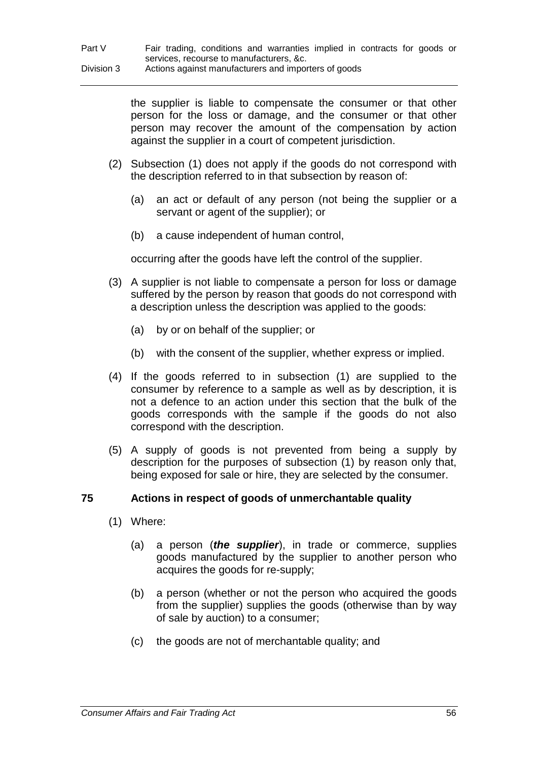the supplier is liable to compensate the consumer or that other person for the loss or damage, and the consumer or that other person may recover the amount of the compensation by action against the supplier in a court of competent jurisdiction.

(2) Subsection (1) does not apply if the goods do not correspond with the description referred to in that subsection by reason of:

(a) an act or default of any person (not being the supplier or a servant or agent of the supplier); or

(b) a cause independent of human control,

occurring after the goods have left the control of the supplier.

(3) A supplier is not liable to compensate a person for loss or damage suffered by the person by reason that goods do not correspond with a description unless the description was applied to the goods:

(a) by or on behalf of the supplier; or

(b) with the consent of the supplier, whether express or implied.

(4) If the goods referred to in subsection (1) are supplied to the consumer by reference to a sample as well as by description, it is not a defence to an action under this section that the bulk of the goods corresponds with the sample if the goods do not also correspond with the description.

(5) A supply of goods is not prevented from being a supply by description for the purposes of subsection (1) by reason only that, being exposed for sale or hire, they are selected by the consumer.

## 75 Actions in respect of goods of unmerchantable quality

(1) Where:

(a) a person (***the supplier***), in trade or commerce, supplies goods manufactured by the supplier to another person who acquires the goods for re-supply;

(b) a person (whether or not the person who acquired the goods from the supplier) supplies the goods (otherwise than by way of sale by auction) to a consumer;

(c) the goods are not of merchantable quality; and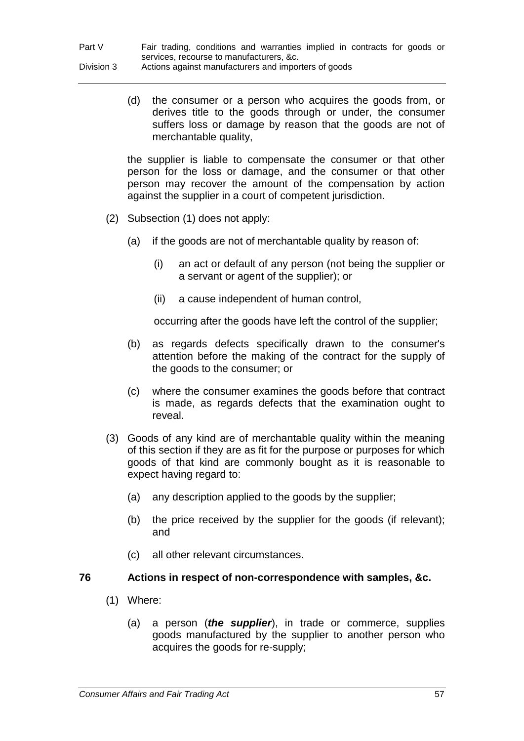(d) the consumer or a person who acquires the goods from, or derives title to the goods through or under, the consumer suffers loss or damage by reason that the goods are not of merchantable quality,

the supplier is liable to compensate the consumer or that other person for the loss or damage, and the consumer or that other person may recover the amount of the compensation by action against the supplier in a court of competent jurisdiction.

(2) Subsection (1) does not apply:

(a) if the goods are not of merchantable quality by reason of:

(i) an act or default of any person (not being the supplier or a servant or agent of the supplier); or

(ii) a cause independent of human control,

occurring after the goods have left the control of the supplier;

(b) as regards defects specifically drawn to the consumer's attention before the making of the contract for the supply of the goods to the consumer; or

(c) where the consumer examines the goods before that contract is made, as regards defects that the examination ought to reveal.

(3) Goods of any kind are of merchantable quality within the meaning of this section if they are as fit for the purpose or purposes for which goods of that kind are commonly bought as it is reasonable to expect having regard to:

(a) any description applied to the goods by the supplier;

(b) the price received by the supplier for the goods (if relevant); and

(c) all other relevant circumstances.

### 76 Actions in respect of non-correspondence with samples, &c.

(1) Where:

(a) a person (***the supplier***), in trade or commerce, supplies goods manufactured by the supplier to another person who acquires the goods for re-supply;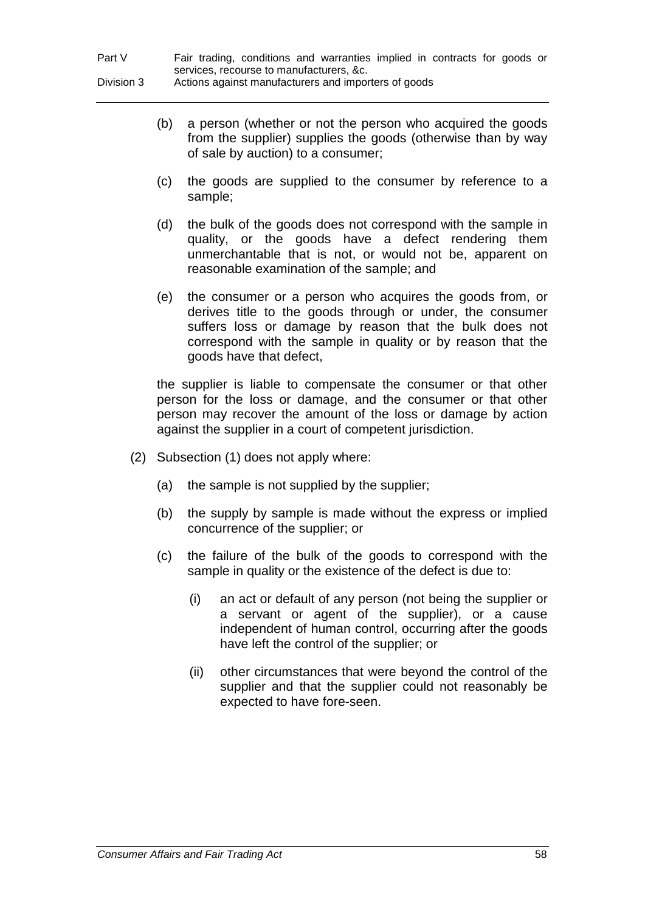(b) a person (whether or not the person who acquired the goods from the supplier) supplies the goods (otherwise than by way of sale by auction) to a consumer;

(c) the goods are supplied to the consumer by reference to a sample;

(d) the bulk of the goods does not correspond with the sample in quality, or the goods have a defect rendering them unmerchantable that is not, or would not be, apparent on reasonable examination of the sample; and

(e) the consumer or a person who acquires the goods from, or derives title to the goods through or under, the consumer suffers loss or damage by reason that the bulk does not correspond with the sample in quality or by reason that the goods have that defect,

the supplier is liable to compensate the consumer or that other person for the loss or damage, and the consumer or that other person may recover the amount of the loss or damage by action against the supplier in a court of competent jurisdiction.

(2) Subsection (1) does not apply where:

(a) the sample is not supplied by the supplier;

(b) the supply by sample is made without the express or implied concurrence of the supplier; or

(c) the failure of the bulk of the goods to correspond with the sample in quality or the existence of the defect is due to:

(i) an act or default of any person (not being the supplier or a servant or agent of the supplier), or a cause independent of human control, occurring after the goods have left the control of the supplier; or

(ii) other circumstances that were beyond the control of the supplier and that the supplier could not reasonably be expected to have fore-seen.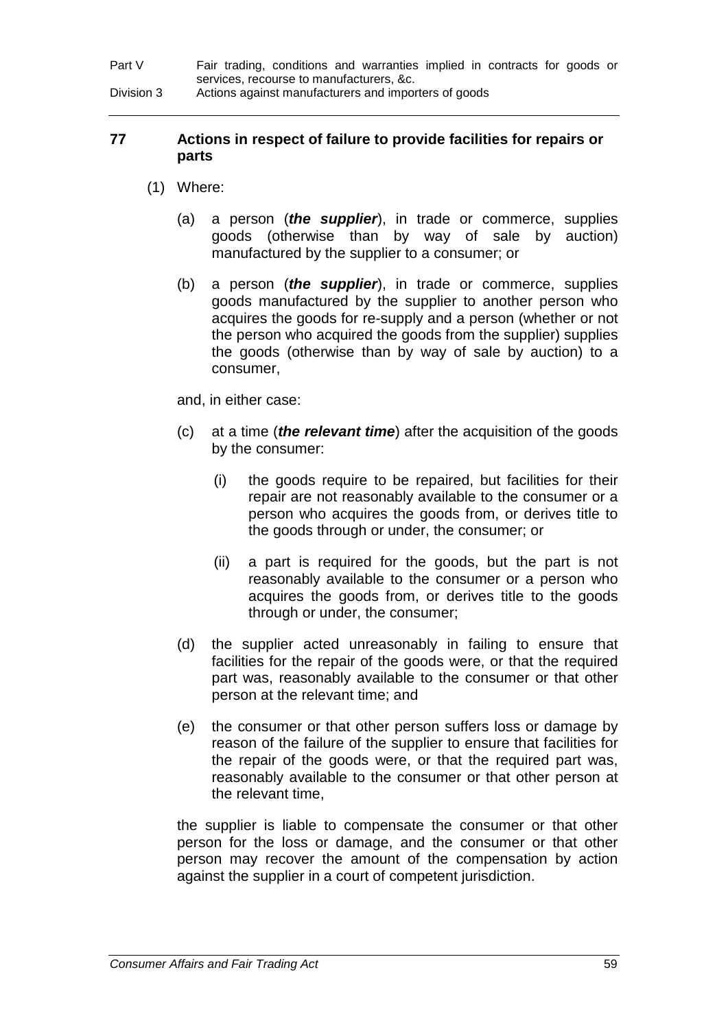### 77 Actions in respect of failure to provide facilities for repairs or parts

(1) Where:

(a) a person (***the supplier***), in trade or commerce, supplies goods (otherwise than by way of sale by auction) manufactured by the supplier to a consumer; or

(b) a person (***the supplier***), in trade or commerce, supplies goods manufactured by the supplier to another person who acquires the goods for re-supply and a person (whether or not the person who acquired the goods from the supplier) supplies the goods (otherwise than by way of sale by auction) to a consumer,

and, in either case:

(c) at a time (***the relevant time***) after the acquisition of the goods by the consumer:

(i) the goods require to be repaired, but facilities for their repair are not reasonably available to the consumer or a person who acquires the goods from, or derives title to the goods through or under, the consumer; or

(ii) a part is required for the goods, but the part is not reasonably available to the consumer or a person who acquires the goods from, or derives title to the goods through or under, the consumer;

(d) the supplier acted unreasonably in failing to ensure that facilities for the repair of the goods were, or that the required part was, reasonably available to the consumer or that other person at the relevant time; and

(e) the consumer or that other person suffers loss or damage by reason of the failure of the supplier to ensure that facilities for the repair of the goods were, or that the required part was, reasonably available to the consumer or that other person at the relevant time,

the supplier is liable to compensate the consumer or that other person for the loss or damage, and the consumer or that other person may recover the amount of the compensation by action against the supplier in a court of competent jurisdiction.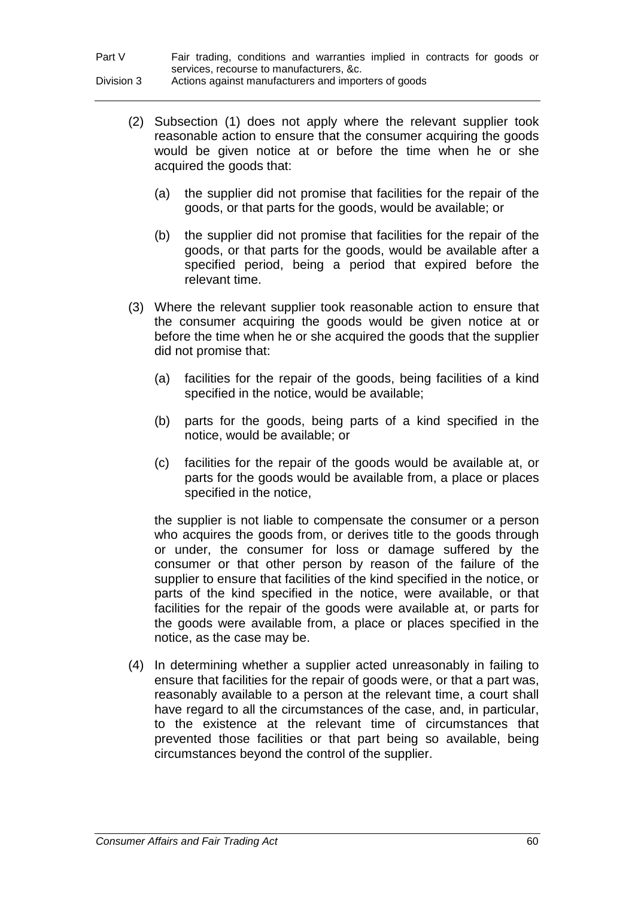(2) Subsection (1) does not apply where the relevant supplier took reasonable action to ensure that the consumer acquiring the goods would be given notice at or before the time when he or she acquired the goods that:

(a) the supplier did not promise that facilities for the repair of the goods, or that parts for the goods, would be available; or

(b) the supplier did not promise that facilities for the repair of the goods, or that parts for the goods, would be available after a specified period, being a period that expired before the relevant time.

(3) Where the relevant supplier took reasonable action to ensure that the consumer acquiring the goods would be given notice at or before the time when he or she acquired the goods that the supplier did not promise that:

(a) facilities for the repair of the goods, being facilities of a kind specified in the notice, would be available;

(b) parts for the goods, being parts of a kind specified in the notice, would be available; or

(c) facilities for the repair of the goods would be available at, or parts for the goods would be available from, a place or places specified in the notice,

the supplier is not liable to compensate the consumer or a person who acquires the goods from, or derives title to the goods through or under, the consumer for loss or damage suffered by the consumer or that other person by reason of the failure of the supplier to ensure that facilities of the kind specified in the notice, or parts of the kind specified in the notice, were available, or that facilities for the repair of the goods were available at, or parts for the goods were available from, a place or places specified in the notice, as the case may be.

(4) In determining whether a supplier acted unreasonably in failing to ensure that facilities for the repair of goods were, or that a part was, reasonably available to a person at the relevant time, a court shall have regard to all the circumstances of the case, and, in particular, to the existence at the relevant time of circumstances that prevented those facilities or that part being so available, being circumstances beyond the control of the supplier.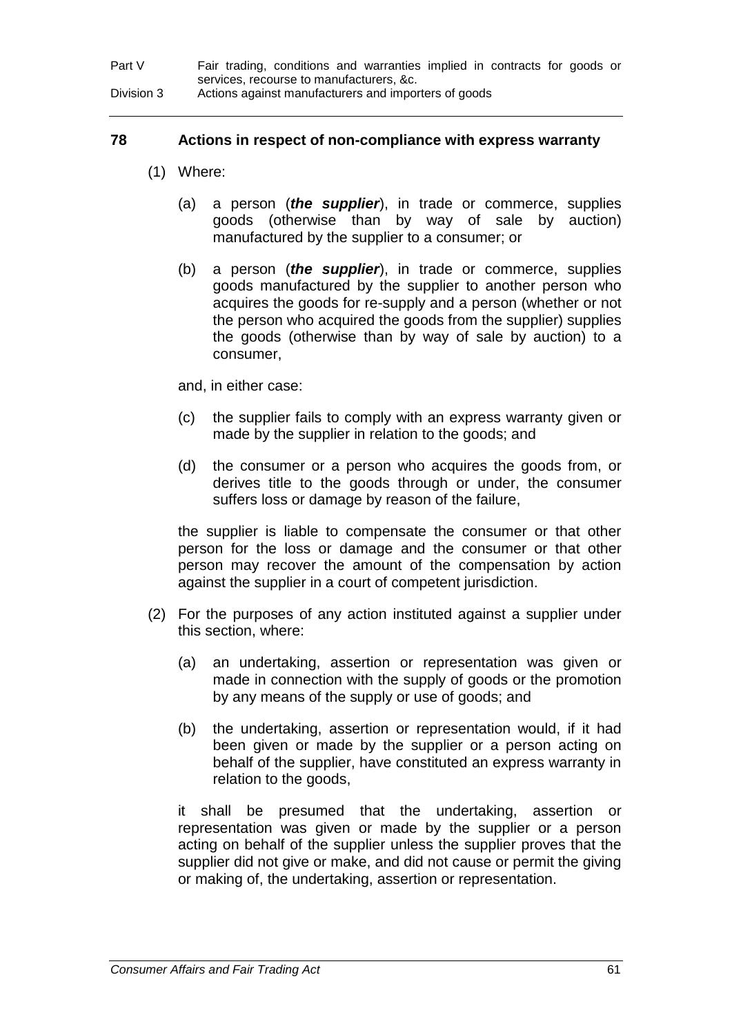## 78 Actions in respect of non-compliance with express warranty

(1) Where:

(a) a person (***the supplier***), in trade or commerce, supplies goods (otherwise than by way of sale by auction) manufactured by the supplier to a consumer; or

(b) a person (***the supplier***), in trade or commerce, supplies goods manufactured by the supplier to another person who acquires the goods for re-supply and a person (whether or not the person who acquired the goods from the supplier) supplies the goods (otherwise than by way of sale by auction) to a consumer,

and, in either case:

(c) the supplier fails to comply with an express warranty given or made by the supplier in relation to the goods; and

(d) the consumer or a person who acquires the goods from, or derives title to the goods through or under, the consumer suffers loss or damage by reason of the failure,

the supplier is liable to compensate the consumer or that other person for the loss or damage and the consumer or that other person may recover the amount of the compensation by action against the supplier in a court of competent jurisdiction.

(2) For the purposes of any action instituted against a supplier under this section, where:

(a) an undertaking, assertion or representation was given or made in connection with the supply of goods or the promotion by any means of the supply or use of goods; and

(b) the undertaking, assertion or representation would, if it had been given or made by the supplier or a person acting on behalf of the supplier, have constituted an express warranty in relation to the goods,

it shall be presumed that the undertaking, assertion or representation was given or made by the supplier or a person acting on behalf of the supplier unless the supplier proves that the supplier did not give or make, and did not cause or permit the giving or making of, the undertaking, assertion or representation.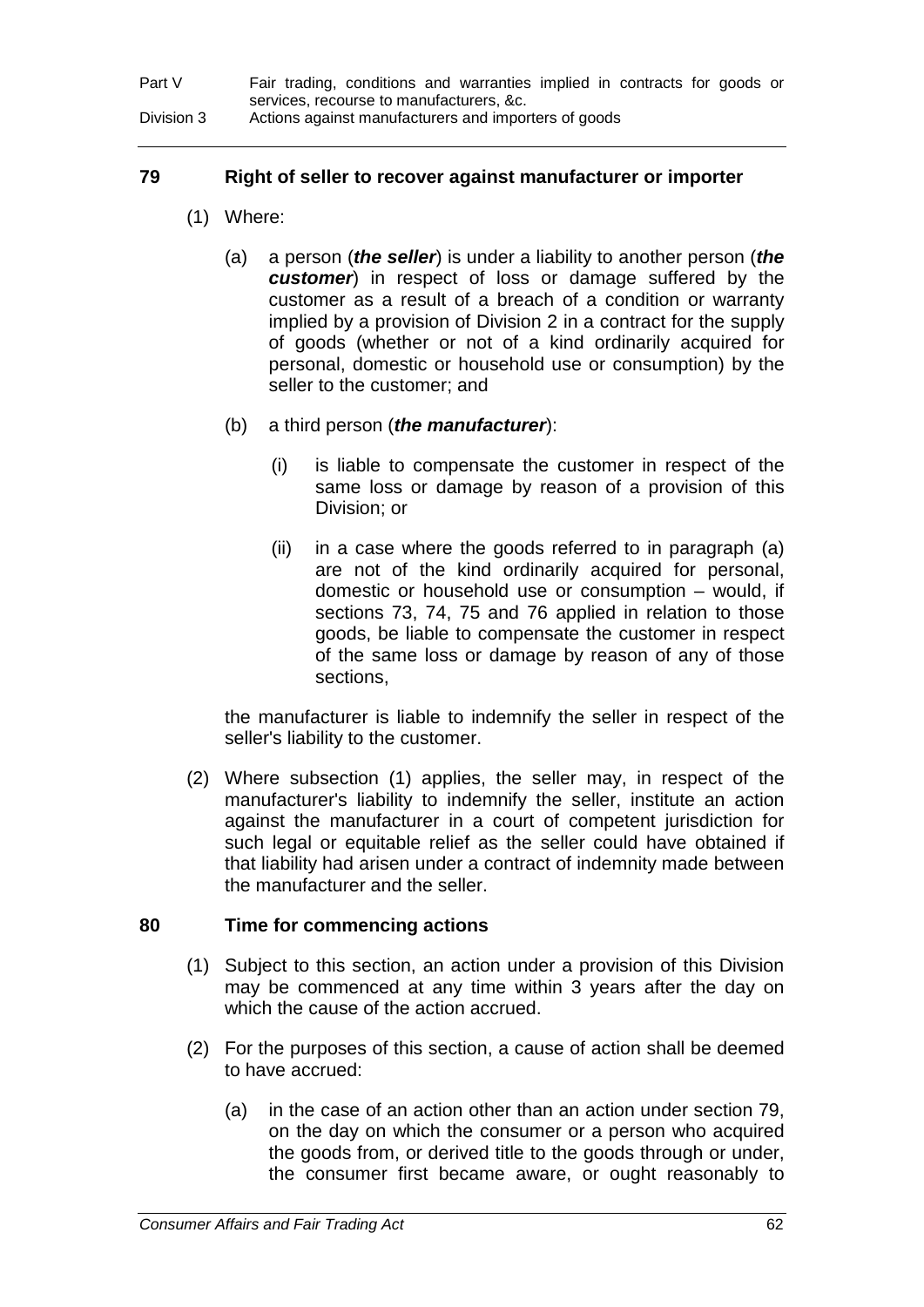## 79 Right of seller to recover against manufacturer or importer

(1) Where:

(a) a person (***the seller***) is under a liability to another person (***the customer***) in respect of loss or damage suffered by the customer as a result of a breach of a condition or warranty implied by a provision of Division 2 in a contract for the supply of goods (whether or not of a kind ordinarily acquired for personal, domestic or household use or consumption) by the seller to the customer; and

(b) a third person (***the manufacturer***):

(i) is liable to compensate the customer in respect of the same loss or damage by reason of a provision of this Division; or

(ii) in a case where the goods referred to in paragraph (a) are not of the kind ordinarily acquired for personal, domestic or household use or consumption – would, if sections 73, 74, 75 and 76 applied in relation to those goods, be liable to compensate the customer in respect of the same loss or damage by reason of any of those sections,

the manufacturer is liable to indemnify the seller in respect of the seller's liability to the customer.

(2) Where subsection (1) applies, the seller may, in respect of the manufacturer's liability to indemnify the seller, institute an action against the manufacturer in a court of competent jurisdiction for such legal or equitable relief as the seller could have obtained if that liability had arisen under a contract of indemnity made between the manufacturer and the seller.

## 80 Time for commencing actions

(1) Subject to this section, an action under a provision of this Division may be commenced at any time within 3 years after the day on which the cause of the action accrued.

(2) For the purposes of this section, a cause of action shall be deemed to have accrued:

(a) in the case of an action other than an action under section 79, on the day on which the consumer or a person who acquired the goods from, or derived title to the goods through or under, the consumer first became aware, or ought reasonably to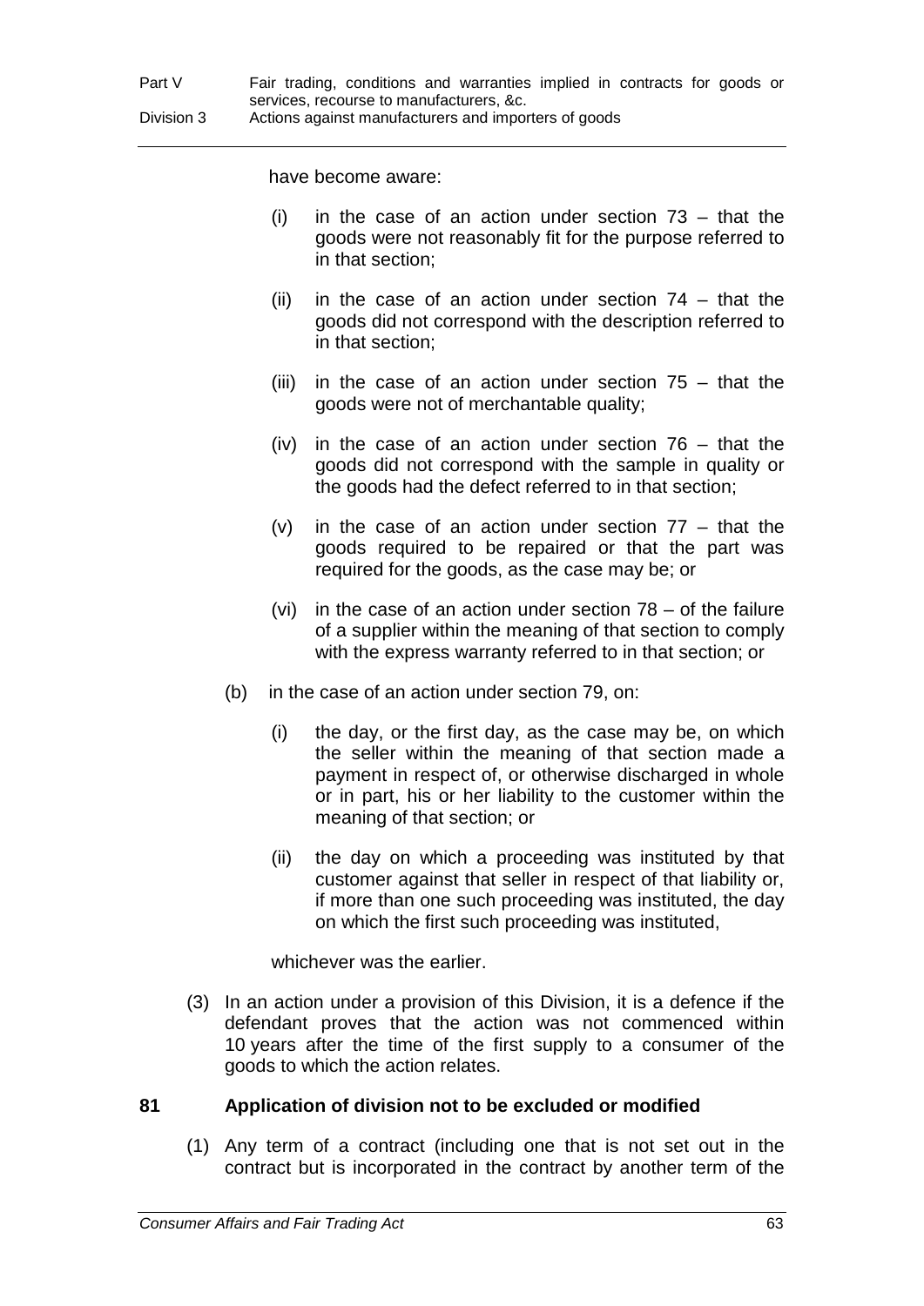have become aware:

- (i) in the case of an action under section 73 – that the goods were not reasonably fit for the purpose referred to in that section;
- (ii) in the case of an action under section 74 – that the goods did not correspond with the description referred to in that section;
- (iii) in the case of an action under section 75 – that the goods were not of merchantable quality;
- (iv) in the case of an action under section 76 – that the goods did not correspond with the sample in quality or the goods had the defect referred to in that section;
- (v) in the case of an action under section 77 – that the goods required to be repaired or that the part was required for the goods, as the case may be; or
- (vi) in the case of an action under section 78 – of the failure of a supplier within the meaning of that section to comply with the express warranty referred to in that section; or

(b) in the case of an action under section 79, on:

- (i) the day, or the first day, as the case may be, on which the seller within the meaning of that section made a payment in respect of, or otherwise discharged in whole or in part, his or her liability to the customer within the meaning of that section; or
- (ii) the day on which a proceeding was instituted by that customer against that seller in respect of that liability or, if more than one such proceeding was instituted, the day on which the first such proceeding was instituted,

whichever was the earlier.

(3) In an action under a provision of this Division, it is a defence if the defendant proves that the action was not commenced within 10 years after the time of the first supply to a consumer of the goods to which the action relates.

## 81 Application of division not to be excluded or modified

(1) Any term of a contract (including one that is not set out in the contract but is incorporated in the contract by another term of the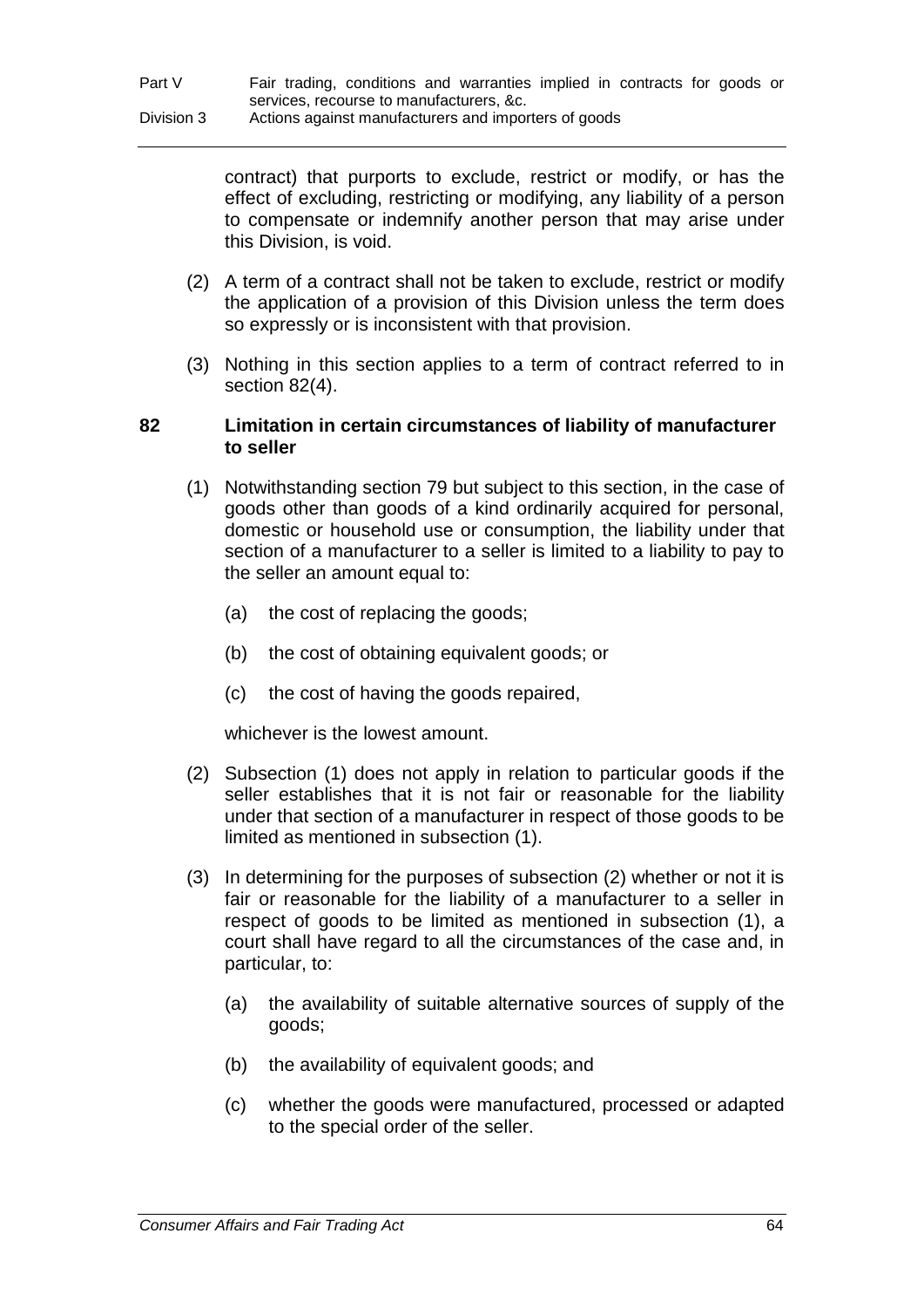contract) that purports to exclude, restrict or modify, or has the effect of excluding, restricting or modifying, any liability of a person to compensate or indemnify another person that may arise under this Division, is void.

(2) A term of a contract shall not be taken to exclude, restrict or modify the application of a provision of this Division unless the term does so expressly or is inconsistent with that provision.

(3) Nothing in this section applies to a term of contract referred to in section 82(4).

### 82 Limitation in certain circumstances of liability of manufacturer to seller

(1) Notwithstanding section 79 but subject to this section, in the case of goods other than goods of a kind ordinarily acquired for personal, domestic or household use or consumption, the liability under that section of a manufacturer to a seller is limited to a liability to pay to the seller an amount equal to:

(a) the cost of replacing the goods;

(b) the cost of obtaining equivalent goods; or

(c) the cost of having the goods repaired,

whichever is the lowest amount.

(2) Subsection (1) does not apply in relation to particular goods if the seller establishes that it is not fair or reasonable for the liability under that section of a manufacturer in respect of those goods to be limited as mentioned in subsection (1).

(3) In determining for the purposes of subsection (2) whether or not it is fair or reasonable for the liability of a manufacturer to a seller in respect of goods to be limited as mentioned in subsection (1), a court shall have regard to all the circumstances of the case and, in particular, to:

(a) the availability of suitable alternative sources of supply of the goods;

(b) the availability of equivalent goods; and

(c) whether the goods were manufactured, processed or adapted to the special order of the seller.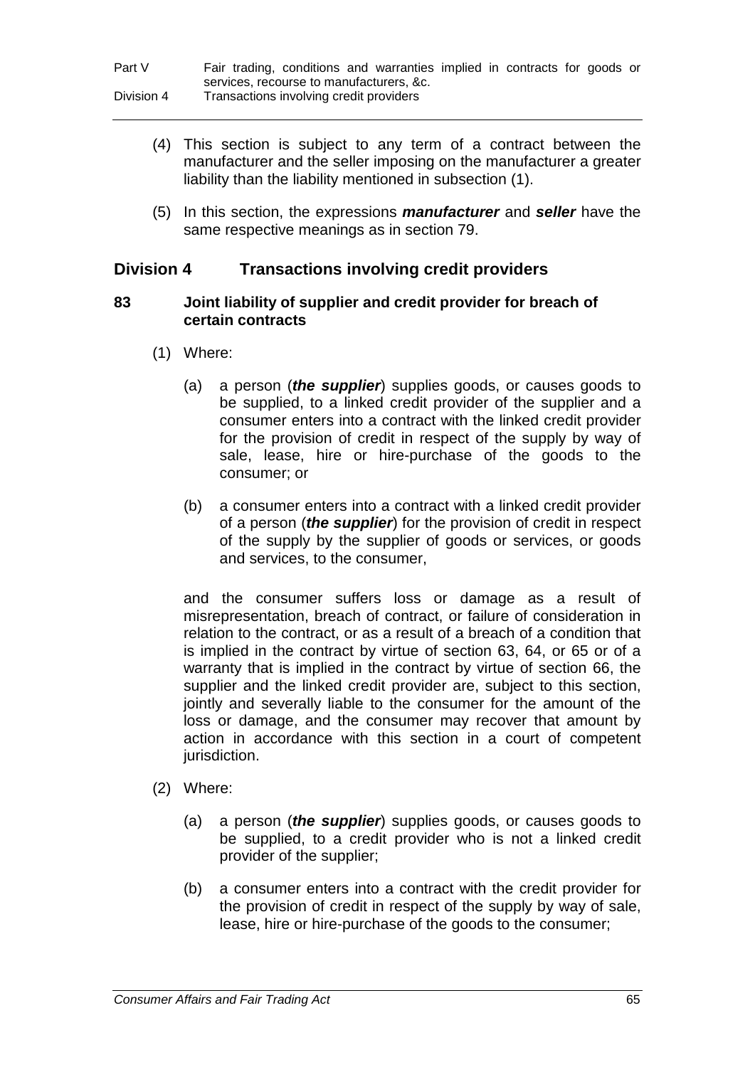(4) This section is subject to any term of a contract between the manufacturer and the seller imposing on the manufacturer a greater liability than the liability mentioned in subsection (1).

(5) In this section, the expressions ***manufacturer*** and ***seller*** have the same respective meanings as in section 79.

## Division 4 Transactions involving credit providers

### 83 Joint liability of supplier and credit provider for breach of certain contracts

(1) Where:

(a) a person (***the supplier***) supplies goods, or causes goods to be supplied, to a linked credit provider of the supplier and a consumer enters into a contract with the linked credit provider for the provision of credit in respect of the supply by way of sale, lease, hire or hire-purchase of the goods to the consumer; or

(b) a consumer enters into a contract with a linked credit provider of a person (***the supplier***) for the provision of credit in respect of the supply by the supplier of goods or services, or goods and services, to the consumer,

and the consumer suffers loss or damage as a result of misrepresentation, breach of contract, or failure of consideration in relation to the contract, or as a result of a breach of a condition that is implied in the contract by virtue of section 63, 64, or 65 or of a warranty that is implied in the contract by virtue of section 66, the supplier and the linked credit provider are, subject to this section, jointly and severally liable to the consumer for the amount of the loss or damage, and the consumer may recover that amount by action in accordance with this section in a court of competent jurisdiction.

(2) Where:

(a) a person (***the supplier***) supplies goods, or causes goods to be supplied, to a credit provider who is not a linked credit provider of the supplier;

(b) a consumer enters into a contract with the credit provider for the provision of credit in respect of the supply by way of sale, lease, hire or hire-purchase of the goods to the consumer;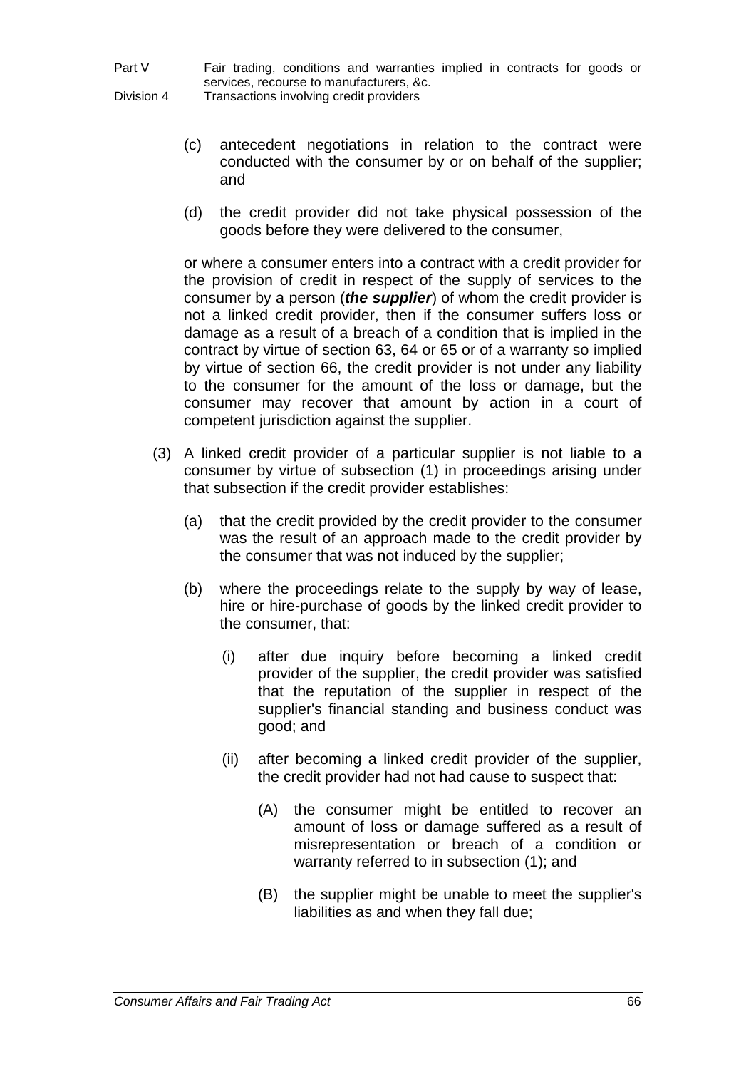(c) antecedent negotiations in relation to the contract were conducted with the consumer by or on behalf of the supplier; and

(d) the credit provider did not take physical possession of the goods before they were delivered to the consumer,

or where a consumer enters into a contract with a credit provider for the provision of credit in respect of the supply of services to the consumer by a person (***the supplier***) of whom the credit provider is not a linked credit provider, then if the consumer suffers loss or damage as a result of a breach of a condition that is implied in the contract by virtue of section 63, 64 or 65 or of a warranty so implied by virtue of section 66, the credit provider is not under any liability to the consumer for the amount of the loss or damage, but the consumer may recover that amount by action in a court of competent jurisdiction against the supplier.

(3) A linked credit provider of a particular supplier is not liable to a consumer by virtue of subsection (1) in proceedings arising under that subsection if the credit provider establishes:

(a) that the credit provided by the credit provider to the consumer was the result of an approach made to the credit provider by the consumer that was not induced by the supplier;

(b) where the proceedings relate to the supply by way of lease, hire or hire-purchase of goods by the linked credit provider to the consumer, that:

(i) after due inquiry before becoming a linked credit provider of the supplier, the credit provider was satisfied that the reputation of the supplier in respect of the supplier's financial standing and business conduct was good; and

(ii) after becoming a linked credit provider of the supplier, the credit provider had not had cause to suspect that:

(A) the consumer might be entitled to recover an amount of loss or damage suffered as a result of misrepresentation or breach of a condition or warranty referred to in subsection (1); and

(B) the supplier might be unable to meet the supplier's liabilities as and when they fall due;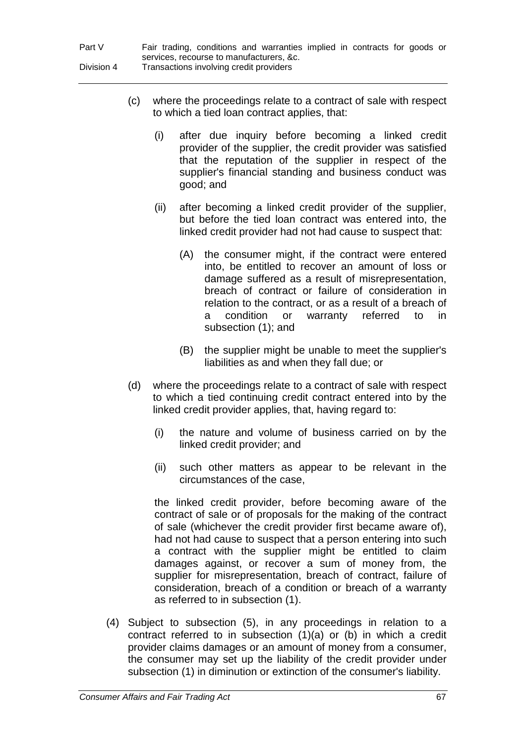(c) where the proceedings relate to a contract of sale with respect to which a tied loan contract applies, that:

  (i) after due inquiry before becoming a linked credit provider of the supplier, the credit provider was satisfied that the reputation of the supplier in respect of the supplier's financial standing and business conduct was good; and

  (ii) after becoming a linked credit provider of the supplier, but before the tied loan contract was entered into, the linked credit provider had not had cause to suspect that:

    (A) the consumer might, if the contract were entered into, be entitled to recover an amount of loss or damage suffered as a result of misrepresentation, breach of contract or failure of consideration in relation to the contract, or as a result of a breach of a condition or warranty referred to in subsection (1); and

    (B) the supplier might be unable to meet the supplier's liabilities as and when they fall due; or

(d) where the proceedings relate to a contract of sale with respect to which a tied continuing credit contract entered into by the linked credit provider applies, that, having regard to:

  (i) the nature and volume of business carried on by the linked credit provider; and

  (ii) such other matters as appear to be relevant in the circumstances of the case,

  the linked credit provider, before becoming aware of the contract of sale or of proposals for the making of the contract of sale (whichever the credit provider first became aware of), had not had cause to suspect that a person entering into such a contract with the supplier might be entitled to claim damages against, or recover a sum of money from, the supplier for misrepresentation, breach of contract, failure of consideration, breach of a condition or breach of a warranty as referred to in subsection (1).

(4) Subject to subsection (5), in any proceedings in relation to a contract referred to in subsection (1)(a) or (b) in which a credit provider claims damages or an amount of money from a consumer, the consumer may set up the liability of the credit provider under subsection (1) in diminution or extinction of the consumer's liability.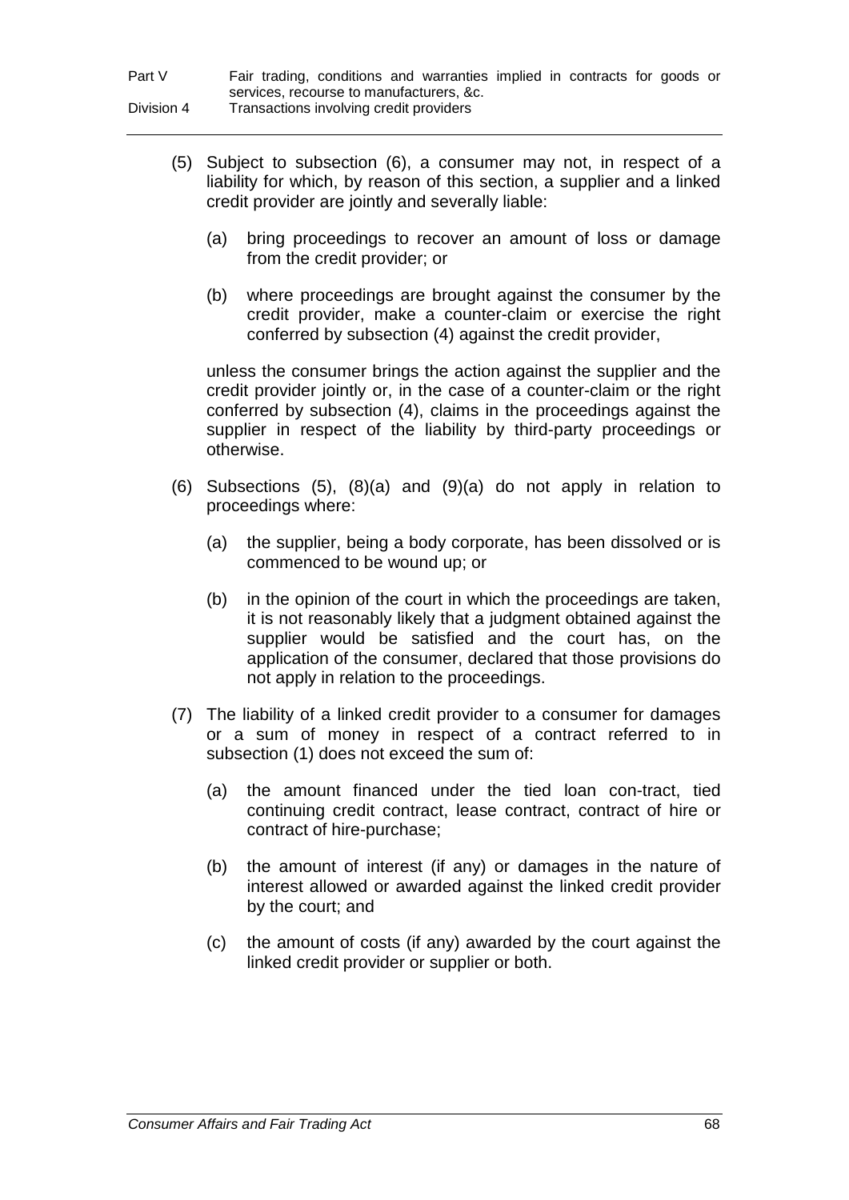(5) Subject to subsection (6), a consumer may not, in respect of a liability for which, by reason of this section, a supplier and a linked credit provider are jointly and severally liable:

(a) bring proceedings to recover an amount of loss or damage from the credit provider; or

(b) where proceedings are brought against the consumer by the credit provider, make a counter-claim or exercise the right conferred by subsection (4) against the credit provider,

unless the consumer brings the action against the supplier and the credit provider jointly or, in the case of a counter-claim or the right conferred by subsection (4), claims in the proceedings against the supplier in respect of the liability by third-party proceedings or otherwise.

(6) Subsections (5), (8)(a) and (9)(a) do not apply in relation to proceedings where:

(a) the supplier, being a body corporate, has been dissolved or is commenced to be wound up; or

(b) in the opinion of the court in which the proceedings are taken, it is not reasonably likely that a judgment obtained against the supplier would be satisfied and the court has, on the application of the consumer, declared that those provisions do not apply in relation to the proceedings.

(7) The liability of a linked credit provider to a consumer for damages or a sum of money in respect of a contract referred to in subsection (1) does not exceed the sum of:

(a) the amount financed under the tied loan con-tract, tied continuing credit contract, lease contract, contract of hire or contract of hire-purchase;

(b) the amount of interest (if any) or damages in the nature of interest allowed or awarded against the linked credit provider by the court; and

(c) the amount of costs (if any) awarded by the court against the linked credit provider or supplier or both.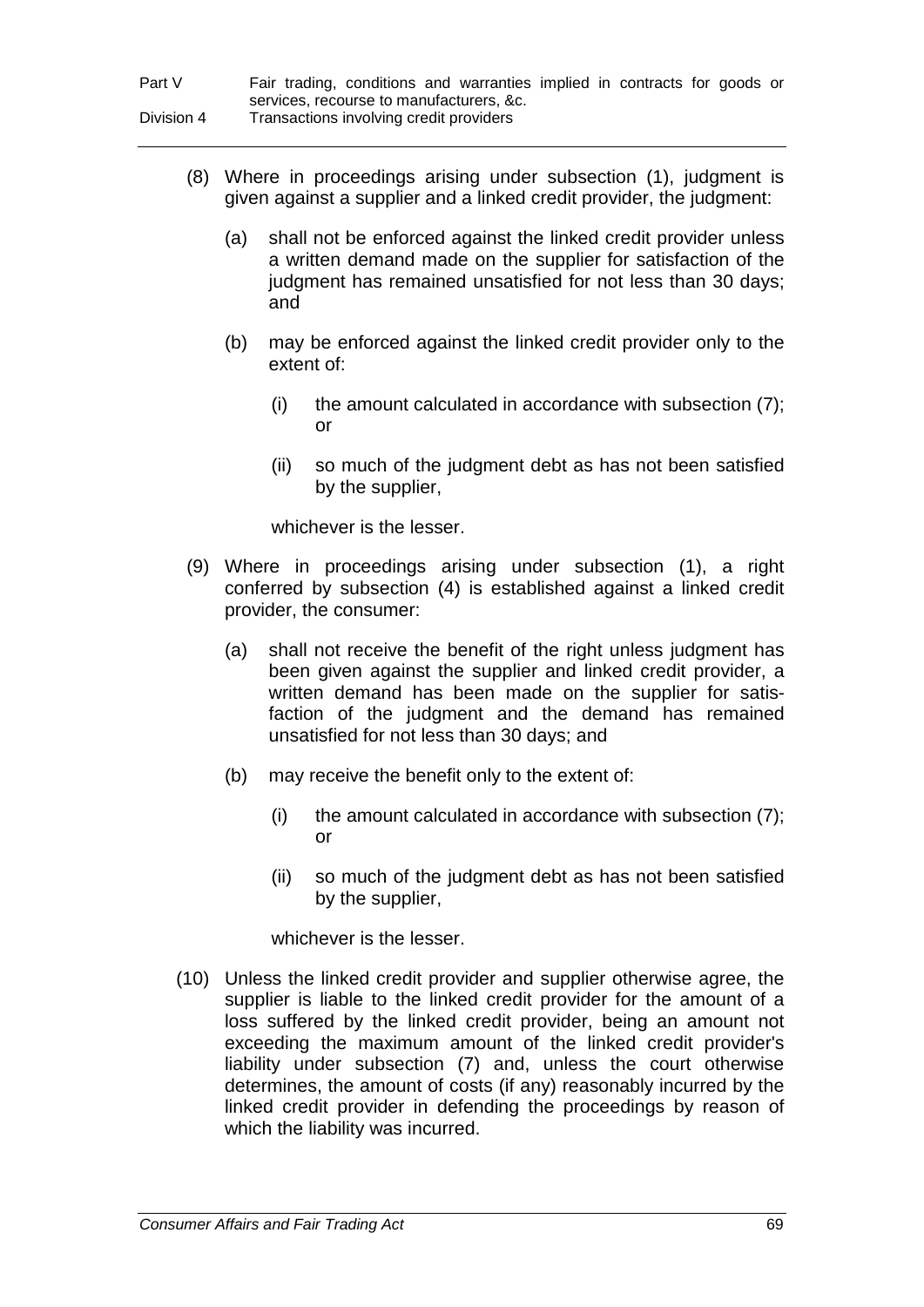(8) Where in proceedings arising under subsection (1), judgment is given against a supplier and a linked credit provider, the judgment:

(a) shall not be enforced against the linked credit provider unless a written demand made on the supplier for satisfaction of the judgment has remained unsatisfied for not less than 30 days; and

(b) may be enforced against the linked credit provider only to the extent of:

(i) the amount calculated in accordance with subsection (7); or

(ii) so much of the judgment debt as has not been satisfied by the supplier,

whichever is the lesser.

(9) Where in proceedings arising under subsection (1), a right conferred by subsection (4) is established against a linked credit provider, the consumer:

(a) shall not receive the benefit of the right unless judgment has been given against the supplier and linked credit provider, a written demand has been made on the supplier for satisfaction of the judgment and the demand has remained unsatisfied for not less than 30 days; and

(b) may receive the benefit only to the extent of:

(i) the amount calculated in accordance with subsection (7); or

(ii) so much of the judgment debt as has not been satisfied by the supplier,

whichever is the lesser.

(10) Unless the linked credit provider and supplier otherwise agree, the supplier is liable to the linked credit provider for the amount of a loss suffered by the linked credit provider, being an amount not exceeding the maximum amount of the linked credit provider's liability under subsection (7) and, unless the court otherwise determines, the amount of costs (if any) reasonably incurred by the linked credit provider in defending the proceedings by reason of which the liability was incurred.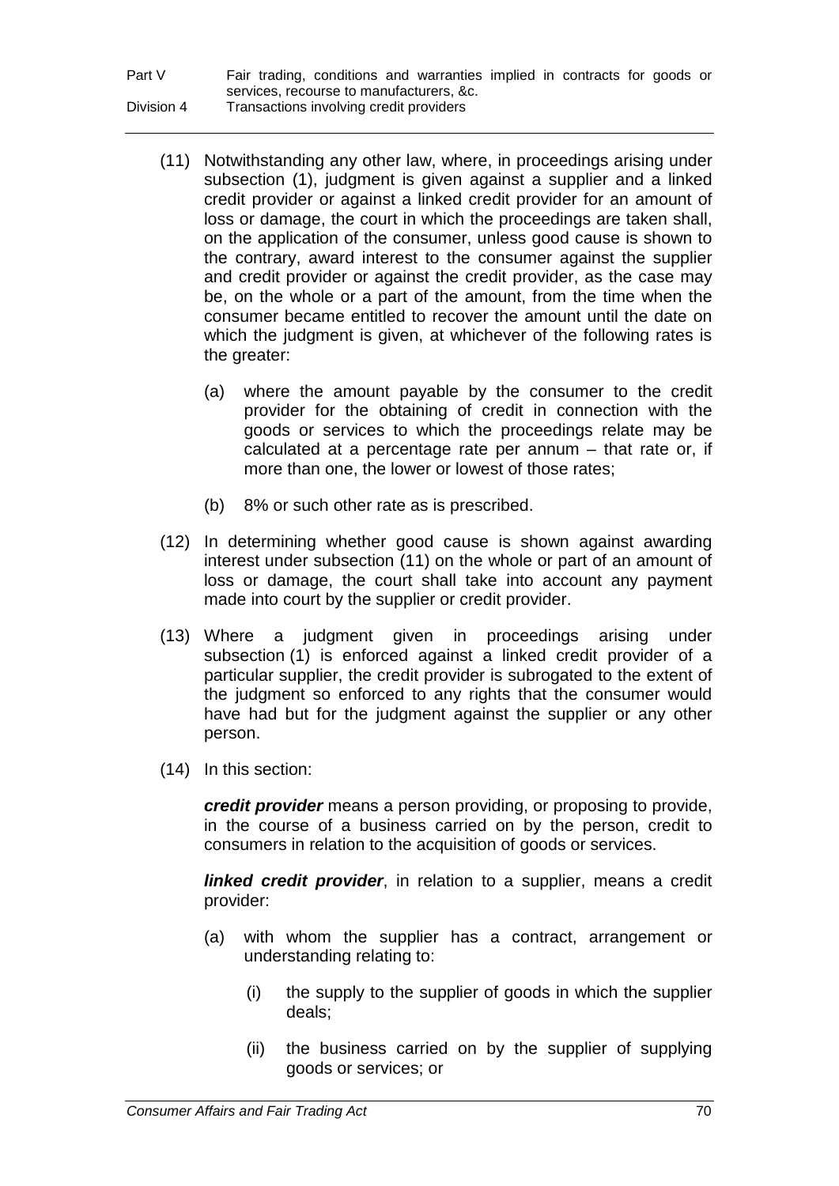(11) Notwithstanding any other law, where, in proceedings arising under subsection (1), judgment is given against a supplier and a linked credit provider or against a linked credit provider for an amount of loss or damage, the court in which the proceedings are taken shall, on the application of the consumer, unless good cause is shown to the contrary, award interest to the consumer against the supplier and credit provider or against the credit provider, as the case may be, on the whole or a part of the amount, from the time when the consumer became entitled to recover the amount until the date on which the judgment is given, at whichever of the following rates is the greater:

(a) where the amount payable by the consumer to the credit provider for the obtaining of credit in connection with the goods or services to which the proceedings relate may be calculated at a percentage rate per annum – that rate or, if more than one, the lower or lowest of those rates;

(b) 8% or such other rate as is prescribed.

(12) In determining whether good cause is shown against awarding interest under subsection (11) on the whole or part of an amount of loss or damage, the court shall take into account any payment made into court by the supplier or credit provider.

(13) Where a judgment given in proceedings arising under subsection (1) is enforced against a linked credit provider of a particular supplier, the credit provider is subrogated to the extent of the judgment so enforced to any rights that the consumer would have had but for the judgment against the supplier or any other person.

(14) In this section:

***credit provider*** means a person providing, or proposing to provide, in the course of a business carried on by the person, credit to consumers in relation to the acquisition of goods or services.

***linked credit provider***, in relation to a supplier, means a credit provider:

(a) with whom the supplier has a contract, arrangement or understanding relating to:

(i) the supply to the supplier of goods in which the supplier deals;

(ii) the business carried on by the supplier of supplying goods or services; or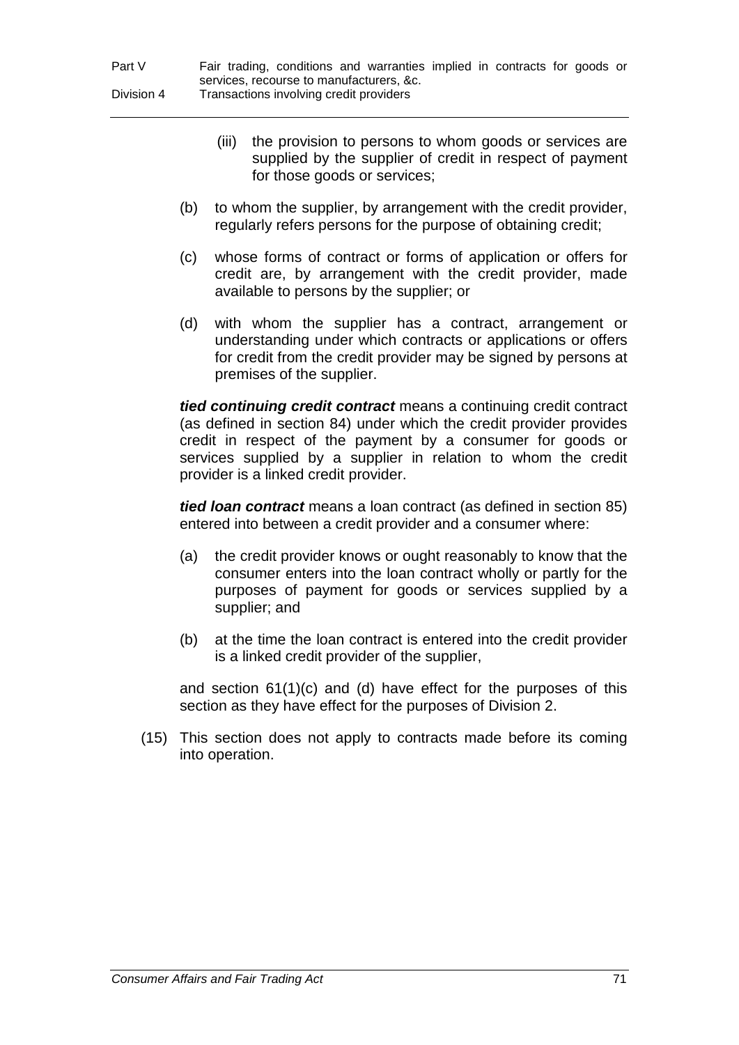(iii) the provision to persons to whom goods or services are supplied by the supplier of credit in respect of payment for those goods or services;

(b) to whom the supplier, by arrangement with the credit provider, regularly refers persons for the purpose of obtaining credit;

(c) whose forms of contract or forms of application or offers for credit are, by arrangement with the credit provider, made available to persons by the supplier; or

(d) with whom the supplier has a contract, arrangement or understanding under which contracts or applications or offers for credit from the credit provider may be signed by persons at premises of the supplier.

***tied continuing credit contract*** means a continuing credit contract (as defined in section 84) under which the credit provider provides credit in respect of the payment by a consumer for goods or services supplied by a supplier in relation to whom the credit provider is a linked credit provider.

***tied loan contract*** means a loan contract (as defined in section 85) entered into between a credit provider and a consumer where:

(a) the credit provider knows or ought reasonably to know that the consumer enters into the loan contract wholly or partly for the purposes of payment for goods or services supplied by a supplier; and

(b) at the time the loan contract is entered into the credit provider is a linked credit provider of the supplier,

and section 61(1)(c) and (d) have effect for the purposes of this section as they have effect for the purposes of Division 2.

(15) This section does not apply to contracts made before its coming into operation.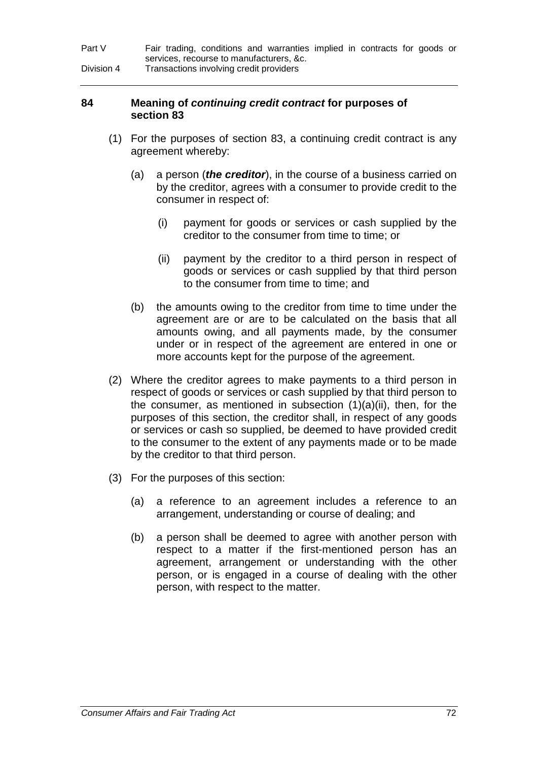## 84 Meaning of ***continuing credit contract*** for purposes of section 83

(1) For the purposes of section 83, a continuing credit contract is any agreement whereby:

(a) a person (***the creditor***), in the course of a business carried on by the creditor, agrees with a consumer to provide credit to the consumer in respect of:

(i) payment for goods or services or cash supplied by the creditor to the consumer from time to time; or

(ii) payment by the creditor to a third person in respect of goods or services or cash supplied by that third person to the consumer from time to time; and

(b) the amounts owing to the creditor from time to time under the agreement are or are to be calculated on the basis that all amounts owing, and all payments made, by the consumer under or in respect of the agreement are entered in one or more accounts kept for the purpose of the agreement.

(2) Where the creditor agrees to make payments to a third person in respect of goods or services or cash supplied by that third person to the consumer, as mentioned in subsection (1)(a)(ii), then, for the purposes of this section, the creditor shall, in respect of any goods or services or cash so supplied, be deemed to have provided credit to the consumer to the extent of any payments made or to be made by the creditor to that third person.

(3) For the purposes of this section:

(a) a reference to an agreement includes a reference to an arrangement, understanding or course of dealing; and

(b) a person shall be deemed to agree with another person with respect to a matter if the first-mentioned person has an agreement, arrangement or understanding with the other person, or is engaged in a course of dealing with the other person, with respect to the matter.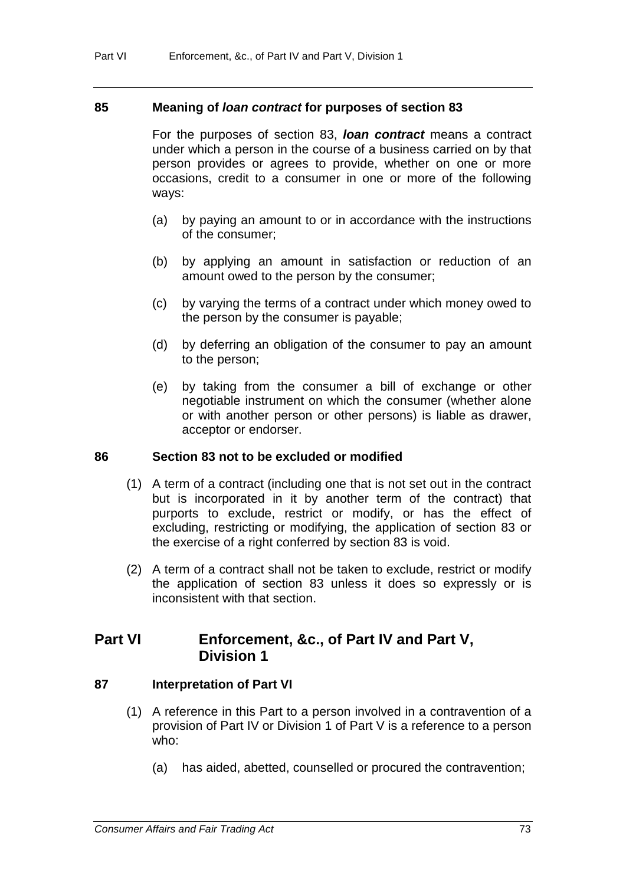### 85 Meaning of ***loan contract*** for purposes of section 83

For the purposes of section 83, ***loan contract*** means a contract under which a person in the course of a business carried on by that person provides or agrees to provide, whether on one or more occasions, credit to a consumer in one or more of the following ways:

(a) by paying an amount to or in accordance with the instructions of the consumer;

(b) by applying an amount in satisfaction or reduction of an amount owed to the person by the consumer;

(c) by varying the terms of a contract under which money owed to the person by the consumer is payable;

(d) by deferring an obligation of the consumer to pay an amount to the person;

(e) by taking from the consumer a bill of exchange or other negotiable instrument on which the consumer (whether alone or with another person or other persons) is liable as drawer, acceptor or endorser.

### 86 Section 83 not to be excluded or modified

(1) A term of a contract (including one that is not set out in the contract but is incorporated in it by another term of the contract) that purports to exclude, restrict or modify, or has the effect of excluding, restricting or modifying, the application of section 83 or the exercise of a right conferred by section 83 is void.

(2) A term of a contract shall not be taken to exclude, restrict or modify the application of section 83 unless it does so expressly or is inconsistent with that section.

## Part VI Enforcement, &c., of Part IV and Part V, Division 1

### 87 Interpretation of Part VI

(1) A reference in this Part to a person involved in a contravention of a provision of Part IV or Division 1 of Part V is a reference to a person who:

(a) has aided, abetted, counselled or procured the contravention;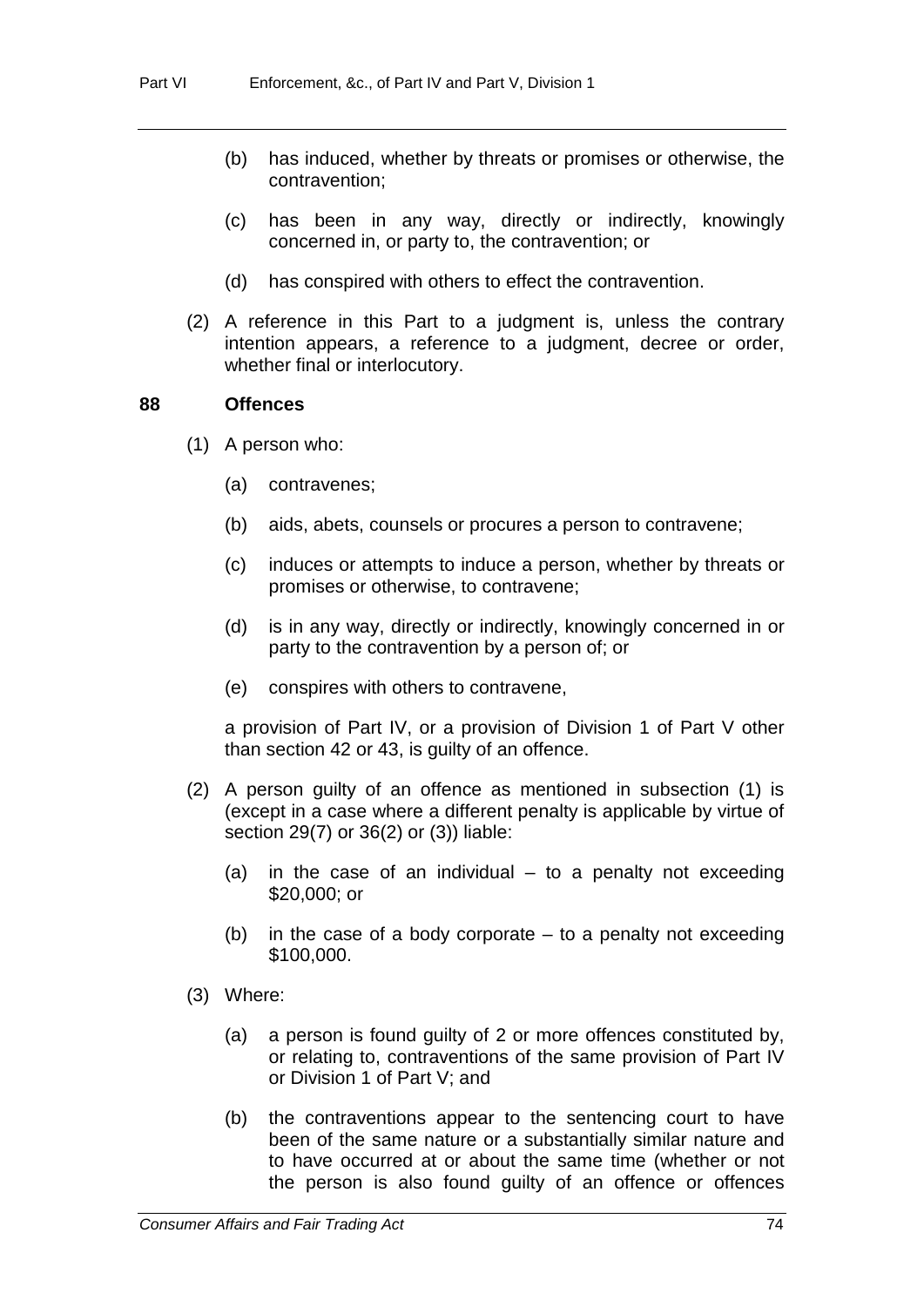(b) has induced, whether by threats or promises or otherwise, the contravention;

(c) has been in any way, directly or indirectly, knowingly concerned in, or party to, the contravention; or

(d) has conspired with others to effect the contravention.

(2) A reference in this Part to a judgment is, unless the contrary intention appears, a reference to a judgment, decree or order, whether final or interlocutory.

### 88 Offences

(1) A person who:

(a) contravenes;

(b) aids, abets, counsels or procures a person to contravene;

(c) induces or attempts to induce a person, whether by threats or promises or otherwise, to contravene;

(d) is in any way, directly or indirectly, knowingly concerned in or party to the contravention by a person of; or

(e) conspires with others to contravene,

a provision of Part IV, or a provision of Division 1 of Part V other than section 42 or 43, is guilty of an offence.

(2) A person guilty of an offence as mentioned in subsection (1) is (except in a case where a different penalty is applicable by virtue of section 29(7) or 36(2) or (3)) liable:

(a) in the case of an individual – to a penalty not exceeding $20,000; or

(b) in the case of a body corporate – to a penalty not exceeding $100,000.

(3) Where:

(a) a person is found guilty of 2 or more offences constituted by, or relating to, contraventions of the same provision of Part IV or Division 1 of Part V; and

(b) the contraventions appear to the sentencing court to have been of the same nature or a substantially similar nature and to have occurred at or about the same time (whether or not the person is also found guilty of an offence or offences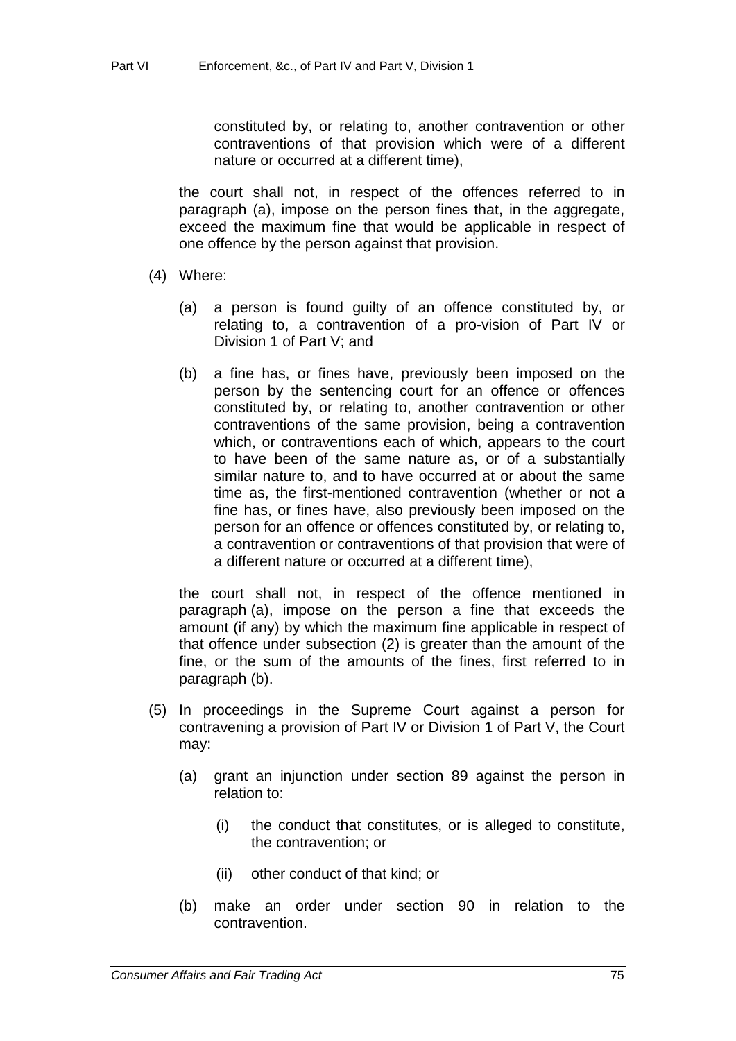constituted by, or relating to, another contravention or other contraventions of that provision which were of a different nature or occurred at a different time),

the court shall not, in respect of the offences referred to in paragraph (a), impose on the person fines that, in the aggregate, exceed the maximum fine that would be applicable in respect of one offence by the person against that provision.

(4) Where:

(a) a person is found guilty of an offence constituted by, or relating to, a contravention of a pro-vision of Part IV or Division 1 of Part V; and

(b) a fine has, or fines have, previously been imposed on the person by the sentencing court for an offence or offences constituted by, or relating to, another contravention or other contraventions of the same provision, being a contravention which, or contraventions each of which, appears to the court to have been of the same nature as, or of a substantially similar nature to, and to have occurred at or about the same time as, the first-mentioned contravention (whether or not a fine has, or fines have, also previously been imposed on the person for an offence or offences constituted by, or relating to, a contravention or contraventions of that provision that were of a different nature or occurred at a different time),

the court shall not, in respect of the offence mentioned in paragraph (a), impose on the person a fine that exceeds the amount (if any) by which the maximum fine applicable in respect of that offence under subsection (2) is greater than the amount of the fine, or the sum of the amounts of the fines, first referred to in paragraph (b).

(5) In proceedings in the Supreme Court against a person for contravening a provision of Part IV or Division 1 of Part V, the Court may:

(a) grant an injunction under section 89 against the person in relation to:

(i) the conduct that constitutes, or is alleged to constitute, the contravention; or

(ii) other conduct of that kind; or

(b) make an order under section 90 in relation to the contravention.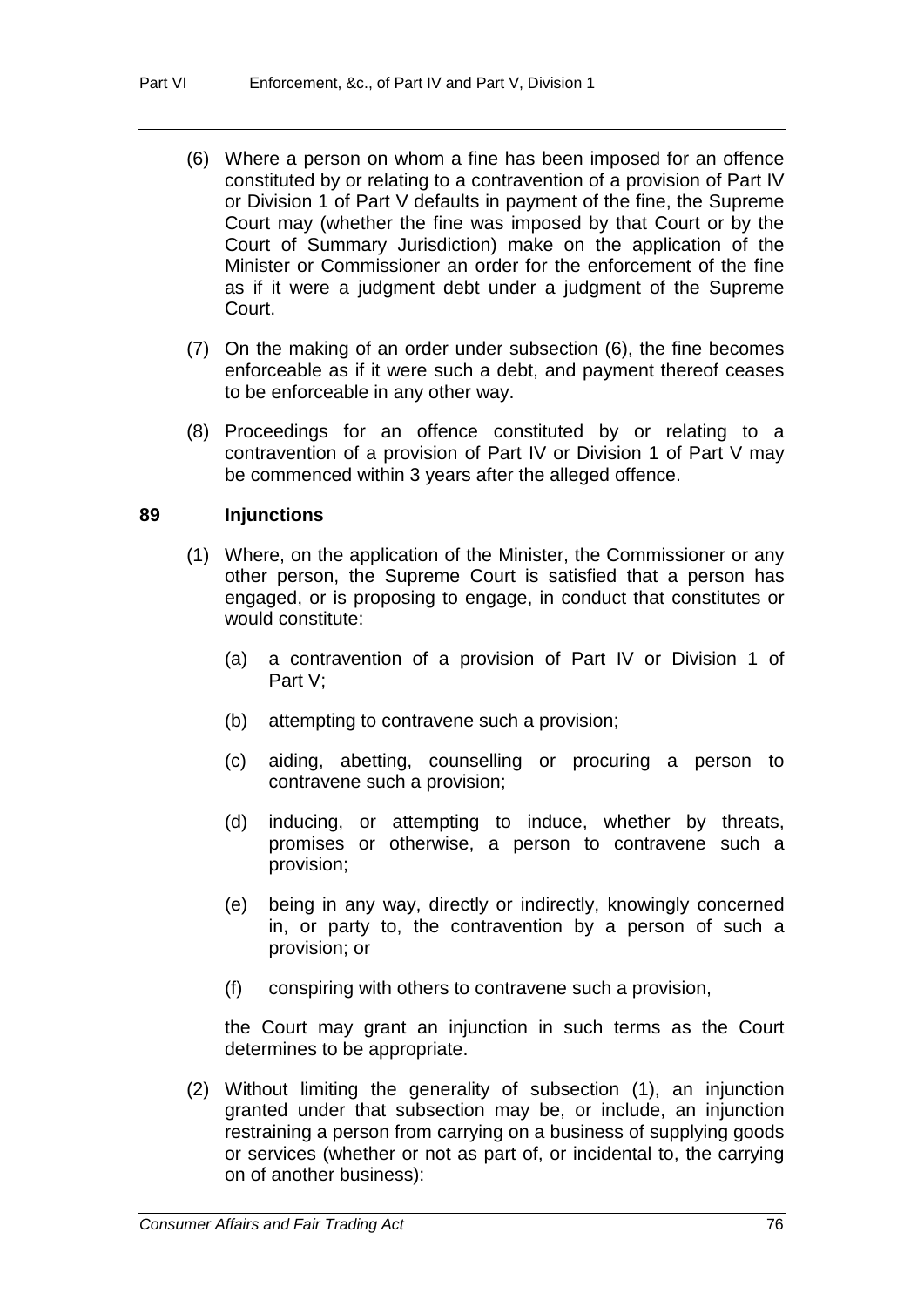(6) Where a person on whom a fine has been imposed for an offence constituted by or relating to a contravention of a provision of Part IV or Division 1 of Part V defaults in payment of the fine, the Supreme Court may (whether the fine was imposed by that Court or by the Court of Summary Jurisdiction) make on the application of the Minister or Commissioner an order for the enforcement of the fine as if it were a judgment debt under a judgment of the Supreme Court.

(7) On the making of an order under subsection (6), the fine becomes enforceable as if it were such a debt, and payment thereof ceases to be enforceable in any other way.

(8) Proceedings for an offence constituted by or relating to a contravention of a provision of Part IV or Division 1 of Part V may be commenced within 3 years after the alleged offence.

### 89 Injunctions

(1) Where, on the application of the Minister, the Commissioner or any other person, the Supreme Court is satisfied that a person has engaged, or is proposing to engage, in conduct that constitutes or would constitute:

(a) a contravention of a provision of Part IV or Division 1 of Part V;

(b) attempting to contravene such a provision;

(c) aiding, abetting, counselling or procuring a person to contravene such a provision;

(d) inducing, or attempting to induce, whether by threats, promises or otherwise, a person to contravene such a provision;

(e) being in any way, directly or indirectly, knowingly concerned in, or party to, the contravention by a person of such a provision; or

(f) conspiring with others to contravene such a provision,

the Court may grant an injunction in such terms as the Court determines to be appropriate.

(2) Without limiting the generality of subsection (1), an injunction granted under that subsection may be, or include, an injunction restraining a person from carrying on a business of supplying goods or services (whether or not as part of, or incidental to, the carrying on of another business):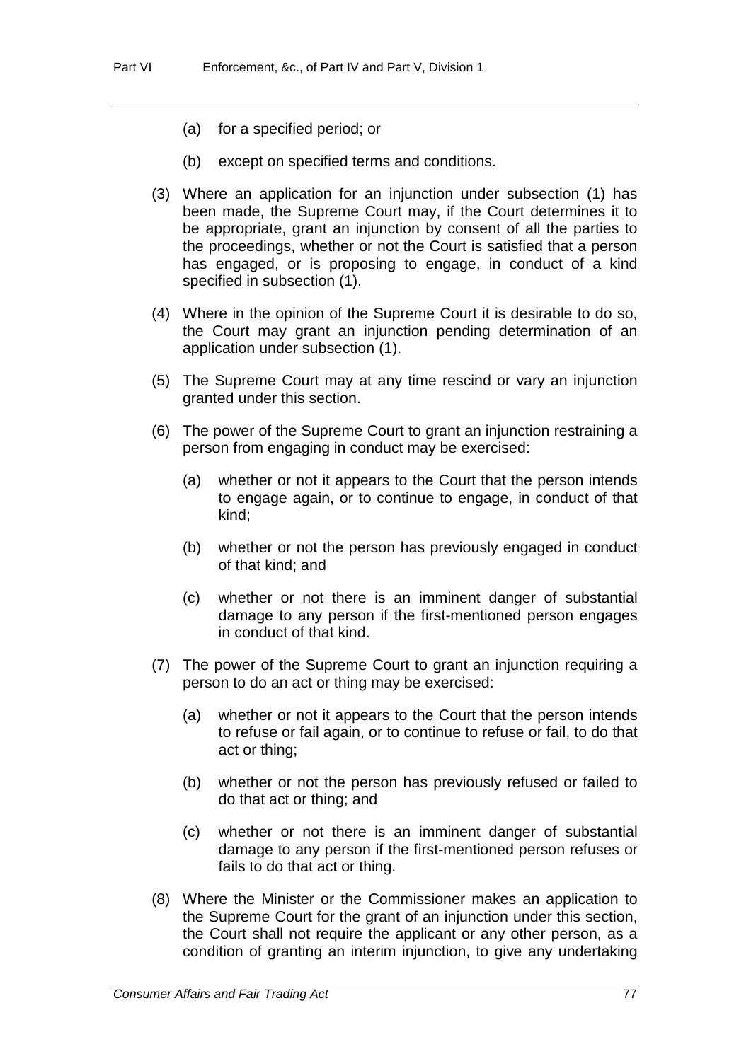(a) for a specified period; or

(b) except on specified terms and conditions.

(3) Where an application for an injunction under subsection (1) has been made, the Supreme Court may, if the Court determines it to be appropriate, grant an injunction by consent of all the parties to the proceedings, whether or not the Court is satisfied that a person has engaged, or is proposing to engage, in conduct of a kind specified in subsection (1).

(4) Where in the opinion of the Supreme Court it is desirable to do so, the Court may grant an injunction pending determination of an application under subsection (1).

(5) The Supreme Court may at any time rescind or vary an injunction granted under this section.

(6) The power of the Supreme Court to grant an injunction restraining a person from engaging in conduct may be exercised:

(a) whether or not it appears to the Court that the person intends to engage again, or to continue to engage, in conduct of that kind;

(b) whether or not the person has previously engaged in conduct of that kind; and

(c) whether or not there is an imminent danger of substantial damage to any person if the first-mentioned person engages in conduct of that kind.

(7) The power of the Supreme Court to grant an injunction requiring a person to do an act or thing may be exercised:

(a) whether or not it appears to the Court that the person intends to refuse or fail again, or to continue to refuse or fail, to do that act or thing;

(b) whether or not the person has previously refused or failed to do that act or thing; and

(c) whether or not there is an imminent danger of substantial damage to any person if the first-mentioned person refuses or fails to do that act or thing.

(8) Where the Minister or the Commissioner makes an application to the Supreme Court for the grant of an injunction under this section, the Court shall not require the applicant or any other person, as a condition of granting an interim injunction, to give any undertaking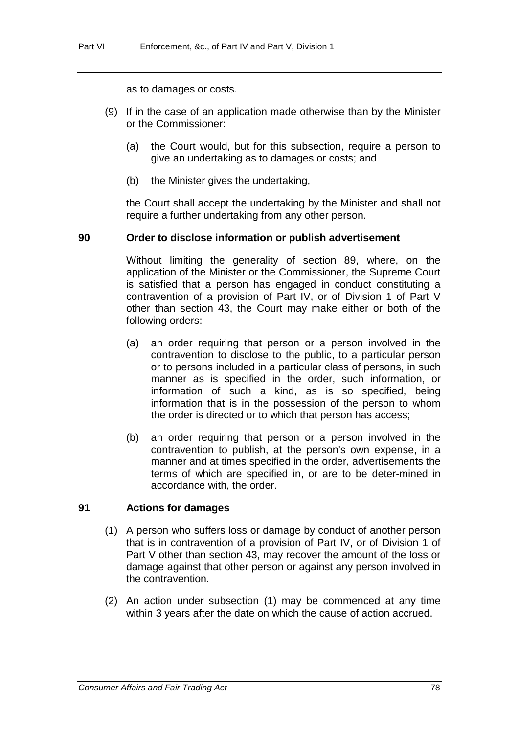as to damages or costs.

(9) If in the case of an application made otherwise than by the Minister or the Commissioner:

(a) the Court would, but for this subsection, require a person to give an undertaking as to damages or costs; and

(b) the Minister gives the undertaking,

the Court shall accept the undertaking by the Minister and shall not require a further undertaking from any other person.

### 90 Order to disclose information or publish advertisement

Without limiting the generality of section 89, where, on the application of the Minister or the Commissioner, the Supreme Court is satisfied that a person has engaged in conduct constituting a contravention of a provision of Part IV, or of Division 1 of Part V other than section 43, the Court may make either or both of the following orders:

(a) an order requiring that person or a person involved in the contravention to disclose to the public, to a particular person or to persons included in a particular class of persons, in such manner as is specified in the order, such information, or information of such a kind, as is so specified, being information that is in the possession of the person to whom the order is directed or to which that person has access;

(b) an order requiring that person or a person involved in the contravention to publish, at the person's own expense, in a manner and at times specified in the order, advertisements the terms of which are specified in, or are to be deter-mined in accordance with, the order.

### 91 Actions for damages

(1) A person who suffers loss or damage by conduct of another person that is in contravention of a provision of Part IV, or of Division 1 of Part V other than section 43, may recover the amount of the loss or damage against that other person or against any person involved in the contravention.

(2) An action under subsection (1) may be commenced at any time within 3 years after the date on which the cause of action accrued.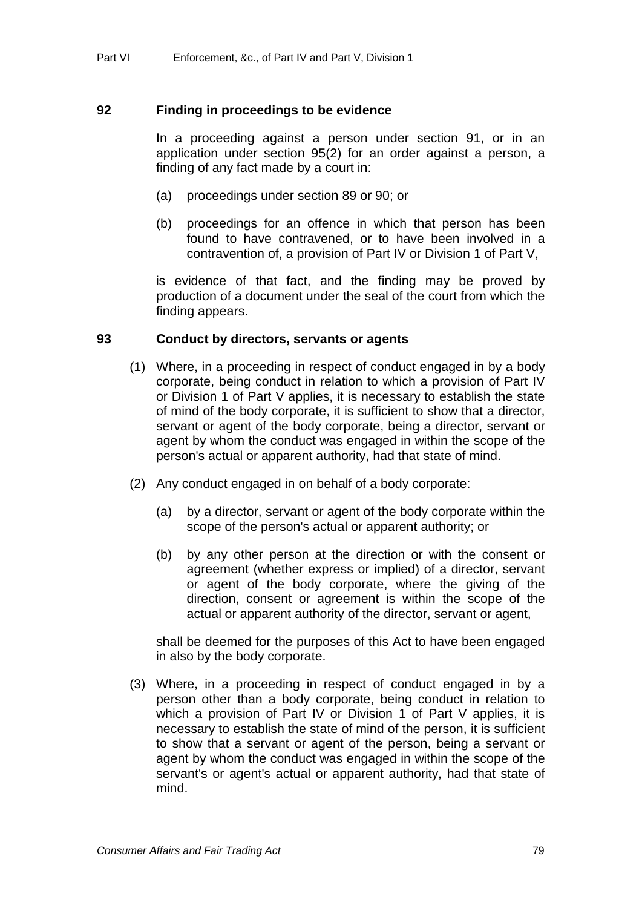## 92 Finding in proceedings to be evidence

In a proceeding against a person under section 91, or in an application under section 95(2) for an order against a person, a finding of any fact made by a court in:

(a) proceedings under section 89 or 90; or

(b) proceedings for an offence in which that person has been found to have contravened, or to have been involved in a contravention of, a provision of Part IV or Division 1 of Part V,

is evidence of that fact, and the finding may be proved by production of a document under the seal of the court from which the finding appears.

## 93 Conduct by directors, servants or agents

(1) Where, in a proceeding in respect of conduct engaged in by a body corporate, being conduct in relation to which a provision of Part IV or Division 1 of Part V applies, it is necessary to establish the state of mind of the body corporate, it is sufficient to show that a director, servant or agent of the body corporate, being a director, servant or agent by whom the conduct was engaged in within the scope of the person's actual or apparent authority, had that state of mind.

(2) Any conduct engaged in on behalf of a body corporate:

(a) by a director, servant or agent of the body corporate within the scope of the person's actual or apparent authority; or

(b) by any other person at the direction or with the consent or agreement (whether express or implied) of a director, servant or agent of the body corporate, where the giving of the direction, consent or agreement is within the scope of the actual or apparent authority of the director, servant or agent,

shall be deemed for the purposes of this Act to have been engaged in also by the body corporate.

(3) Where, in a proceeding in respect of conduct engaged in by a person other than a body corporate, being conduct in relation to which a provision of Part IV or Division 1 of Part V applies, it is necessary to establish the state of mind of the person, it is sufficient to show that a servant or agent of the person, being a servant or agent by whom the conduct was engaged in within the scope of the servant's or agent's actual or apparent authority, had that state of mind.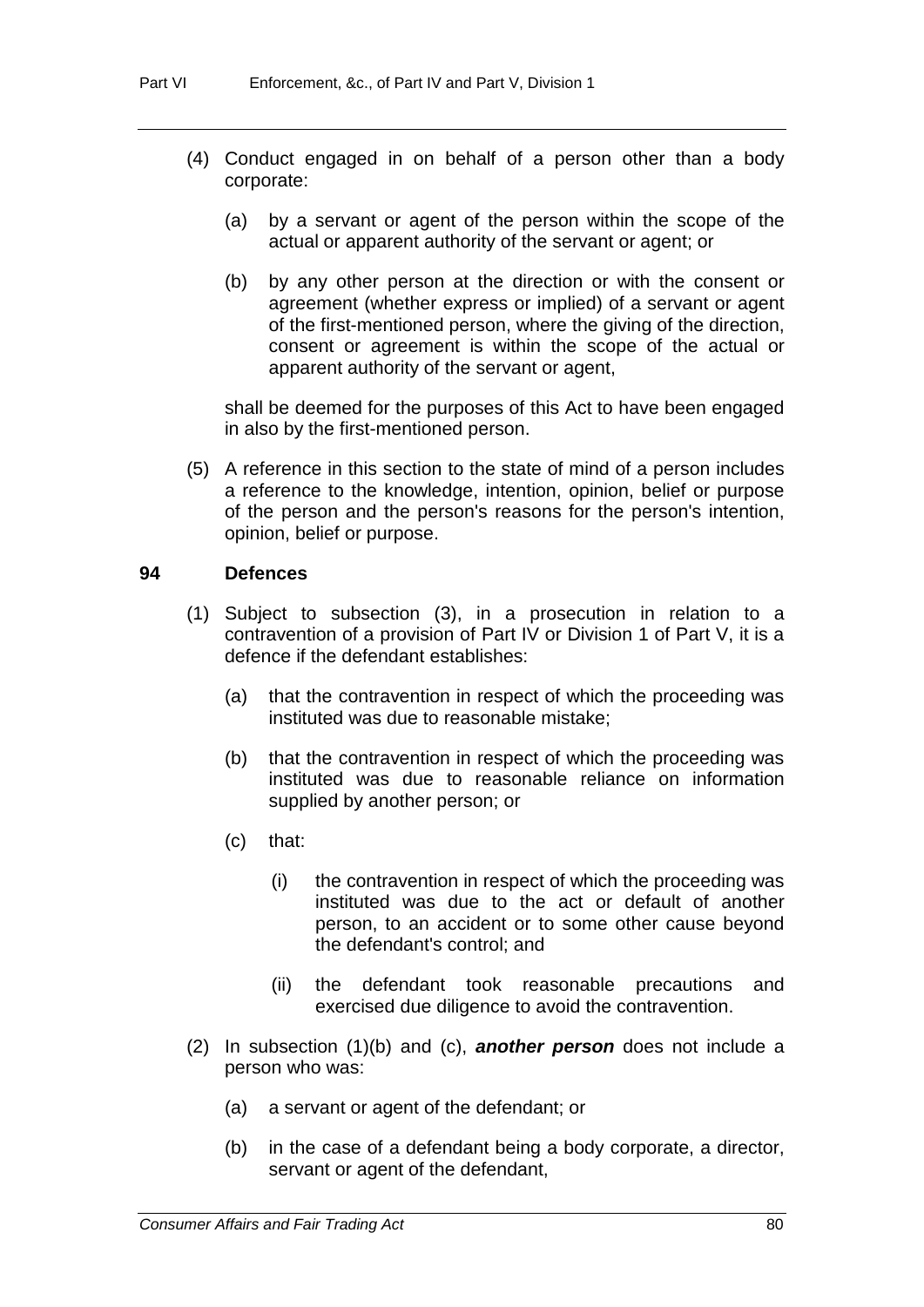(4) Conduct engaged in on behalf of a person other than a body corporate:

(a) by a servant or agent of the person within the scope of the actual or apparent authority of the servant or agent; or

(b) by any other person at the direction or with the consent or agreement (whether express or implied) of a servant or agent of the first-mentioned person, where the giving of the direction, consent or agreement is within the scope of the actual or apparent authority of the servant or agent,

shall be deemed for the purposes of this Act to have been engaged in also by the first-mentioned person.

(5) A reference in this section to the state of mind of a person includes a reference to the knowledge, intention, opinion, belief or purpose of the person and the person's reasons for the person's intention, opinion, belief or purpose.

## 94 Defences

(1) Subject to subsection (3), in a prosecution in relation to a contravention of a provision of Part IV or Division 1 of Part V, it is a defence if the defendant establishes:

(a) that the contravention in respect of which the proceeding was instituted was due to reasonable mistake;

(b) that the contravention in respect of which the proceeding was instituted was due to reasonable reliance on information supplied by another person; or

(c) that:

(i) the contravention in respect of which the proceeding was instituted was due to the act or default of another person, to an accident or to some other cause beyond the defendant's control; and

(ii) the defendant took reasonable precautions and exercised due diligence to avoid the contravention.

(2) In subsection (1)(b) and (c), ***another person*** does not include a person who was:

(a) a servant or agent of the defendant; or

(b) in the case of a defendant being a body corporate, a director, servant or agent of the defendant,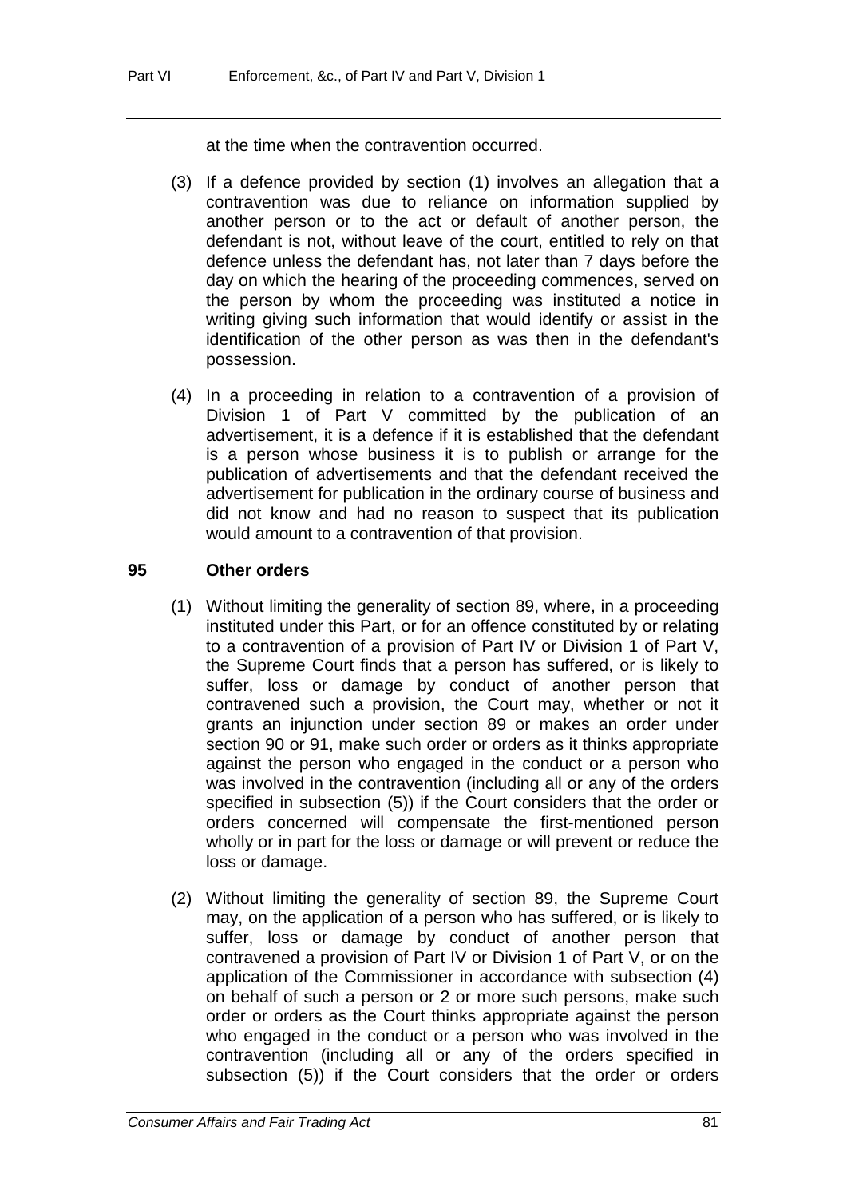at the time when the contravention occurred.

(3) If a defence provided by section (1) involves an allegation that a contravention was due to reliance on information supplied by another person or to the act or default of another person, the defendant is not, without leave of the court, entitled to rely on that defence unless the defendant has, not later than 7 days before the day on which the hearing of the proceeding commences, served on the person by whom the proceeding was instituted a notice in writing giving such information that would identify or assist in the identification of the other person as was then in the defendant's possession.

(4) In a proceeding in relation to a contravention of a provision of Division 1 of Part V committed by the publication of an advertisement, it is a defence if it is established that the defendant is a person whose business it is to publish or arrange for the publication of advertisements and that the defendant received the advertisement for publication in the ordinary course of business and did not know and had no reason to suspect that its publication would amount to a contravention of that provision.

### 95 Other orders

(1) Without limiting the generality of section 89, where, in a proceeding instituted under this Part, or for an offence constituted by or relating to a contravention of a provision of Part IV or Division 1 of Part V, the Supreme Court finds that a person has suffered, or is likely to suffer, loss or damage by conduct of another person that contravened such a provision, the Court may, whether or not it grants an injunction under section 89 or makes an order under section 90 or 91, make such order or orders as it thinks appropriate against the person who engaged in the conduct or a person who was involved in the contravention (including all or any of the orders specified in subsection (5)) if the Court considers that the order or orders concerned will compensate the first-mentioned person wholly or in part for the loss or damage or will prevent or reduce the loss or damage.

(2) Without limiting the generality of section 89, the Supreme Court may, on the application of a person who has suffered, or is likely to suffer, loss or damage by conduct of another person that contravened a provision of Part IV or Division 1 of Part V, or on the application of the Commissioner in accordance with subsection (4) on behalf of such a person or 2 or more such persons, make such order or orders as the Court thinks appropriate against the person who engaged in the conduct or a person who was involved in the contravention (including all or any of the orders specified in subsection (5)) if the Court considers that the order or orders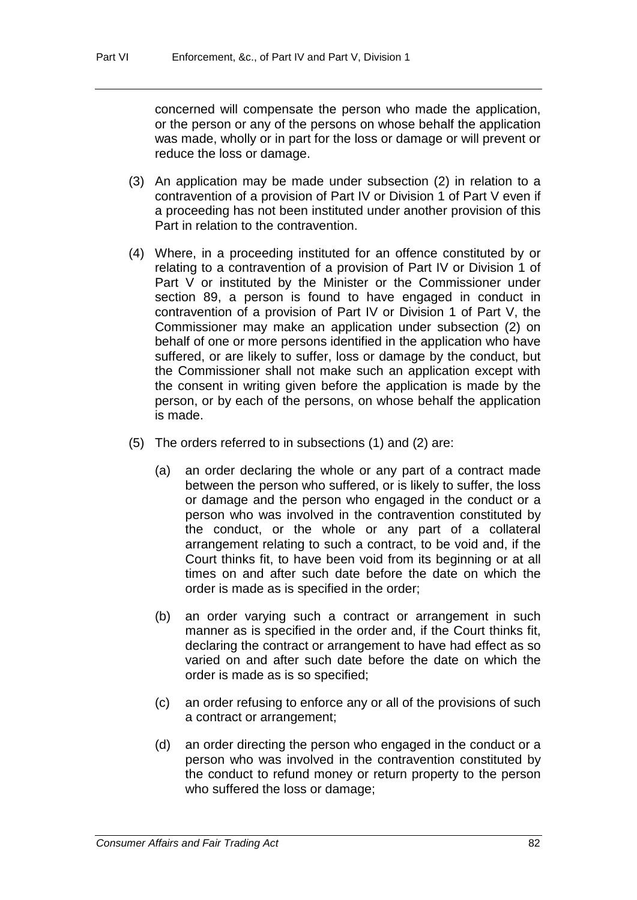concerned will compensate the person who made the application, or the person or any of the persons on whose behalf the application was made, wholly or in part for the loss or damage or will prevent or reduce the loss or damage.

(3) An application may be made under subsection (2) in relation to a contravention of a provision of Part IV or Division 1 of Part V even if a proceeding has not been instituted under another provision of this Part in relation to the contravention.

(4) Where, in a proceeding instituted for an offence constituted by or relating to a contravention of a provision of Part IV or Division 1 of Part V or instituted by the Minister or the Commissioner under section 89, a person is found to have engaged in conduct in contravention of a provision of Part IV or Division 1 of Part V, the Commissioner may make an application under subsection (2) on behalf of one or more persons identified in the application who have suffered, or are likely to suffer, loss or damage by the conduct, but the Commissioner shall not make such an application except with the consent in writing given before the application is made by the person, or by each of the persons, on whose behalf the application is made.

(5) The orders referred to in subsections (1) and (2) are:

(a) an order declaring the whole or any part of a contract made between the person who suffered, or is likely to suffer, the loss or damage and the person who engaged in the conduct or a person who was involved in the contravention constituted by the conduct, or the whole or any part of a collateral arrangement relating to such a contract, to be void and, if the Court thinks fit, to have been void from its beginning or at all times on and after such date before the date on which the order is made as is specified in the order;

(b) an order varying such a contract or arrangement in such manner as is specified in the order and, if the Court thinks fit, declaring the contract or arrangement to have had effect as so varied on and after such date before the date on which the order is made as is so specified;

(c) an order refusing to enforce any or all of the provisions of such a contract or arrangement;

(d) an order directing the person who engaged in the conduct or a person who was involved in the contravention constituted by the conduct to refund money or return property to the person who suffered the loss or damage;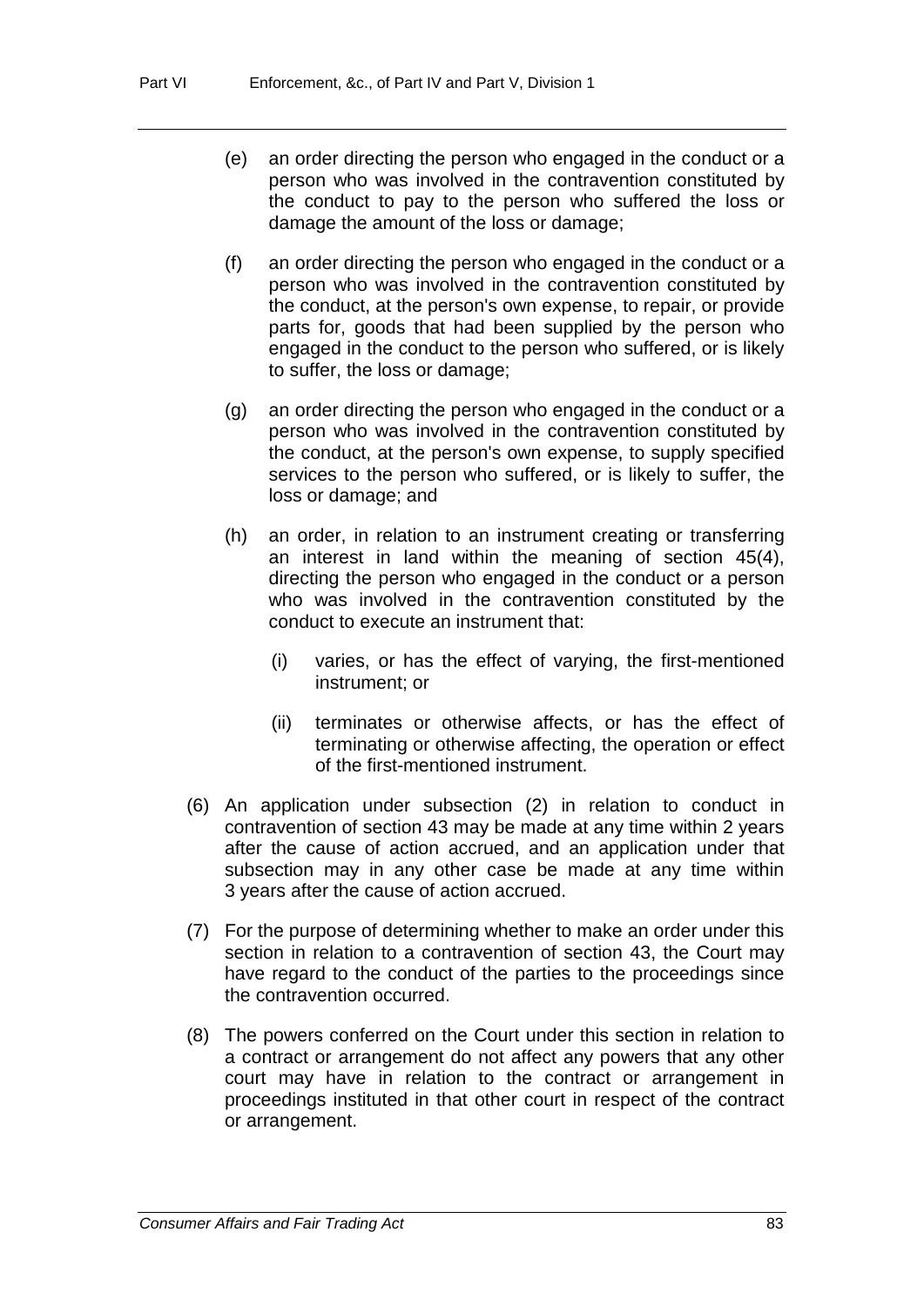(e) an order directing the person who engaged in the conduct or a person who was involved in the contravention constituted by the conduct to pay to the person who suffered the loss or damage the amount of the loss or damage;

(f) an order directing the person who engaged in the conduct or a person who was involved in the contravention constituted by the conduct, at the person's own expense, to repair, or provide parts for, goods that had been supplied by the person who engaged in the conduct to the person who suffered, or is likely to suffer, the loss or damage;

(g) an order directing the person who engaged in the conduct or a person who was involved in the contravention constituted by the conduct, at the person's own expense, to supply specified services to the person who suffered, or is likely to suffer, the loss or damage; and

(h) an order, in relation to an instrument creating or transferring an interest in land within the meaning of section 45(4), directing the person who engaged in the conduct or a person who was involved in the contravention constituted by the conduct to execute an instrument that:

  (i) varies, or has the effect of varying, the first-mentioned instrument; or

  (ii) terminates or otherwise affects, or has the effect of terminating or otherwise affecting, the operation or effect of the first-mentioned instrument.

(6) An application under subsection (2) in relation to conduct in contravention of section 43 may be made at any time within 2 years after the cause of action accrued, and an application under that subsection may in any other case be made at any time within 3 years after the cause of action accrued.

(7) For the purpose of determining whether to make an order under this section in relation to a contravention of section 43, the Court may have regard to the conduct of the parties to the proceedings since the contravention occurred.

(8) The powers conferred on the Court under this section in relation to a contract or arrangement do not affect any powers that any other court may have in relation to the contract or arrangement in proceedings instituted in that other court in respect of the contract or arrangement.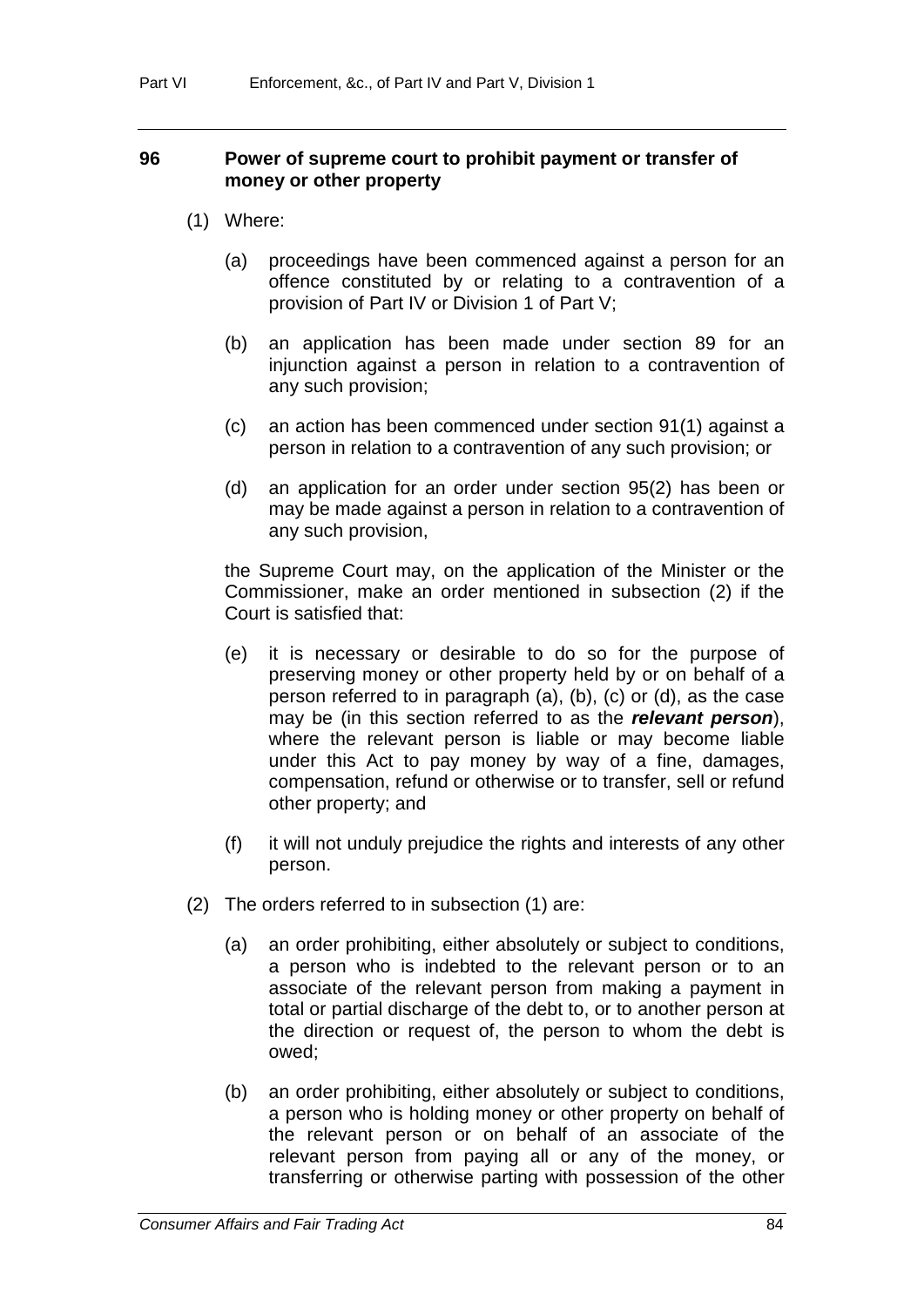## 96 Power of supreme court to prohibit payment or transfer of money or other property

(1) Where:

(a) proceedings have been commenced against a person for an offence constituted by or relating to a contravention of a provision of Part IV or Division 1 of Part V;

(b) an application has been made under section 89 for an injunction against a person in relation to a contravention of any such provision;

(c) an action has been commenced under section 91(1) against a person in relation to a contravention of any such provision; or

(d) an application for an order under section 95(2) has been or may be made against a person in relation to a contravention of any such provision,

the Supreme Court may, on the application of the Minister or the Commissioner, make an order mentioned in subsection (2) if the Court is satisfied that:

(e) it is necessary or desirable to do so for the purpose of preserving money or other property held by or on behalf of a person referred to in paragraph (a), (b), (c) or (d), as the case may be (in this section referred to as the ***relevant person***), where the relevant person is liable or may become liable under this Act to pay money by way of a fine, damages, compensation, refund or otherwise or to transfer, sell or refund other property; and

(f) it will not unduly prejudice the rights and interests of any other person.

(2) The orders referred to in subsection (1) are:

(a) an order prohibiting, either absolutely or subject to conditions, a person who is indebted to the relevant person or to an associate of the relevant person from making a payment in total or partial discharge of the debt to, or to another person at the direction or request of, the person to whom the debt is owed;

(b) an order prohibiting, either absolutely or subject to conditions, a person who is holding money or other property on behalf of the relevant person or on behalf of an associate of the relevant person from paying all or any of the money, or transferring or otherwise parting with possession of the other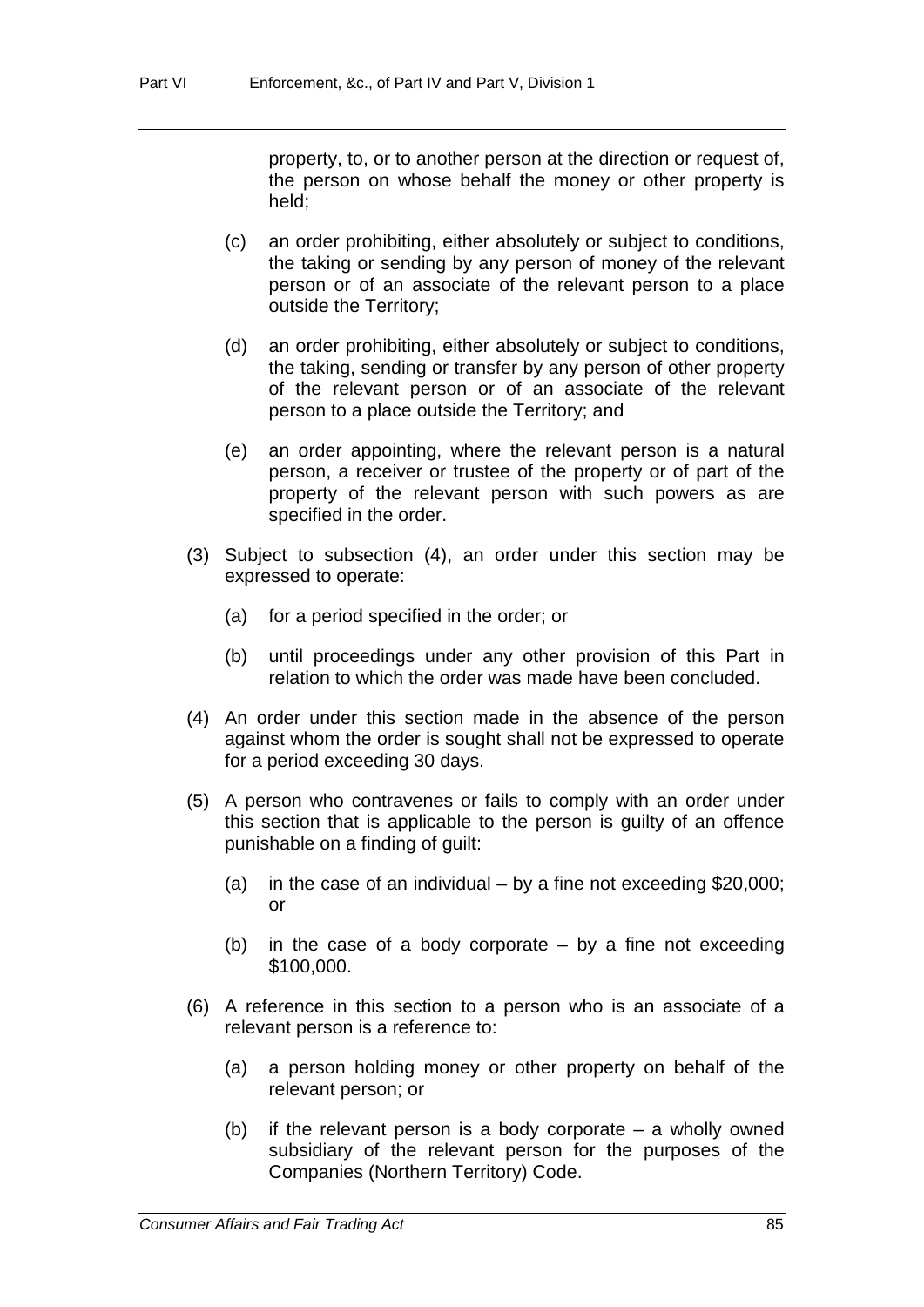property, to, or to another person at the direction or request of, the person on whose behalf the money or other property is held;

(c) an order prohibiting, either absolutely or subject to conditions, the taking or sending by any person of money of the relevant person or of an associate of the relevant person to a place outside the Territory;

(d) an order prohibiting, either absolutely or subject to conditions, the taking, sending or transfer by any person of other property of the relevant person or of an associate of the relevant person to a place outside the Territory; and

(e) an order appointing, where the relevant person is a natural person, a receiver or trustee of the property or of part of the property of the relevant person with such powers as are specified in the order.

(3) Subject to subsection (4), an order under this section may be expressed to operate:

(a) for a period specified in the order; or

(b) until proceedings under any other provision of this Part in relation to which the order was made have been concluded.

(4) An order under this section made in the absence of the person against whom the order is sought shall not be expressed to operate for a period exceeding 30 days.

(5) A person who contravenes or fails to comply with an order under this section that is applicable to the person is guilty of an offence punishable on a finding of guilt:

(a) in the case of an individual – by a fine not exceeding $20,000; or

(b) in the case of a body corporate – by a fine not exceeding $100,000.

(6) A reference in this section to a person who is an associate of a relevant person is a reference to:

(a) a person holding money or other property on behalf of the relevant person; or

(b) if the relevant person is a body corporate – a wholly owned subsidiary of the relevant person for the purposes of the Companies (Northern Territory) Code.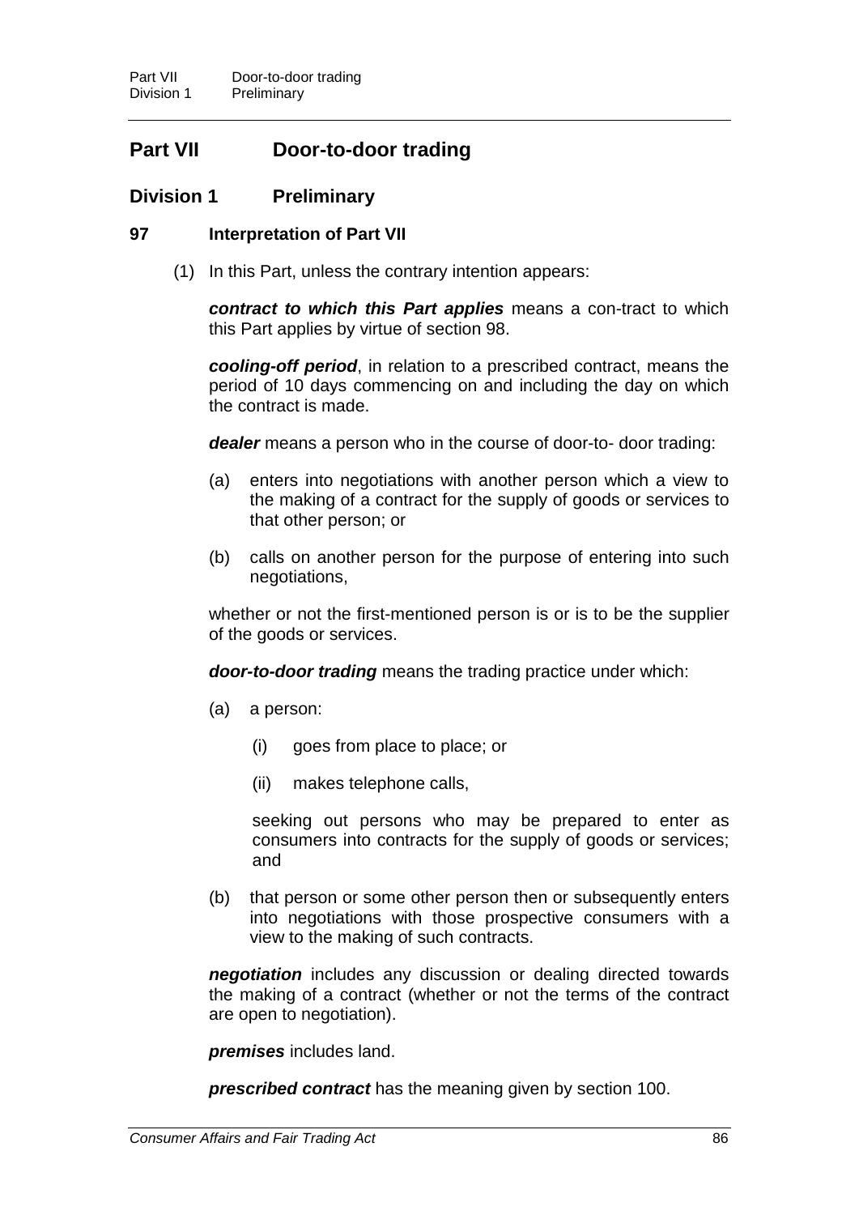# Part VII Door-to-door trading

## Division 1 Preliminary

### 97 Interpretation of Part VII

(1) In this Part, unless the contrary intention appears:

***contract to which this Part applies*** means a con-tract to which this Part applies by virtue of section 98.

***cooling-off period***, in relation to a prescribed contract, means the period of 10 days commencing on and including the day on which the contract is made.

***dealer*** means a person who in the course of door-to- door trading:

(a) enters into negotiations with another person which a view to the making of a contract for the supply of goods or services to that other person; or

(b) calls on another person for the purpose of entering into such negotiations,

whether or not the first-mentioned person is or is to be the supplier of the goods or services.

***door-to-door trading*** means the trading practice under which:

(a) a person:

(i) goes from place to place; or

(ii) makes telephone calls,

seeking out persons who may be prepared to enter as consumers into contracts for the supply of goods or services; and

(b) that person or some other person then or subsequently enters into negotiations with those prospective consumers with a view to the making of such contracts.

***negotiation*** includes any discussion or dealing directed towards the making of a contract (whether or not the terms of the contract are open to negotiation).

***premises*** includes land.

***prescribed contract*** has the meaning given by section 100.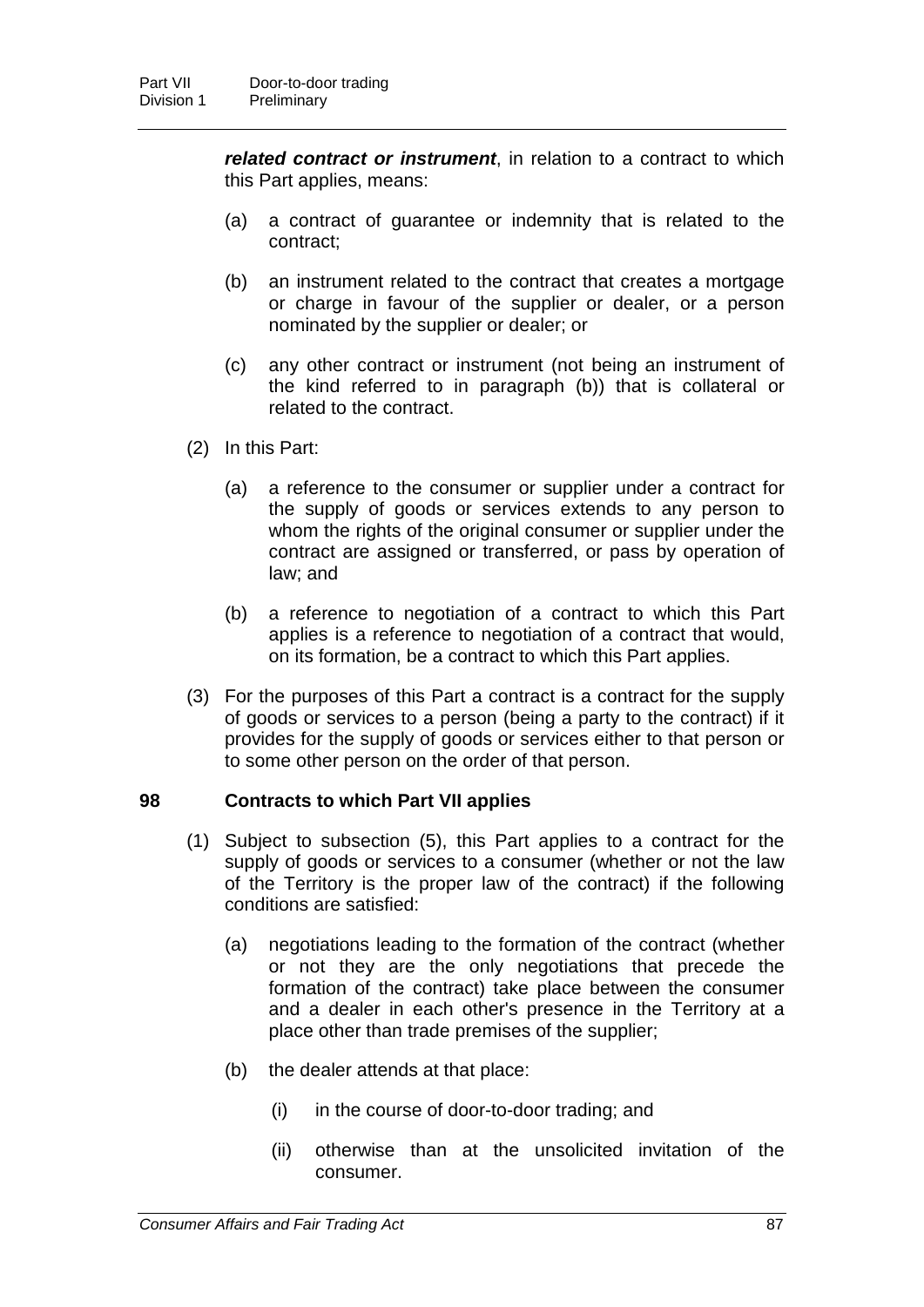***related contract or instrument***, in relation to a contract to which this Part applies, means:

(a) a contract of guarantee or indemnity that is related to the contract;

(b) an instrument related to the contract that creates a mortgage or charge in favour of the supplier or dealer, or a person nominated by the supplier or dealer; or

(c) any other contract or instrument (not being an instrument of the kind referred to in paragraph (b)) that is collateral or related to the contract.

(2) In this Part:

(a) a reference to the consumer or supplier under a contract for the supply of goods or services extends to any person to whom the rights of the original consumer or supplier under the contract are assigned or transferred, or pass by operation of law; and

(b) a reference to negotiation of a contract to which this Part applies is a reference to negotiation of a contract that would, on its formation, be a contract to which this Part applies.

(3) For the purposes of this Part a contract is a contract for the supply of goods or services to a person (being a party to the contract) if it provides for the supply of goods or services either to that person or to some other person on the order of that person.

### 98 Contracts to which Part VII applies

(1) Subject to subsection (5), this Part applies to a contract for the supply of goods or services to a consumer (whether or not the law of the Territory is the proper law of the contract) if the following conditions are satisfied:

(a) negotiations leading to the formation of the contract (whether or not they are the only negotiations that precede the formation of the contract) take place between the consumer and a dealer in each other's presence in the Territory at a place other than trade premises of the supplier;

(b) the dealer attends at that place:

(i) in the course of door-to-door trading; and

(ii) otherwise than at the unsolicited invitation of the consumer.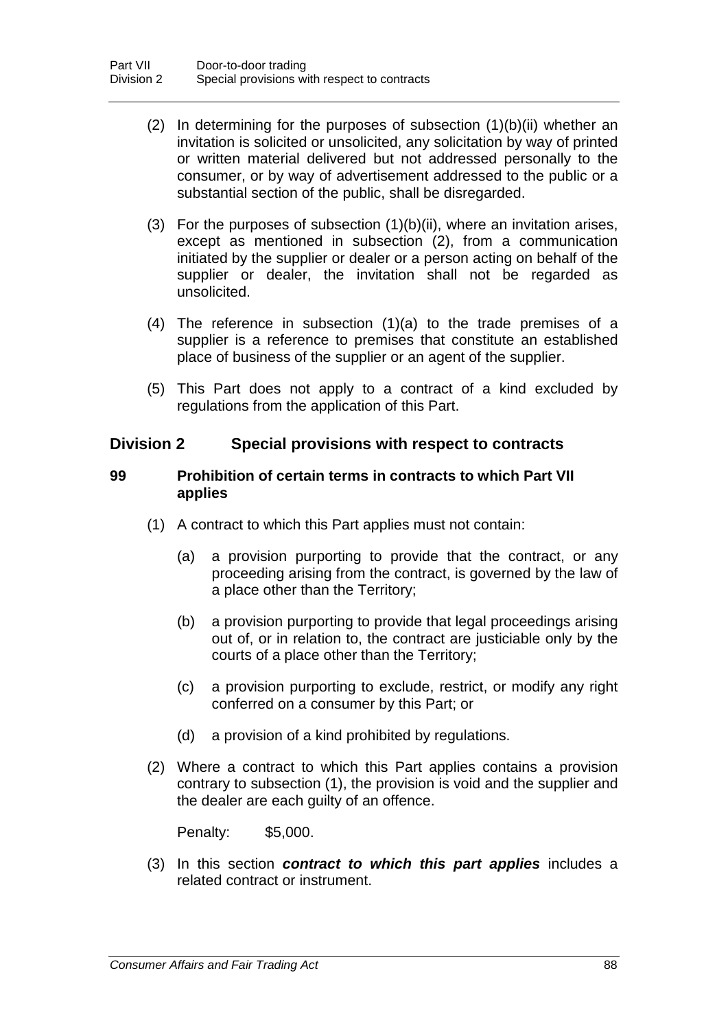(2) In determining for the purposes of subsection (1)(b)(ii) whether an invitation is solicited or unsolicited, any solicitation by way of printed or written material delivered but not addressed personally to the consumer, or by way of advertisement addressed to the public or a substantial section of the public, shall be disregarded.

(3) For the purposes of subsection (1)(b)(ii), where an invitation arises, except as mentioned in subsection (2), from a communication initiated by the supplier or dealer or a person acting on behalf of the supplier or dealer, the invitation shall not be regarded as unsolicited.

(4) The reference in subsection (1)(a) to the trade premises of a supplier is a reference to premises that constitute an established place of business of the supplier or an agent of the supplier.

(5) This Part does not apply to a contract of a kind excluded by regulations from the application of this Part.

## Division 2 Special provisions with respect to contracts

### 99 Prohibition of certain terms in contracts to which Part VII applies

(1) A contract to which this Part applies must not contain:

(a) a provision purporting to provide that the contract, or any proceeding arising from the contract, is governed by the law of a place other than the Territory;

(b) a provision purporting to provide that legal proceedings arising out of, or in relation to, the contract are justiciable only by the courts of a place other than the Territory;

(c) a provision purporting to exclude, restrict, or modify any right conferred on a consumer by this Part; or

(d) a provision of a kind prohibited by regulations.

(2) Where a contract to which this Part applies contains a provision contrary to subsection (1), the provision is void and the supplier and the dealer are each guilty of an offence.

Penalty: $5,000.

(3) In this section ***contract to which this part applies*** includes a related contract or instrument.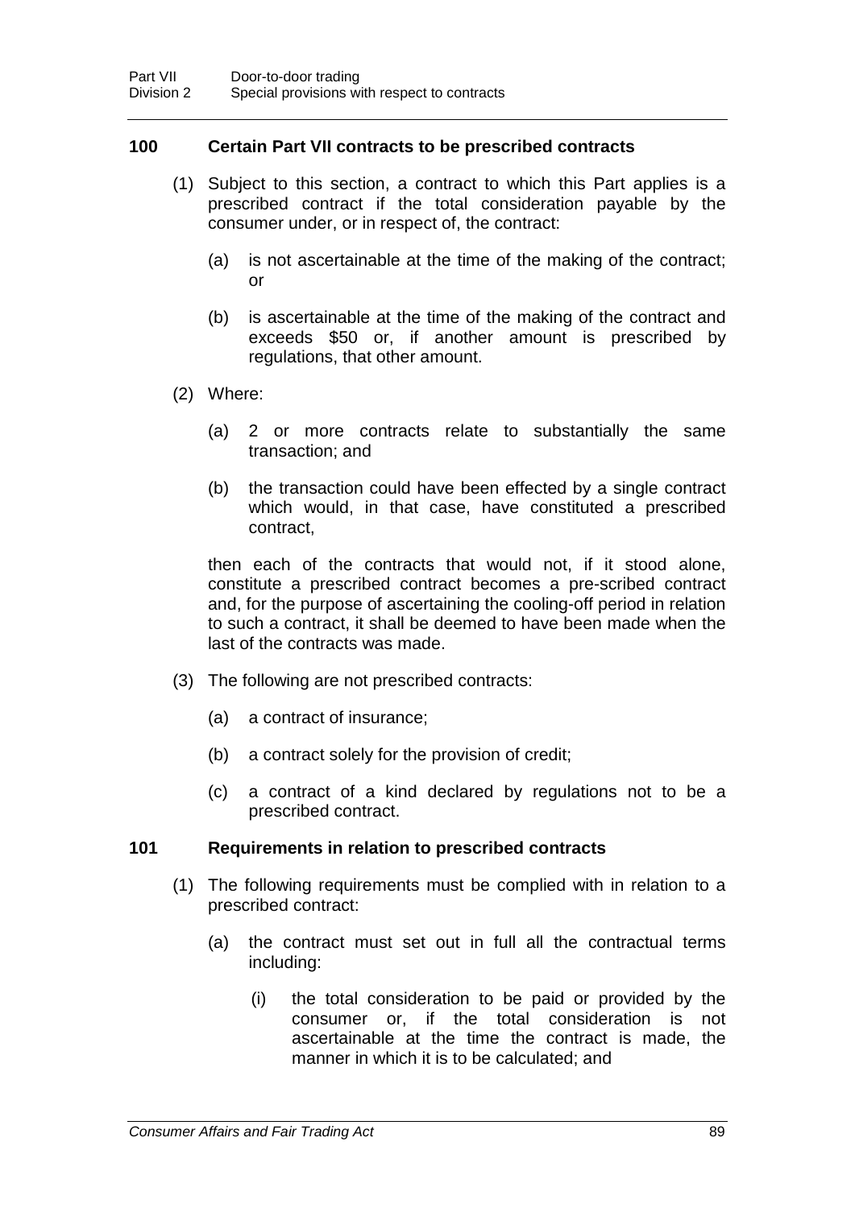### 100 Certain Part VII contracts to be prescribed contracts

(1) Subject to this section, a contract to which this Part applies is a prescribed contract if the total consideration payable by the consumer under, or in respect of, the contract:

(a) is not ascertainable at the time of the making of the contract; or

(b) is ascertainable at the time of the making of the contract and exceeds $50 or, if another amount is prescribed by regulations, that other amount.

(2) Where:

(a) 2 or more contracts relate to substantially the same transaction; and

(b) the transaction could have been effected by a single contract which would, in that case, have constituted a prescribed contract,

then each of the contracts that would not, if it stood alone, constitute a prescribed contract becomes a pre-scribed contract and, for the purpose of ascertaining the cooling-off period in relation to such a contract, it shall be deemed to have been made when the last of the contracts was made.

(3) The following are not prescribed contracts:

(a) a contract of insurance;

(b) a contract solely for the provision of credit;

(c) a contract of a kind declared by regulations not to be a prescribed contract.

### 101 Requirements in relation to prescribed contracts

(1) The following requirements must be complied with in relation to a prescribed contract:

(a) the contract must set out in full all the contractual terms including:

(i) the total consideration to be paid or provided by the consumer or, if the total consideration is not ascertainable at the time the contract is made, the manner in which it is to be calculated; and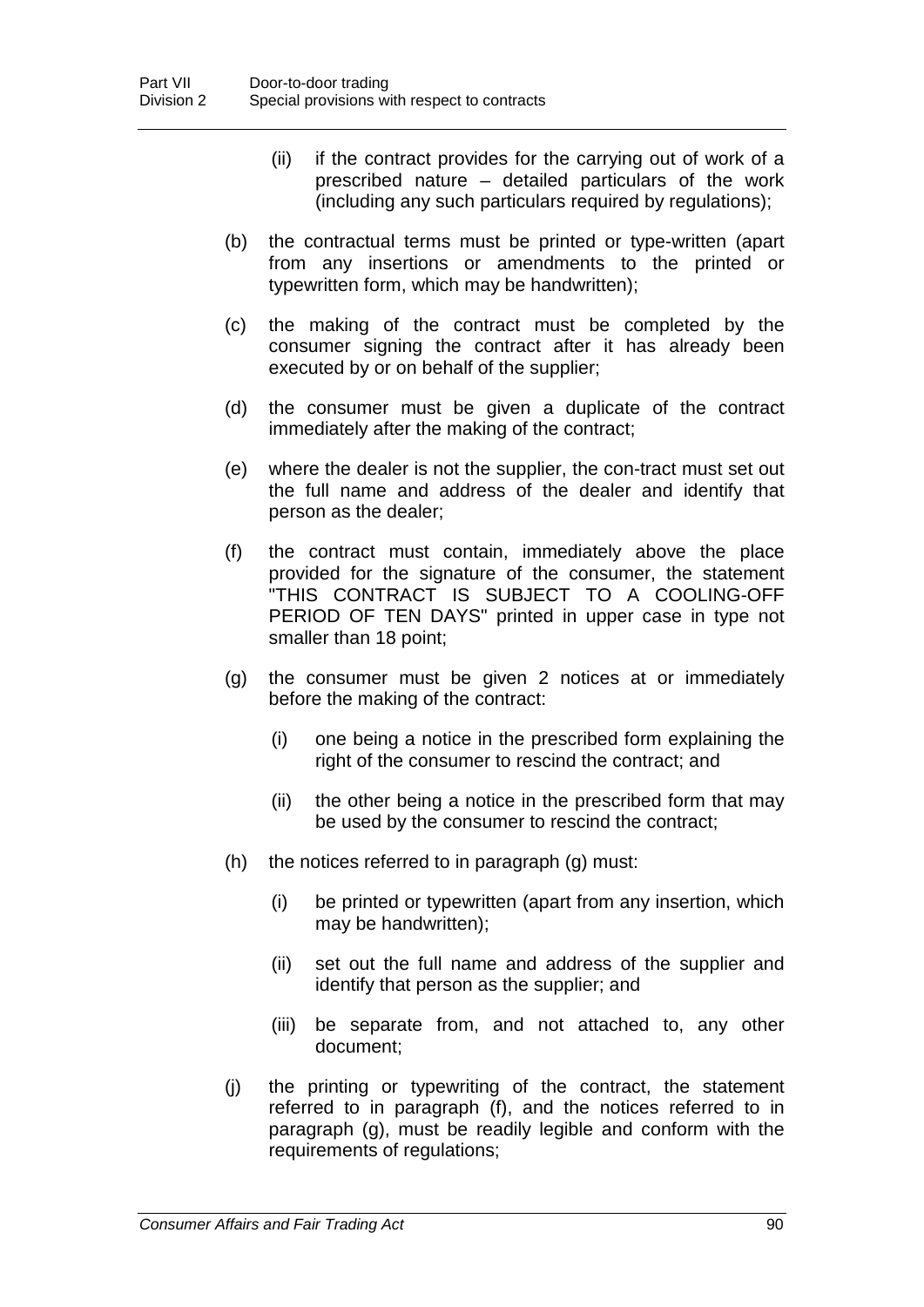(ii) if the contract provides for the carrying out of work of a prescribed nature – detailed particulars of the work (including any such particulars required by regulations);

(b) the contractual terms must be printed or type-written (apart from any insertions or amendments to the printed or typewritten form, which may be handwritten);

(c) the making of the contract must be completed by the consumer signing the contract after it has already been executed by or on behalf of the supplier;

(d) the consumer must be given a duplicate of the contract immediately after the making of the contract;

(e) where the dealer is not the supplier, the con-tract must set out the full name and address of the dealer and identify that person as the dealer;

(f) the contract must contain, immediately above the place provided for the signature of the consumer, the statement "THIS CONTRACT IS SUBJECT TO A COOLING-OFF PERIOD OF TEN DAYS" printed in upper case in type not smaller than 18 point;

(g) the consumer must be given 2 notices at or immediately before the making of the contract:

   (i) one being a notice in the prescribed form explaining the right of the consumer to rescind the contract; and

   (ii) the other being a notice in the prescribed form that may be used by the consumer to rescind the contract;

(h) the notices referred to in paragraph (g) must:

   (i) be printed or typewritten (apart from any insertion, which may be handwritten);

   (ii) set out the full name and address of the supplier and identify that person as the supplier; and

   (iii) be separate from, and not attached to, any other document;

(j) the printing or typewriting of the contract, the statement referred to in paragraph (f), and the notices referred to in paragraph (g), must be readily legible and conform with the requirements of regulations;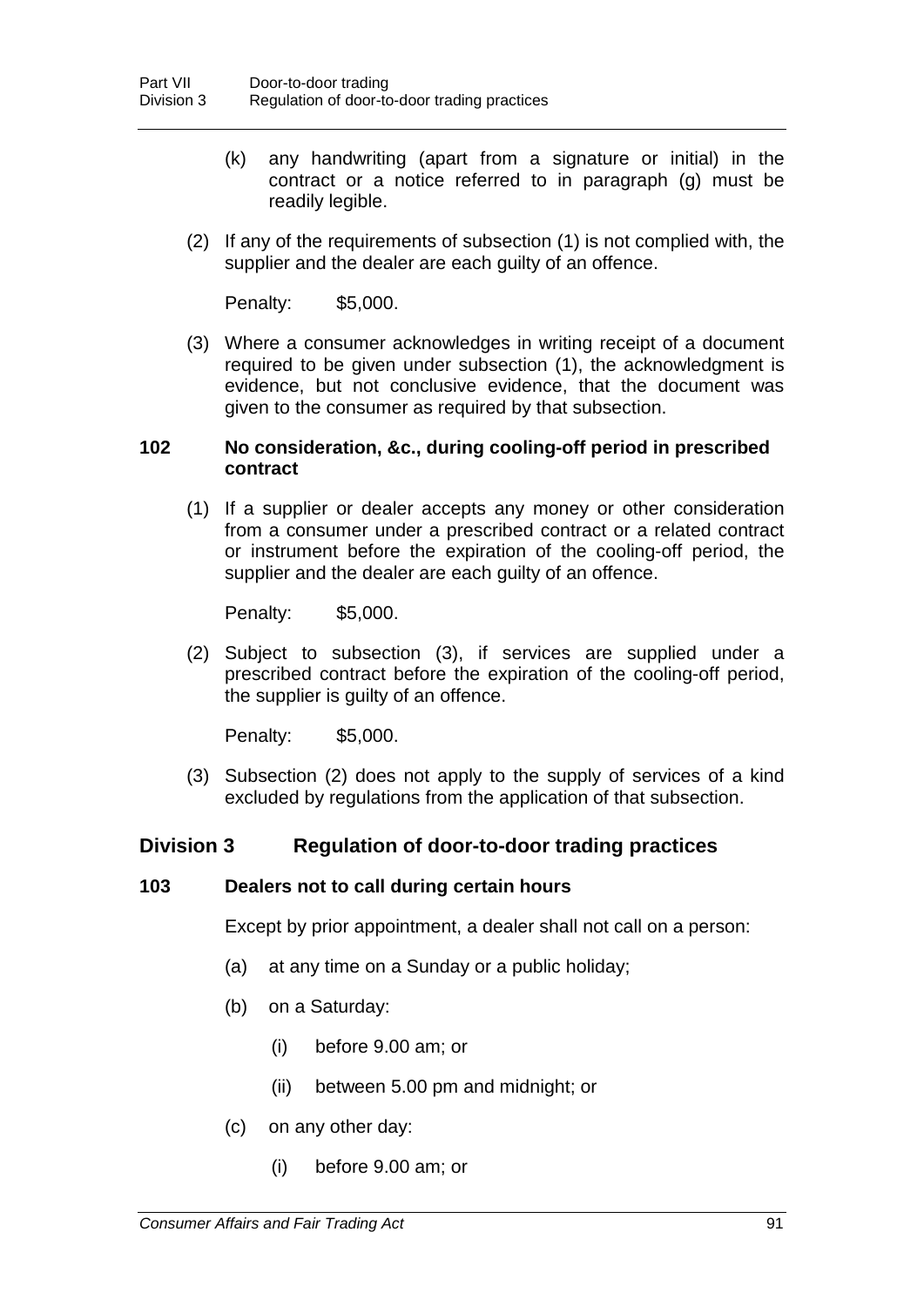(k) any handwriting (apart from a signature or initial) in the contract or a notice referred to in paragraph (g) must be readily legible.

(2) If any of the requirements of subsection (1) is not complied with, the supplier and the dealer are each guilty of an offence.

Penalty: $5,000.

(3) Where a consumer acknowledges in writing receipt of a document required to be given under subsection (1), the acknowledgment is evidence, but not conclusive evidence, that the document was given to the consumer as required by that subsection.

### 102 No consideration, &c., during cooling-off period in prescribed contract

(1) If a supplier or dealer accepts any money or other consideration from a consumer under a prescribed contract or a related contract or instrument before the expiration of the cooling-off period, the supplier and the dealer are each guilty of an offence.

Penalty: $5,000.

(2) Subject to subsection (3), if services are supplied under a prescribed contract before the expiration of the cooling-off period, the supplier is guilty of an offence.

Penalty: $5,000.

(3) Subsection (2) does not apply to the supply of services of a kind excluded by regulations from the application of that subsection.

## Division 3 Regulation of door-to-door trading practices

### 103 Dealers not to call during certain hours

Except by prior appointment, a dealer shall not call on a person:

(a) at any time on a Sunday or a public holiday;

(b) on a Saturday:

(i) before 9.00 am; or

(ii) between 5.00 pm and midnight; or

(c) on any other day:

(i) before 9.00 am; or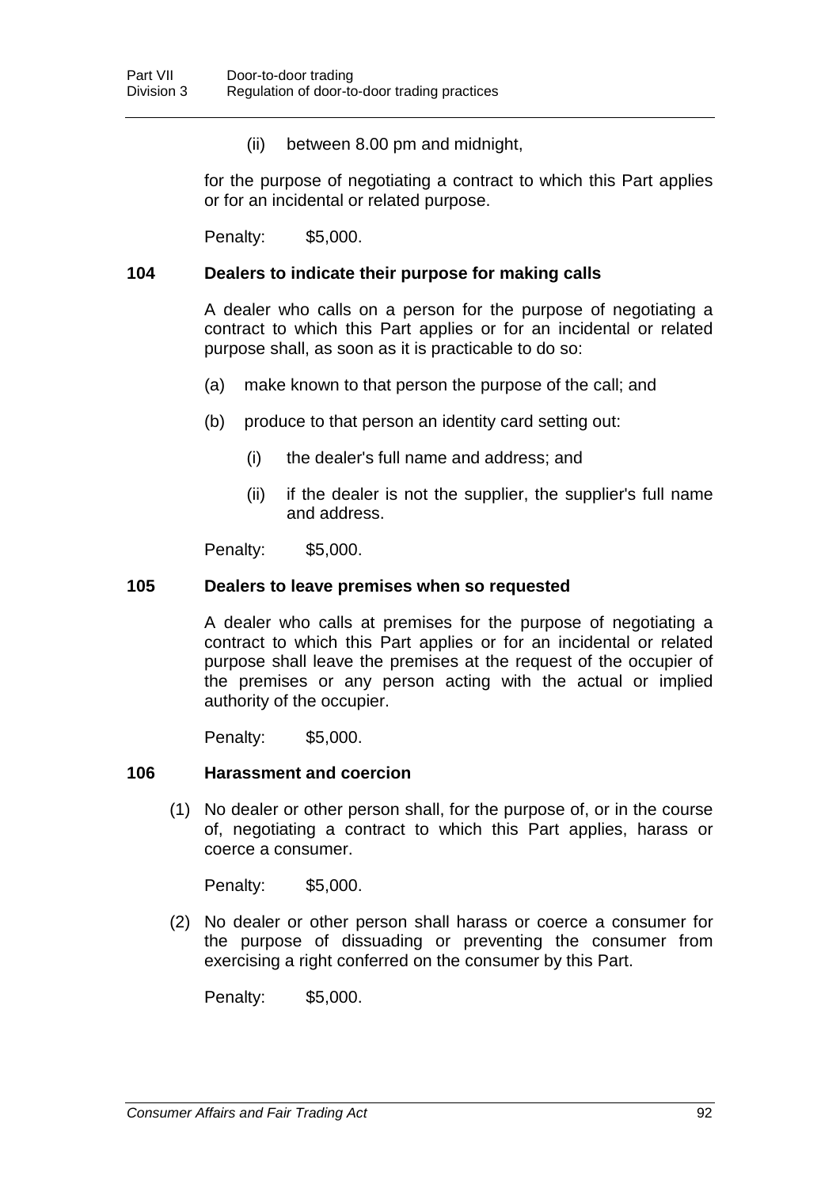(ii) between 8.00 pm and midnight,

for the purpose of negotiating a contract to which this Part applies or for an incidental or related purpose.

Penalty: $5,000.

### 104 Dealers to indicate their purpose for making calls

A dealer who calls on a person for the purpose of negotiating a contract to which this Part applies or for an incidental or related purpose shall, as soon as it is practicable to do so:

(a) make known to that person the purpose of the call; and

(b) produce to that person an identity card setting out:

(i) the dealer's full name and address; and

(ii) if the dealer is not the supplier, the supplier's full name and address.

Penalty: $5,000.

### 105 Dealers to leave premises when so requested

A dealer who calls at premises for the purpose of negotiating a contract to which this Part applies or for an incidental or related purpose shall leave the premises at the request of the occupier of the premises or any person acting with the actual or implied authority of the occupier.

Penalty: $5,000.

### 106 Harassment and coercion

(1) No dealer or other person shall, for the purpose of, or in the course of, negotiating a contract to which this Part applies, harass or coerce a consumer.

Penalty: $5,000.

(2) No dealer or other person shall harass or coerce a consumer for the purpose of dissuading or preventing the consumer from exercising a right conferred on the consumer by this Part.

Penalty: $5,000.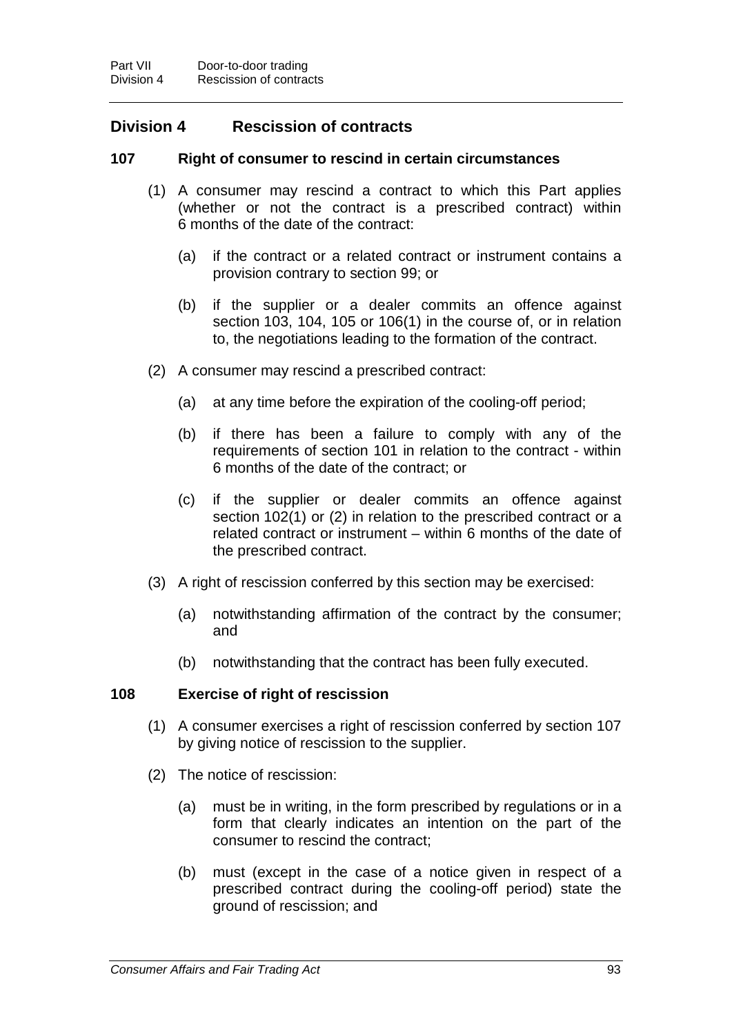## Division 4 Rescission of contracts

### 107 Right of consumer to rescind in certain circumstances

(1) A consumer may rescind a contract to which this Part applies (whether or not the contract is a prescribed contract) within 6 months of the date of the contract:

(a) if the contract or a related contract or instrument contains a provision contrary to section 99; or

(b) if the supplier or a dealer commits an offence against section 103, 104, 105 or 106(1) in the course of, or in relation to, the negotiations leading to the formation of the contract.

(2) A consumer may rescind a prescribed contract:

(a) at any time before the expiration of the cooling-off period;

(b) if there has been a failure to comply with any of the requirements of section 101 in relation to the contract - within 6 months of the date of the contract; or

(c) if the supplier or dealer commits an offence against section 102(1) or (2) in relation to the prescribed contract or a related contract or instrument – within 6 months of the date of the prescribed contract.

(3) A right of rescission conferred by this section may be exercised:

(a) notwithstanding affirmation of the contract by the consumer; and

(b) notwithstanding that the contract has been fully executed.

### 108 Exercise of right of rescission

(1) A consumer exercises a right of rescission conferred by section 107 by giving notice of rescission to the supplier.

(2) The notice of rescission:

(a) must be in writing, in the form prescribed by regulations or in a form that clearly indicates an intention on the part of the consumer to rescind the contract;

(b) must (except in the case of a notice given in respect of a prescribed contract during the cooling-off period) state the ground of rescission; and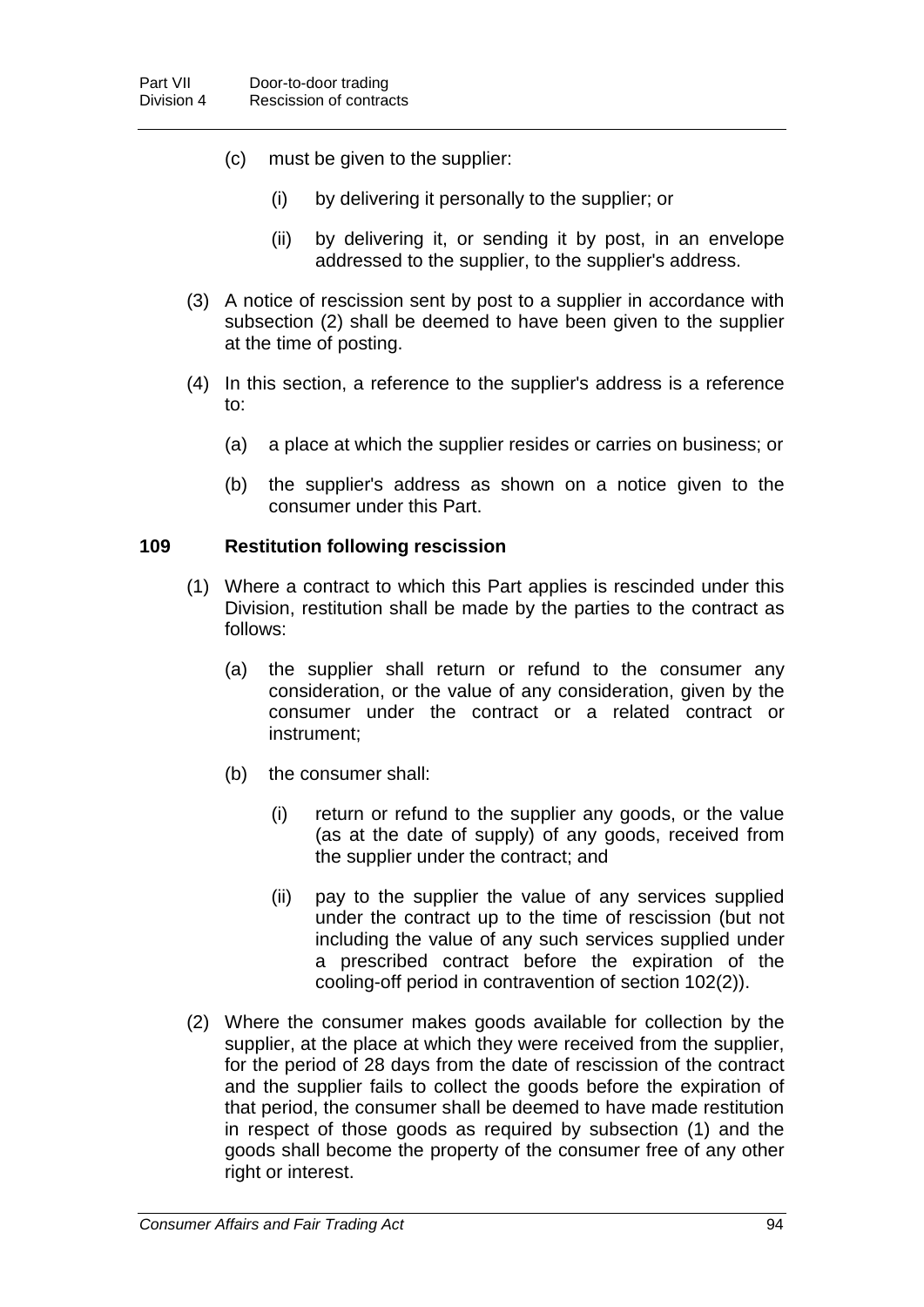(c) must be given to the supplier:

(i) by delivering it personally to the supplier; or

(ii) by delivering it, or sending it by post, in an envelope addressed to the supplier, to the supplier's address.

(3) A notice of rescission sent by post to a supplier in accordance with subsection (2) shall be deemed to have been given to the supplier at the time of posting.

(4) In this section, a reference to the supplier's address is a reference to:

(a) a place at which the supplier resides or carries on business; or

(b) the supplier's address as shown on a notice given to the consumer under this Part.

### 109 Restitution following rescission

(1) Where a contract to which this Part applies is rescinded under this Division, restitution shall be made by the parties to the contract as follows:

(a) the supplier shall return or refund to the consumer any consideration, or the value of any consideration, given by the consumer under the contract or a related contract or instrument;

(b) the consumer shall:

(i) return or refund to the supplier any goods, or the value (as at the date of supply) of any goods, received from the supplier under the contract; and

(ii) pay to the supplier the value of any services supplied under the contract up to the time of rescission (but not including the value of any such services supplied under a prescribed contract before the expiration of the cooling-off period in contravention of section 102(2)).

(2) Where the consumer makes goods available for collection by the supplier, at the place at which they were received from the supplier, for the period of 28 days from the date of rescission of the contract and the supplier fails to collect the goods before the expiration of that period, the consumer shall be deemed to have made restitution in respect of those goods as required by subsection (1) and the goods shall become the property of the consumer free of any other right or interest.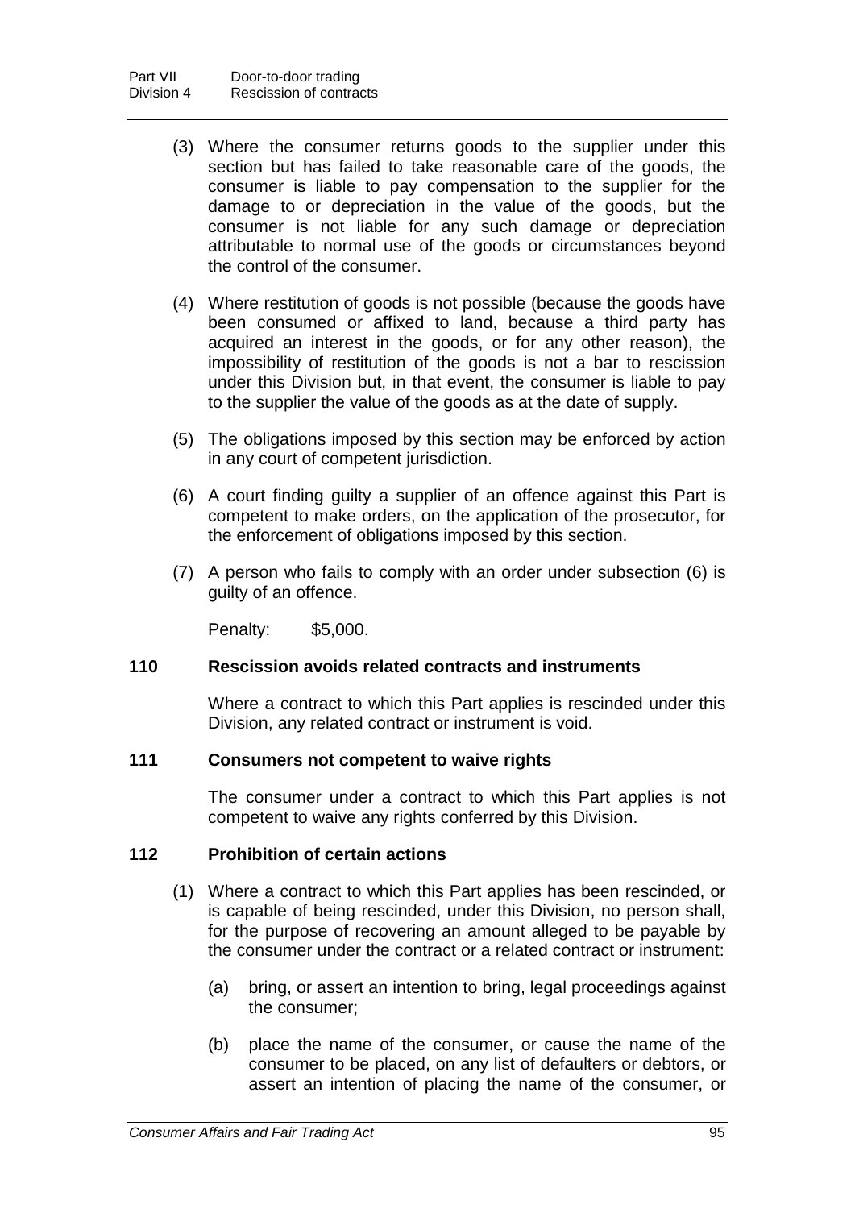(3) Where the consumer returns goods to the supplier under this section but has failed to take reasonable care of the goods, the consumer is liable to pay compensation to the supplier for the damage to or depreciation in the value of the goods, but the consumer is not liable for any such damage or depreciation attributable to normal use of the goods or circumstances beyond the control of the consumer.

(4) Where restitution of goods is not possible (because the goods have been consumed or affixed to land, because a third party has acquired an interest in the goods, or for any other reason), the impossibility of restitution of the goods is not a bar to rescission under this Division but, in that event, the consumer is liable to pay to the supplier the value of the goods as at the date of supply.

(5) The obligations imposed by this section may be enforced by action in any court of competent jurisdiction.

(6) A court finding guilty a supplier of an offence against this Part is competent to make orders, on the application of the prosecutor, for the enforcement of obligations imposed by this section.

(7) A person who fails to comply with an order under subsection (6) is guilty of an offence.

Penalty: $5,000.

### 110 Rescission avoids related contracts and instruments

Where a contract to which this Part applies is rescinded under this Division, any related contract or instrument is void.

### 111 Consumers not competent to waive rights

The consumer under a contract to which this Part applies is not competent to waive any rights conferred by this Division.

### 112 Prohibition of certain actions

(1) Where a contract to which this Part applies has been rescinded, or is capable of being rescinded, under this Division, no person shall, for the purpose of recovering an amount alleged to be payable by the consumer under the contract or a related contract or instrument:

(a) bring, or assert an intention to bring, legal proceedings against the consumer;

(b) place the name of the consumer, or cause the name of the consumer to be placed, on any list of defaulters or debtors, or assert an intention of placing the name of the consumer, or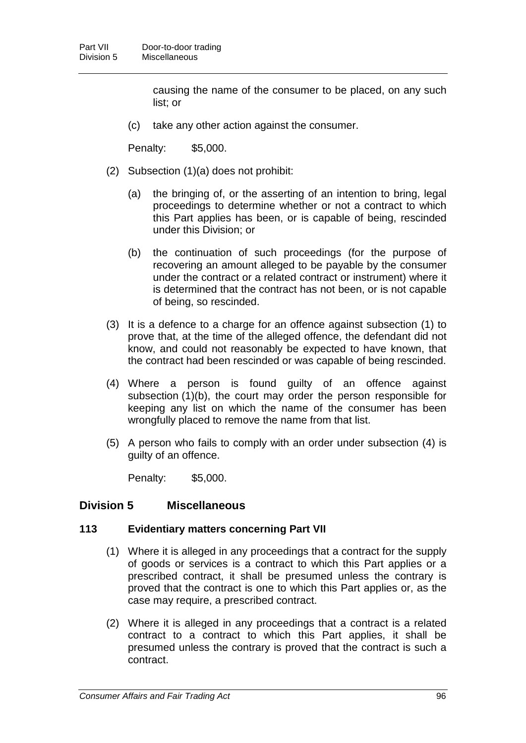causing the name of the consumer to be placed, on any such list; or

(c) take any other action against the consumer.

Penalty: $5,000.

(2) Subsection (1)(a) does not prohibit:

(a) the bringing of, or the asserting of an intention to bring, legal proceedings to determine whether or not a contract to which this Part applies has been, or is capable of being, rescinded under this Division; or

(b) the continuation of such proceedings (for the purpose of recovering an amount alleged to be payable by the consumer under the contract or a related contract or instrument) where it is determined that the contract has not been, or is not capable of being, so rescinded.

(3) It is a defence to a charge for an offence against subsection (1) to prove that, at the time of the alleged offence, the defendant did not know, and could not reasonably be expected to have known, that the contract had been rescinded or was capable of being rescinded.

(4) Where a person is found guilty of an offence against subsection (1)(b), the court may order the person responsible for keeping any list on which the name of the consumer has been wrongfully placed to remove the name from that list.

(5) A person who fails to comply with an order under subsection (4) is guilty of an offence.

Penalty: $5,000.

## Division 5 Miscellaneous

### 113 Evidentiary matters concerning Part VII

(1) Where it is alleged in any proceedings that a contract for the supply of goods or services is a contract to which this Part applies or a prescribed contract, it shall be presumed unless the contrary is proved that the contract is one to which this Part applies or, as the case may require, a prescribed contract.

(2) Where it is alleged in any proceedings that a contract is a related contract to a contract to which this Part applies, it shall be presumed unless the contrary is proved that the contract is such a contract.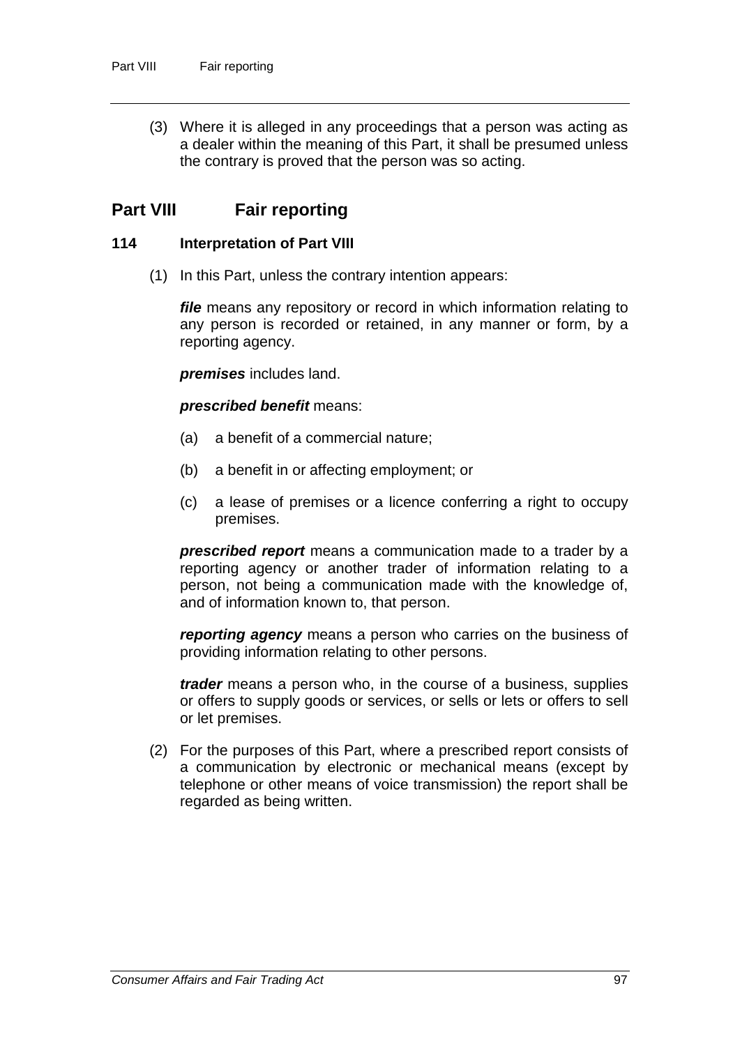(3) Where it is alleged in any proceedings that a person was acting as a dealer within the meaning of this Part, it shall be presumed unless the contrary is proved that the person was so acting.

## Part VIII Fair reporting

### 114 Interpretation of Part VIII

(1) In this Part, unless the contrary intention appears:

***file*** means any repository or record in which information relating to any person is recorded or retained, in any manner or form, by a reporting agency.

***premises*** includes land.

***prescribed benefit*** means:

(a) a benefit of a commercial nature;

(b) a benefit in or affecting employment; or

(c) a lease of premises or a licence conferring a right to occupy premises.

***prescribed report*** means a communication made to a trader by a reporting agency or another trader of information relating to a person, not being a communication made with the knowledge of, and of information known to, that person.

***reporting agency*** means a person who carries on the business of providing information relating to other persons.

***trader*** means a person who, in the course of a business, supplies or offers to supply goods or services, or sells or lets or offers to sell or let premises.

(2) For the purposes of this Part, where a prescribed report consists of a communication by electronic or mechanical means (except by telephone or other means of voice transmission) the report shall be regarded as being written.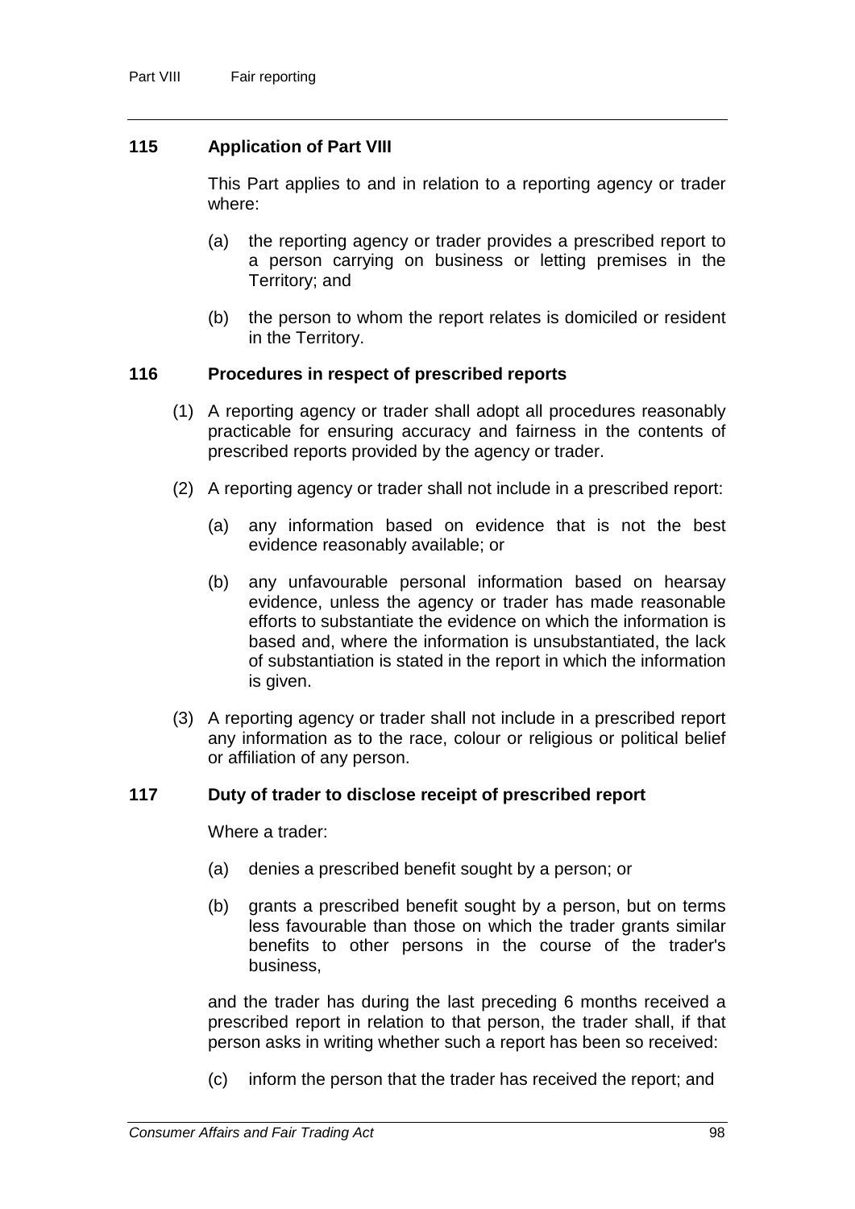## 115 Application of Part VIII

This Part applies to and in relation to a reporting agency or trader where:

(a) the reporting agency or trader provides a prescribed report to a person carrying on business or letting premises in the Territory; and

(b) the person to whom the report relates is domiciled or resident in the Territory.

## 116 Procedures in respect of prescribed reports

(1) A reporting agency or trader shall adopt all procedures reasonably practicable for ensuring accuracy and fairness in the contents of prescribed reports provided by the agency or trader.

(2) A reporting agency or trader shall not include in a prescribed report:

(a) any information based on evidence that is not the best evidence reasonably available; or

(b) any unfavourable personal information based on hearsay evidence, unless the agency or trader has made reasonable efforts to substantiate the evidence on which the information is based and, where the information is unsubstantiated, the lack of substantiation is stated in the report in which the information is given.

(3) A reporting agency or trader shall not include in a prescribed report any information as to the race, colour or religious or political belief or affiliation of any person.

## 117 Duty of trader to disclose receipt of prescribed report

Where a trader:

(a) denies a prescribed benefit sought by a person; or

(b) grants a prescribed benefit sought by a person, but on terms less favourable than those on which the trader grants similar benefits to other persons in the course of the trader's business,

and the trader has during the last preceding 6 months received a prescribed report in relation to that person, the trader shall, if that person asks in writing whether such a report has been so received:

(c) inform the person that the trader has received the report; and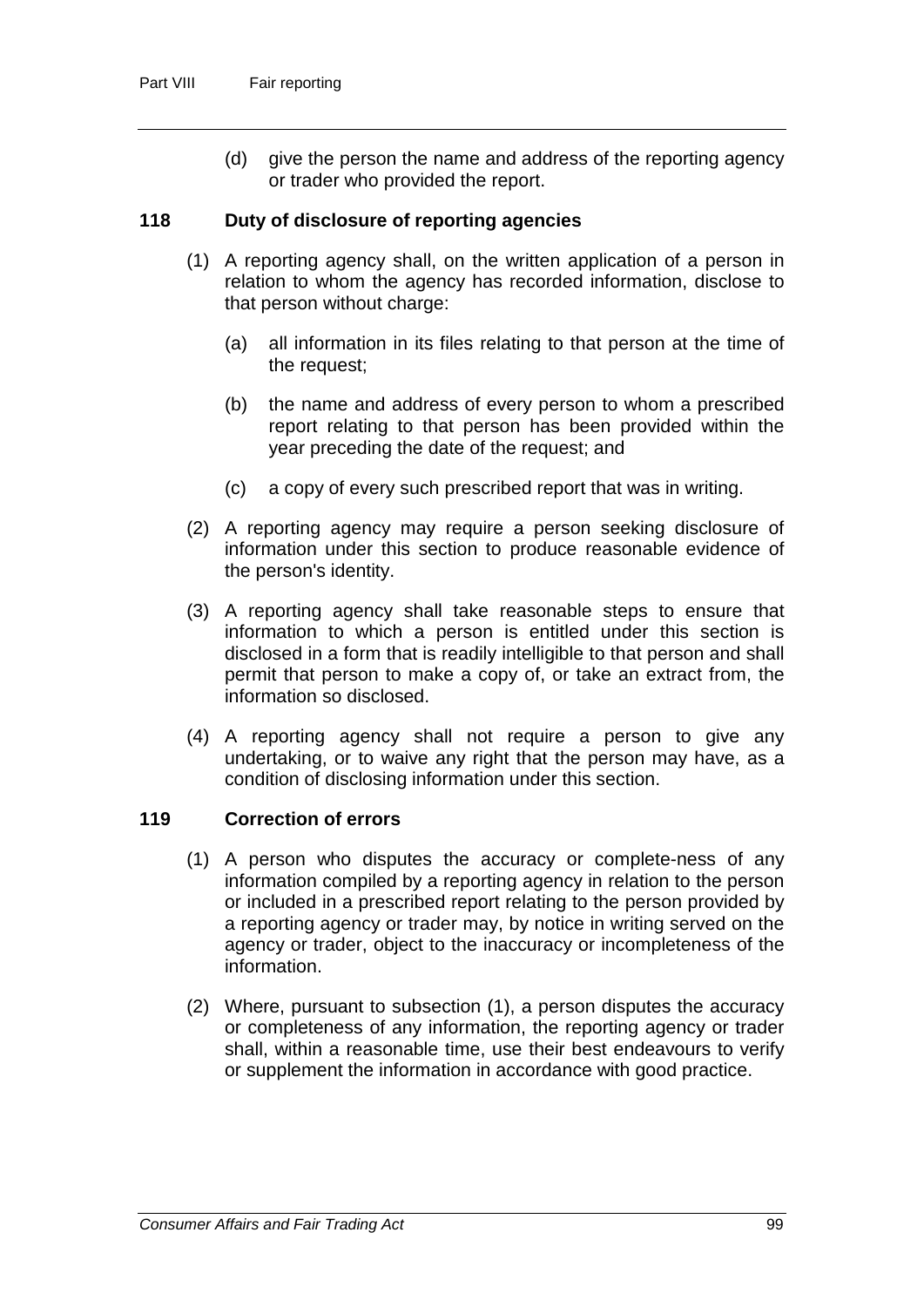(d) give the person the name and address of the reporting agency or trader who provided the report.

### 118 Duty of disclosure of reporting agencies

(1) A reporting agency shall, on the written application of a person in relation to whom the agency has recorded information, disclose to that person without charge:

(a) all information in its files relating to that person at the time of the request;

(b) the name and address of every person to whom a prescribed report relating to that person has been provided within the year preceding the date of the request; and

(c) a copy of every such prescribed report that was in writing.

(2) A reporting agency may require a person seeking disclosure of information under this section to produce reasonable evidence of the person's identity.

(3) A reporting agency shall take reasonable steps to ensure that information to which a person is entitled under this section is disclosed in a form that is readily intelligible to that person and shall permit that person to make a copy of, or take an extract from, the information so disclosed.

(4) A reporting agency shall not require a person to give any undertaking, or to waive any right that the person may have, as a condition of disclosing information under this section.

### 119 Correction of errors

(1) A person who disputes the accuracy or complete-ness of any information compiled by a reporting agency in relation to the person or included in a prescribed report relating to the person provided by a reporting agency or trader may, by notice in writing served on the agency or trader, object to the inaccuracy or incompleteness of the information.

(2) Where, pursuant to subsection (1), a person disputes the accuracy or completeness of any information, the reporting agency or trader shall, within a reasonable time, use their best endeavours to verify or supplement the information in accordance with good practice.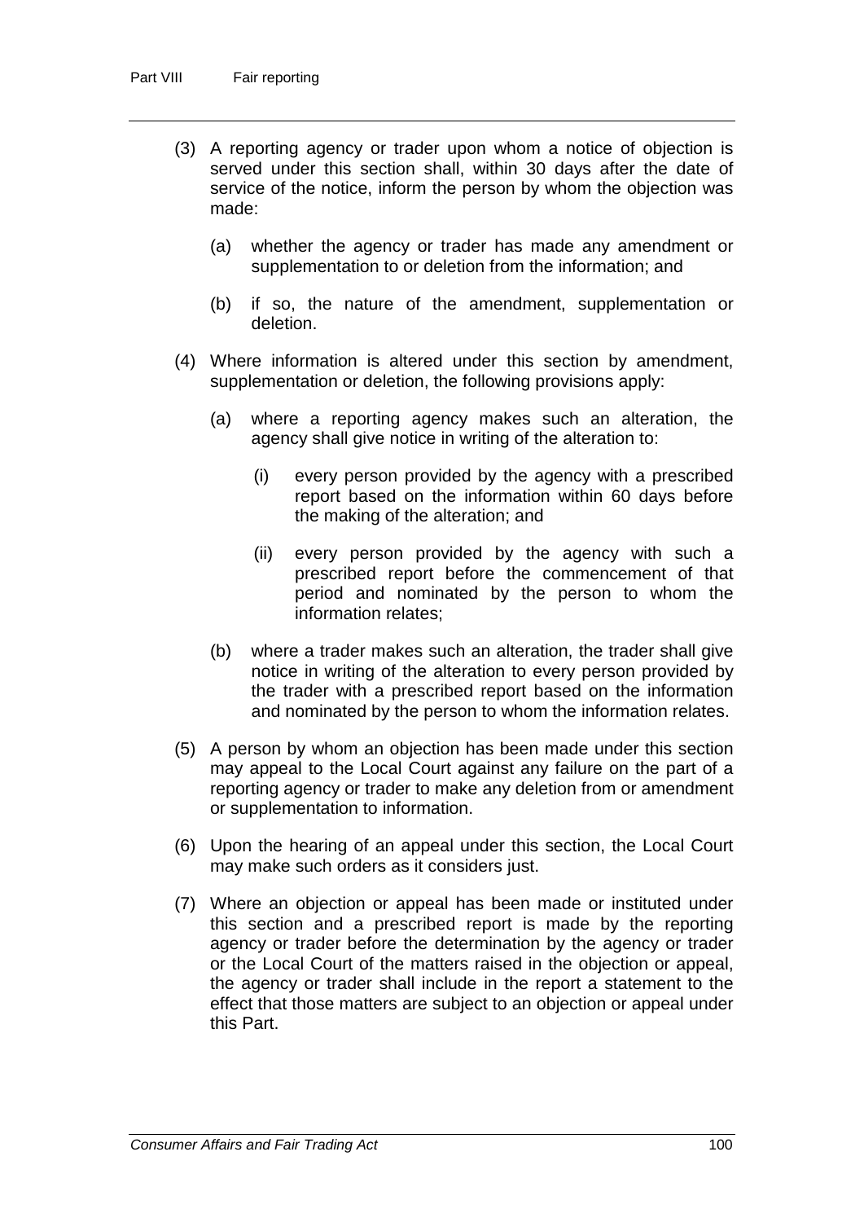(3) A reporting agency or trader upon whom a notice of objection is served under this section shall, within 30 days after the date of service of the notice, inform the person by whom the objection was made:

    (a) whether the agency or trader has made any amendment or supplementation to or deletion from the information; and

    (b) if so, the nature of the amendment, supplementation or deletion.

(4) Where information is altered under this section by amendment, supplementation or deletion, the following provisions apply:

    (a) where a reporting agency makes such an alteration, the agency shall give notice in writing of the alteration to:

        (i) every person provided by the agency with a prescribed report based on the information within 60 days before the making of the alteration; and

        (ii) every person provided by the agency with such a prescribed report before the commencement of that period and nominated by the person to whom the information relates;

    (b) where a trader makes such an alteration, the trader shall give notice in writing of the alteration to every person provided by the trader with a prescribed report based on the information and nominated by the person to whom the information relates.

(5) A person by whom an objection has been made under this section may appeal to the Local Court against any failure on the part of a reporting agency or trader to make any deletion from or amendment or supplementation to information.

(6) Upon the hearing of an appeal under this section, the Local Court may make such orders as it considers just.

(7) Where an objection or appeal has been made or instituted under this section and a prescribed report is made by the reporting agency or trader before the determination by the agency or trader or the Local Court of the matters raised in the objection or appeal, the agency or trader shall include in the report a statement to the effect that those matters are subject to an objection or appeal under this Part.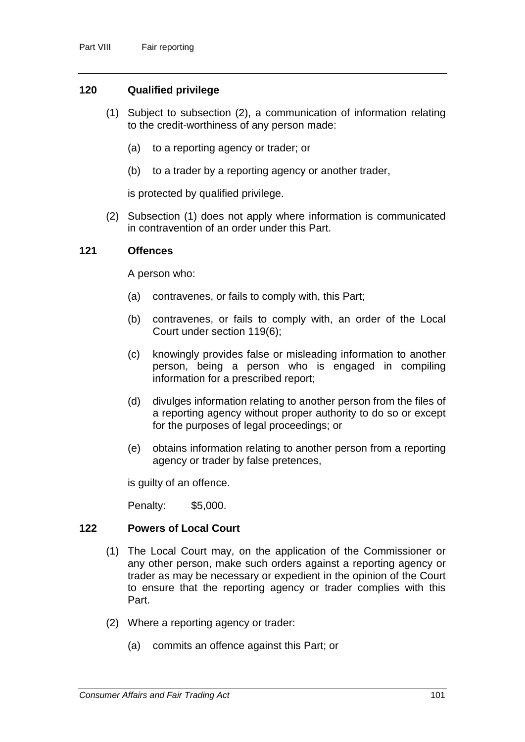## 120 Qualified privilege

(1) Subject to subsection (2), a communication of information relating to the credit-worthiness of any person made:

(a) to a reporting agency or trader; or

(b) to a trader by a reporting agency or another trader,

is protected by qualified privilege.

(2) Subsection (1) does not apply where information is communicated in contravention of an order under this Part.

## 121 Offences

A person who:

(a) contravenes, or fails to comply with, this Part;

(b) contravenes, or fails to comply with, an order of the Local Court under section 119(6);

(c) knowingly provides false or misleading information to another person, being a person who is engaged in compiling information for a prescribed report;

(d) divulges information relating to another person from the files of a reporting agency without proper authority to do so or except for the purposes of legal proceedings; or

(e) obtains information relating to another person from a reporting agency or trader by false pretences,

is guilty of an offence.

Penalty: $5,000.

## 122 Powers of Local Court

(1) The Local Court may, on the application of the Commissioner or any other person, make such orders against a reporting agency or trader as may be necessary or expedient in the opinion of the Court to ensure that the reporting agency or trader complies with this Part.

(2) Where a reporting agency or trader:

(a) commits an offence against this Part; or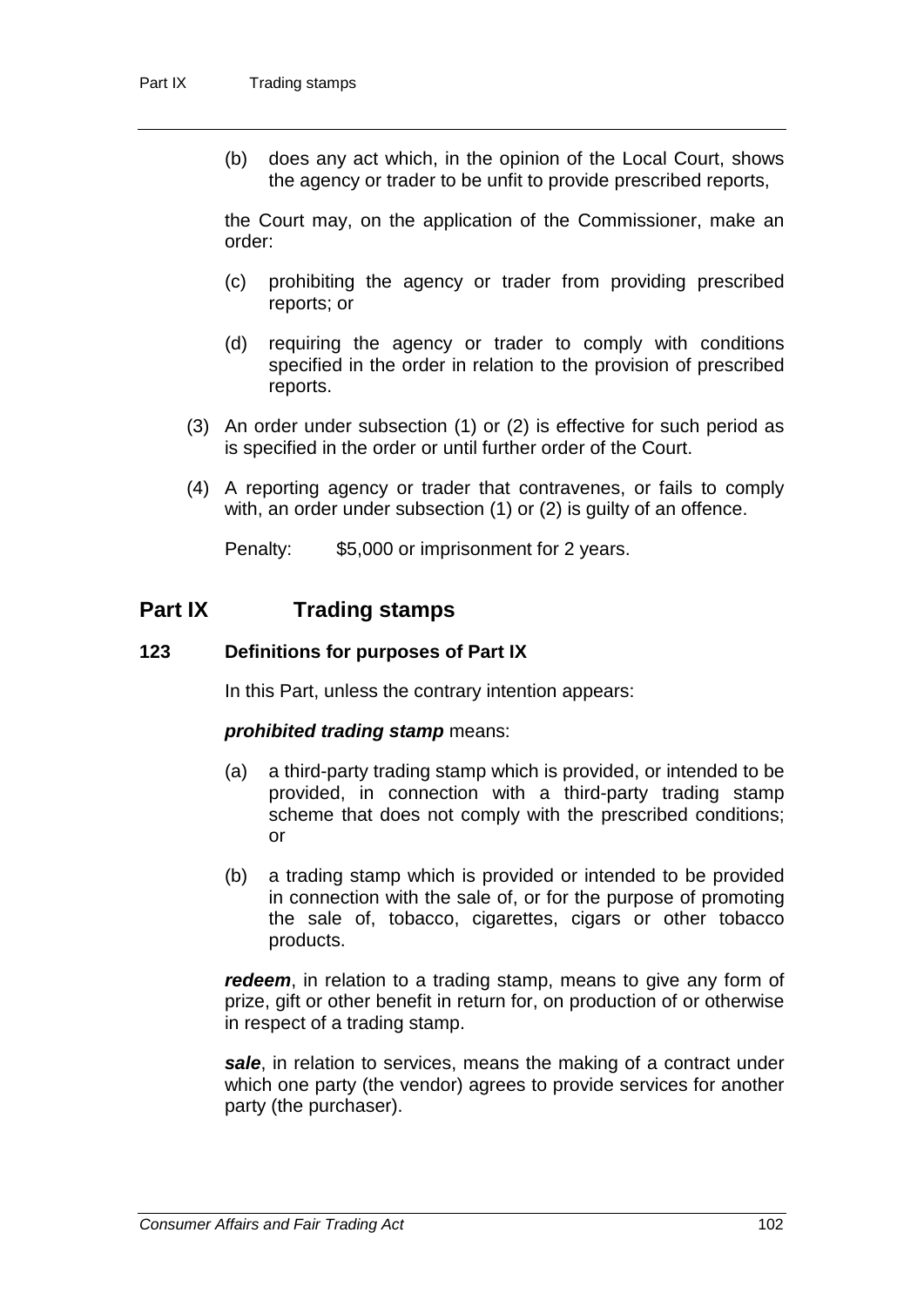(b) does any act which, in the opinion of the Local Court, shows the agency or trader to be unfit to provide prescribed reports,

the Court may, on the application of the Commissioner, make an order:

(c) prohibiting the agency or trader from providing prescribed reports; or

(d) requiring the agency or trader to comply with conditions specified in the order in relation to the provision of prescribed reports.

(3) An order under subsection (1) or (2) is effective for such period as is specified in the order or until further order of the Court.

(4) A reporting agency or trader that contravenes, or fails to comply with, an order under subsection (1) or (2) is guilty of an offence.

Penalty: $5,000 or imprisonment for 2 years.

## Part IX Trading stamps

### 123 Definitions for purposes of Part IX

In this Part, unless the contrary intention appears:

***prohibited trading stamp*** means:

(a) a third-party trading stamp which is provided, or intended to be provided, in connection with a third-party trading stamp scheme that does not comply with the prescribed conditions; or

(b) a trading stamp which is provided or intended to be provided in connection with the sale of, or for the purpose of promoting the sale of, tobacco, cigarettes, cigars or other tobacco products.

***redeem***, in relation to a trading stamp, means to give any form of prize, gift or other benefit in return for, on production of or otherwise in respect of a trading stamp.

***sale***, in relation to services, means the making of a contract under which one party (the vendor) agrees to provide services for another party (the purchaser).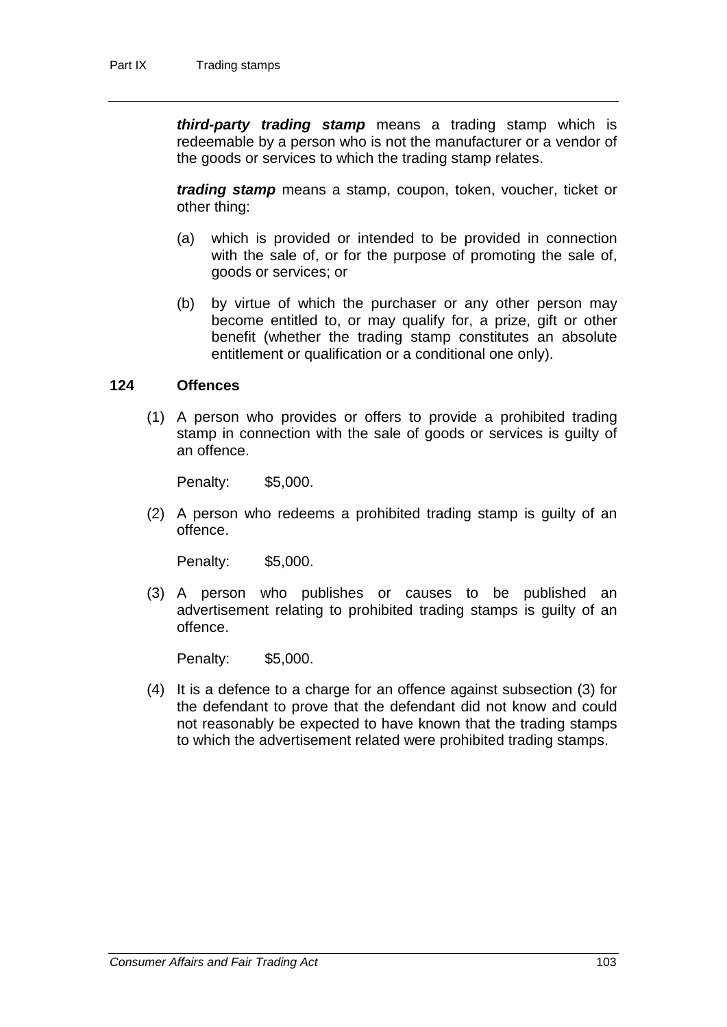***third-party trading stamp*** means a trading stamp which is redeemable by a person who is not the manufacturer or a vendor of the goods or services to which the trading stamp relates.

***trading stamp*** means a stamp, coupon, token, voucher, ticket or other thing:

(a) which is provided or intended to be provided in connection with the sale of, or for the purpose of promoting the sale of, goods or services; or

(b) by virtue of which the purchaser or any other person may become entitled to, or may qualify for, a prize, gift or other benefit (whether the trading stamp constitutes an absolute entitlement or qualification or a conditional one only).

### 124 Offences

(1) A person who provides or offers to provide a prohibited trading stamp in connection with the sale of goods or services is guilty of an offence.

Penalty: $5,000.

(2) A person who redeems a prohibited trading stamp is guilty of an offence.

Penalty: $5,000.

(3) A person who publishes or causes to be published an advertisement relating to prohibited trading stamps is guilty of an offence.

Penalty: $5,000.

(4) It is a defence to a charge for an offence against subsection (3) for the defendant to prove that the defendant did not know and could not reasonably be expected to have known that the trading stamps to which the advertisement related were prohibited trading stamps.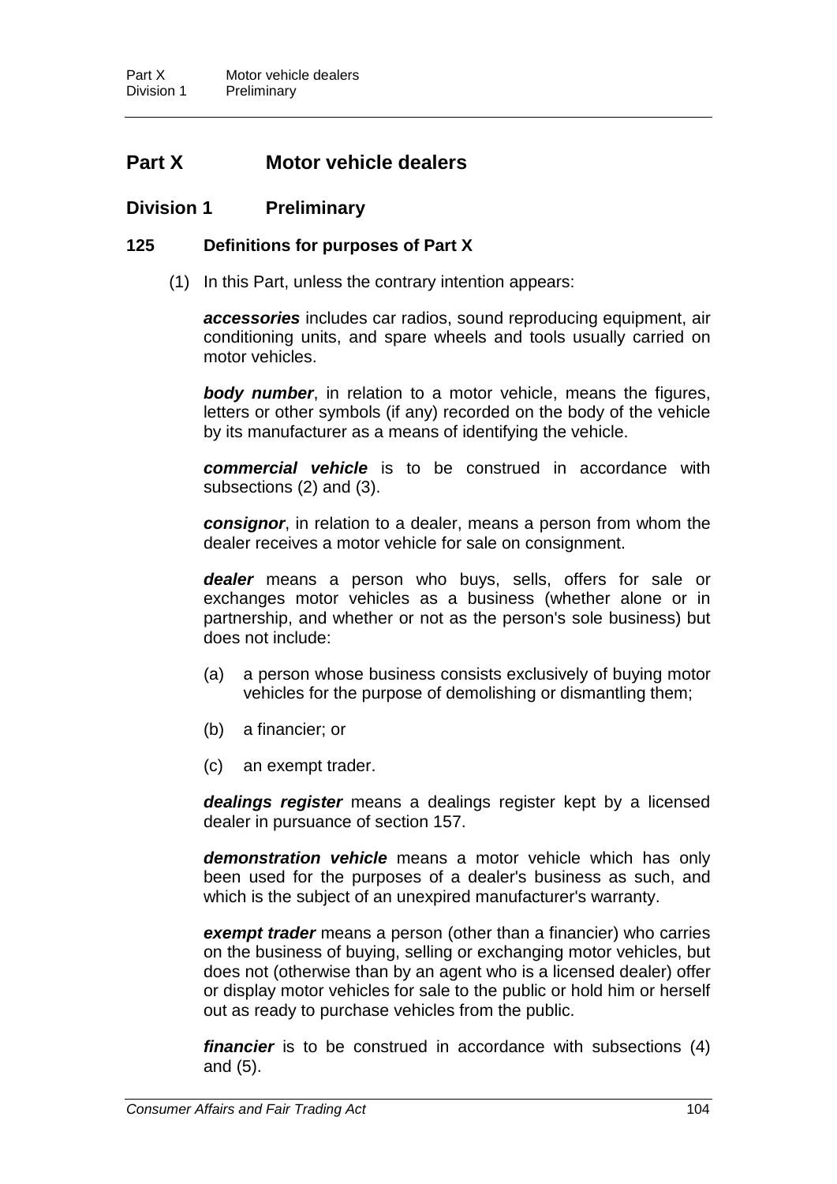# Part X Motor vehicle dealers

## Division 1 Preliminary

### 125 Definitions for purposes of Part X

(1) In this Part, unless the contrary intention appears:

***accessories*** includes car radios, sound reproducing equipment, air conditioning units, and spare wheels and tools usually carried on motor vehicles.

***body number***, in relation to a motor vehicle, means the figures, letters or other symbols (if any) recorded on the body of the vehicle by its manufacturer as a means of identifying the vehicle.

***commercial vehicle*** is to be construed in accordance with subsections (2) and (3).

***consignor***, in relation to a dealer, means a person from whom the dealer receives a motor vehicle for sale on consignment.

***dealer*** means a person who buys, sells, offers for sale or exchanges motor vehicles as a business (whether alone or in partnership, and whether or not as the person's sole business) but does not include:

- (a) a person whose business consists exclusively of buying motor vehicles for the purpose of demolishing or dismantling them;
- (b) a financier; or
- (c) an exempt trader.

***dealings register*** means a dealings register kept by a licensed dealer in pursuance of section 157.

***demonstration vehicle*** means a motor vehicle which has only been used for the purposes of a dealer's business as such, and which is the subject of an unexpired manufacturer's warranty.

***exempt trader*** means a person (other than a financier) who carries on the business of buying, selling or exchanging motor vehicles, but does not (otherwise than by an agent who is a licensed dealer) offer or display motor vehicles for sale to the public or hold him or herself out as ready to purchase vehicles from the public.

***financier*** is to be construed in accordance with subsections (4) and (5).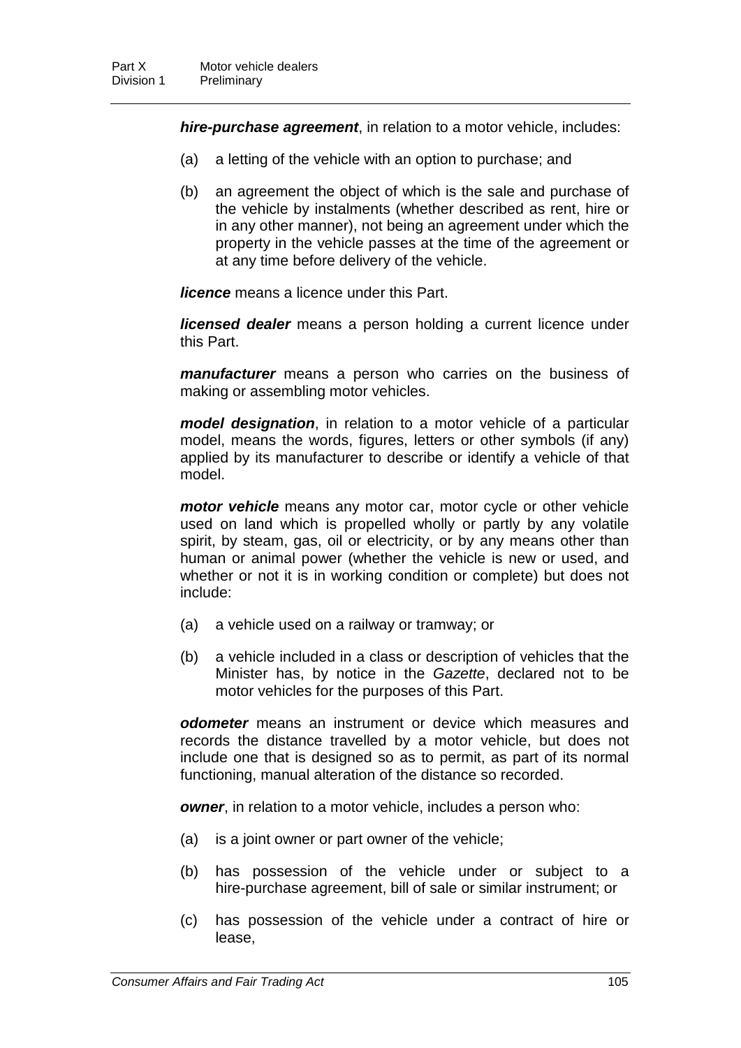***hire-purchase agreement***, in relation to a motor vehicle, includes:

(a) a letting of the vehicle with an option to purchase; and

(b) an agreement the object of which is the sale and purchase of the vehicle by instalments (whether described as rent, hire or in any other manner), not being an agreement under which the property in the vehicle passes at the time of the agreement or at any time before delivery of the vehicle.

***licence*** means a licence under this Part.

***licensed dealer*** means a person holding a current licence under this Part.

***manufacturer*** means a person who carries on the business of making or assembling motor vehicles.

***model designation***, in relation to a motor vehicle of a particular model, means the words, figures, letters or other symbols (if any) applied by its manufacturer to describe or identify a vehicle of that model.

***motor vehicle*** means any motor car, motor cycle or other vehicle used on land which is propelled wholly or partly by any volatile spirit, by steam, gas, oil or electricity, or by any means other than human or animal power (whether the vehicle is new or used, and whether or not it is in working condition or complete) but does not include:

(a) a vehicle used on a railway or tramway; or

(b) a vehicle included in a class or description of vehicles that the Minister has, by notice in the *Gazette*, declared not to be motor vehicles for the purposes of this Part.

***odometer*** means an instrument or device which measures and records the distance travelled by a motor vehicle, but does not include one that is designed so as to permit, as part of its normal functioning, manual alteration of the distance so recorded.

***owner***, in relation to a motor vehicle, includes a person who:

(a) is a joint owner or part owner of the vehicle;

(b) has possession of the vehicle under or subject to a hire-purchase agreement, bill of sale or similar instrument; or

(c) has possession of the vehicle under a contract of hire or lease,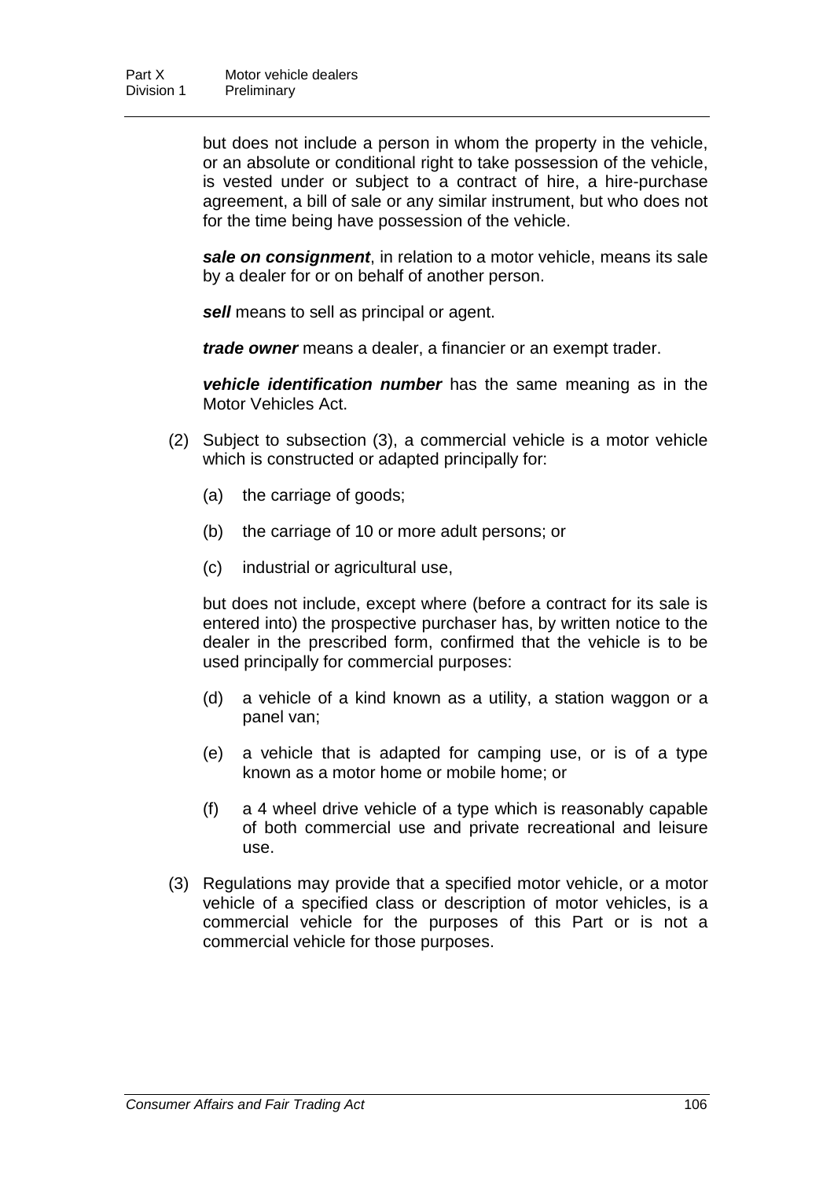but does not include a person in whom the property in the vehicle, or an absolute or conditional right to take possession of the vehicle, is vested under or subject to a contract of hire, a hire-purchase agreement, a bill of sale or any similar instrument, but who does not for the time being have possession of the vehicle.

***sale on consignment***, in relation to a motor vehicle, means its sale by a dealer for or on behalf of another person.

***sell*** means to sell as principal or agent.

***trade owner*** means a dealer, a financier or an exempt trader.

***vehicle identification number*** has the same meaning as in the Motor Vehicles Act.

(2) Subject to subsection (3), a commercial vehicle is a motor vehicle which is constructed or adapted principally for:

(a) the carriage of goods;

(b) the carriage of 10 or more adult persons; or

(c) industrial or agricultural use,

but does not include, except where (before a contract for its sale is entered into) the prospective purchaser has, by written notice to the dealer in the prescribed form, confirmed that the vehicle is to be used principally for commercial purposes:

(d) a vehicle of a kind known as a utility, a station waggon or a panel van;

(e) a vehicle that is adapted for camping use, or is of a type known as a motor home or mobile home; or

(f) a 4 wheel drive vehicle of a type which is reasonably capable of both commercial use and private recreational and leisure use.

(3) Regulations may provide that a specified motor vehicle, or a motor vehicle of a specified class or description of motor vehicles, is a commercial vehicle for the purposes of this Part or is not a commercial vehicle for those purposes.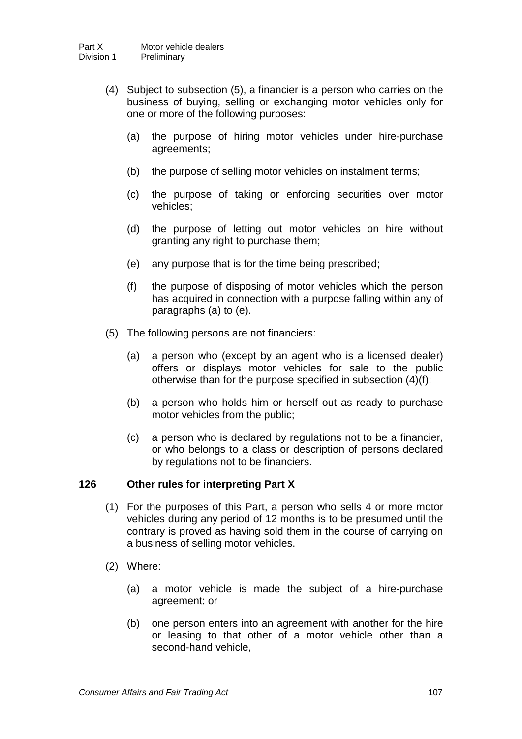(4) Subject to subsection (5), a financier is a person who carries on the business of buying, selling or exchanging motor vehicles only for one or more of the following purposes:

(a) the purpose of hiring motor vehicles under hire-purchase agreements;

(b) the purpose of selling motor vehicles on instalment terms;

(c) the purpose of taking or enforcing securities over motor vehicles;

(d) the purpose of letting out motor vehicles on hire without granting any right to purchase them;

(e) any purpose that is for the time being prescribed;

(f) the purpose of disposing of motor vehicles which the person has acquired in connection with a purpose falling within any of paragraphs (a) to (e).

(5) The following persons are not financiers:

(a) a person who (except by an agent who is a licensed dealer) offers or displays motor vehicles for sale to the public otherwise than for the purpose specified in subsection (4)(f);

(b) a person who holds him or herself out as ready to purchase motor vehicles from the public;

(c) a person who is declared by regulations not to be a financier, or who belongs to a class or description of persons declared by regulations not to be financiers.

### 126 Other rules for interpreting Part X

(1) For the purposes of this Part, a person who sells 4 or more motor vehicles during any period of 12 months is to be presumed until the contrary is proved as having sold them in the course of carrying on a business of selling motor vehicles.

(2) Where:

(a) a motor vehicle is made the subject of a hire-purchase agreement; or

(b) one person enters into an agreement with another for the hire or leasing to that other of a motor vehicle other than a second-hand vehicle,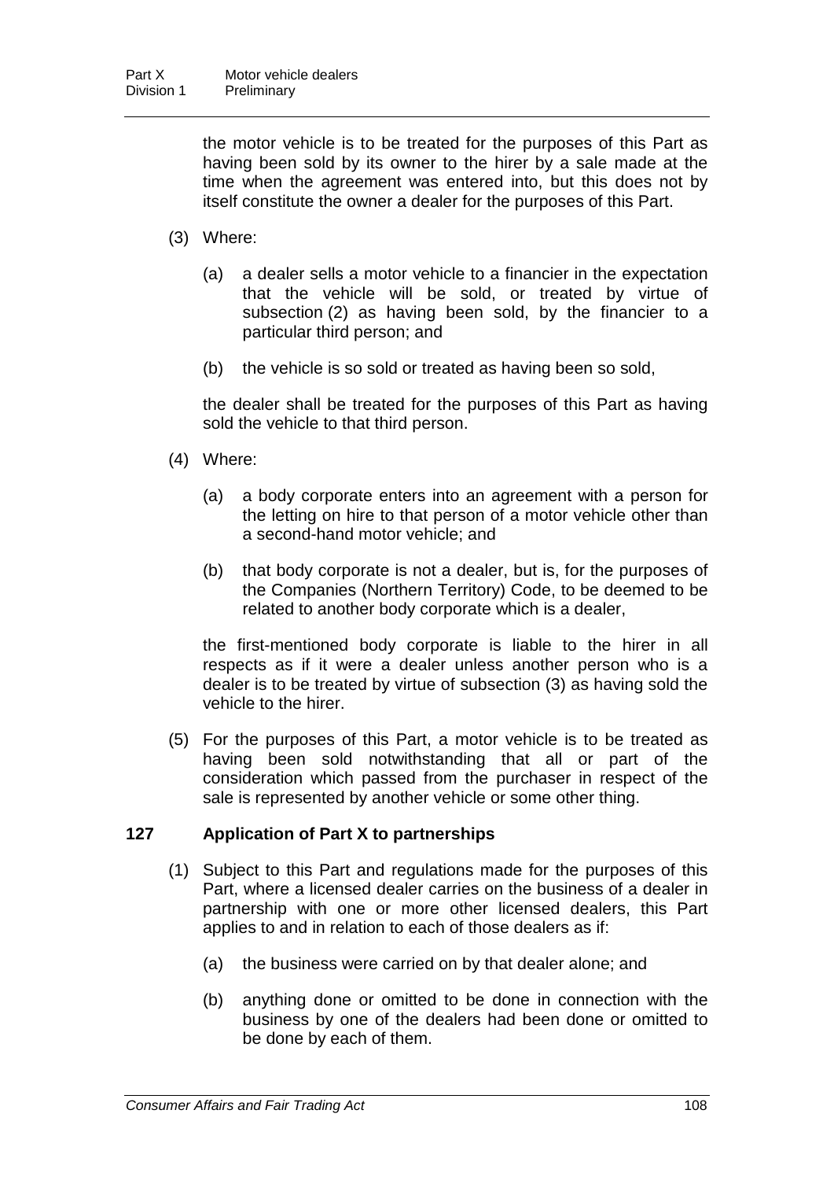the motor vehicle is to be treated for the purposes of this Part as having been sold by its owner to the hirer by a sale made at the time when the agreement was entered into, but this does not by itself constitute the owner a dealer for the purposes of this Part.

(3) Where:

(a) a dealer sells a motor vehicle to a financier in the expectation that the vehicle will be sold, or treated by virtue of subsection (2) as having been sold, by the financier to a particular third person; and

(b) the vehicle is so sold or treated as having been so sold,

the dealer shall be treated for the purposes of this Part as having sold the vehicle to that third person.

(4) Where:

(a) a body corporate enters into an agreement with a person for the letting on hire to that person of a motor vehicle other than a second-hand motor vehicle; and

(b) that body corporate is not a dealer, but is, for the purposes of the Companies (Northern Territory) Code, to be deemed to be related to another body corporate which is a dealer,

the first-mentioned body corporate is liable to the hirer in all respects as if it were a dealer unless another person who is a dealer is to be treated by virtue of subsection (3) as having sold the vehicle to the hirer.

(5) For the purposes of this Part, a motor vehicle is to be treated as having been sold notwithstanding that all or part of the consideration which passed from the purchaser in respect of the sale is represented by another vehicle or some other thing.

### 127 Application of Part X to partnerships

(1) Subject to this Part and regulations made for the purposes of this Part, where a licensed dealer carries on the business of a dealer in partnership with one or more other licensed dealers, this Part applies to and in relation to each of those dealers as if:

(a) the business were carried on by that dealer alone; and

(b) anything done or omitted to be done in connection with the business by one of the dealers had been done or omitted to be done by each of them.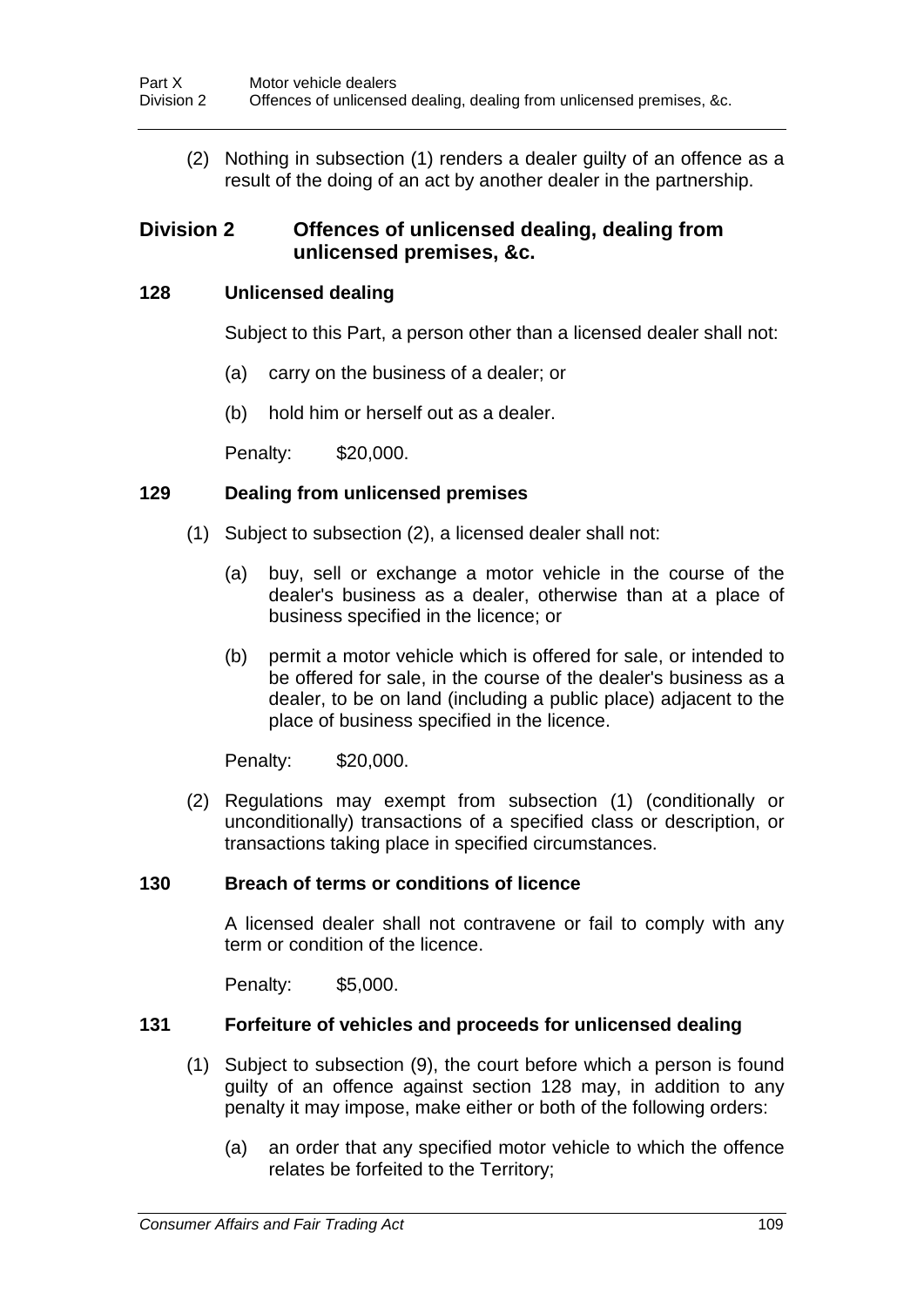(2) Nothing in subsection (1) renders a dealer guilty of an offence as a result of the doing of an act by another dealer in the partnership.

## Division 2 Offences of unlicensed dealing, dealing from unlicensed premises, &c.

### 128 Unlicensed dealing

Subject to this Part, a person other than a licensed dealer shall not:

(a) carry on the business of a dealer; or

(b) hold him or herself out as a dealer.

Penalty: $20,000.

### 129 Dealing from unlicensed premises

(1) Subject to subsection (2), a licensed dealer shall not:

(a) buy, sell or exchange a motor vehicle in the course of the dealer's business as a dealer, otherwise than at a place of business specified in the licence; or

(b) permit a motor vehicle which is offered for sale, or intended to be offered for sale, in the course of the dealer's business as a dealer, to be on land (including a public place) adjacent to the place of business specified in the licence.

Penalty: $20,000.

(2) Regulations may exempt from subsection (1) (conditionally or unconditionally) transactions of a specified class or description, or transactions taking place in specified circumstances.

### 130 Breach of terms or conditions of licence

A licensed dealer shall not contravene or fail to comply with any term or condition of the licence.

Penalty: $5,000.

### 131 Forfeiture of vehicles and proceeds for unlicensed dealing

(1) Subject to subsection (9), the court before which a person is found guilty of an offence against section 128 may, in addition to any penalty it may impose, make either or both of the following orders:

(a) an order that any specified motor vehicle to which the offence relates be forfeited to the Territory;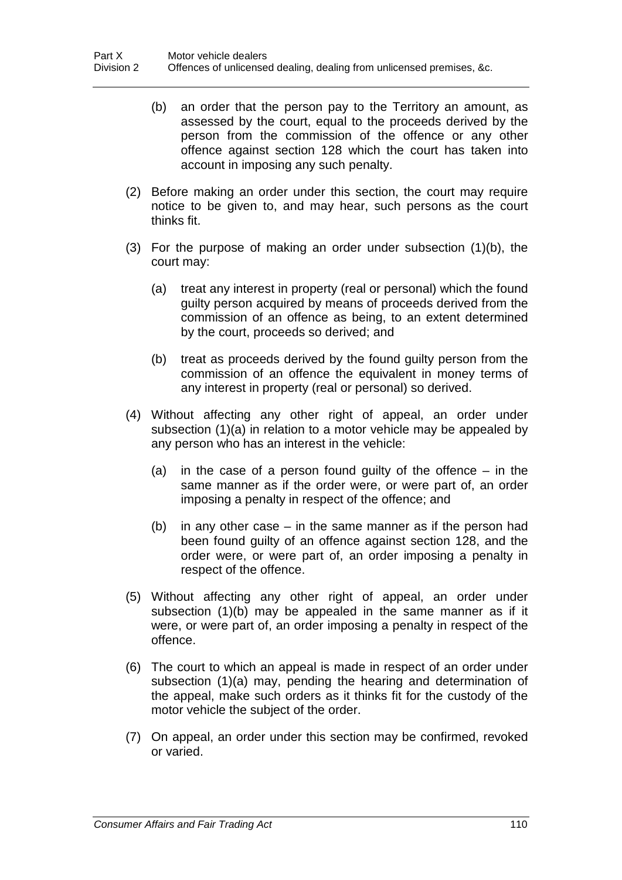(b) an order that the person pay to the Territory an amount, as assessed by the court, equal to the proceeds derived by the person from the commission of the offence or any other offence against section 128 which the court has taken into account in imposing any such penalty.

(2) Before making an order under this section, the court may require notice to be given to, and may hear, such persons as the court thinks fit.

(3) For the purpose of making an order under subsection (1)(b), the court may:

(a) treat any interest in property (real or personal) which the found guilty person acquired by means of proceeds derived from the commission of an offence as being, to an extent determined by the court, proceeds so derived; and

(b) treat as proceeds derived by the found guilty person from the commission of an offence the equivalent in money terms of any interest in property (real or personal) so derived.

(4) Without affecting any other right of appeal, an order under subsection (1)(a) in relation to a motor vehicle may be appealed by any person who has an interest in the vehicle:

(a) in the case of a person found guilty of the offence – in the same manner as if the order were, or were part of, an order imposing a penalty in respect of the offence; and

(b) in any other case – in the same manner as if the person had been found guilty of an offence against section 128, and the order were, or were part of, an order imposing a penalty in respect of the offence.

(5) Without affecting any other right of appeal, an order under subsection (1)(b) may be appealed in the same manner as if it were, or were part of, an order imposing a penalty in respect of the offence.

(6) The court to which an appeal is made in respect of an order under subsection (1)(a) may, pending the hearing and determination of the appeal, make such orders as it thinks fit for the custody of the motor vehicle the subject of the order.

(7) On appeal, an order under this section may be confirmed, revoked or varied.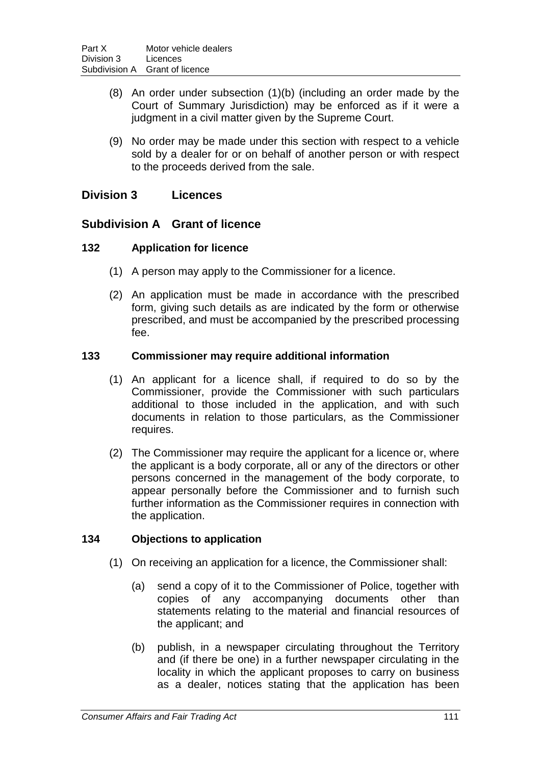(8) An order under subsection (1)(b) (including an order made by the Court of Summary Jurisdiction) may be enforced as if it were a judgment in a civil matter given by the Supreme Court.

(9) No order may be made under this section with respect to a vehicle sold by a dealer for or on behalf of another person or with respect to the proceeds derived from the sale.

## Division 3 Licences

### Subdivision A Grant of licence

#### 132 Application for licence

(1) A person may apply to the Commissioner for a licence.

(2) An application must be made in accordance with the prescribed form, giving such details as are indicated by the form or otherwise prescribed, and must be accompanied by the prescribed processing fee.

#### 133 Commissioner may require additional information

(1) An applicant for a licence shall, if required to do so by the Commissioner, provide the Commissioner with such particulars additional to those included in the application, and with such documents in relation to those particulars, as the Commissioner requires.

(2) The Commissioner may require the applicant for a licence or, where the applicant is a body corporate, all or any of the directors or other persons concerned in the management of the body corporate, to appear personally before the Commissioner and to furnish such further information as the Commissioner requires in connection with the application.

#### 134 Objections to application

(1) On receiving an application for a licence, the Commissioner shall:

(a) send a copy of it to the Commissioner of Police, together with copies of any accompanying documents other than statements relating to the material and financial resources of the applicant; and

(b) publish, in a newspaper circulating throughout the Territory and (if there be one) in a further newspaper circulating in the locality in which the applicant proposes to carry on business as a dealer, notices stating that the application has been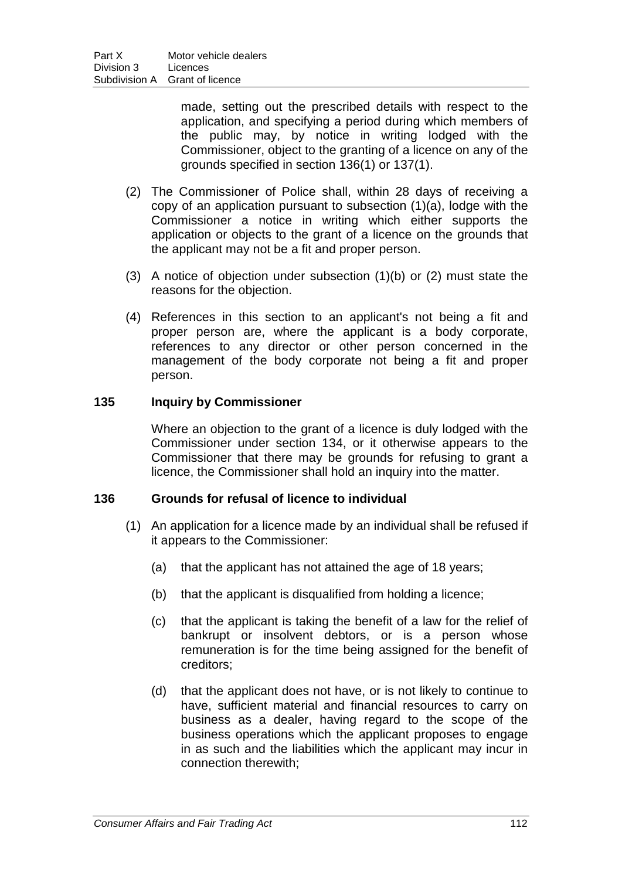made, setting out the prescribed details with respect to the application, and specifying a period during which members of the public may, by notice in writing lodged with the Commissioner, object to the granting of a licence on any of the grounds specified in section 136(1) or 137(1).

(2) The Commissioner of Police shall, within 28 days of receiving a copy of an application pursuant to subsection (1)(a), lodge with the Commissioner a notice in writing which either supports the application or objects to the grant of a licence on the grounds that the applicant may not be a fit and proper person.

(3) A notice of objection under subsection (1)(b) or (2) must state the reasons for the objection.

(4) References in this section to an applicant's not being a fit and proper person are, where the applicant is a body corporate, references to any director or other person concerned in the management of the body corporate not being a fit and proper person.

### 135 Inquiry by Commissioner

Where an objection to the grant of a licence is duly lodged with the Commissioner under section 134, or it otherwise appears to the Commissioner that there may be grounds for refusing to grant a licence, the Commissioner shall hold an inquiry into the matter.

### 136 Grounds for refusal of licence to individual

(1) An application for a licence made by an individual shall be refused if it appears to the Commissioner:

(a) that the applicant has not attained the age of 18 years;

(b) that the applicant is disqualified from holding a licence;

(c) that the applicant is taking the benefit of a law for the relief of bankrupt or insolvent debtors, or is a person whose remuneration is for the time being assigned for the benefit of creditors;

(d) that the applicant does not have, or is not likely to continue to have, sufficient material and financial resources to carry on business as a dealer, having regard to the scope of the business operations which the applicant proposes to engage in as such and the liabilities which the applicant may incur in connection therewith;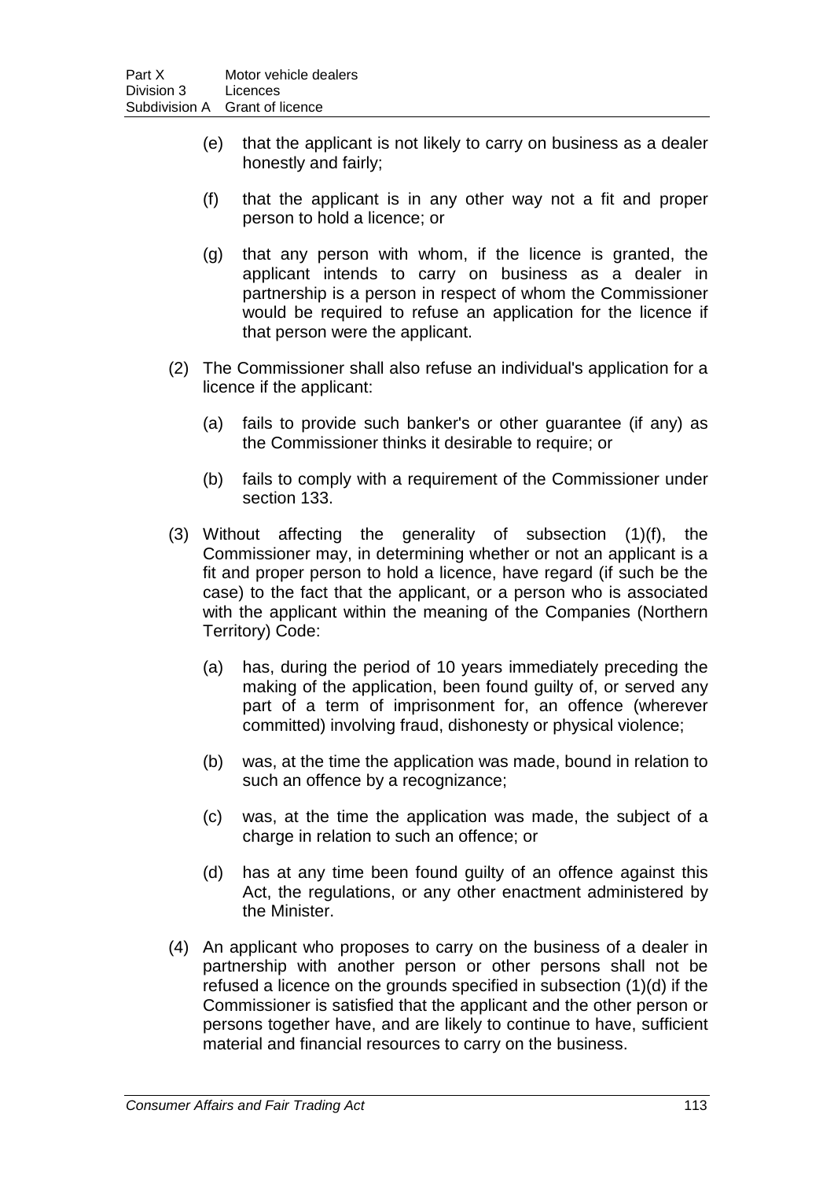(e) that the applicant is not likely to carry on business as a dealer honestly and fairly;

(f) that the applicant is in any other way not a fit and proper person to hold a licence; or

(g) that any person with whom, if the licence is granted, the applicant intends to carry on business as a dealer in partnership is a person in respect of whom the Commissioner would be required to refuse an application for the licence if that person were the applicant.

(2) The Commissioner shall also refuse an individual's application for a licence if the applicant:

(a) fails to provide such banker's or other guarantee (if any) as the Commissioner thinks it desirable to require; or

(b) fails to comply with a requirement of the Commissioner under section 133.

(3) Without affecting the generality of subsection (1)(f), the Commissioner may, in determining whether or not an applicant is a fit and proper person to hold a licence, have regard (if such be the case) to the fact that the applicant, or a person who is associated with the applicant within the meaning of the Companies (Northern Territory) Code:

(a) has, during the period of 10 years immediately preceding the making of the application, been found guilty of, or served any part of a term of imprisonment for, an offence (wherever committed) involving fraud, dishonesty or physical violence;

(b) was, at the time the application was made, bound in relation to such an offence by a recognizance;

(c) was, at the time the application was made, the subject of a charge in relation to such an offence; or

(d) has at any time been found guilty of an offence against this Act, the regulations, or any other enactment administered by the Minister.

(4) An applicant who proposes to carry on the business of a dealer in partnership with another person or other persons shall not be refused a licence on the grounds specified in subsection (1)(d) if the Commissioner is satisfied that the applicant and the other person or persons together have, and are likely to continue to have, sufficient material and financial resources to carry on the business.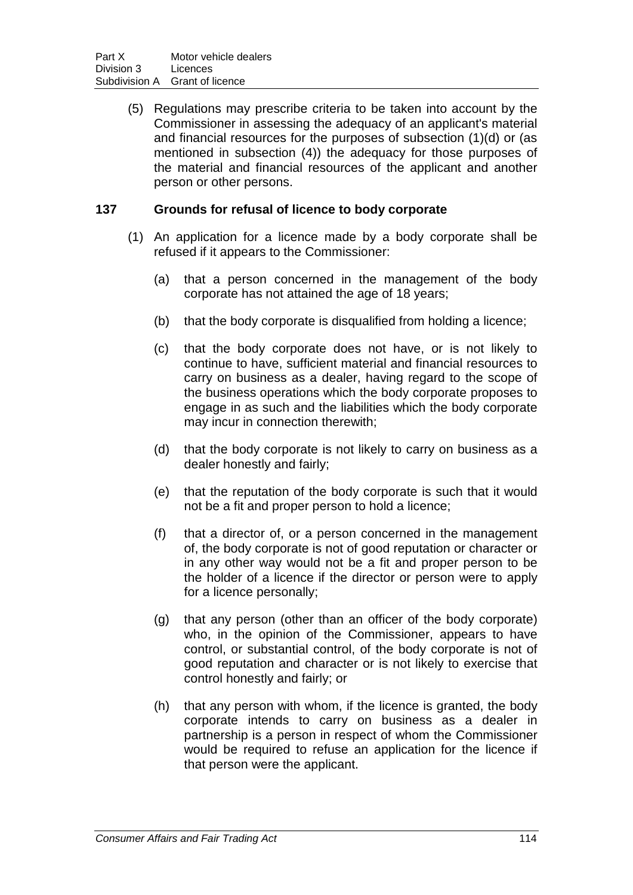(5) Regulations may prescribe criteria to be taken into account by the Commissioner in assessing the adequacy of an applicant's material and financial resources for the purposes of subsection (1)(d) or (as mentioned in subsection (4)) the adequacy for those purposes of the material and financial resources of the applicant and another person or other persons.

### 137 Grounds for refusal of licence to body corporate

(1) An application for a licence made by a body corporate shall be refused if it appears to the Commissioner:

(a) that a person concerned in the management of the body corporate has not attained the age of 18 years;

(b) that the body corporate is disqualified from holding a licence;

(c) that the body corporate does not have, or is not likely to continue to have, sufficient material and financial resources to carry on business as a dealer, having regard to the scope of the business operations which the body corporate proposes to engage in as such and the liabilities which the body corporate may incur in connection therewith;

(d) that the body corporate is not likely to carry on business as a dealer honestly and fairly;

(e) that the reputation of the body corporate is such that it would not be a fit and proper person to hold a licence;

(f) that a director of, or a person concerned in the management of, the body corporate is not of good reputation or character or in any other way would not be a fit and proper person to be the holder of a licence if the director or person were to apply for a licence personally;

(g) that any person (other than an officer of the body corporate) who, in the opinion of the Commissioner, appears to have control, or substantial control, of the body corporate is not of good reputation and character or is not likely to exercise that control honestly and fairly; or

(h) that any person with whom, if the licence is granted, the body corporate intends to carry on business as a dealer in partnership is a person in respect of whom the Commissioner would be required to refuse an application for the licence if that person were the applicant.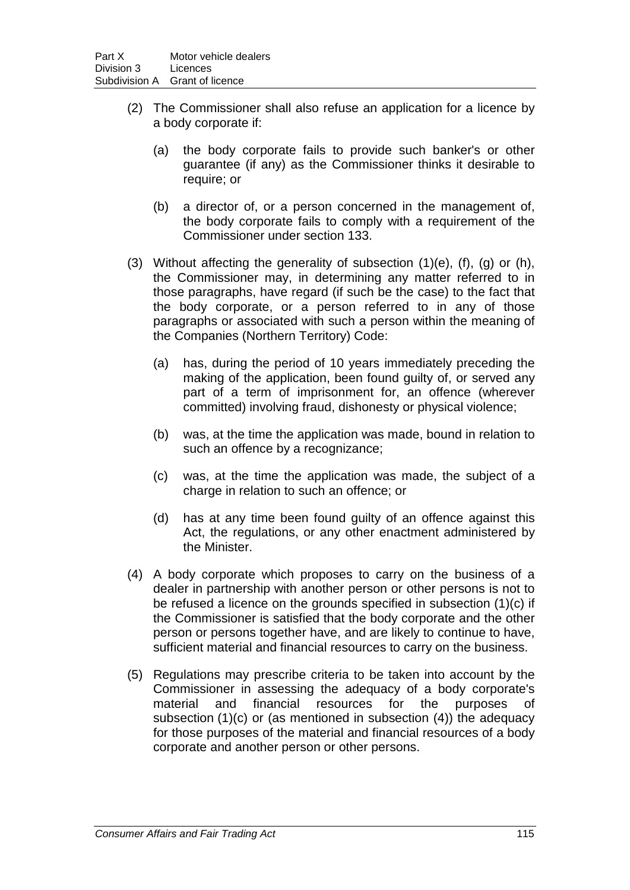(2) The Commissioner shall also refuse an application for a licence by a body corporate if:

(a) the body corporate fails to provide such banker's or other guarantee (if any) as the Commissioner thinks it desirable to require; or

(b) a director of, or a person concerned in the management of, the body corporate fails to comply with a requirement of the Commissioner under section 133.

(3) Without affecting the generality of subsection (1)(e), (f), (g) or (h), the Commissioner may, in determining any matter referred to in those paragraphs, have regard (if such be the case) to the fact that the body corporate, or a person referred to in any of those paragraphs or associated with such a person within the meaning of the Companies (Northern Territory) Code:

(a) has, during the period of 10 years immediately preceding the making of the application, been found guilty of, or served any part of a term of imprisonment for, an offence (wherever committed) involving fraud, dishonesty or physical violence;

(b) was, at the time the application was made, bound in relation to such an offence by a recognizance;

(c) was, at the time the application was made, the subject of a charge in relation to such an offence; or

(d) has at any time been found guilty of an offence against this Act, the regulations, or any other enactment administered by the Minister.

(4) A body corporate which proposes to carry on the business of a dealer in partnership with another person or other persons is not to be refused a licence on the grounds specified in subsection (1)(c) if the Commissioner is satisfied that the body corporate and the other person or persons together have, and are likely to continue to have, sufficient material and financial resources to carry on the business.

(5) Regulations may prescribe criteria to be taken into account by the Commissioner in assessing the adequacy of a body corporate's material and financial resources for the purposes of subsection (1)(c) or (as mentioned in subsection (4)) the adequacy for those purposes of the material and financial resources of a body corporate and another person or other persons.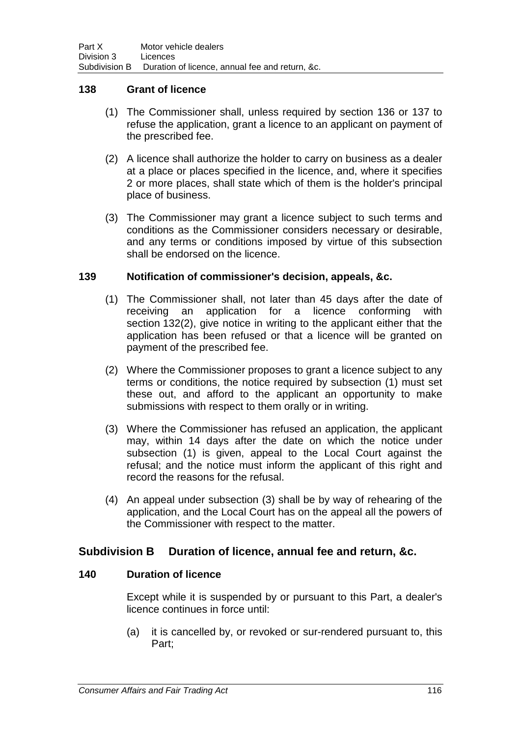### 138 Grant of licence

(1) The Commissioner shall, unless required by section 136 or 137 to refuse the application, grant a licence to an applicant on payment of the prescribed fee.

(2) A licence shall authorize the holder to carry on business as a dealer at a place or places specified in the licence, and, where it specifies 2 or more places, shall state which of them is the holder's principal place of business.

(3) The Commissioner may grant a licence subject to such terms and conditions as the Commissioner considers necessary or desirable, and any terms or conditions imposed by virtue of this subsection shall be endorsed on the licence.

### 139 Notification of commissioner's decision, appeals, &c.

(1) The Commissioner shall, not later than 45 days after the date of receiving an application for a licence conforming with section 132(2), give notice in writing to the applicant either that the application has been refused or that a licence will be granted on payment of the prescribed fee.

(2) Where the Commissioner proposes to grant a licence subject to any terms or conditions, the notice required by subsection (1) must set these out, and afford to the applicant an opportunity to make submissions with respect to them orally or in writing.

(3) Where the Commissioner has refused an application, the applicant may, within 14 days after the date on which the notice under subsection (1) is given, appeal to the Local Court against the refusal; and the notice must inform the applicant of this right and record the reasons for the refusal.

(4) An appeal under subsection (3) shall be by way of rehearing of the application, and the Local Court has on the appeal all the powers of the Commissioner with respect to the matter.

## Subdivision B Duration of licence, annual fee and return, &c.

### 140 Duration of licence

Except while it is suspended by or pursuant to this Part, a dealer's licence continues in force until:

(a) it is cancelled by, or revoked or sur-rendered pursuant to, this Part;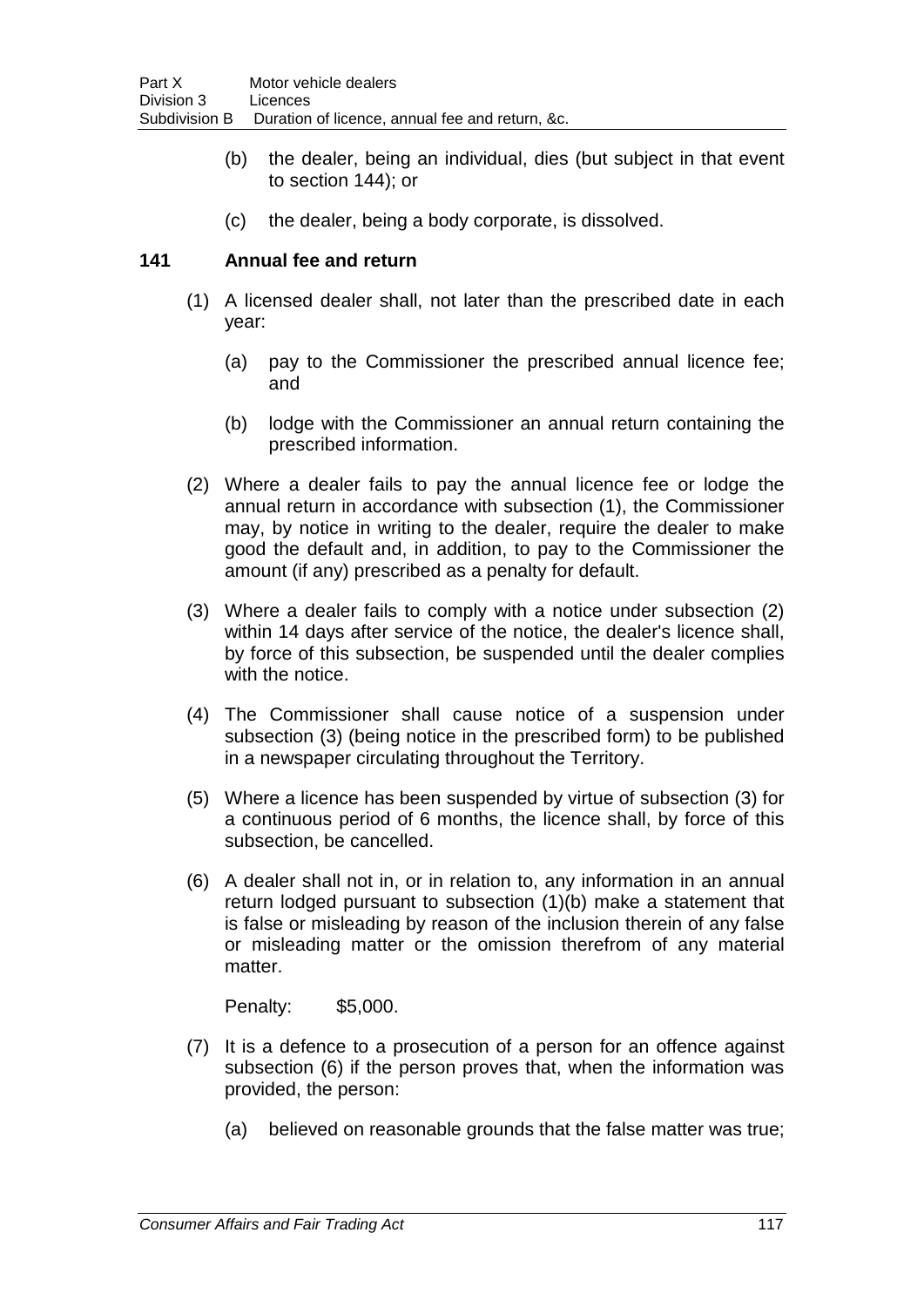(b) the dealer, being an individual, dies (but subject in that event to section 144); or

(c) the dealer, being a body corporate, is dissolved.

### 141 Annual fee and return

(1) A licensed dealer shall, not later than the prescribed date in each year:

(a) pay to the Commissioner the prescribed annual licence fee; and

(b) lodge with the Commissioner an annual return containing the prescribed information.

(2) Where a dealer fails to pay the annual licence fee or lodge the annual return in accordance with subsection (1), the Commissioner may, by notice in writing to the dealer, require the dealer to make good the default and, in addition, to pay to the Commissioner the amount (if any) prescribed as a penalty for default.

(3) Where a dealer fails to comply with a notice under subsection (2) within 14 days after service of the notice, the dealer's licence shall, by force of this subsection, be suspended until the dealer complies with the notice.

(4) The Commissioner shall cause notice of a suspension under subsection (3) (being notice in the prescribed form) to be published in a newspaper circulating throughout the Territory.

(5) Where a licence has been suspended by virtue of subsection (3) for a continuous period of 6 months, the licence shall, by force of this subsection, be cancelled.

(6) A dealer shall not in, or in relation to, any information in an annual return lodged pursuant to subsection (1)(b) make a statement that is false or misleading by reason of the inclusion therein of any false or misleading matter or the omission therefrom of any material matter.

Penalty: $5,000.

(7) It is a defence to a prosecution of a person for an offence against subsection (6) if the person proves that, when the information was provided, the person:

(a) believed on reasonable grounds that the false matter was true;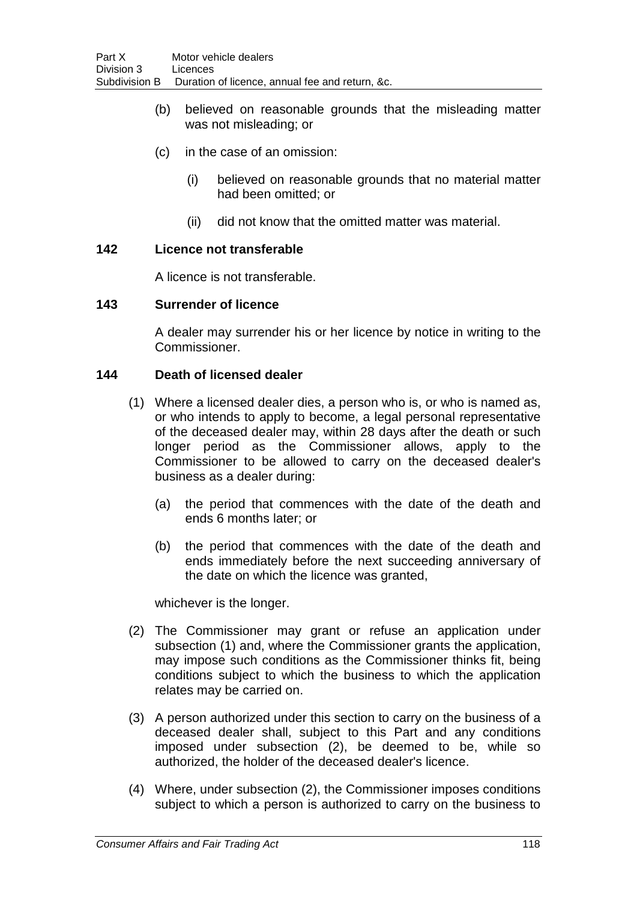(b) believed on reasonable grounds that the misleading matter was not misleading; or

(c) in the case of an omission:

   (i) believed on reasonable grounds that no material matter had been omitted; or

   (ii) did not know that the omitted matter was material.

### 142 Licence not transferable

A licence is not transferable.

### 143 Surrender of licence

A dealer may surrender his or her licence by notice in writing to the Commissioner.

### 144 Death of licensed dealer

(1) Where a licensed dealer dies, a person who is, or who is named as, or who intends to apply to become, a legal personal representative of the deceased dealer may, within 28 days after the death or such longer period as the Commissioner allows, apply to the Commissioner to be allowed to carry on the deceased dealer's business as a dealer during:

   (a) the period that commences with the date of the death and ends 6 months later; or

   (b) the period that commences with the date of the death and ends immediately before the next succeeding anniversary of the date on which the licence was granted,

   whichever is the longer.

(2) The Commissioner may grant or refuse an application under subsection (1) and, where the Commissioner grants the application, may impose such conditions as the Commissioner thinks fit, being conditions subject to which the business to which the application relates may be carried on.

(3) A person authorized under this section to carry on the business of a deceased dealer shall, subject to this Part and any conditions imposed under subsection (2), be deemed to be, while so authorized, the holder of the deceased dealer's licence.

(4) Where, under subsection (2), the Commissioner imposes conditions subject to which a person is authorized to carry on the business to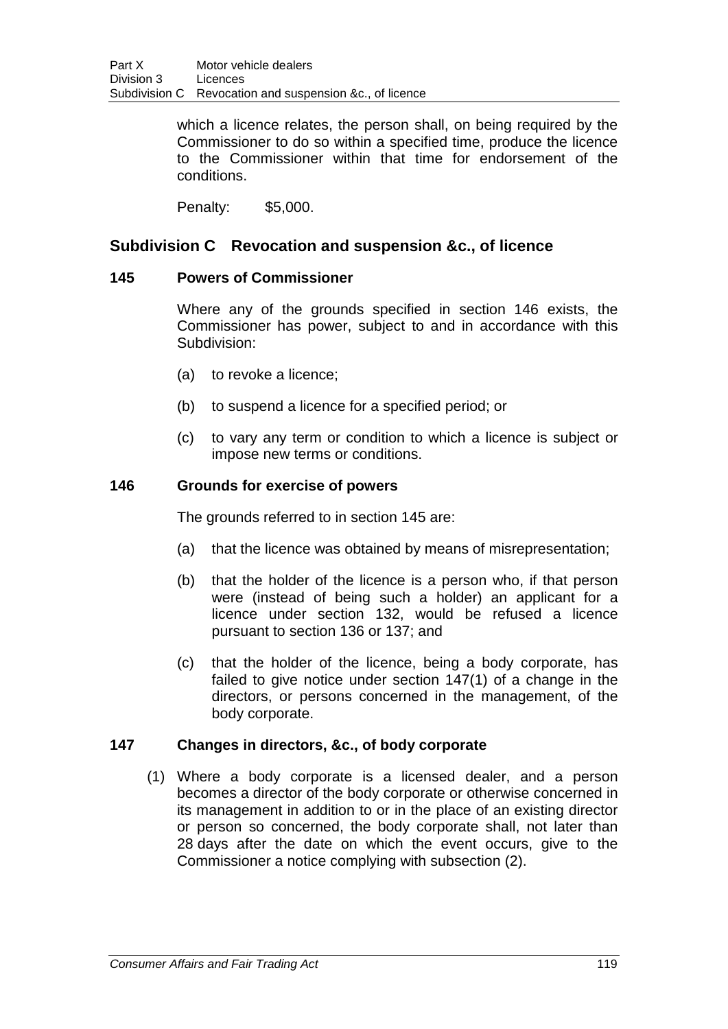which a licence relates, the person shall, on being required by the Commissioner to do so within a specified time, produce the licence to the Commissioner within that time for endorsement of the conditions.

Penalty: $5,000.

## Subdivision C Revocation and suspension &c., of licence

### 145 Powers of Commissioner

Where any of the grounds specified in section 146 exists, the Commissioner has power, subject to and in accordance with this Subdivision:

(a) to revoke a licence;

(b) to suspend a licence for a specified period; or

(c) to vary any term or condition to which a licence is subject or impose new terms or conditions.

### 146 Grounds for exercise of powers

The grounds referred to in section 145 are:

(a) that the licence was obtained by means of misrepresentation;

(b) that the holder of the licence is a person who, if that person were (instead of being such a holder) an applicant for a licence under section 132, would be refused a licence pursuant to section 136 or 137; and

(c) that the holder of the licence, being a body corporate, has failed to give notice under section 147(1) of a change in the directors, or persons concerned in the management, of the body corporate.

### 147 Changes in directors, &c., of body corporate

(1) Where a body corporate is a licensed dealer, and a person becomes a director of the body corporate or otherwise concerned in its management in addition to or in the place of an existing director or person so concerned, the body corporate shall, not later than 28 days after the date on which the event occurs, give to the Commissioner a notice complying with subsection (2).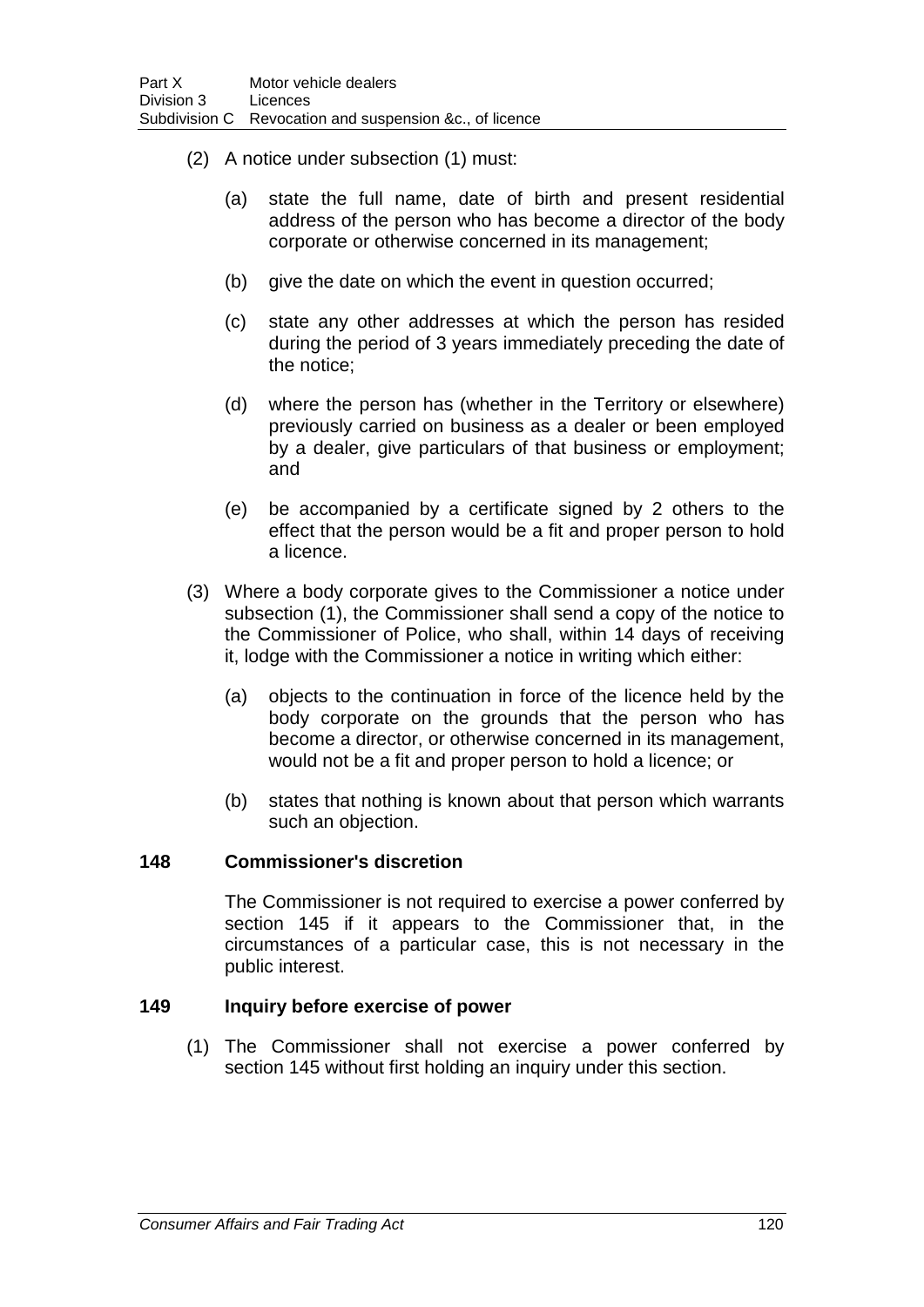(2) A notice under subsection (1) must:

(a) state the full name, date of birth and present residential address of the person who has become a director of the body corporate or otherwise concerned in its management;

(b) give the date on which the event in question occurred;

(c) state any other addresses at which the person has resided during the period of 3 years immediately preceding the date of the notice;

(d) where the person has (whether in the Territory or elsewhere) previously carried on business as a dealer or been employed by a dealer, give particulars of that business or employment; and

(e) be accompanied by a certificate signed by 2 others to the effect that the person would be a fit and proper person to hold a licence.

(3) Where a body corporate gives to the Commissioner a notice under subsection (1), the Commissioner shall send a copy of the notice to the Commissioner of Police, who shall, within 14 days of receiving it, lodge with the Commissioner a notice in writing which either:

(a) objects to the continuation in force of the licence held by the body corporate on the grounds that the person who has become a director, or otherwise concerned in its management, would not be a fit and proper person to hold a licence; or

(b) states that nothing is known about that person which warrants such an objection.

### 148 Commissioner's discretion

The Commissioner is not required to exercise a power conferred by section 145 if it appears to the Commissioner that, in the circumstances of a particular case, this is not necessary in the public interest.

### 149 Inquiry before exercise of power

(1) The Commissioner shall not exercise a power conferred by section 145 without first holding an inquiry under this section.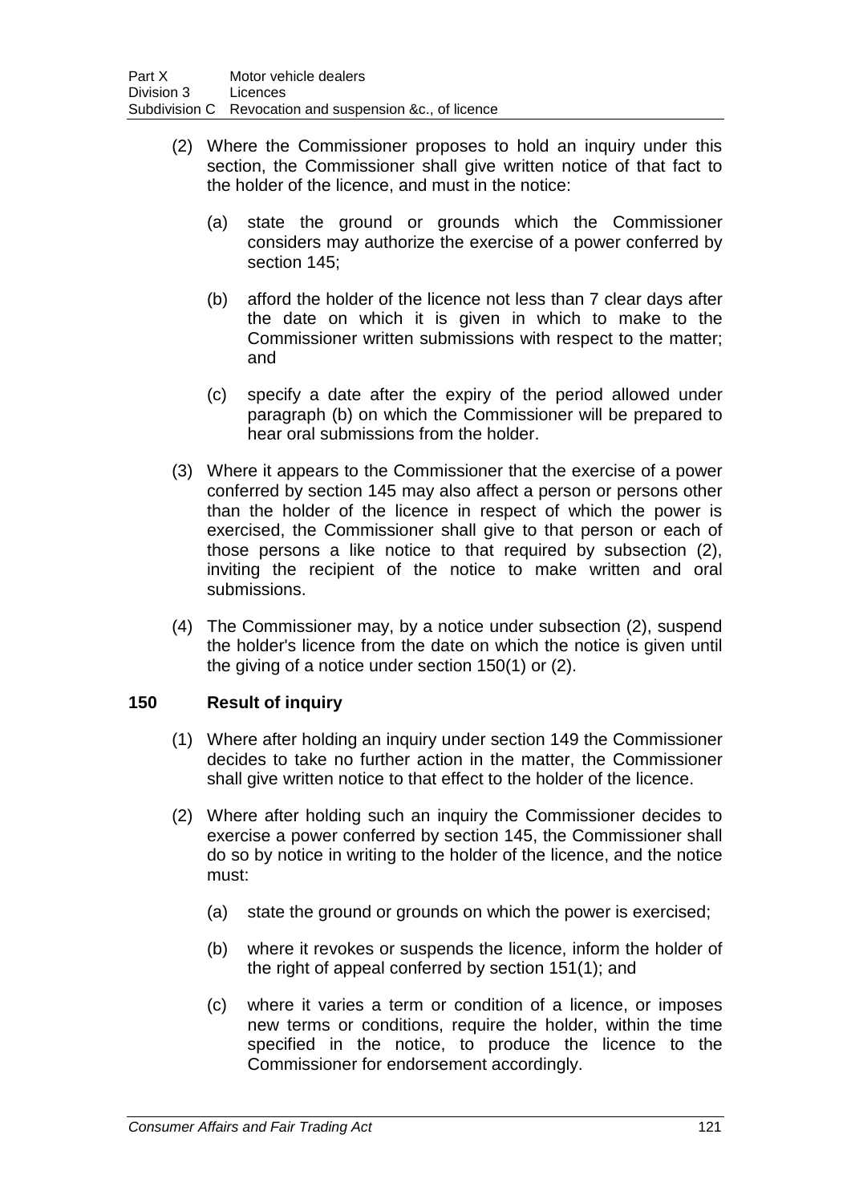(2) Where the Commissioner proposes to hold an inquiry under this section, the Commissioner shall give written notice of that fact to the holder of the licence, and must in the notice:

(a) state the ground or grounds which the Commissioner considers may authorize the exercise of a power conferred by section 145;

(b) afford the holder of the licence not less than 7 clear days after the date on which it is given in which to make to the Commissioner written submissions with respect to the matter; and

(c) specify a date after the expiry of the period allowed under paragraph (b) on which the Commissioner will be prepared to hear oral submissions from the holder.

(3) Where it appears to the Commissioner that the exercise of a power conferred by section 145 may also affect a person or persons other than the holder of the licence in respect of which the power is exercised, the Commissioner shall give to that person or each of those persons a like notice to that required by subsection (2), inviting the recipient of the notice to make written and oral submissions.

(4) The Commissioner may, by a notice under subsection (2), suspend the holder's licence from the date on which the notice is given until the giving of a notice under section 150(1) or (2).

## 150 Result of inquiry

(1) Where after holding an inquiry under section 149 the Commissioner decides to take no further action in the matter, the Commissioner shall give written notice to that effect to the holder of the licence.

(2) Where after holding such an inquiry the Commissioner decides to exercise a power conferred by section 145, the Commissioner shall do so by notice in writing to the holder of the licence, and the notice must:

(a) state the ground or grounds on which the power is exercised;

(b) where it revokes or suspends the licence, inform the holder of the right of appeal conferred by section 151(1); and

(c) where it varies a term or condition of a licence, or imposes new terms or conditions, require the holder, within the time specified in the notice, to produce the licence to the Commissioner for endorsement accordingly.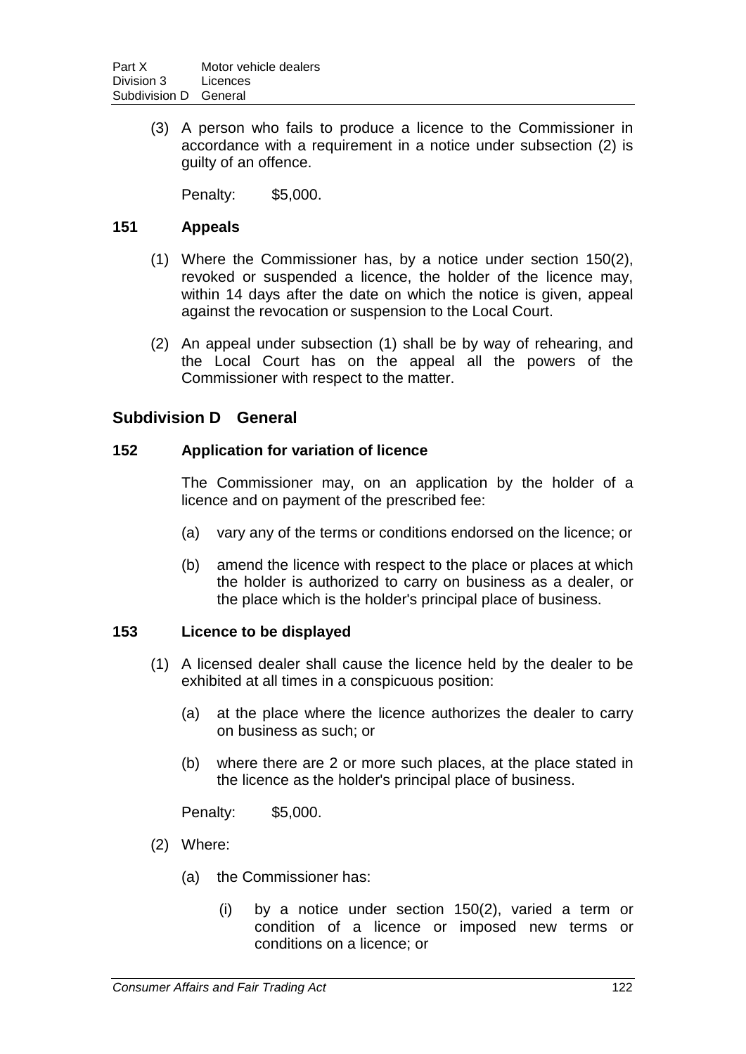(3) A person who fails to produce a licence to the Commissioner in accordance with a requirement in a notice under subsection (2) is guilty of an offence.

Penalty: $5,000.

### 151 Appeals

(1) Where the Commissioner has, by a notice under section 150(2), revoked or suspended a licence, the holder of the licence may, within 14 days after the date on which the notice is given, appeal against the revocation or suspension to the Local Court.

(2) An appeal under subsection (1) shall be by way of rehearing, and the Local Court has on the appeal all the powers of the Commissioner with respect to the matter.

## Subdivision D General

### 152 Application for variation of licence

The Commissioner may, on an application by the holder of a licence and on payment of the prescribed fee:

(a) vary any of the terms or conditions endorsed on the licence; or

(b) amend the licence with respect to the place or places at which the holder is authorized to carry on business as a dealer, or the place which is the holder's principal place of business.

### 153 Licence to be displayed

(1) A licensed dealer shall cause the licence held by the dealer to be exhibited at all times in a conspicuous position:

(a) at the place where the licence authorizes the dealer to carry on business as such; or

(b) where there are 2 or more such places, at the place stated in the licence as the holder's principal place of business.

Penalty: $5,000.

(2) Where:

(a) the Commissioner has:

(i) by a notice under section 150(2), varied a term or condition of a licence or imposed new terms or conditions on a licence; or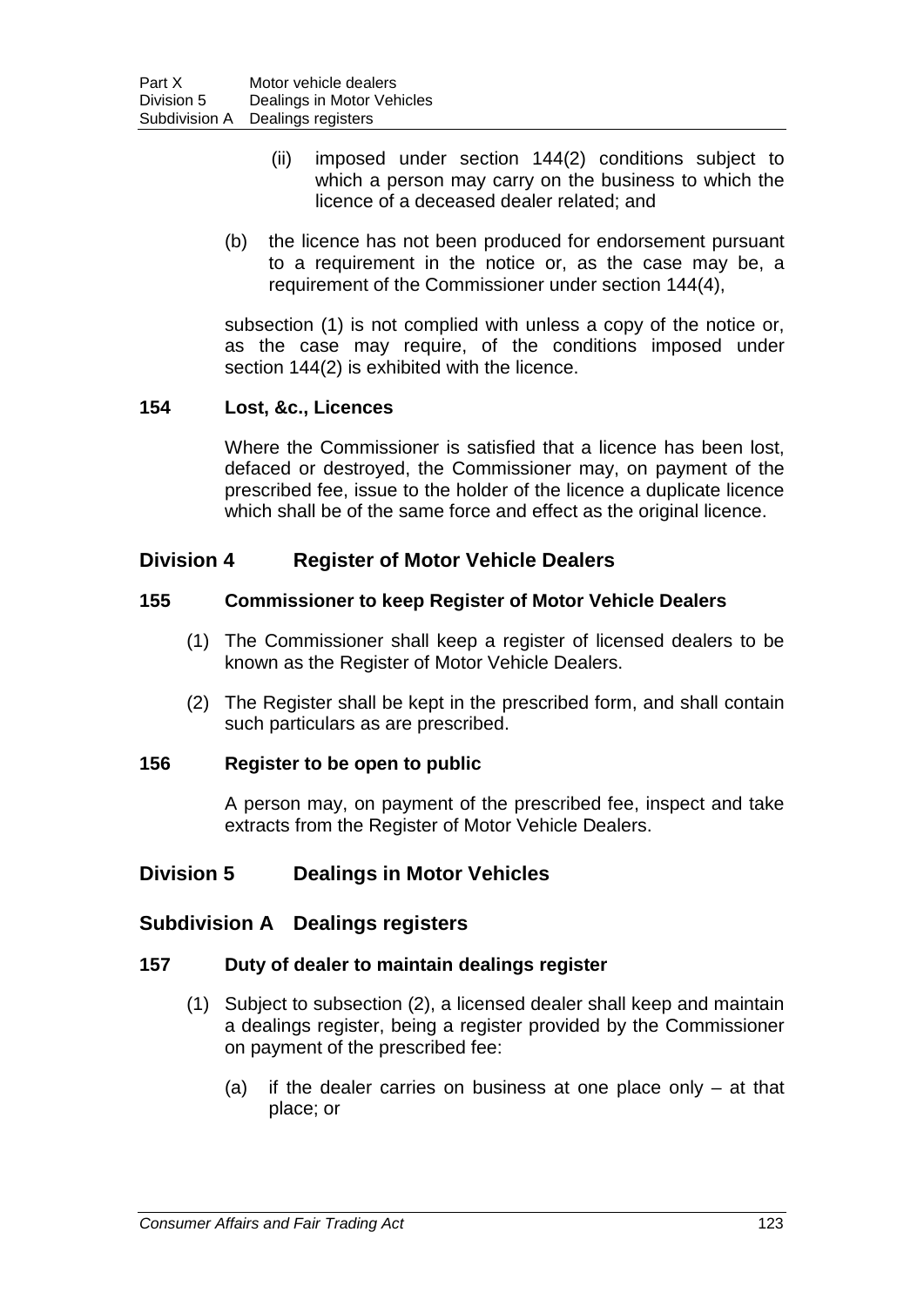(ii) imposed under section 144(2) conditions subject to which a person may carry on the business to which the licence of a deceased dealer related; and

(b) the licence has not been produced for endorsement pursuant to a requirement in the notice or, as the case may be, a requirement of the Commissioner under section 144(4),

subsection (1) is not complied with unless a copy of the notice or, as the case may require, of the conditions imposed under section 144(2) is exhibited with the licence.

### 154 Lost, &c., Licences

Where the Commissioner is satisfied that a licence has been lost, defaced or destroyed, the Commissioner may, on payment of the prescribed fee, issue to the holder of the licence a duplicate licence which shall be of the same force and effect as the original licence.

## Division 4 Register of Motor Vehicle Dealers

### 155 Commissioner to keep Register of Motor Vehicle Dealers

(1) The Commissioner shall keep a register of licensed dealers to be known as the Register of Motor Vehicle Dealers.

(2) The Register shall be kept in the prescribed form, and shall contain such particulars as are prescribed.

### 156 Register to be open to public

A person may, on payment of the prescribed fee, inspect and take extracts from the Register of Motor Vehicle Dealers.

## Division 5 Dealings in Motor Vehicles

## Subdivision A Dealings registers

### 157 Duty of dealer to maintain dealings register

(1) Subject to subsection (2), a licensed dealer shall keep and maintain a dealings register, being a register provided by the Commissioner on payment of the prescribed fee:

(a) if the dealer carries on business at one place only – at that place; or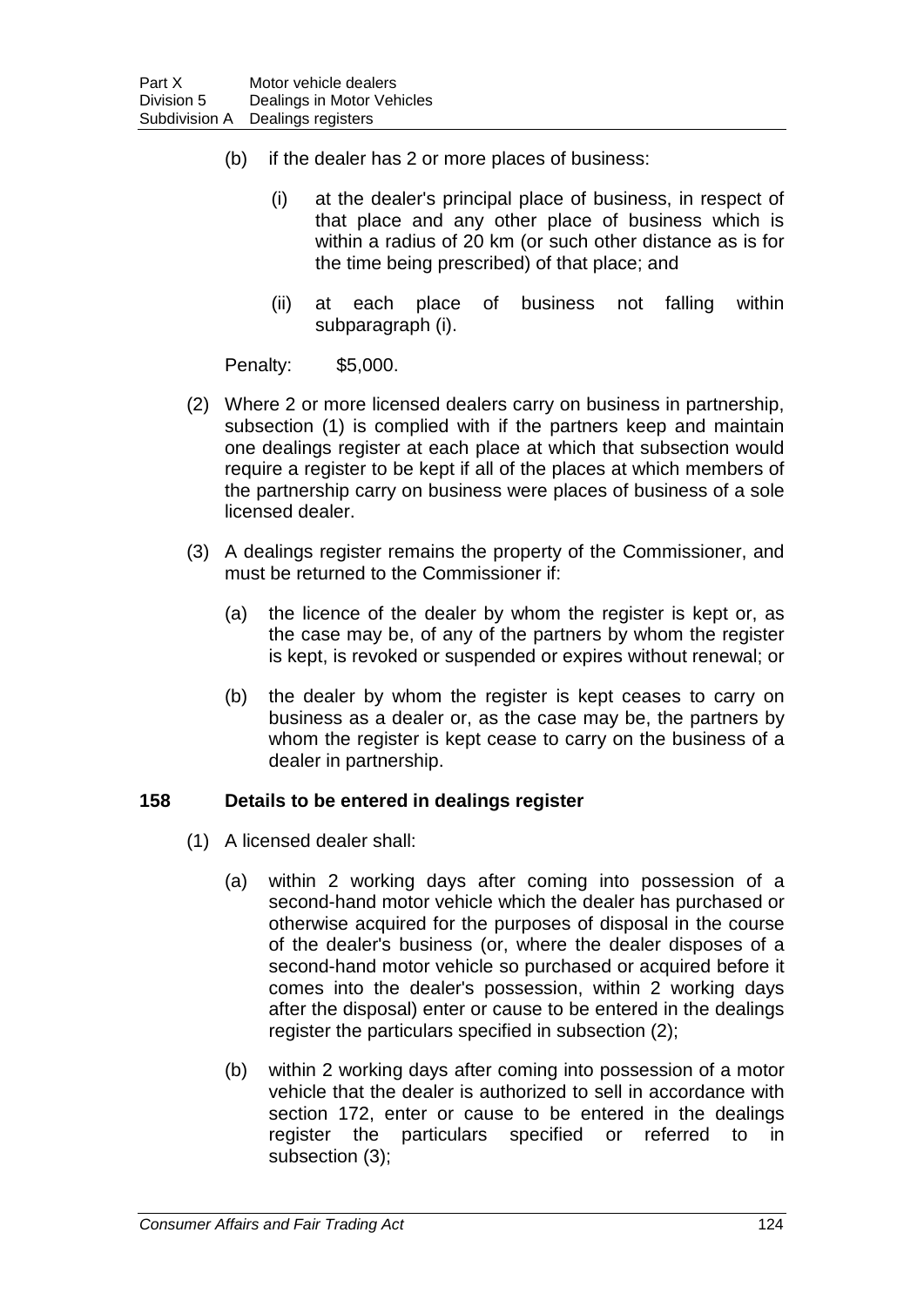(b) if the dealer has 2 or more places of business:

  (i) at the dealer's principal place of business, in respect of that place and any other place of business which is within a radius of 20 km (or such other distance as is for the time being prescribed) of that place; and

  (ii) at each place of business not falling within subparagraph (i).

Penalty: $5,000.

(2) Where 2 or more licensed dealers carry on business in partnership, subsection (1) is complied with if the partners keep and maintain one dealings register at each place at which that subsection would require a register to be kept if all of the places at which members of the partnership carry on business were places of business of a sole licensed dealer.

(3) A dealings register remains the property of the Commissioner, and must be returned to the Commissioner if:

  (a) the licence of the dealer by whom the register is kept or, as the case may be, of any of the partners by whom the register is kept, is revoked or suspended or expires without renewal; or

  (b) the dealer by whom the register is kept ceases to carry on business as a dealer or, as the case may be, the partners by whom the register is kept cease to carry on the business of a dealer in partnership.

### 158 Details to be entered in dealings register

(1) A licensed dealer shall:

  (a) within 2 working days after coming into possession of a second-hand motor vehicle which the dealer has purchased or otherwise acquired for the purposes of disposal in the course of the dealer's business (or, where the dealer disposes of a second-hand motor vehicle so purchased or acquired before it comes into the dealer's possession, within 2 working days after the disposal) enter or cause to be entered in the dealings register the particulars specified in subsection (2);

  (b) within 2 working days after coming into possession of a motor vehicle that the dealer is authorized to sell in accordance with section 172, enter or cause to be entered in the dealings register the particulars specified or referred to in subsection (3);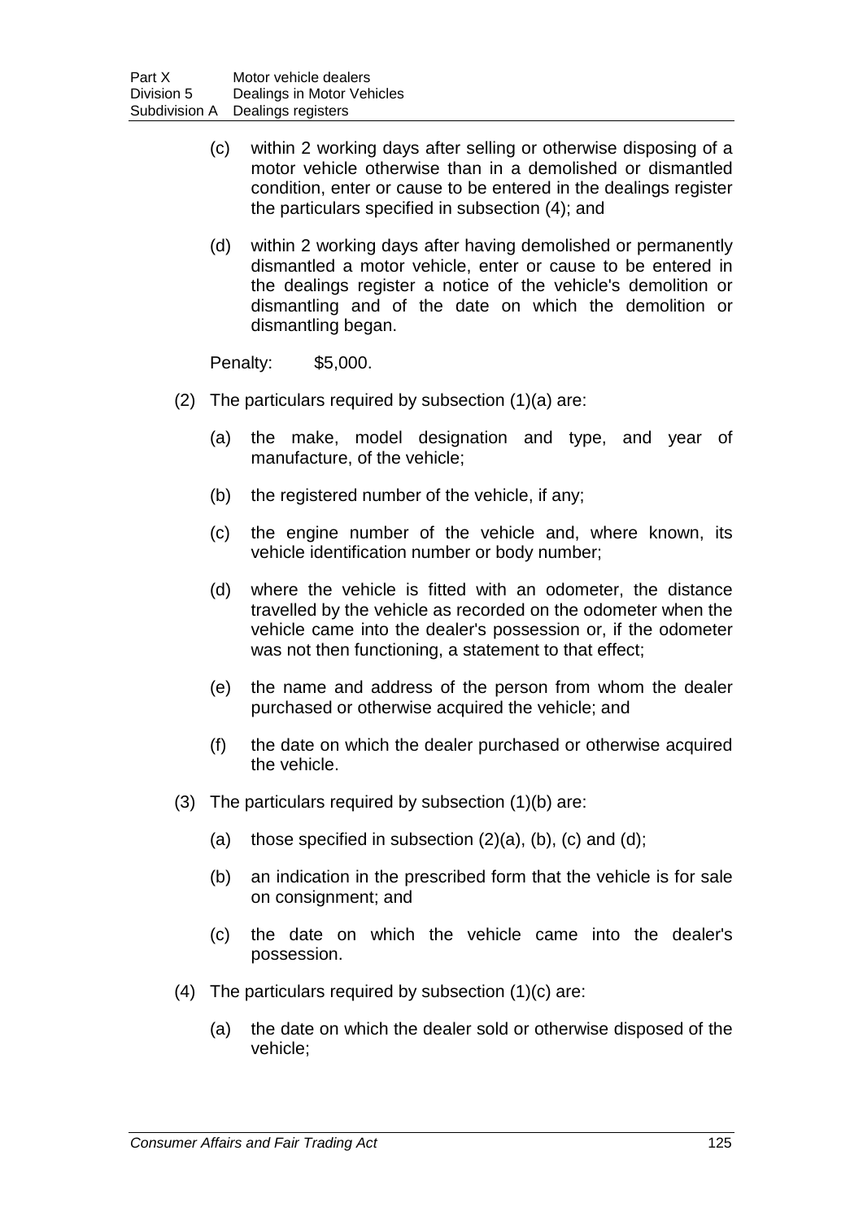(c) within 2 working days after selling or otherwise disposing of a motor vehicle otherwise than in a demolished or dismantled condition, enter or cause to be entered in the dealings register the particulars specified in subsection (4); and

(d) within 2 working days after having demolished or permanently dismantled a motor vehicle, enter or cause to be entered in the dealings register a notice of the vehicle's demolition or dismantling and of the date on which the demolition or dismantling began.

Penalty: $5,000.

(2) The particulars required by subsection (1)(a) are:

(a) the make, model designation and type, and year of manufacture, of the vehicle;

(b) the registered number of the vehicle, if any;

(c) the engine number of the vehicle and, where known, its vehicle identification number or body number;

(d) where the vehicle is fitted with an odometer, the distance travelled by the vehicle as recorded on the odometer when the vehicle came into the dealer's possession or, if the odometer was not then functioning, a statement to that effect;

(e) the name and address of the person from whom the dealer purchased or otherwise acquired the vehicle; and

(f) the date on which the dealer purchased or otherwise acquired the vehicle.

(3) The particulars required by subsection (1)(b) are:

(a) those specified in subsection (2)(a), (b), (c) and (d);

(b) an indication in the prescribed form that the vehicle is for sale on consignment; and

(c) the date on which the vehicle came into the dealer's possession.

(4) The particulars required by subsection (1)(c) are:

(a) the date on which the dealer sold or otherwise disposed of the vehicle;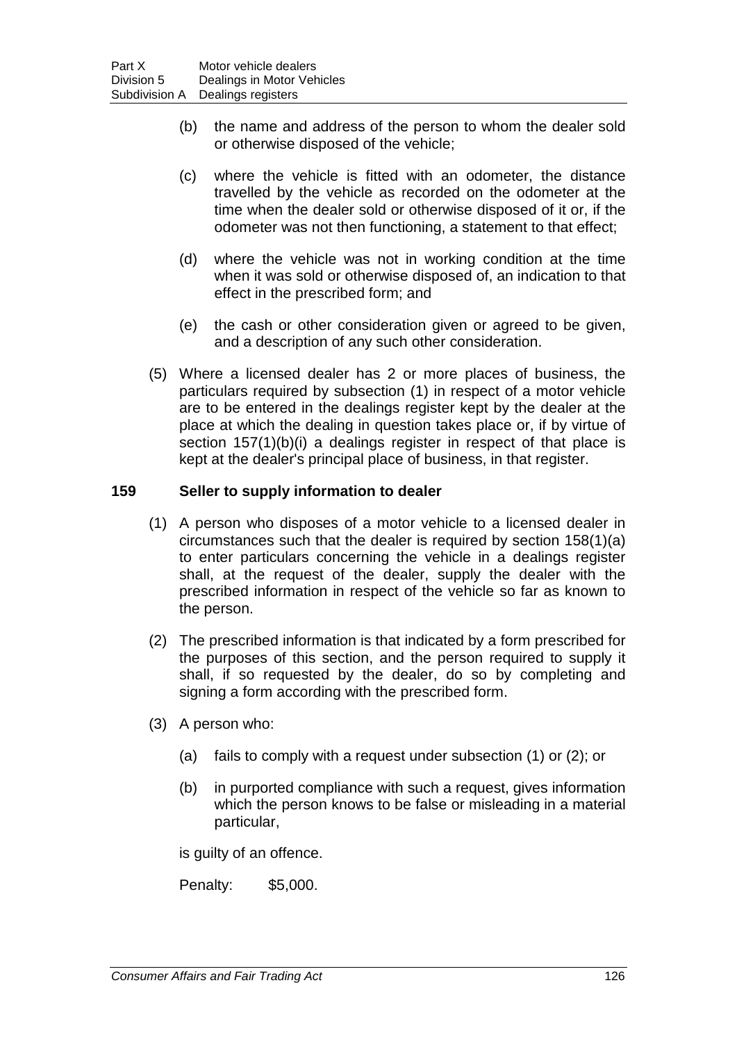(b) the name and address of the person to whom the dealer sold or otherwise disposed of the vehicle;

(c) where the vehicle is fitted with an odometer, the distance travelled by the vehicle as recorded on the odometer at the time when the dealer sold or otherwise disposed of it or, if the odometer was not then functioning, a statement to that effect;

(d) where the vehicle was not in working condition at the time when it was sold or otherwise disposed of, an indication to that effect in the prescribed form; and

(e) the cash or other consideration given or agreed to be given, and a description of any such other consideration.

(5) Where a licensed dealer has 2 or more places of business, the particulars required by subsection (1) in respect of a motor vehicle are to be entered in the dealings register kept by the dealer at the place at which the dealing in question takes place or, if by virtue of section 157(1)(b)(i) a dealings register in respect of that place is kept at the dealer's principal place of business, in that register.

### 159 Seller to supply information to dealer

(1) A person who disposes of a motor vehicle to a licensed dealer in circumstances such that the dealer is required by section 158(1)(a) to enter particulars concerning the vehicle in a dealings register shall, at the request of the dealer, supply the dealer with the prescribed information in respect of the vehicle so far as known to the person.

(2) The prescribed information is that indicated by a form prescribed for the purposes of this section, and the person required to supply it shall, if so requested by the dealer, do so by completing and signing a form according with the prescribed form.

(3) A person who:

(a) fails to comply with a request under subsection (1) or (2); or

(b) in purported compliance with such a request, gives information which the person knows to be false or misleading in a material particular,

is guilty of an offence.

Penalty: $5,000.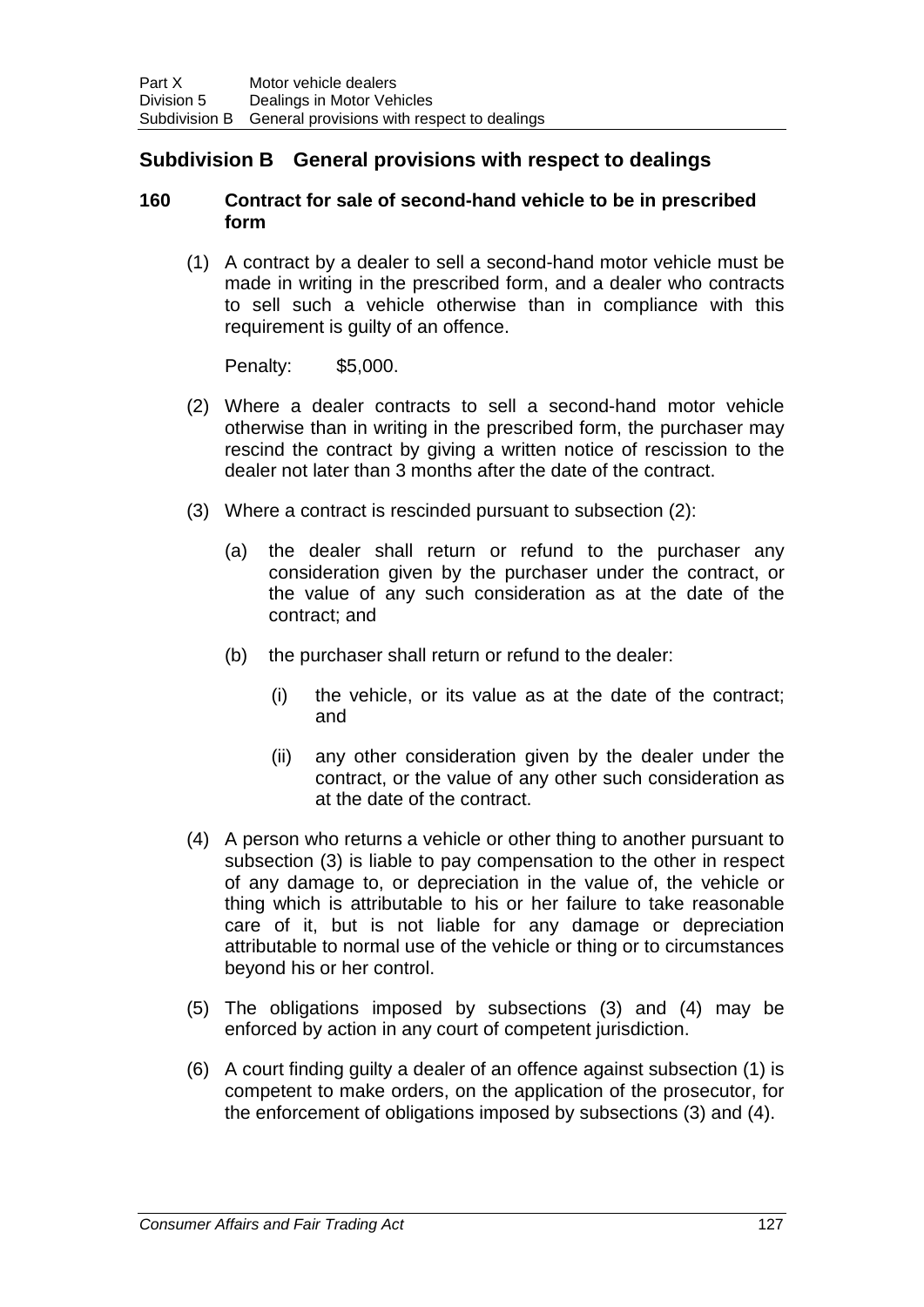## Subdivision B General provisions with respect to dealings

### 160 Contract for sale of second-hand vehicle to be in prescribed form

(1) A contract by a dealer to sell a second-hand motor vehicle must be made in writing in the prescribed form, and a dealer who contracts to sell such a vehicle otherwise than in compliance with this requirement is guilty of an offence.

Penalty: $5,000.

(2) Where a dealer contracts to sell a second-hand motor vehicle otherwise than in writing in the prescribed form, the purchaser may rescind the contract by giving a written notice of rescission to the dealer not later than 3 months after the date of the contract.

(3) Where a contract is rescinded pursuant to subsection (2):

(a) the dealer shall return or refund to the purchaser any consideration given by the purchaser under the contract, or the value of any such consideration as at the date of the contract; and

(b) the purchaser shall return or refund to the dealer:

(i) the vehicle, or its value as at the date of the contract; and

(ii) any other consideration given by the dealer under the contract, or the value of any other such consideration as at the date of the contract.

(4) A person who returns a vehicle or other thing to another pursuant to subsection (3) is liable to pay compensation to the other in respect of any damage to, or depreciation in the value of, the vehicle or thing which is attributable to his or her failure to take reasonable care of it, but is not liable for any damage or depreciation attributable to normal use of the vehicle or thing or to circumstances beyond his or her control.

(5) The obligations imposed by subsections (3) and (4) may be enforced by action in any court of competent jurisdiction.

(6) A court finding guilty a dealer of an offence against subsection (1) is competent to make orders, on the application of the prosecutor, for the enforcement of obligations imposed by subsections (3) and (4).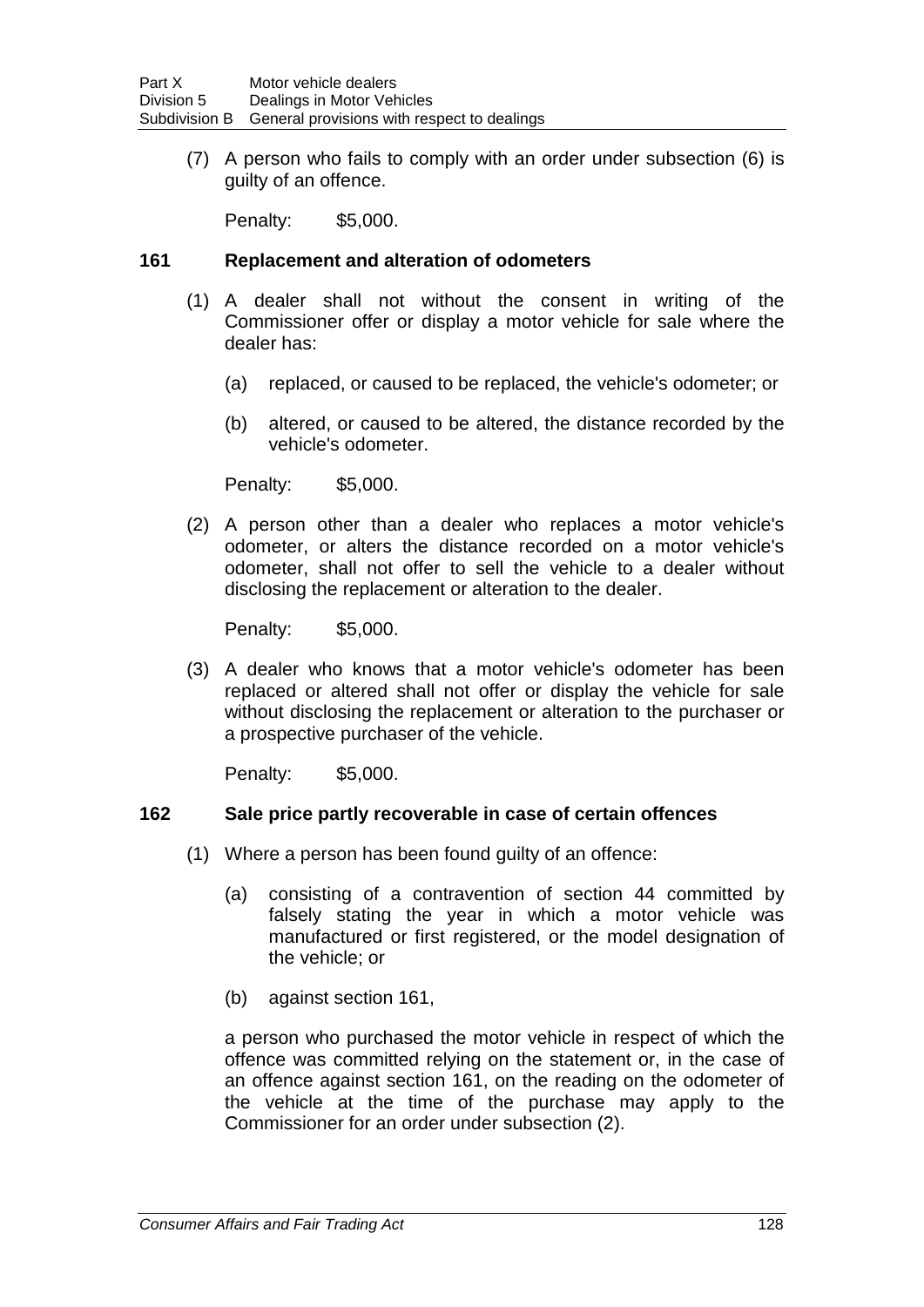(7) A person who fails to comply with an order under subsection (6) is guilty of an offence.

Penalty: $5,000.

### 161 Replacement and alteration of odometers

(1) A dealer shall not without the consent in writing of the Commissioner offer or display a motor vehicle for sale where the dealer has:

(a) replaced, or caused to be replaced, the vehicle's odometer; or

(b) altered, or caused to be altered, the distance recorded by the vehicle's odometer.

Penalty: $5,000.

(2) A person other than a dealer who replaces a motor vehicle's odometer, or alters the distance recorded on a motor vehicle's odometer, shall not offer to sell the vehicle to a dealer without disclosing the replacement or alteration to the dealer.

Penalty: $5,000.

(3) A dealer who knows that a motor vehicle's odometer has been replaced or altered shall not offer or display the vehicle for sale without disclosing the replacement or alteration to the purchaser or a prospective purchaser of the vehicle.

Penalty: $5,000.

### 162 Sale price partly recoverable in case of certain offences

(1) Where a person has been found guilty of an offence:

(a) consisting of a contravention of section 44 committed by falsely stating the year in which a motor vehicle was manufactured or first registered, or the model designation of the vehicle; or

(b) against section 161,

a person who purchased the motor vehicle in respect of which the offence was committed relying on the statement or, in the case of an offence against section 161, on the reading on the odometer of the vehicle at the time of the purchase may apply to the Commissioner for an order under subsection (2).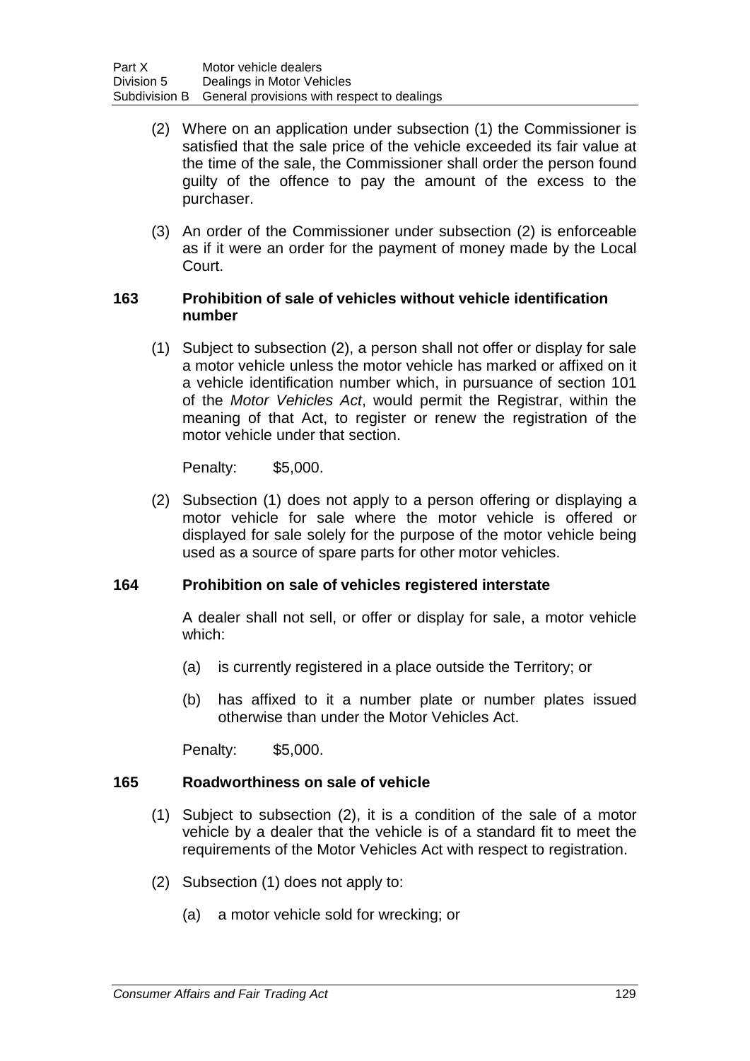(2) Where on an application under subsection (1) the Commissioner is satisfied that the sale price of the vehicle exceeded its fair value at the time of the sale, the Commissioner shall order the person found guilty of the offence to pay the amount of the excess to the purchaser.

(3) An order of the Commissioner under subsection (2) is enforceable as if it were an order for the payment of money made by the Local Court.

### 163 Prohibition of sale of vehicles without vehicle identification number

(1) Subject to subsection (2), a person shall not offer or display for sale a motor vehicle unless the motor vehicle has marked or affixed on it a vehicle identification number which, in pursuance of section 101 of the *Motor Vehicles Act*, would permit the Registrar, within the meaning of that Act, to register or renew the registration of the motor vehicle under that section.

Penalty: $5,000.

(2) Subsection (1) does not apply to a person offering or displaying a motor vehicle for sale where the motor vehicle is offered or displayed for sale solely for the purpose of the motor vehicle being used as a source of spare parts for other motor vehicles.

### 164 Prohibition on sale of vehicles registered interstate

A dealer shall not sell, or offer or display for sale, a motor vehicle which:

(a) is currently registered in a place outside the Territory; or

(b) has affixed to it a number plate or number plates issued otherwise than under the Motor Vehicles Act.

Penalty: $5,000.

### 165 Roadworthiness on sale of vehicle

(1) Subject to subsection (2), it is a condition of the sale of a motor vehicle by a dealer that the vehicle is of a standard fit to meet the requirements of the Motor Vehicles Act with respect to registration.

(2) Subsection (1) does not apply to:

(a) a motor vehicle sold for wrecking; or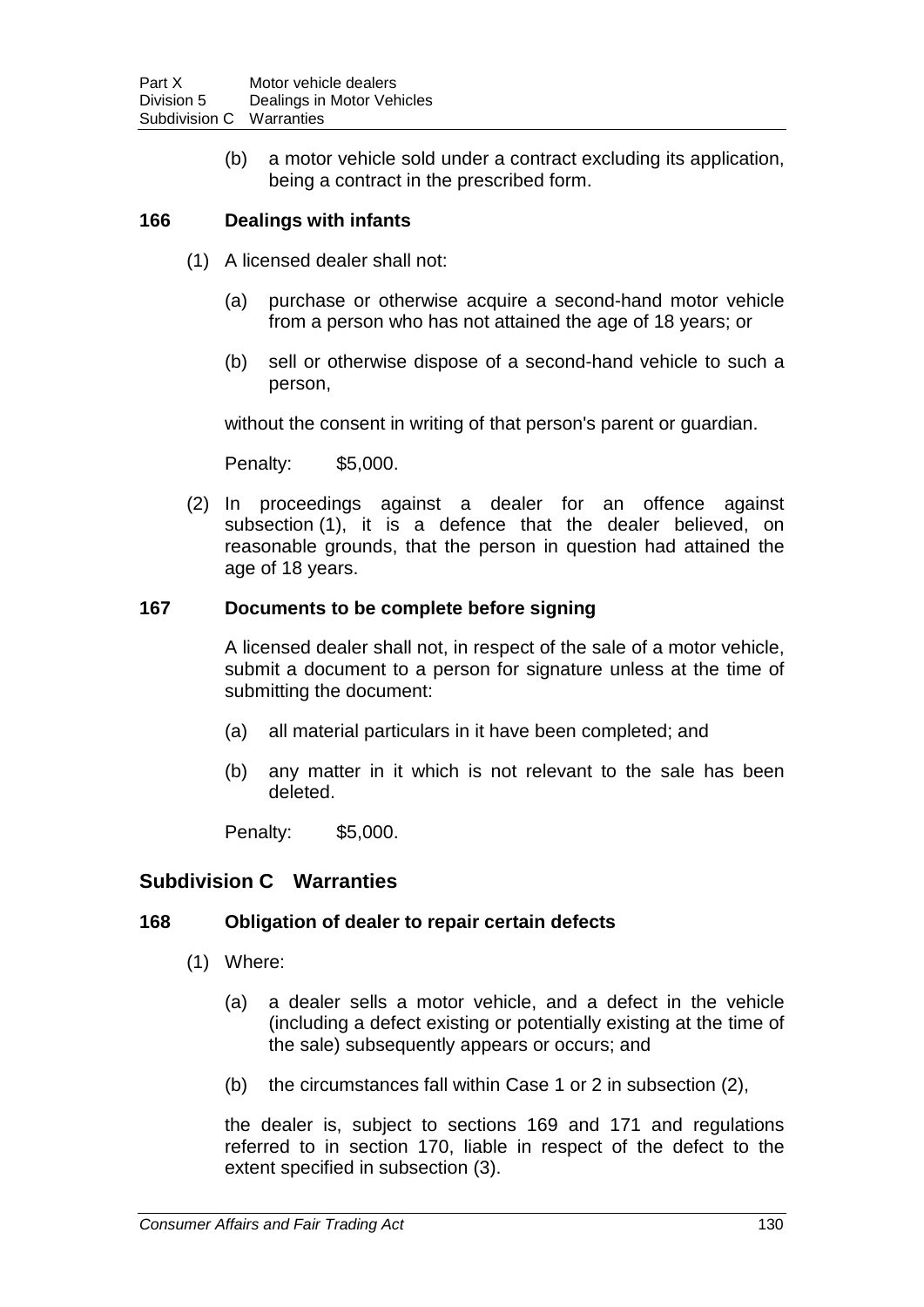(b) a motor vehicle sold under a contract excluding its application, being a contract in the prescribed form.

### 166 Dealings with infants

(1) A licensed dealer shall not:

(a) purchase or otherwise acquire a second-hand motor vehicle from a person who has not attained the age of 18 years; or

(b) sell or otherwise dispose of a second-hand vehicle to such a person,

without the consent in writing of that person's parent or guardian.

Penalty: $5,000.

(2) In proceedings against a dealer for an offence against subsection (1), it is a defence that the dealer believed, on reasonable grounds, that the person in question had attained the age of 18 years.

### 167 Documents to be complete before signing

A licensed dealer shall not, in respect of the sale of a motor vehicle, submit a document to a person for signature unless at the time of submitting the document:

(a) all material particulars in it have been completed; and

(b) any matter in it which is not relevant to the sale has been deleted.

Penalty: $5,000.

## Subdivision C Warranties

### 168 Obligation of dealer to repair certain defects

(1) Where:

(a) a dealer sells a motor vehicle, and a defect in the vehicle (including a defect existing or potentially existing at the time of the sale) subsequently appears or occurs; and

(b) the circumstances fall within Case 1 or 2 in subsection (2),

the dealer is, subject to sections 169 and 171 and regulations referred to in section 170, liable in respect of the defect to the extent specified in subsection (3).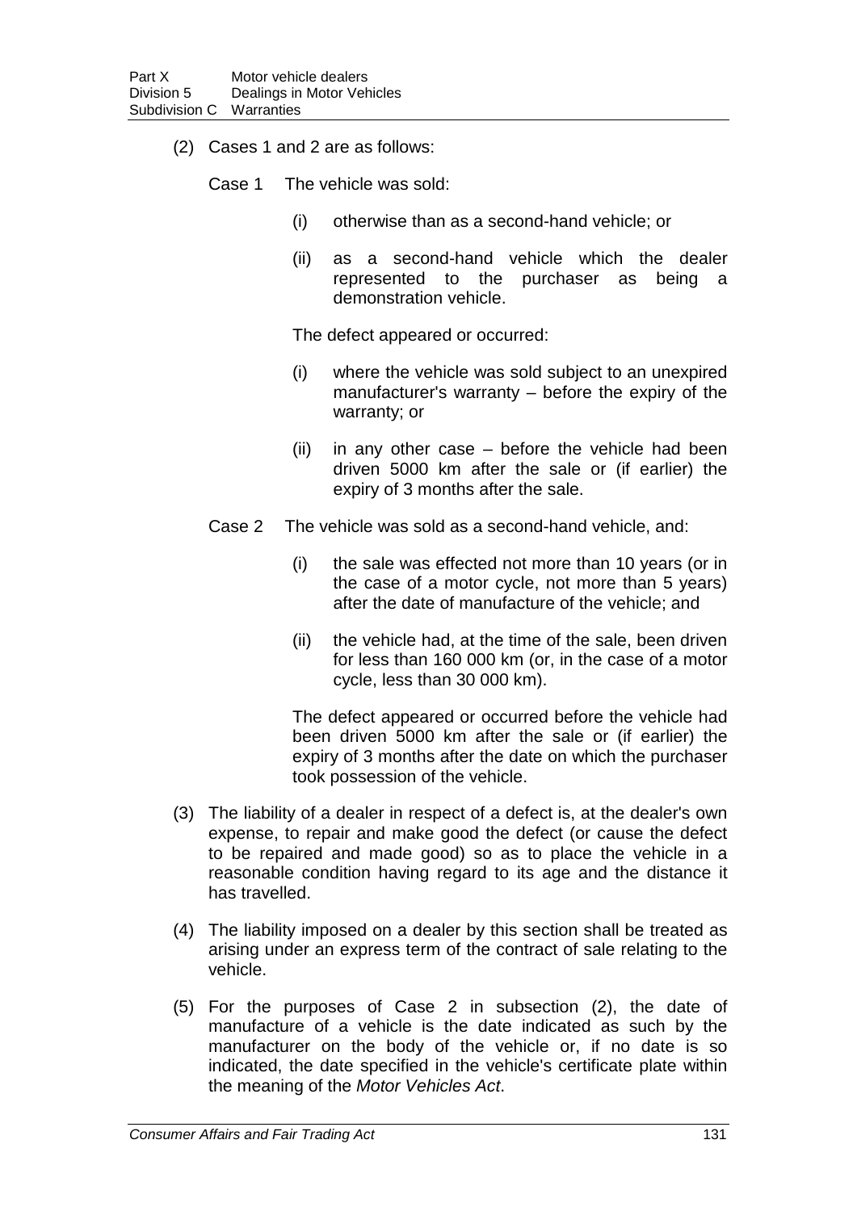(2) Cases 1 and 2 are as follows:

Case 1 The vehicle was sold:

- (i) otherwise than as a second-hand vehicle; or
- (ii) as a second-hand vehicle which the dealer represented to the purchaser as being a demonstration vehicle.

The defect appeared or occurred:

- (i) where the vehicle was sold subject to an unexpired manufacturer's warranty – before the expiry of the warranty; or
- (ii) in any other case – before the vehicle had been driven 5000 km after the sale or (if earlier) the expiry of 3 months after the sale.

Case 2 The vehicle was sold as a second-hand vehicle, and:

- (i) the sale was effected not more than 10 years (or in the case of a motor cycle, not more than 5 years) after the date of manufacture of the vehicle; and
- (ii) the vehicle had, at the time of the sale, been driven for less than 160 000 km (or, in the case of a motor cycle, less than 30 000 km).

The defect appeared or occurred before the vehicle had been driven 5000 km after the sale or (if earlier) the expiry of 3 months after the date on which the purchaser took possession of the vehicle.

(3) The liability of a dealer in respect of a defect is, at the dealer's own expense, to repair and make good the defect (or cause the defect to be repaired and made good) so as to place the vehicle in a reasonable condition having regard to its age and the distance it has travelled.

(4) The liability imposed on a dealer by this section shall be treated as arising under an express term of the contract of sale relating to the vehicle.

(5) For the purposes of Case 2 in subsection (2), the date of manufacture of a vehicle is the date indicated as such by the manufacturer on the body of the vehicle or, if no date is so indicated, the date specified in the vehicle's certificate plate within the meaning of the *Motor Vehicles Act*.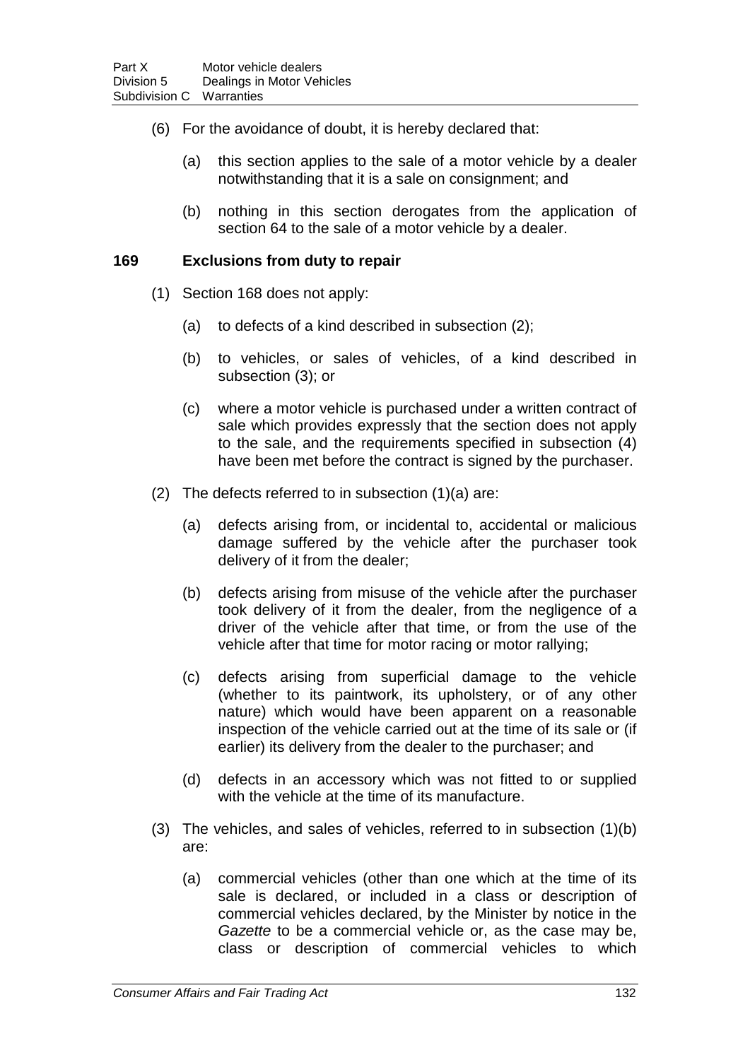(6) For the avoidance of doubt, it is hereby declared that:

(a) this section applies to the sale of a motor vehicle by a dealer notwithstanding that it is a sale on consignment; and

(b) nothing in this section derogates from the application of section 64 to the sale of a motor vehicle by a dealer.

### 169 Exclusions from duty to repair

(1) Section 168 does not apply:

(a) to defects of a kind described in subsection (2);

(b) to vehicles, or sales of vehicles, of a kind described in subsection (3); or

(c) where a motor vehicle is purchased under a written contract of sale which provides expressly that the section does not apply to the sale, and the requirements specified in subsection (4) have been met before the contract is signed by the purchaser.

(2) The defects referred to in subsection (1)(a) are:

(a) defects arising from, or incidental to, accidental or malicious damage suffered by the vehicle after the purchaser took delivery of it from the dealer;

(b) defects arising from misuse of the vehicle after the purchaser took delivery of it from the dealer, from the negligence of a driver of the vehicle after that time, or from the use of the vehicle after that time for motor racing or motor rallying;

(c) defects arising from superficial damage to the vehicle (whether to its paintwork, its upholstery, or of any other nature) which would have been apparent on a reasonable inspection of the vehicle carried out at the time of its sale or (if earlier) its delivery from the dealer to the purchaser; and

(d) defects in an accessory which was not fitted to or supplied with the vehicle at the time of its manufacture.

(3) The vehicles, and sales of vehicles, referred to in subsection (1)(b) are:

(a) commercial vehicles (other than one which at the time of its sale is declared, or included in a class or description of commercial vehicles declared, by the Minister by notice in the *Gazette* to be a commercial vehicle or, as the case may be, class or description of commercial vehicles to which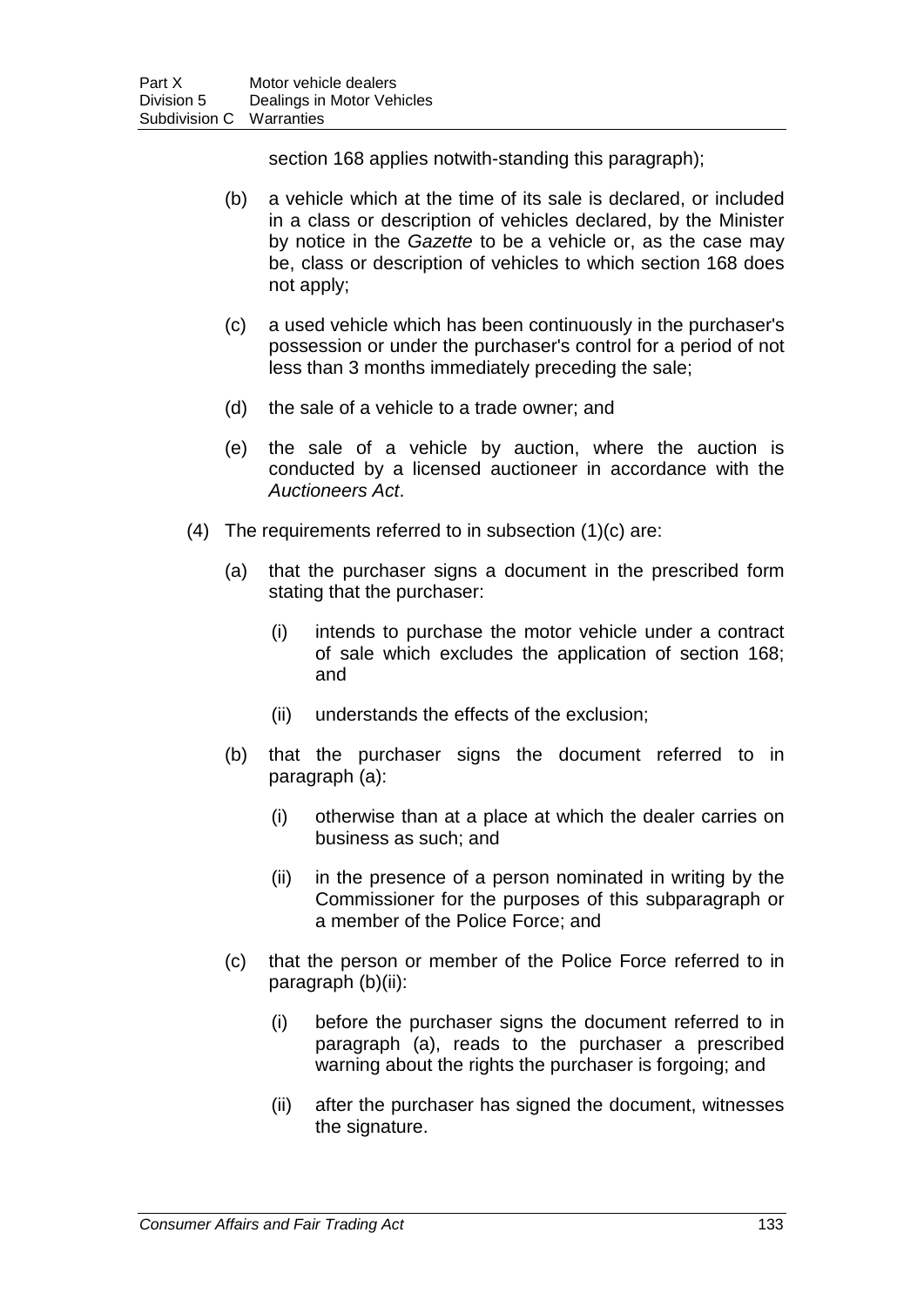section 168 applies notwith-standing this paragraph);

(b) a vehicle which at the time of its sale is declared, or included in a class or description of vehicles declared, by the Minister by notice in the *Gazette* to be a vehicle or, as the case may be, class or description of vehicles to which section 168 does not apply;

(c) a used vehicle which has been continuously in the purchaser's possession or under the purchaser's control for a period of not less than 3 months immediately preceding the sale;

(d) the sale of a vehicle to a trade owner; and

(e) the sale of a vehicle by auction, where the auction is conducted by a licensed auctioneer in accordance with the *Auctioneers Act*.

(4) The requirements referred to in subsection (1)(c) are:

(a) that the purchaser signs a document in the prescribed form stating that the purchaser:

(i) intends to purchase the motor vehicle under a contract of sale which excludes the application of section 168; and

(ii) understands the effects of the exclusion;

(b) that the purchaser signs the document referred to in paragraph (a):

(i) otherwise than at a place at which the dealer carries on business as such; and

(ii) in the presence of a person nominated in writing by the Commissioner for the purposes of this subparagraph or a member of the Police Force; and

(c) that the person or member of the Police Force referred to in paragraph (b)(ii):

(i) before the purchaser signs the document referred to in paragraph (a), reads to the purchaser a prescribed warning about the rights the purchaser is forgoing; and

(ii) after the purchaser has signed the document, witnesses the signature.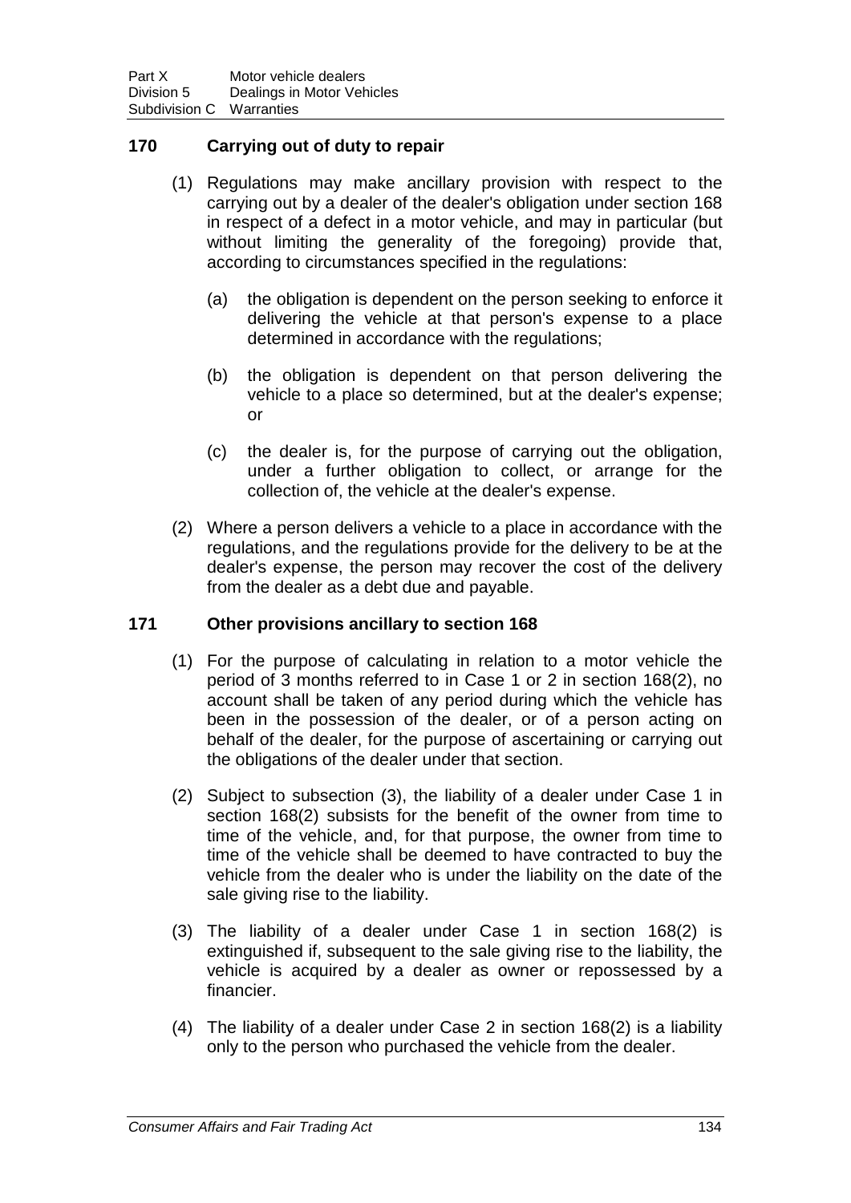### 170 Carrying out of duty to repair

(1) Regulations may make ancillary provision with respect to the carrying out by a dealer of the dealer's obligation under section 168 in respect of a defect in a motor vehicle, and may in particular (but without limiting the generality of the foregoing) provide that, according to circumstances specified in the regulations:

(a) the obligation is dependent on the person seeking to enforce it delivering the vehicle at that person's expense to a place determined in accordance with the regulations;

(b) the obligation is dependent on that person delivering the vehicle to a place so determined, but at the dealer's expense; or

(c) the dealer is, for the purpose of carrying out the obligation, under a further obligation to collect, or arrange for the collection of, the vehicle at the dealer's expense.

(2) Where a person delivers a vehicle to a place in accordance with the regulations, and the regulations provide for the delivery to be at the dealer's expense, the person may recover the cost of the delivery from the dealer as a debt due and payable.

### 171 Other provisions ancillary to section 168

(1) For the purpose of calculating in relation to a motor vehicle the period of 3 months referred to in Case 1 or 2 in section 168(2), no account shall be taken of any period during which the vehicle has been in the possession of the dealer, or of a person acting on behalf of the dealer, for the purpose of ascertaining or carrying out the obligations of the dealer under that section.

(2) Subject to subsection (3), the liability of a dealer under Case 1 in section 168(2) subsists for the benefit of the owner from time to time of the vehicle, and, for that purpose, the owner from time to time of the vehicle shall be deemed to have contracted to buy the vehicle from the dealer who is under the liability on the date of the sale giving rise to the liability.

(3) The liability of a dealer under Case 1 in section 168(2) is extinguished if, subsequent to the sale giving rise to the liability, the vehicle is acquired by a dealer as owner or repossessed by a financier.

(4) The liability of a dealer under Case 2 in section 168(2) is a liability only to the person who purchased the vehicle from the dealer.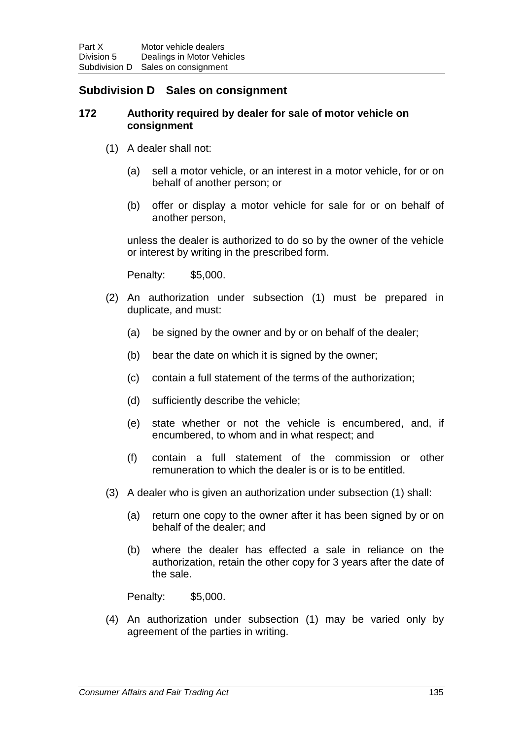## Subdivision D Sales on consignment

### 172 Authority required by dealer for sale of motor vehicle on consignment

(1) A dealer shall not:

(a) sell a motor vehicle, or an interest in a motor vehicle, for or on behalf of another person; or

(b) offer or display a motor vehicle for sale for or on behalf of another person,

unless the dealer is authorized to do so by the owner of the vehicle or interest by writing in the prescribed form.

Penalty: $5,000.

(2) An authorization under subsection (1) must be prepared in duplicate, and must:

(a) be signed by the owner and by or on behalf of the dealer;

(b) bear the date on which it is signed by the owner;

(c) contain a full statement of the terms of the authorization;

(d) sufficiently describe the vehicle;

(e) state whether or not the vehicle is encumbered, and, if encumbered, to whom and in what respect; and

(f) contain a full statement of the commission or other remuneration to which the dealer is or is to be entitled.

(3) A dealer who is given an authorization under subsection (1) shall:

(a) return one copy to the owner after it has been signed by or on behalf of the dealer; and

(b) where the dealer has effected a sale in reliance on the authorization, retain the other copy for 3 years after the date of the sale.

Penalty: $5,000.

(4) An authorization under subsection (1) may be varied only by agreement of the parties in writing.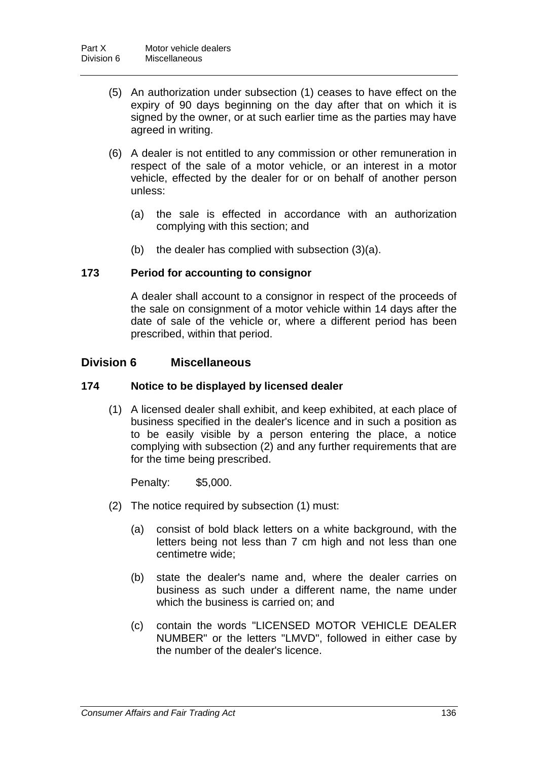(5) An authorization under subsection (1) ceases to have effect on the expiry of 90 days beginning on the day after that on which it is signed by the owner, or at such earlier time as the parties may have agreed in writing.

(6) A dealer is not entitled to any commission or other remuneration in respect of the sale of a motor vehicle, or an interest in a motor vehicle, effected by the dealer for or on behalf of another person unless:

(a) the sale is effected in accordance with an authorization complying with this section; and

(b) the dealer has complied with subsection (3)(a).

### 173 Period for accounting to consignor

A dealer shall account to a consignor in respect of the proceeds of the sale on consignment of a motor vehicle within 14 days after the date of sale of the vehicle or, where a different period has been prescribed, within that period.

## Division 6 Miscellaneous

### 174 Notice to be displayed by licensed dealer

(1) A licensed dealer shall exhibit, and keep exhibited, at each place of business specified in the dealer's licence and in such a position as to be easily visible by a person entering the place, a notice complying with subsection (2) and any further requirements that are for the time being prescribed.

Penalty: $5,000.

(2) The notice required by subsection (1) must:

(a) consist of bold black letters on a white background, with the letters being not less than 7 cm high and not less than one centimetre wide;

(b) state the dealer's name and, where the dealer carries on business as such under a different name, the name under which the business is carried on; and

(c) contain the words "LICENSED MOTOR VEHICLE DEALER NUMBER" or the letters "LMVD", followed in either case by the number of the dealer's licence.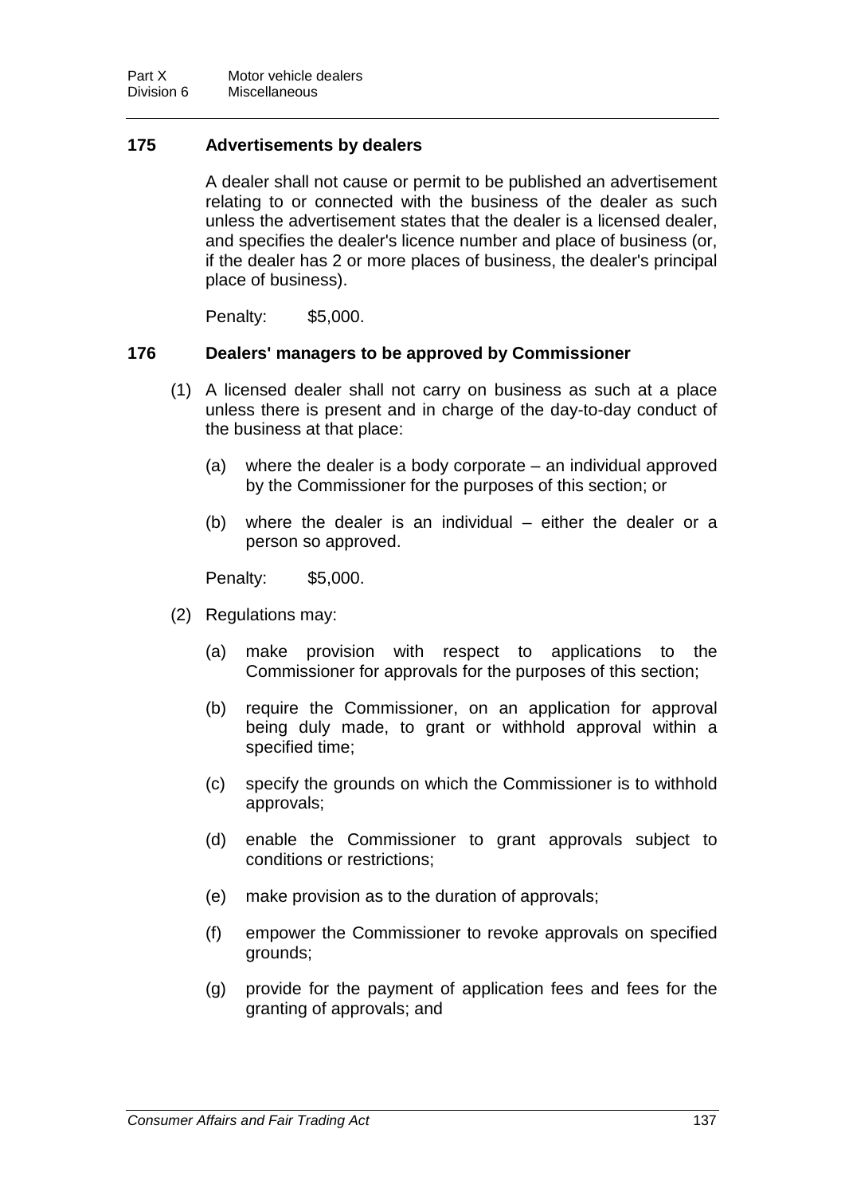### 175 Advertisements by dealers

A dealer shall not cause or permit to be published an advertisement relating to or connected with the business of the dealer as such unless the advertisement states that the dealer is a licensed dealer, and specifies the dealer's licence number and place of business (or, if the dealer has 2 or more places of business, the dealer's principal place of business).

Penalty: $5,000.

### 176 Dealers' managers to be approved by Commissioner

(1) A licensed dealer shall not carry on business as such at a place unless there is present and in charge of the day-to-day conduct of the business at that place:

(a) where the dealer is a body corporate – an individual approved by the Commissioner for the purposes of this section; or

(b) where the dealer is an individual – either the dealer or a person so approved.

Penalty: $5,000.

(2) Regulations may:

(a) make provision with respect to applications to the Commissioner for approvals for the purposes of this section;

(b) require the Commissioner, on an application for approval being duly made, to grant or withhold approval within a specified time;

(c) specify the grounds on which the Commissioner is to withhold approvals;

(d) enable the Commissioner to grant approvals subject to conditions or restrictions;

(e) make provision as to the duration of approvals;

(f) empower the Commissioner to revoke approvals on specified grounds;

(g) provide for the payment of application fees and fees for the granting of approvals; and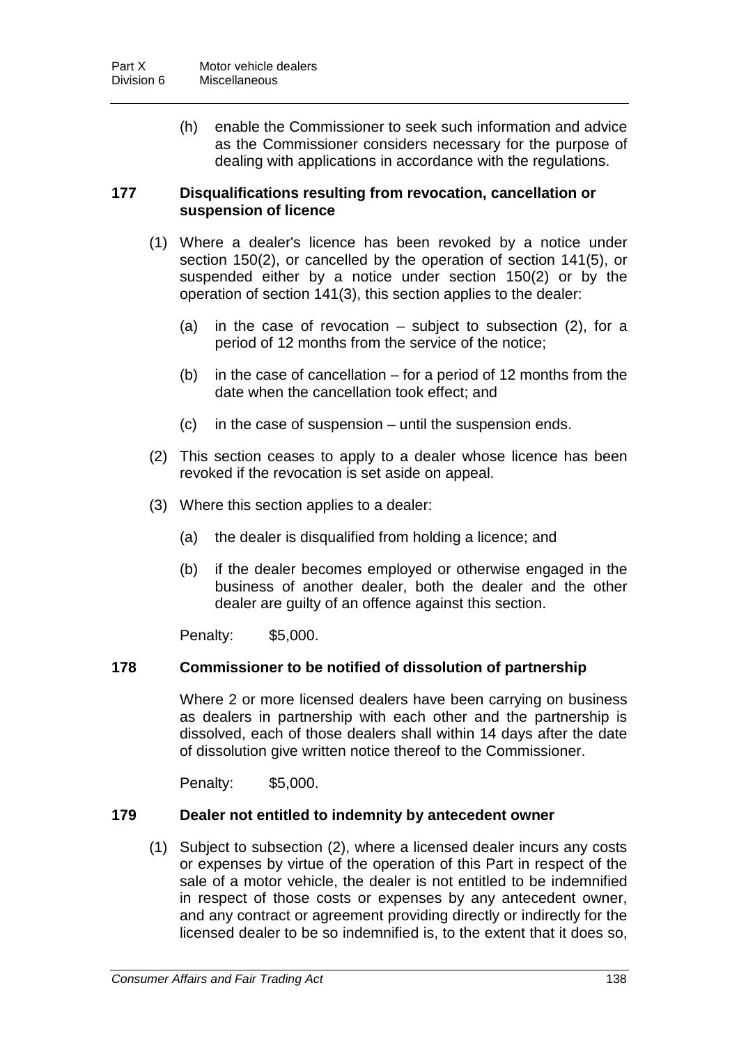(h) enable the Commissioner to seek such information and advice as the Commissioner considers necessary for the purpose of dealing with applications in accordance with the regulations.

### 177 Disqualifications resulting from revocation, cancellation or suspension of licence

(1) Where a dealer's licence has been revoked by a notice under section 150(2), or cancelled by the operation of section 141(5), or suspended either by a notice under section 150(2) or by the operation of section 141(3), this section applies to the dealer:

(a) in the case of revocation – subject to subsection (2), for a period of 12 months from the service of the notice;

(b) in the case of cancellation – for a period of 12 months from the date when the cancellation took effect; and

(c) in the case of suspension – until the suspension ends.

(2) This section ceases to apply to a dealer whose licence has been revoked if the revocation is set aside on appeal.

(3) Where this section applies to a dealer:

(a) the dealer is disqualified from holding a licence; and

(b) if the dealer becomes employed or otherwise engaged in the business of another dealer, both the dealer and the other dealer are guilty of an offence against this section.

Penalty: $5,000.

### 178 Commissioner to be notified of dissolution of partnership

Where 2 or more licensed dealers have been carrying on business as dealers in partnership with each other and the partnership is dissolved, each of those dealers shall within 14 days after the date of dissolution give written notice thereof to the Commissioner.

Penalty: $5,000.

### 179 Dealer not entitled to indemnity by antecedent owner

(1) Subject to subsection (2), where a licensed dealer incurs any costs or expenses by virtue of the operation of this Part in respect of the sale of a motor vehicle, the dealer is not entitled to be indemnified in respect of those costs or expenses by any antecedent owner, and any contract or agreement providing directly or indirectly for the licensed dealer to be so indemnified is, to the extent that it does so,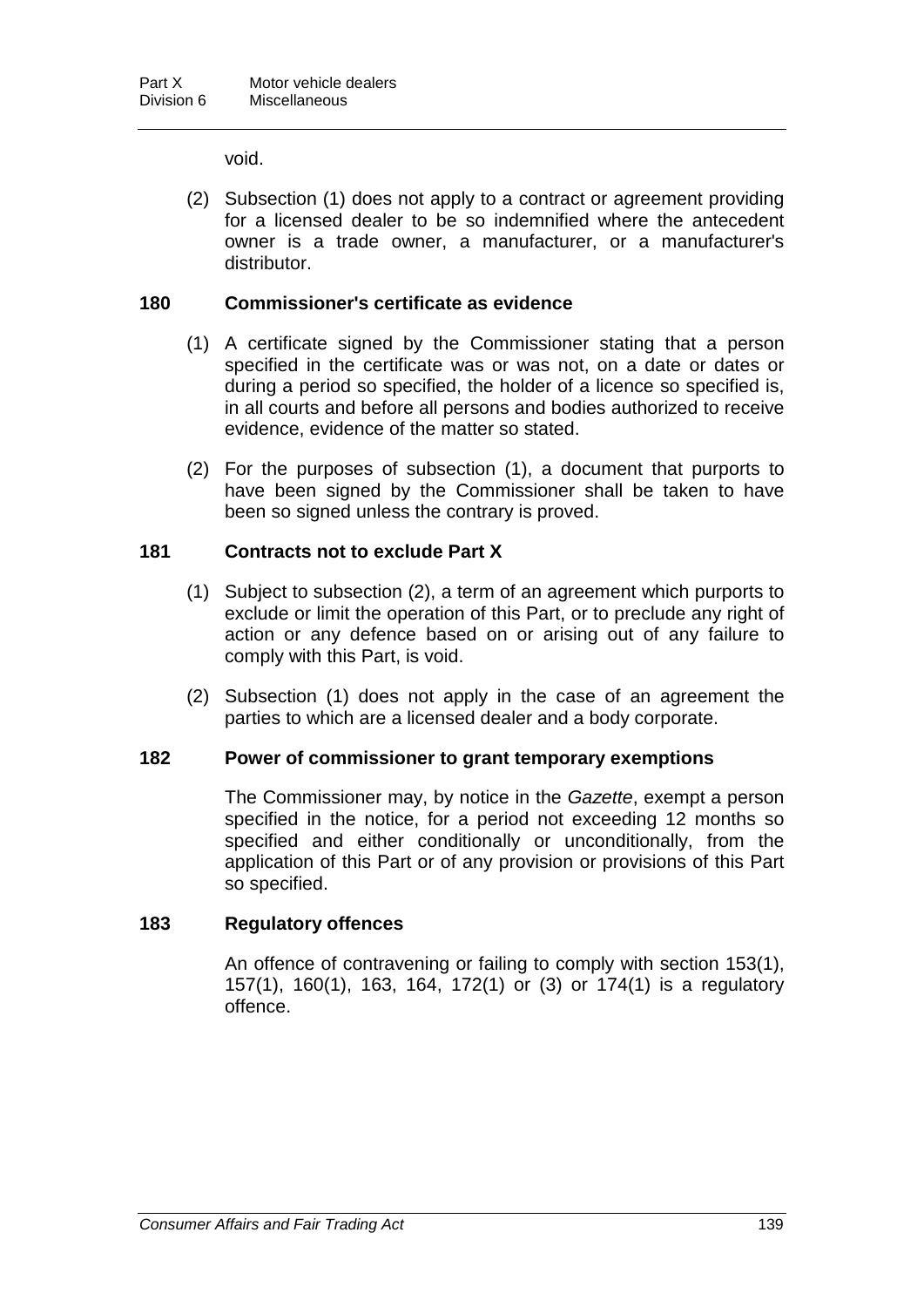void.

(2) Subsection (1) does not apply to a contract or agreement providing for a licensed dealer to be so indemnified where the antecedent owner is a trade owner, a manufacturer, or a manufacturer's distributor.

### 180 Commissioner's certificate as evidence

(1) A certificate signed by the Commissioner stating that a person specified in the certificate was or was not, on a date or dates or during a period so specified, the holder of a licence so specified is, in all courts and before all persons and bodies authorized to receive evidence, evidence of the matter so stated.

(2) For the purposes of subsection (1), a document that purports to have been signed by the Commissioner shall be taken to have been so signed unless the contrary is proved.

### 181 Contracts not to exclude Part X

(1) Subject to subsection (2), a term of an agreement which purports to exclude or limit the operation of this Part, or to preclude any right of action or any defence based on or arising out of any failure to comply with this Part, is void.

(2) Subsection (1) does not apply in the case of an agreement the parties to which are a licensed dealer and a body corporate.

### 182 Power of commissioner to grant temporary exemptions

The Commissioner may, by notice in the *Gazette*, exempt a person specified in the notice, for a period not exceeding 12 months so specified and either conditionally or unconditionally, from the application of this Part or of any provision or provisions of this Part so specified.

### 183 Regulatory offences

An offence of contravening or failing to comply with section 153(1), 157(1), 160(1), 163, 164, 172(1) or (3) or 174(1) is a regulatory offence.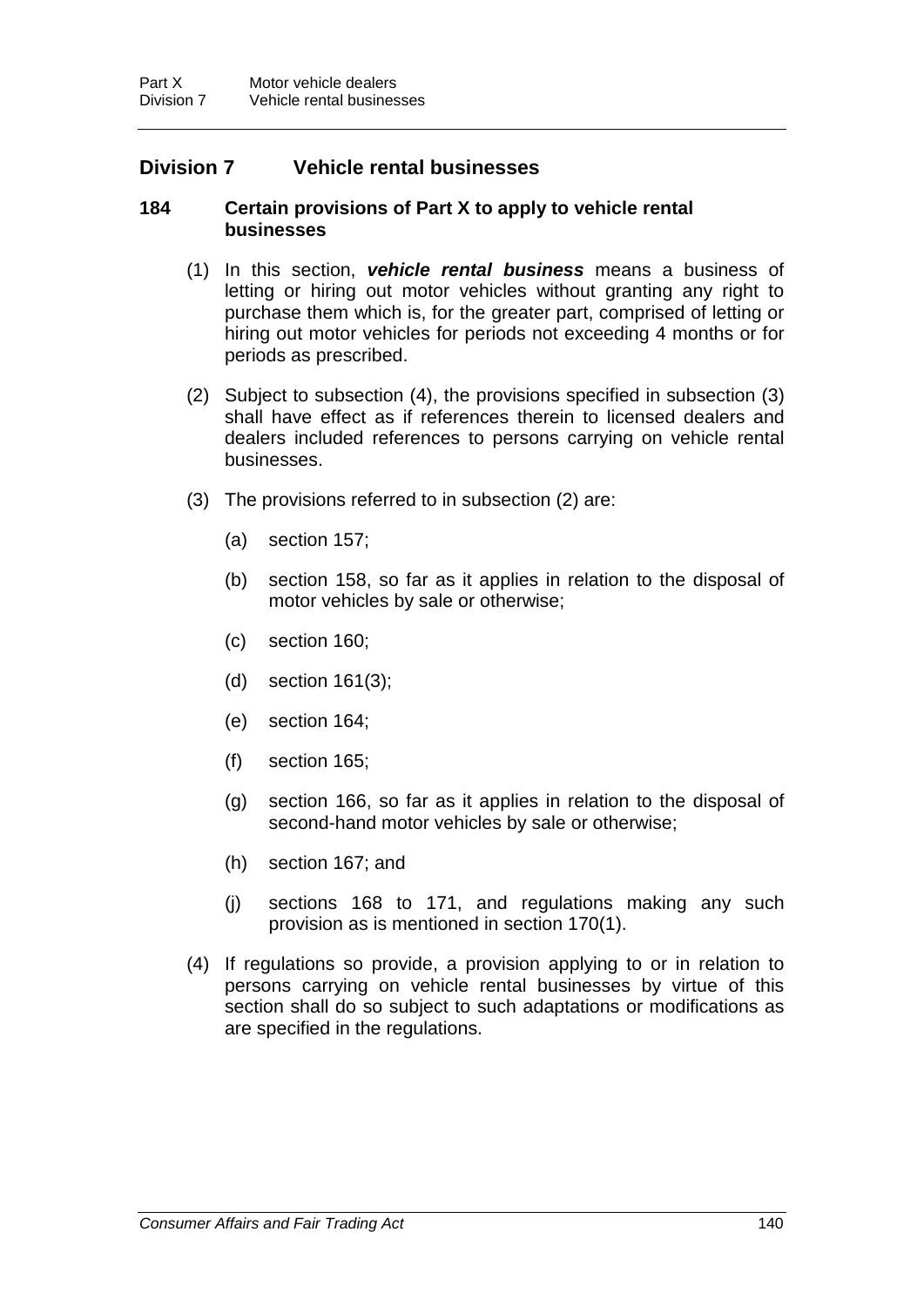## Division 7 Vehicle rental businesses

### 184 Certain provisions of Part X to apply to vehicle rental businesses

(1) In this section, ***vehicle rental business*** means a business of letting or hiring out motor vehicles without granting any right to purchase them which is, for the greater part, comprised of letting or hiring out motor vehicles for periods not exceeding 4 months or for periods as prescribed.

(2) Subject to subsection (4), the provisions specified in subsection (3) shall have effect as if references therein to licensed dealers and dealers included references to persons carrying on vehicle rental businesses.

(3) The provisions referred to in subsection (2) are:

(a) section 157;

(b) section 158, so far as it applies in relation to the disposal of motor vehicles by sale or otherwise;

(c) section 160;

(d) section 161(3);

(e) section 164;

(f) section 165;

(g) section 166, so far as it applies in relation to the disposal of second-hand motor vehicles by sale or otherwise;

(h) section 167; and

(j) sections 168 to 171, and regulations making any such provision as is mentioned in section 170(1).

(4) If regulations so provide, a provision applying to or in relation to persons carrying on vehicle rental businesses by virtue of this section shall do so subject to such adaptations or modifications as are specified in the regulations.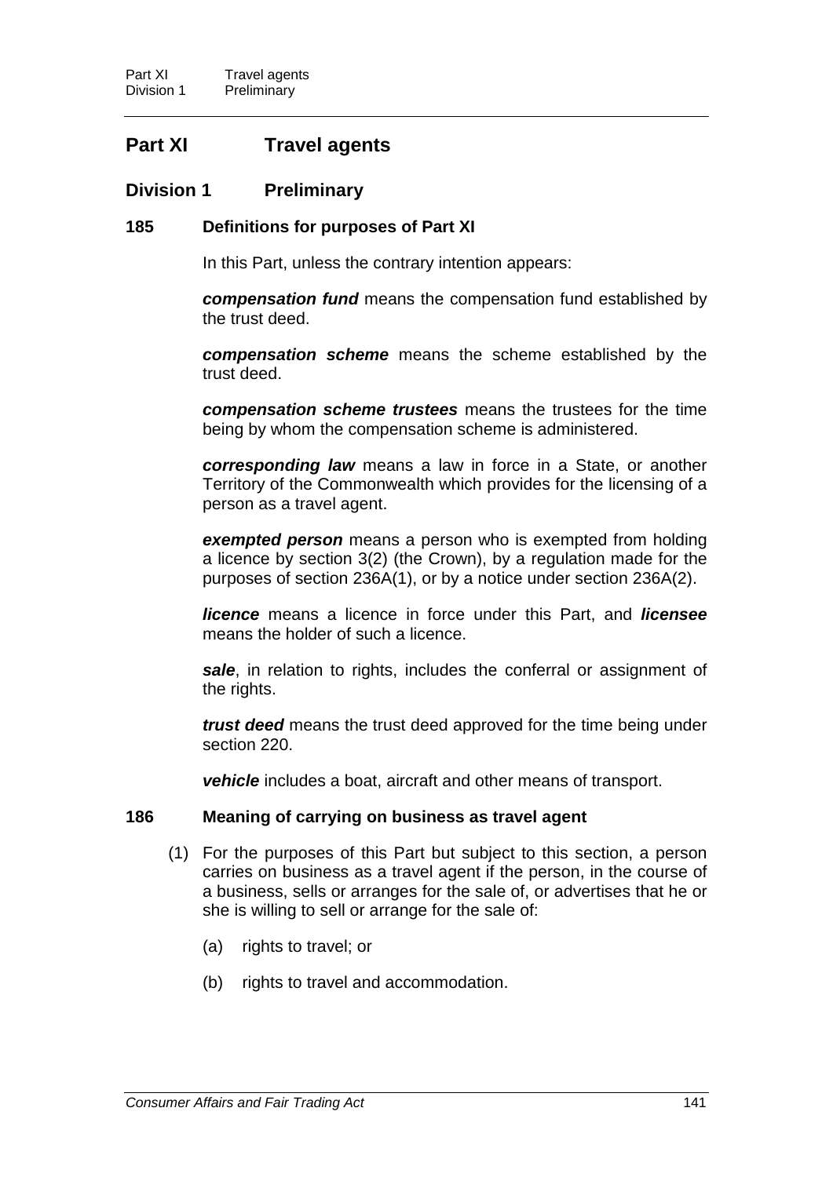# Part XI Travel agents

## Division 1 Preliminary

### 185 Definitions for purposes of Part XI

In this Part, unless the contrary intention appears:

***compensation fund*** means the compensation fund established by the trust deed.

***compensation scheme*** means the scheme established by the trust deed.

***compensation scheme trustees*** means the trustees for the time being by whom the compensation scheme is administered.

***corresponding law*** means a law in force in a State, or another Territory of the Commonwealth which provides for the licensing of a person as a travel agent.

***exempted person*** means a person who is exempted from holding a licence by section 3(2) (the Crown), by a regulation made for the purposes of section 236A(1), or by a notice under section 236A(2).

***licence*** means a licence in force under this Part, and ***licensee*** means the holder of such a licence.

***sale***, in relation to rights, includes the conferral or assignment of the rights.

***trust deed*** means the trust deed approved for the time being under section 220.

***vehicle*** includes a boat, aircraft and other means of transport.

### 186 Meaning of carrying on business as travel agent

(1) For the purposes of this Part but subject to this section, a person carries on business as a travel agent if the person, in the course of a business, sells or arranges for the sale of, or advertises that he or she is willing to sell or arrange for the sale of:

(a) rights to travel; or

(b) rights to travel and accommodation.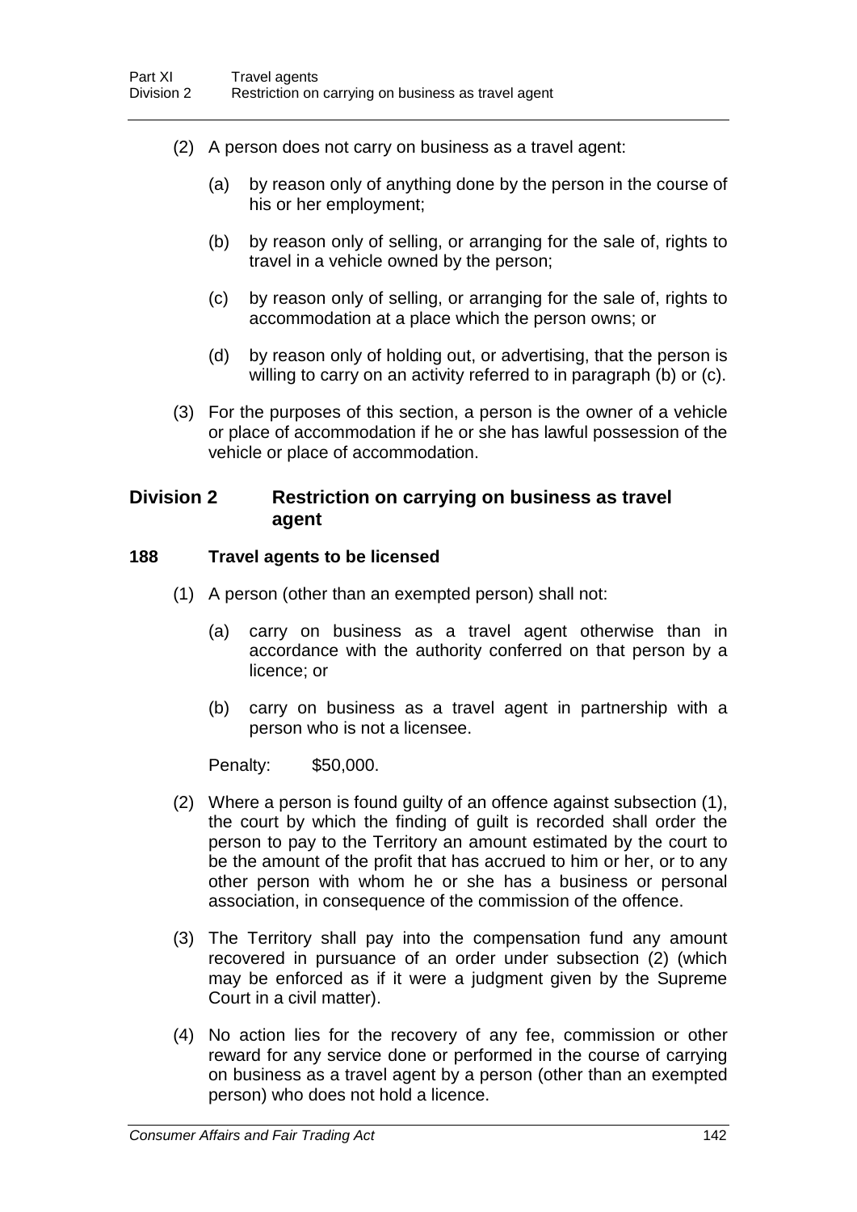(2) A person does not carry on business as a travel agent:

(a) by reason only of anything done by the person in the course of his or her employment;

(b) by reason only of selling, or arranging for the sale of, rights to travel in a vehicle owned by the person;

(c) by reason only of selling, or arranging for the sale of, rights to accommodation at a place which the person owns; or

(d) by reason only of holding out, or advertising, that the person is willing to carry on an activity referred to in paragraph (b) or (c).

(3) For the purposes of this section, a person is the owner of a vehicle or place of accommodation if he or she has lawful possession of the vehicle or place of accommodation.

## Division 2 Restriction on carrying on business as travel agent

### 188 Travel agents to be licensed

(1) A person (other than an exempted person) shall not:

(a) carry on business as a travel agent otherwise than in accordance with the authority conferred on that person by a licence; or

(b) carry on business as a travel agent in partnership with a person who is not a licensee.

Penalty: $50,000.

(2) Where a person is found guilty of an offence against subsection (1), the court by which the finding of guilt is recorded shall order the person to pay to the Territory an amount estimated by the court to be the amount of the profit that has accrued to him or her, or to any other person with whom he or she has a business or personal association, in consequence of the commission of the offence.

(3) The Territory shall pay into the compensation fund any amount recovered in pursuance of an order under subsection (2) (which may be enforced as if it were a judgment given by the Supreme Court in a civil matter).

(4) No action lies for the recovery of any fee, commission or other reward for any service done or performed in the course of carrying on business as a travel agent by a person (other than an exempted person) who does not hold a licence.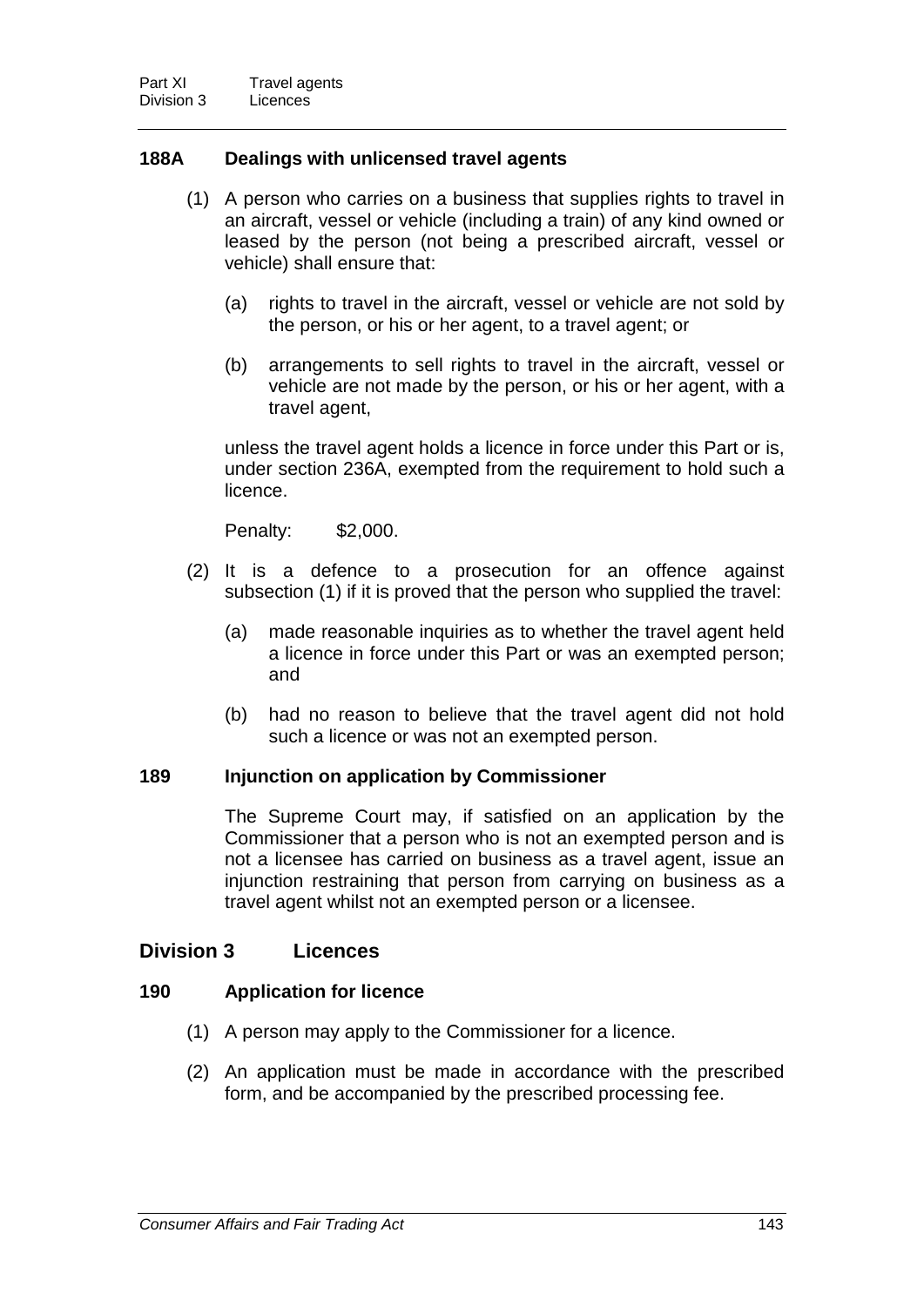### 188A Dealings with unlicensed travel agents

(1) A person who carries on a business that supplies rights to travel in an aircraft, vessel or vehicle (including a train) of any kind owned or leased by the person (not being a prescribed aircraft, vessel or vehicle) shall ensure that:

(a) rights to travel in the aircraft, vessel or vehicle are not sold by the person, or his or her agent, to a travel agent; or

(b) arrangements to sell rights to travel in the aircraft, vessel or vehicle are not made by the person, or his or her agent, with a travel agent,

unless the travel agent holds a licence in force under this Part or is, under section 236A, exempted from the requirement to hold such a licence.

Penalty: $2,000.

(2) It is a defence to a prosecution for an offence against subsection (1) if it is proved that the person who supplied the travel:

(a) made reasonable inquiries as to whether the travel agent held a licence in force under this Part or was an exempted person; and

(b) had no reason to believe that the travel agent did not hold such a licence or was not an exempted person.

### 189 Injunction on application by Commissioner

The Supreme Court may, if satisfied on an application by the Commissioner that a person who is not an exempted person and is not a licensee has carried on business as a travel agent, issue an injunction restraining that person from carrying on business as a travel agent whilst not an exempted person or a licensee.

## Division 3 Licences

### 190 Application for licence

(1) A person may apply to the Commissioner for a licence.

(2) An application must be made in accordance with the prescribed form, and be accompanied by the prescribed processing fee.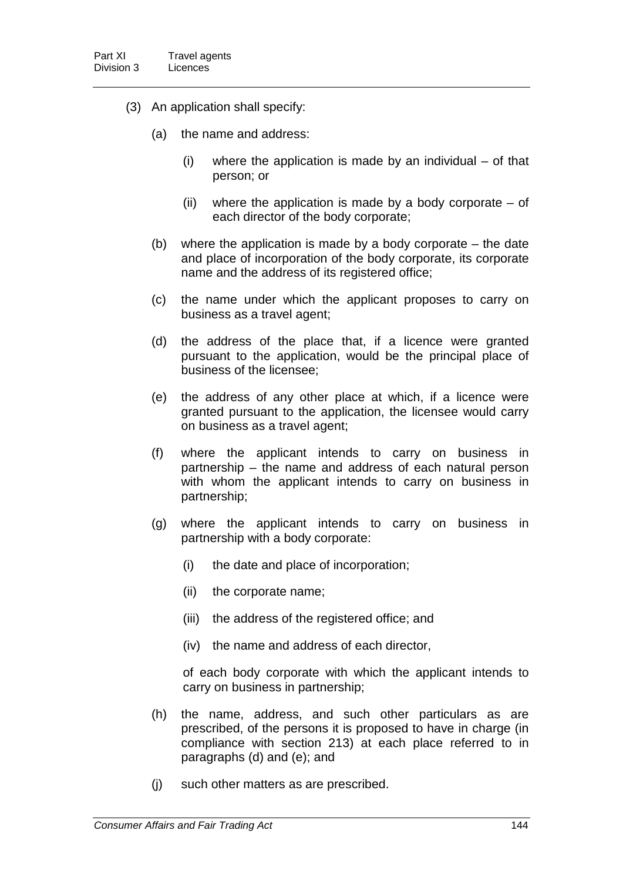(3) An application shall specify:

(a) the name and address:

(i) where the application is made by an individual – of that person; or

(ii) where the application is made by a body corporate – of each director of the body corporate;

(b) where the application is made by a body corporate – the date and place of incorporation of the body corporate, its corporate name and the address of its registered office;

(c) the name under which the applicant proposes to carry on business as a travel agent;

(d) the address of the place that, if a licence were granted pursuant to the application, would be the principal place of business of the licensee;

(e) the address of any other place at which, if a licence were granted pursuant to the application, the licensee would carry on business as a travel agent;

(f) where the applicant intends to carry on business in partnership – the name and address of each natural person with whom the applicant intends to carry on business in partnership;

(g) where the applicant intends to carry on business in partnership with a body corporate:

(i) the date and place of incorporation;

(ii) the corporate name;

(iii) the address of the registered office; and

(iv) the name and address of each director,

of each body corporate with which the applicant intends to carry on business in partnership;

(h) the name, address, and such other particulars as are prescribed, of the persons it is proposed to have in charge (in compliance with section 213) at each place referred to in paragraphs (d) and (e); and

(j) such other matters as are prescribed.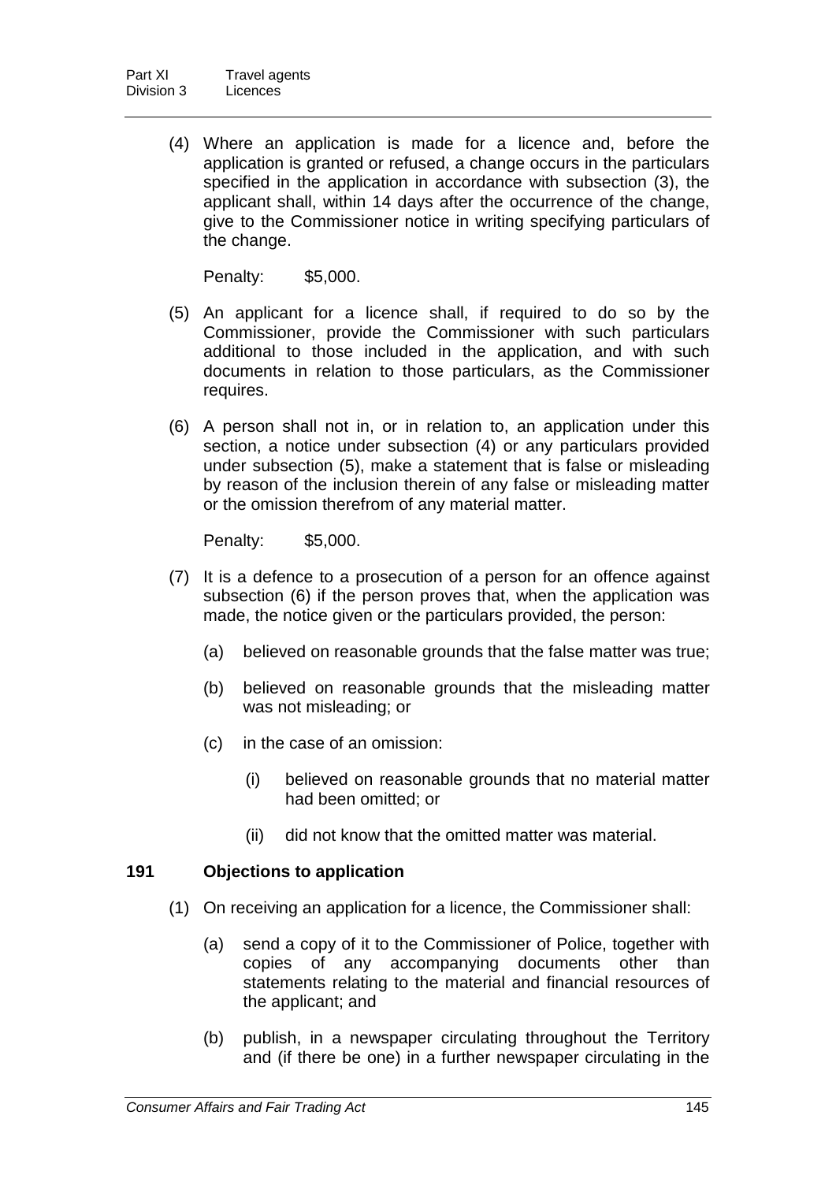(4) Where an application is made for a licence and, before the application is granted or refused, a change occurs in the particulars specified in the application in accordance with subsection (3), the applicant shall, within 14 days after the occurrence of the change, give to the Commissioner notice in writing specifying particulars of the change.

Penalty: $5,000.

(5) An applicant for a licence shall, if required to do so by the Commissioner, provide the Commissioner with such particulars additional to those included in the application, and with such documents in relation to those particulars, as the Commissioner requires.

(6) A person shall not in, or in relation to, an application under this section, a notice under subsection (4) or any particulars provided under subsection (5), make a statement that is false or misleading by reason of the inclusion therein of any false or misleading matter or the omission therefrom of any material matter.

Penalty: $5,000.

(7) It is a defence to a prosecution of a person for an offence against subsection (6) if the person proves that, when the application was made, the notice given or the particulars provided, the person:

(a) believed on reasonable grounds that the false matter was true;

(b) believed on reasonable grounds that the misleading matter was not misleading; or

(c) in the case of an omission:

(i) believed on reasonable grounds that no material matter had been omitted; or

(ii) did not know that the omitted matter was material.

### 191 Objections to application

(1) On receiving an application for a licence, the Commissioner shall:

(a) send a copy of it to the Commissioner of Police, together with copies of any accompanying documents other than statements relating to the material and financial resources of the applicant; and

(b) publish, in a newspaper circulating throughout the Territory and (if there be one) in a further newspaper circulating in the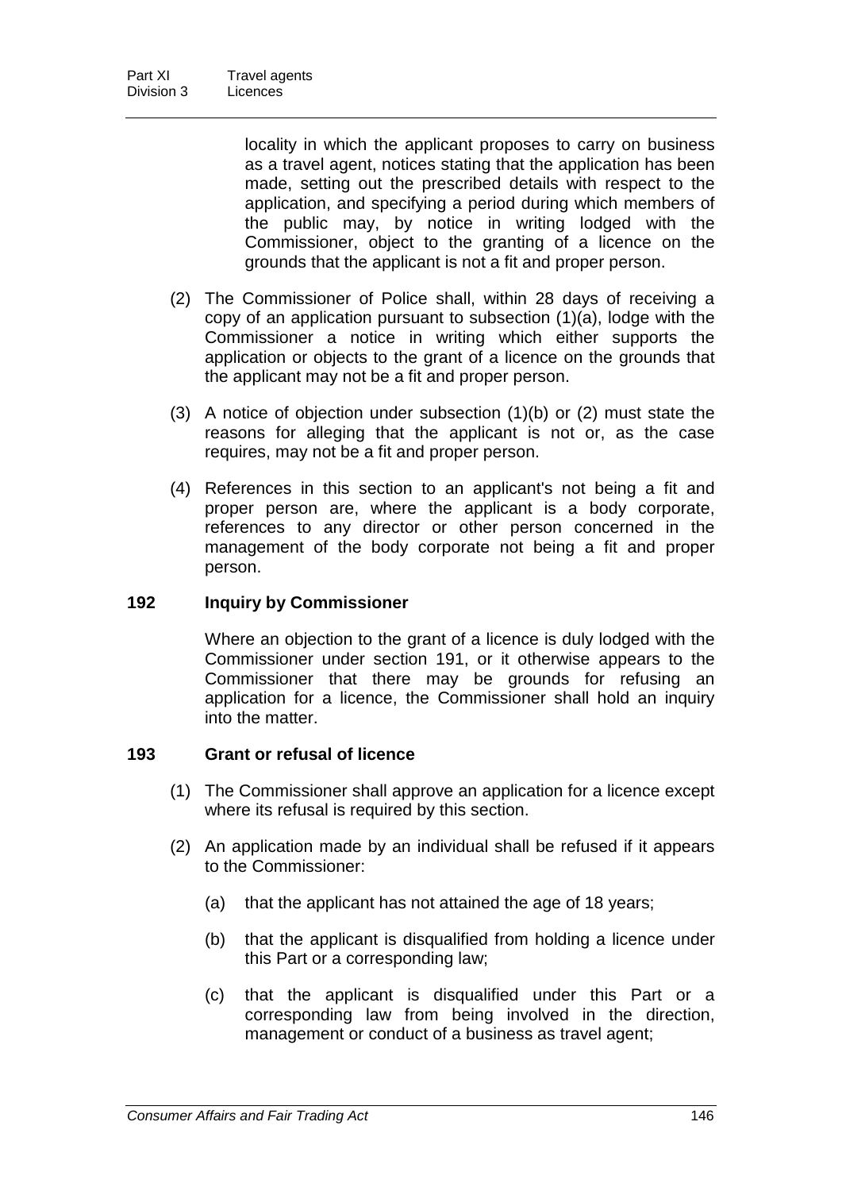locality in which the applicant proposes to carry on business as a travel agent, notices stating that the application has been made, setting out the prescribed details with respect to the application, and specifying a period during which members of the public may, by notice in writing lodged with the Commissioner, object to the granting of a licence on the grounds that the applicant is not a fit and proper person.

(2) The Commissioner of Police shall, within 28 days of receiving a copy of an application pursuant to subsection (1)(a), lodge with the Commissioner a notice in writing which either supports the application or objects to the grant of a licence on the grounds that the applicant may not be a fit and proper person.

(3) A notice of objection under subsection (1)(b) or (2) must state the reasons for alleging that the applicant is not or, as the case requires, may not be a fit and proper person.

(4) References in this section to an applicant's not being a fit and proper person are, where the applicant is a body corporate, references to any director or other person concerned in the management of the body corporate not being a fit and proper person.

### 192 Inquiry by Commissioner

Where an objection to the grant of a licence is duly lodged with the Commissioner under section 191, or it otherwise appears to the Commissioner that there may be grounds for refusing an application for a licence, the Commissioner shall hold an inquiry into the matter.

### 193 Grant or refusal of licence

(1) The Commissioner shall approve an application for a licence except where its refusal is required by this section.

(2) An application made by an individual shall be refused if it appears to the Commissioner:

(a) that the applicant has not attained the age of 18 years;

(b) that the applicant is disqualified from holding a licence under this Part or a corresponding law;

(c) that the applicant is disqualified under this Part or a corresponding law from being involved in the direction, management or conduct of a business as travel agent;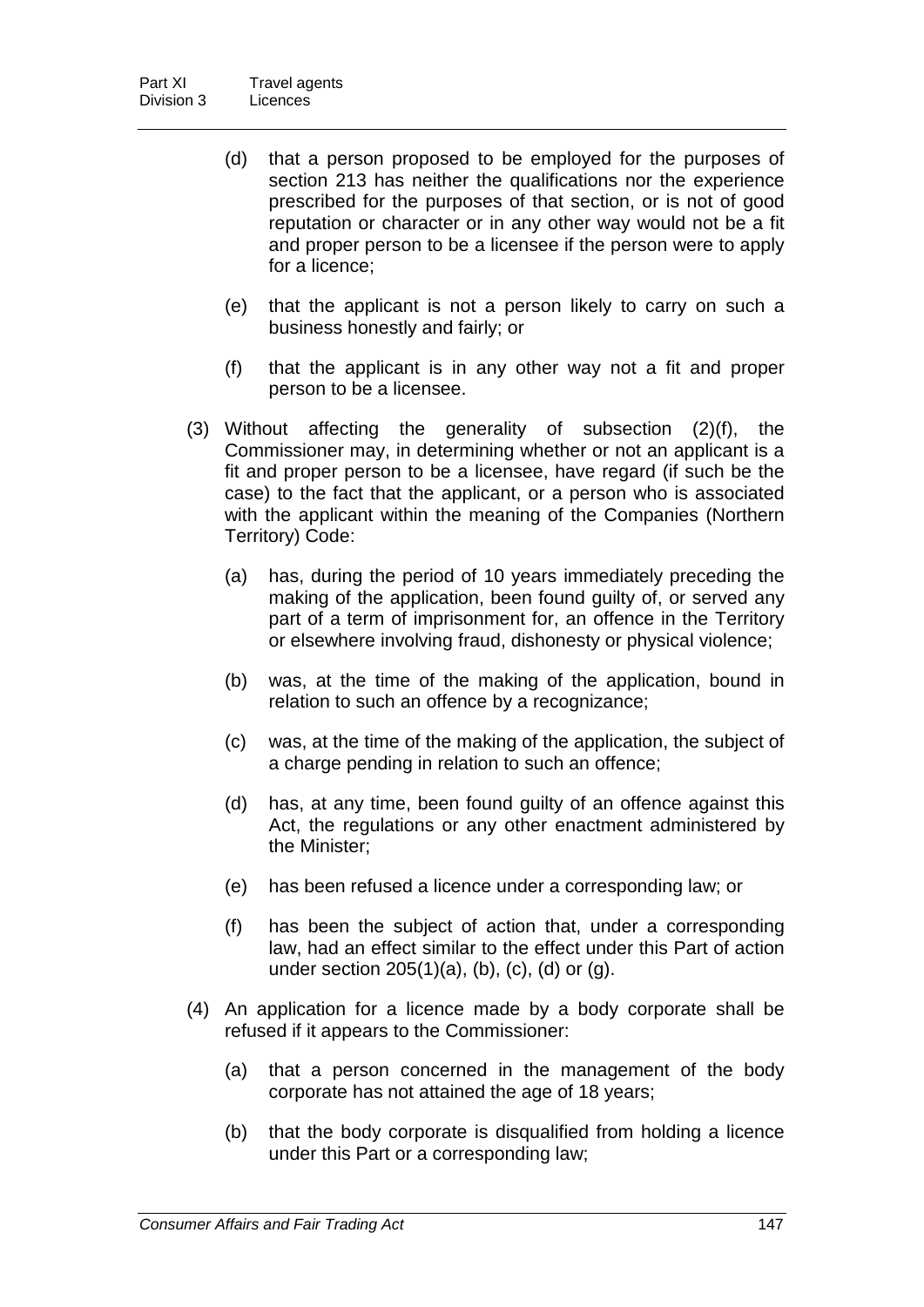(d) that a person proposed to be employed for the purposes of section 213 has neither the qualifications nor the experience prescribed for the purposes of that section, or is not of good reputation or character or in any other way would not be a fit and proper person to be a licensee if the person were to apply for a licence;

(e) that the applicant is not a person likely to carry on such a business honestly and fairly; or

(f) that the applicant is in any other way not a fit and proper person to be a licensee.

(3) Without affecting the generality of subsection (2)(f), the Commissioner may, in determining whether or not an applicant is a fit and proper person to be a licensee, have regard (if such be the case) to the fact that the applicant, or a person who is associated with the applicant within the meaning of the Companies (Northern Territory) Code:

(a) has, during the period of 10 years immediately preceding the making of the application, been found guilty of, or served any part of a term of imprisonment for, an offence in the Territory or elsewhere involving fraud, dishonesty or physical violence;

(b) was, at the time of the making of the application, bound in relation to such an offence by a recognizance;

(c) was, at the time of the making of the application, the subject of a charge pending in relation to such an offence;

(d) has, at any time, been found guilty of an offence against this Act, the regulations or any other enactment administered by the Minister;

(e) has been refused a licence under a corresponding law; or

(f) has been the subject of action that, under a corresponding law, had an effect similar to the effect under this Part of action under section 205(1)(a), (b), (c), (d) or (g).

(4) An application for a licence made by a body corporate shall be refused if it appears to the Commissioner:

(a) that a person concerned in the management of the body corporate has not attained the age of 18 years;

(b) that the body corporate is disqualified from holding a licence under this Part or a corresponding law;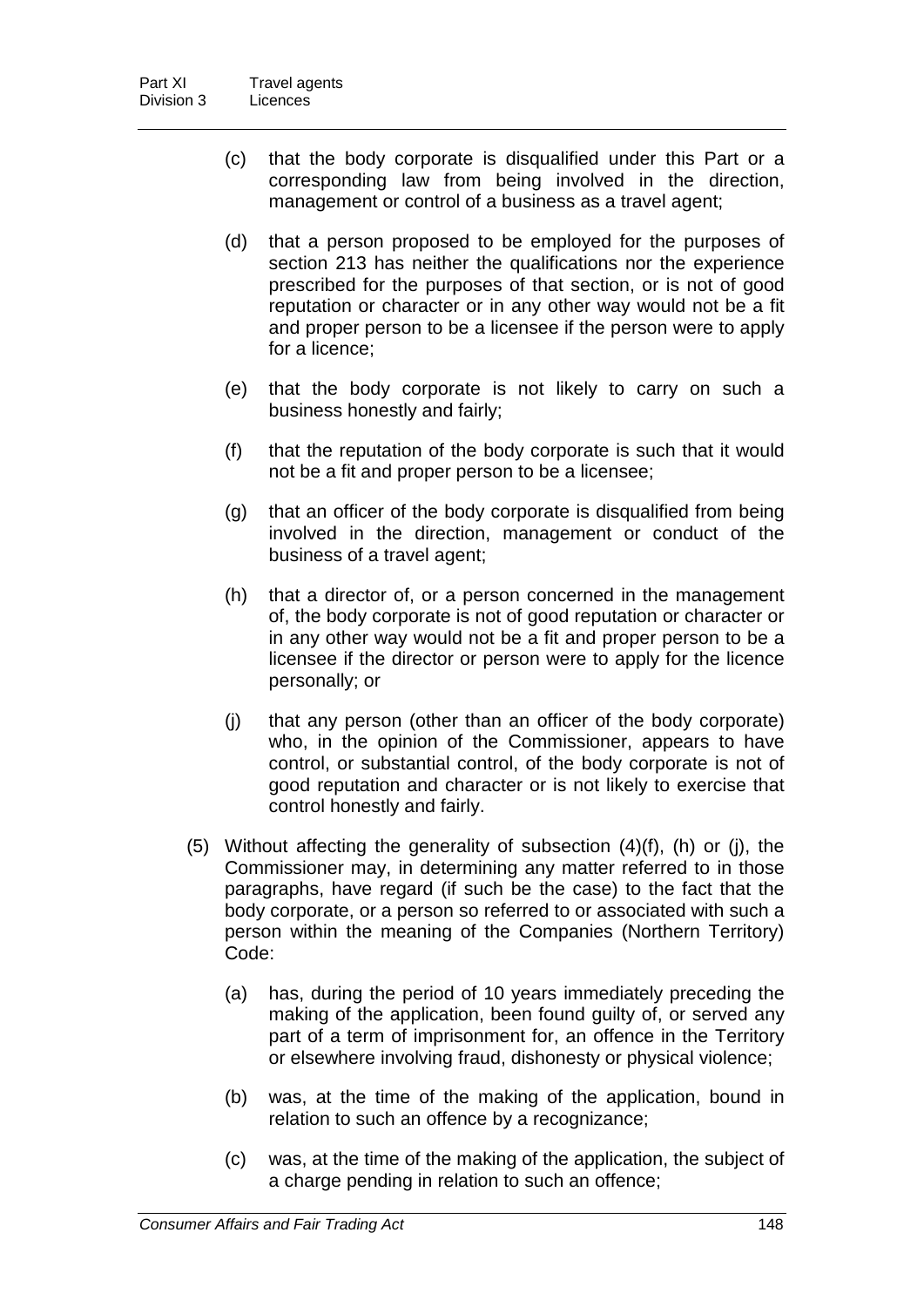(c) that the body corporate is disqualified under this Part or a corresponding law from being involved in the direction, management or control of a business as a travel agent;

(d) that a person proposed to be employed for the purposes of section 213 has neither the qualifications nor the experience prescribed for the purposes of that section, or is not of good reputation or character or in any other way would not be a fit and proper person to be a licensee if the person were to apply for a licence;

(e) that the body corporate is not likely to carry on such a business honestly and fairly;

(f) that the reputation of the body corporate is such that it would not be a fit and proper person to be a licensee;

(g) that an officer of the body corporate is disqualified from being involved in the direction, management or conduct of the business of a travel agent;

(h) that a director of, or a person concerned in the management of, the body corporate is not of good reputation or character or in any other way would not be a fit and proper person to be a licensee if the director or person were to apply for the licence personally; or

(j) that any person (other than an officer of the body corporate) who, in the opinion of the Commissioner, appears to have control, or substantial control, of the body corporate is not of good reputation and character or is not likely to exercise that control honestly and fairly.

(5) Without affecting the generality of subsection (4)(f), (h) or (j), the Commissioner may, in determining any matter referred to in those paragraphs, have regard (if such be the case) to the fact that the body corporate, or a person so referred to or associated with such a person within the meaning of the Companies (Northern Territory) Code:

(a) has, during the period of 10 years immediately preceding the making of the application, been found guilty of, or served any part of a term of imprisonment for, an offence in the Territory or elsewhere involving fraud, dishonesty or physical violence;

(b) was, at the time of the making of the application, bound in relation to such an offence by a recognizance;

(c) was, at the time of the making of the application, the subject of a charge pending in relation to such an offence;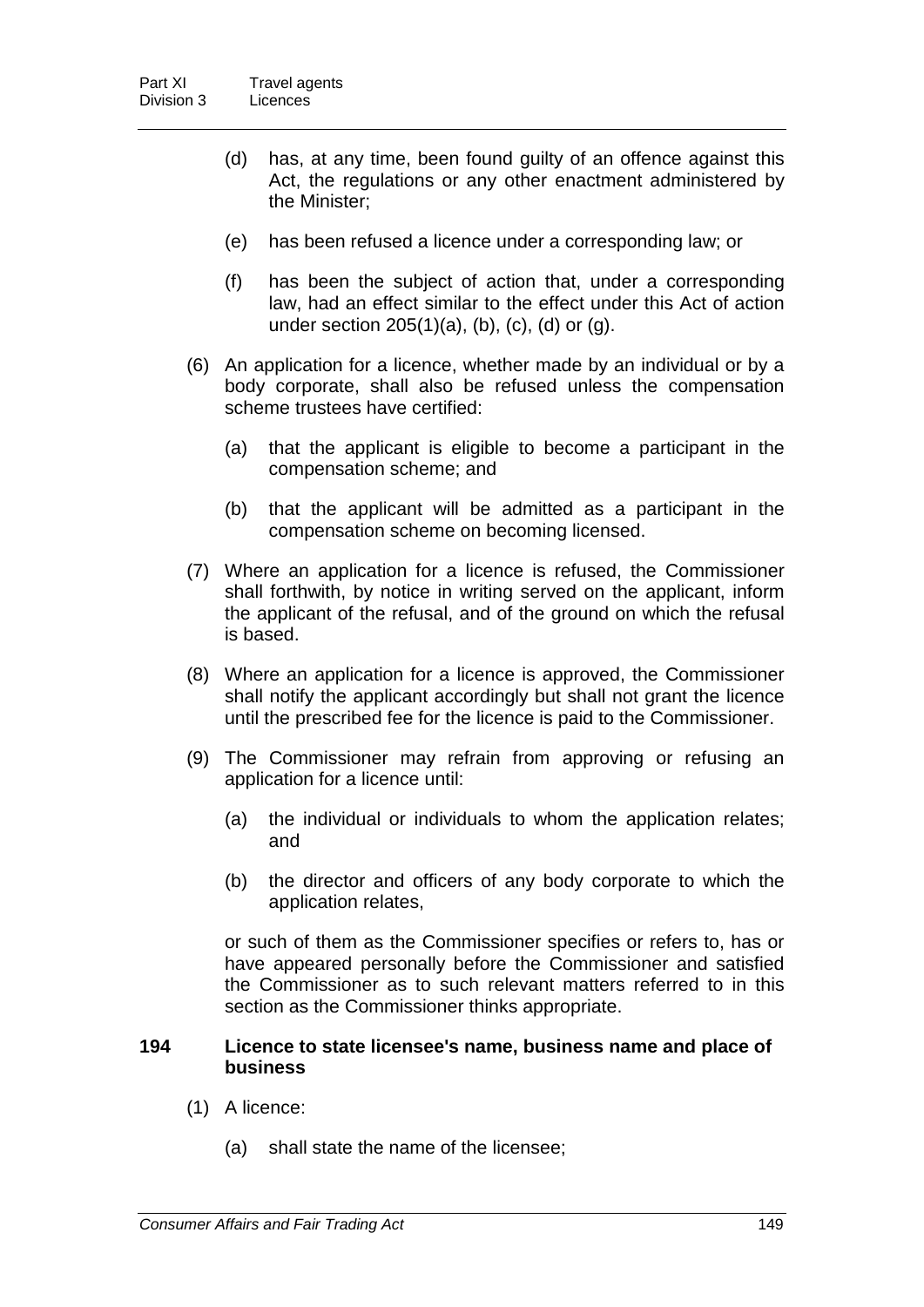(d) has, at any time, been found guilty of an offence against this Act, the regulations or any other enactment administered by the Minister;

(e) has been refused a licence under a corresponding law; or

(f) has been the subject of action that, under a corresponding law, had an effect similar to the effect under this Act of action under section 205(1)(a), (b), (c), (d) or (g).

(6) An application for a licence, whether made by an individual or by a body corporate, shall also be refused unless the compensation scheme trustees have certified:

(a) that the applicant is eligible to become a participant in the compensation scheme; and

(b) that the applicant will be admitted as a participant in the compensation scheme on becoming licensed.

(7) Where an application for a licence is refused, the Commissioner shall forthwith, by notice in writing served on the applicant, inform the applicant of the refusal, and of the ground on which the refusal is based.

(8) Where an application for a licence is approved, the Commissioner shall notify the applicant accordingly but shall not grant the licence until the prescribed fee for the licence is paid to the Commissioner.

(9) The Commissioner may refrain from approving or refusing an application for a licence until:

(a) the individual or individuals to whom the application relates; and

(b) the director and officers of any body corporate to which the application relates,

or such of them as the Commissioner specifies or refers to, has or have appeared personally before the Commissioner and satisfied the Commissioner as to such relevant matters referred to in this section as the Commissioner thinks appropriate.

### 194 Licence to state licensee's name, business name and place of business

(1) A licence:

(a) shall state the name of the licensee;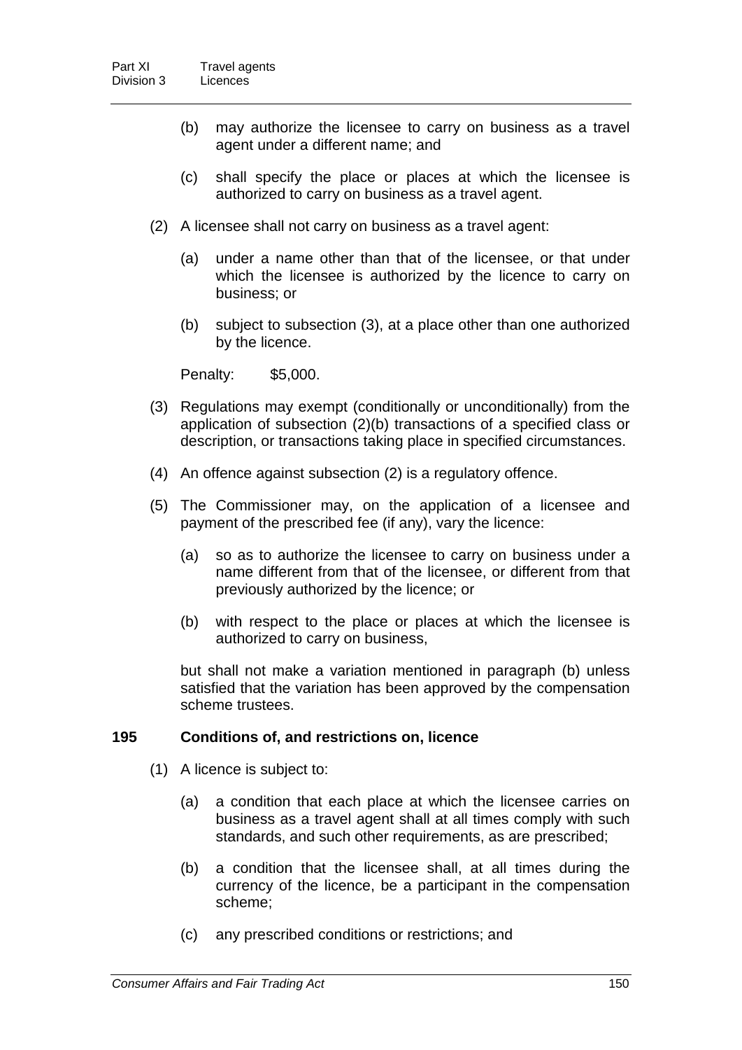(b) may authorize the licensee to carry on business as a travel agent under a different name; and

(c) shall specify the place or places at which the licensee is authorized to carry on business as a travel agent.

(2) A licensee shall not carry on business as a travel agent:

(a) under a name other than that of the licensee, or that under which the licensee is authorized by the licence to carry on business; or

(b) subject to subsection (3), at a place other than one authorized by the licence.

Penalty: $5,000.

(3) Regulations may exempt (conditionally or unconditionally) from the application of subsection (2)(b) transactions of a specified class or description, or transactions taking place in specified circumstances.

(4) An offence against subsection (2) is a regulatory offence.

(5) The Commissioner may, on the application of a licensee and payment of the prescribed fee (if any), vary the licence:

(a) so as to authorize the licensee to carry on business under a name different from that of the licensee, or different from that previously authorized by the licence; or

(b) with respect to the place or places at which the licensee is authorized to carry on business,

but shall not make a variation mentioned in paragraph (b) unless satisfied that the variation has been approved by the compensation scheme trustees.

### 195 Conditions of, and restrictions on, licence

(1) A licence is subject to:

(a) a condition that each place at which the licensee carries on business as a travel agent shall at all times comply with such standards, and such other requirements, as are prescribed;

(b) a condition that the licensee shall, at all times during the currency of the licence, be a participant in the compensation scheme;

(c) any prescribed conditions or restrictions; and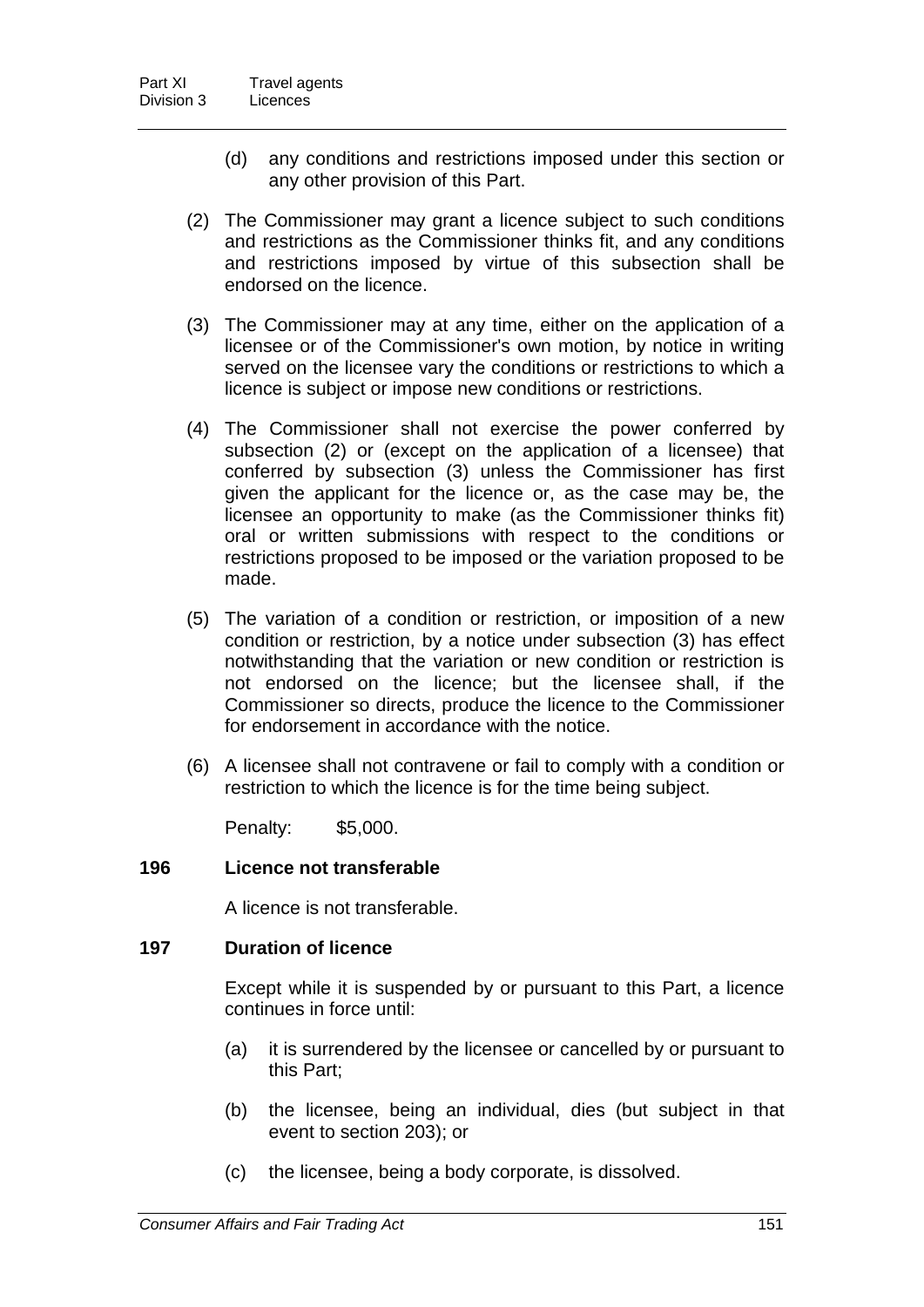(d) any conditions and restrictions imposed under this section or any other provision of this Part.

(2) The Commissioner may grant a licence subject to such conditions and restrictions as the Commissioner thinks fit, and any conditions and restrictions imposed by virtue of this subsection shall be endorsed on the licence.

(3) The Commissioner may at any time, either on the application of a licensee or of the Commissioner's own motion, by notice in writing served on the licensee vary the conditions or restrictions to which a licence is subject or impose new conditions or restrictions.

(4) The Commissioner shall not exercise the power conferred by subsection (2) or (except on the application of a licensee) that conferred by subsection (3) unless the Commissioner has first given the applicant for the licence or, as the case may be, the licensee an opportunity to make (as the Commissioner thinks fit) oral or written submissions with respect to the conditions or restrictions proposed to be imposed or the variation proposed to be made.

(5) The variation of a condition or restriction, or imposition of a new condition or restriction, by a notice under subsection (3) has effect notwithstanding that the variation or new condition or restriction is not endorsed on the licence; but the licensee shall, if the Commissioner so directs, produce the licence to the Commissioner for endorsement in accordance with the notice.

(6) A licensee shall not contravene or fail to comply with a condition or restriction to which the licence is for the time being subject.

Penalty: $5,000.

### 196 Licence not transferable

A licence is not transferable.

### 197 Duration of licence

Except while it is suspended by or pursuant to this Part, a licence continues in force until:

(a) it is surrendered by the licensee or cancelled by or pursuant to this Part;

(b) the licensee, being an individual, dies (but subject in that event to section 203); or

(c) the licensee, being a body corporate, is dissolved.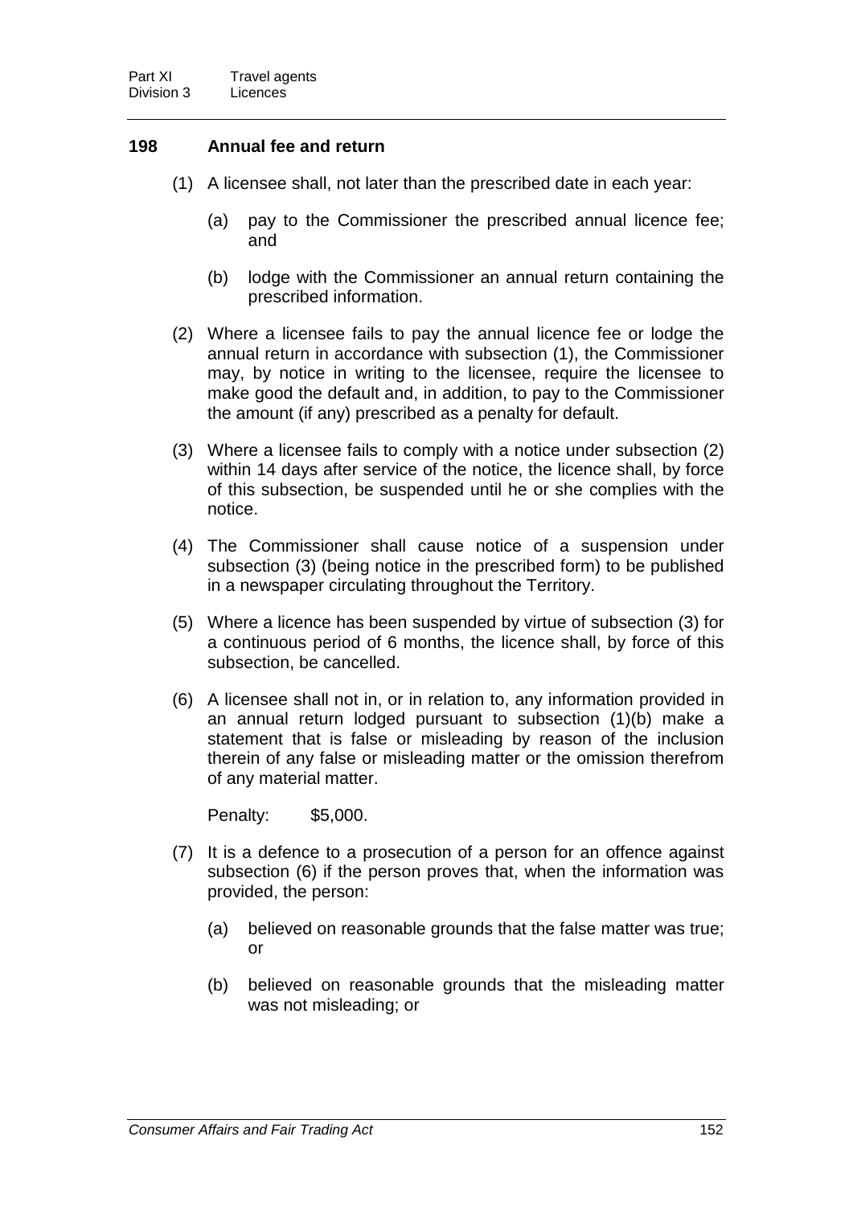### 198 Annual fee and return

(1) A licensee shall, not later than the prescribed date in each year:

(a) pay to the Commissioner the prescribed annual licence fee; and

(b) lodge with the Commissioner an annual return containing the prescribed information.

(2) Where a licensee fails to pay the annual licence fee or lodge the annual return in accordance with subsection (1), the Commissioner may, by notice in writing to the licensee, require the licensee to make good the default and, in addition, to pay to the Commissioner the amount (if any) prescribed as a penalty for default.

(3) Where a licensee fails to comply with a notice under subsection (2) within 14 days after service of the notice, the licence shall, by force of this subsection, be suspended until he or she complies with the notice.

(4) The Commissioner shall cause notice of a suspension under subsection (3) (being notice in the prescribed form) to be published in a newspaper circulating throughout the Territory.

(5) Where a licence has been suspended by virtue of subsection (3) for a continuous period of 6 months, the licence shall, by force of this subsection, be cancelled.

(6) A licensee shall not in, or in relation to, any information provided in an annual return lodged pursuant to subsection (1)(b) make a statement that is false or misleading by reason of the inclusion therein of any false or misleading matter or the omission therefrom of any material matter.

Penalty: $5,000.

(7) It is a defence to a prosecution of a person for an offence against subsection (6) if the person proves that, when the information was provided, the person:

(a) believed on reasonable grounds that the false matter was true; or

(b) believed on reasonable grounds that the misleading matter was not misleading; or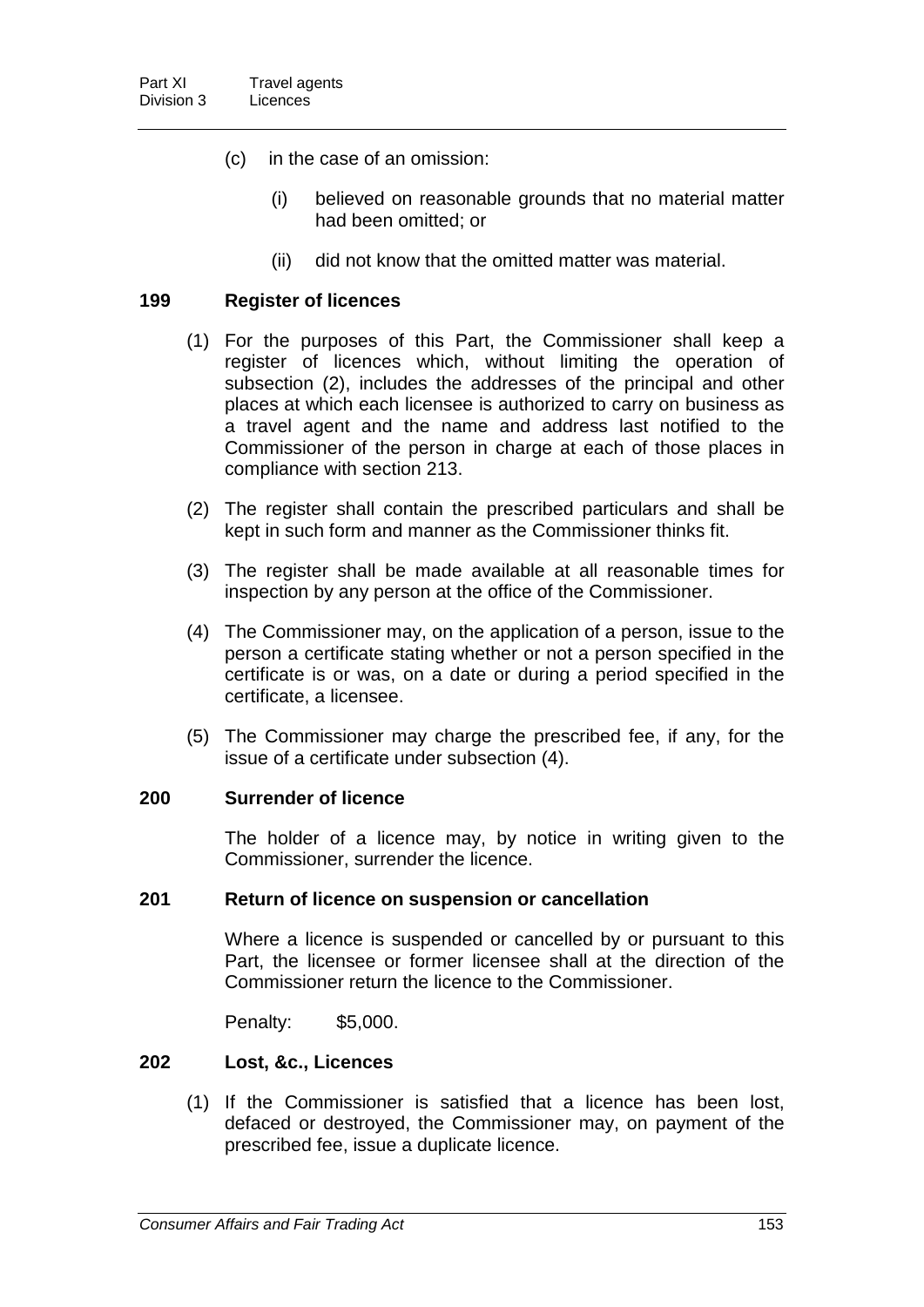(c) in the case of an omission:

   (i) believed on reasonable grounds that no material matter had been omitted; or

   (ii) did not know that the omitted matter was material.

### 199 Register of licences

(1) For the purposes of this Part, the Commissioner shall keep a register of licences which, without limiting the operation of subsection (2), includes the addresses of the principal and other places at which each licensee is authorized to carry on business as a travel agent and the name and address last notified to the Commissioner of the person in charge at each of those places in compliance with section 213.

(2) The register shall contain the prescribed particulars and shall be kept in such form and manner as the Commissioner thinks fit.

(3) The register shall be made available at all reasonable times for inspection by any person at the office of the Commissioner.

(4) The Commissioner may, on the application of a person, issue to the person a certificate stating whether or not a person specified in the certificate is or was, on a date or during a period specified in the certificate, a licensee.

(5) The Commissioner may charge the prescribed fee, if any, for the issue of a certificate under subsection (4).

### 200 Surrender of licence

The holder of a licence may, by notice in writing given to the Commissioner, surrender the licence.

### 201 Return of licence on suspension or cancellation

Where a licence is suspended or cancelled by or pursuant to this Part, the licensee or former licensee shall at the direction of the Commissioner return the licence to the Commissioner.

Penalty: $5,000.

### 202 Lost, &c., Licences

(1) If the Commissioner is satisfied that a licence has been lost, defaced or destroyed, the Commissioner may, on payment of the prescribed fee, issue a duplicate licence.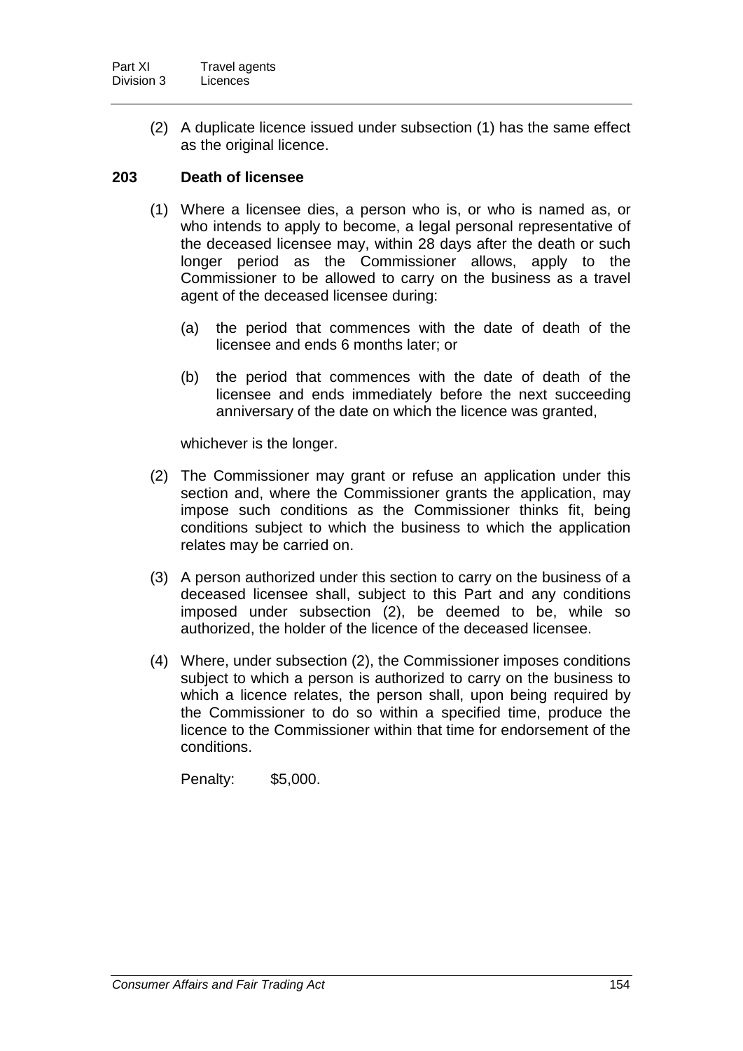(2) A duplicate licence issued under subsection (1) has the same effect as the original licence.

### 203 Death of licensee

(1) Where a licensee dies, a person who is, or who is named as, or who intends to apply to become, a legal personal representative of the deceased licensee may, within 28 days after the death or such longer period as the Commissioner allows, apply to the Commissioner to be allowed to carry on the business as a travel agent of the deceased licensee during:

(a) the period that commences with the date of death of the licensee and ends 6 months later; or

(b) the period that commences with the date of death of the licensee and ends immediately before the next succeeding anniversary of the date on which the licence was granted,

whichever is the longer.

(2) The Commissioner may grant or refuse an application under this section and, where the Commissioner grants the application, may impose such conditions as the Commissioner thinks fit, being conditions subject to which the business to which the application relates may be carried on.

(3) A person authorized under this section to carry on the business of a deceased licensee shall, subject to this Part and any conditions imposed under subsection (2), be deemed to be, while so authorized, the holder of the licence of the deceased licensee.

(4) Where, under subsection (2), the Commissioner imposes conditions subject to which a person is authorized to carry on the business to which a licence relates, the person shall, upon being required by the Commissioner to do so within a specified time, produce the licence to the Commissioner within that time for endorsement of the conditions.

Penalty: $5,000.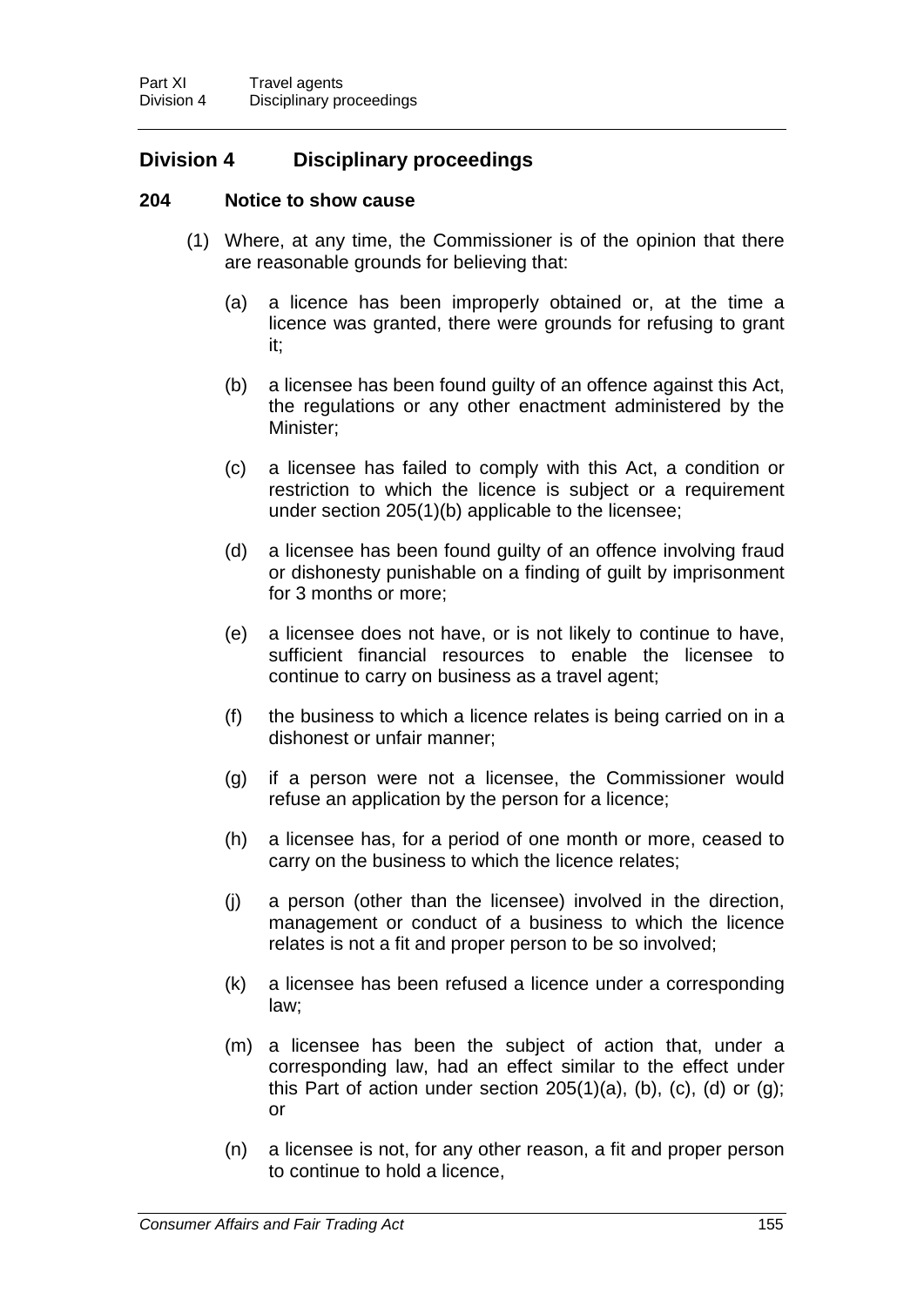## Division 4 Disciplinary proceedings

### 204 Notice to show cause

(1) Where, at any time, the Commissioner is of the opinion that there are reasonable grounds for believing that:

(a) a licence has been improperly obtained or, at the time a licence was granted, there were grounds for refusing to grant it;

(b) a licensee has been found guilty of an offence against this Act, the regulations or any other enactment administered by the Minister;

(c) a licensee has failed to comply with this Act, a condition or restriction to which the licence is subject or a requirement under section 205(1)(b) applicable to the licensee;

(d) a licensee has been found guilty of an offence involving fraud or dishonesty punishable on a finding of guilt by imprisonment for 3 months or more;

(e) a licensee does not have, or is not likely to continue to have, sufficient financial resources to enable the licensee to continue to carry on business as a travel agent;

(f) the business to which a licence relates is being carried on in a dishonest or unfair manner;

(g) if a person were not a licensee, the Commissioner would refuse an application by the person for a licence;

(h) a licensee has, for a period of one month or more, ceased to carry on the business to which the licence relates;

(j) a person (other than the licensee) involved in the direction, management or conduct of a business to which the licence relates is not a fit and proper person to be so involved;

(k) a licensee has been refused a licence under a corresponding law;

(m) a licensee has been the subject of action that, under a corresponding law, had an effect similar to the effect under this Part of action under section 205(1)(a), (b), (c), (d) or (g); or

(n) a licensee is not, for any other reason, a fit and proper person to continue to hold a licence,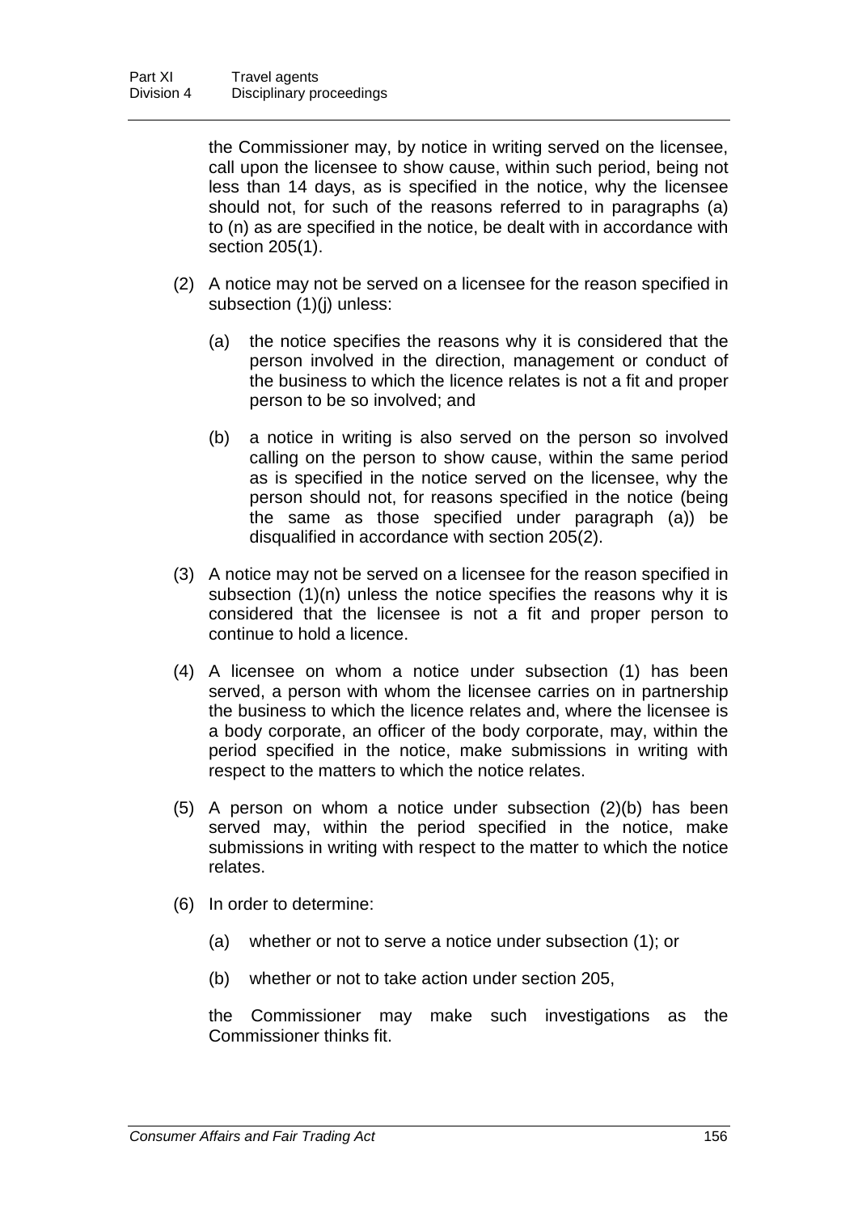the Commissioner may, by notice in writing served on the licensee, call upon the licensee to show cause, within such period, being not less than 14 days, as is specified in the notice, why the licensee should not, for such of the reasons referred to in paragraphs (a) to (n) as are specified in the notice, be dealt with in accordance with section 205(1).

(2) A notice may not be served on a licensee for the reason specified in subsection (1)(j) unless:

(a) the notice specifies the reasons why it is considered that the person involved in the direction, management or conduct of the business to which the licence relates is not a fit and proper person to be so involved; and

(b) a notice in writing is also served on the person so involved calling on the person to show cause, within the same period as is specified in the notice served on the licensee, why the person should not, for reasons specified in the notice (being the same as those specified under paragraph (a)) be disqualified in accordance with section 205(2).

(3) A notice may not be served on a licensee for the reason specified in subsection (1)(n) unless the notice specifies the reasons why it is considered that the licensee is not a fit and proper person to continue to hold a licence.

(4) A licensee on whom a notice under subsection (1) has been served, a person with whom the licensee carries on in partnership the business to which the licence relates and, where the licensee is a body corporate, an officer of the body corporate, may, within the period specified in the notice, make submissions in writing with respect to the matters to which the notice relates.

(5) A person on whom a notice under subsection (2)(b) has been served may, within the period specified in the notice, make submissions in writing with respect to the matter to which the notice relates.

(6) In order to determine:

(a) whether or not to serve a notice under subsection (1); or

(b) whether or not to take action under section 205,

the Commissioner may make such investigations as the Commissioner thinks fit.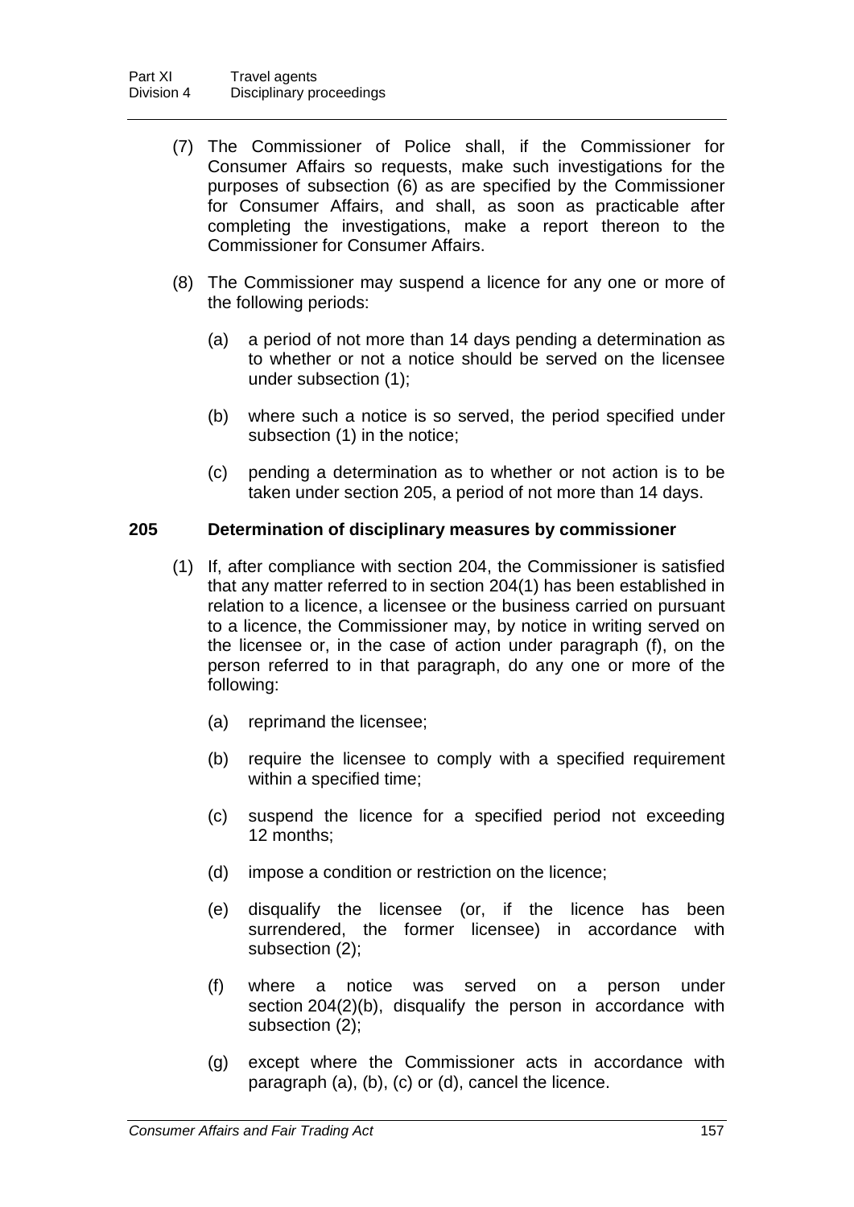(7) The Commissioner of Police shall, if the Commissioner for Consumer Affairs so requests, make such investigations for the purposes of subsection (6) as are specified by the Commissioner for Consumer Affairs, and shall, as soon as practicable after completing the investigations, make a report thereon to the Commissioner for Consumer Affairs.

(8) The Commissioner may suspend a licence for any one or more of the following periods:

(a) a period of not more than 14 days pending a determination as to whether or not a notice should be served on the licensee under subsection (1);

(b) where such a notice is so served, the period specified under subsection (1) in the notice;

(c) pending a determination as to whether or not action is to be taken under section 205, a period of not more than 14 days.

### 205 Determination of disciplinary measures by commissioner

(1) If, after compliance with section 204, the Commissioner is satisfied that any matter referred to in section 204(1) has been established in relation to a licence, a licensee or the business carried on pursuant to a licence, the Commissioner may, by notice in writing served on the licensee or, in the case of action under paragraph (f), on the person referred to in that paragraph, do any one or more of the following:

(a) reprimand the licensee;

(b) require the licensee to comply with a specified requirement within a specified time;

(c) suspend the licence for a specified period not exceeding 12 months;

(d) impose a condition or restriction on the licence;

(e) disqualify the licensee (or, if the licence has been surrendered, the former licensee) in accordance with subsection (2);

(f) where a notice was served on a person under section 204(2)(b), disqualify the person in accordance with subsection (2);

(g) except where the Commissioner acts in accordance with paragraph (a), (b), (c) or (d), cancel the licence.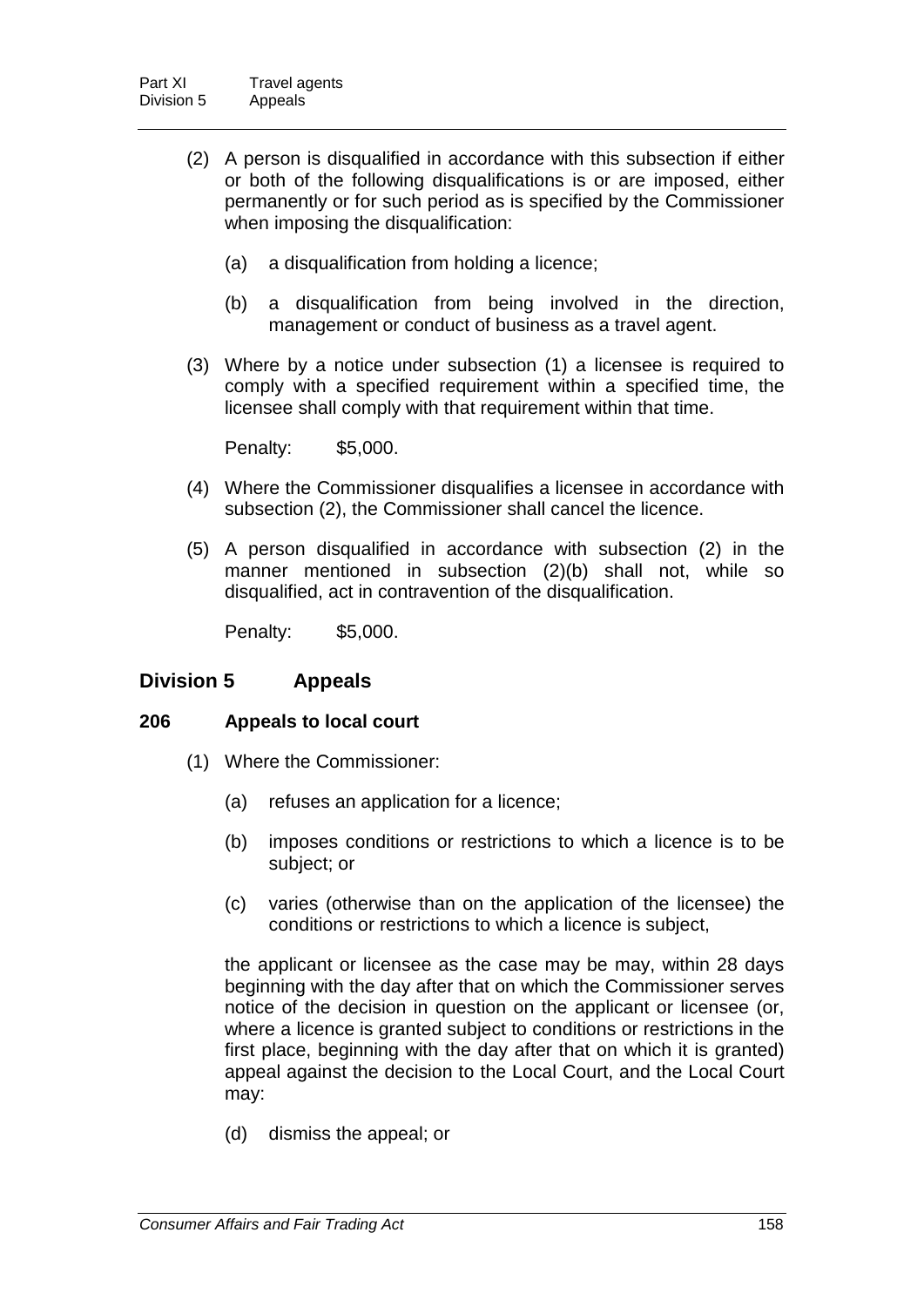(2) A person is disqualified in accordance with this subsection if either or both of the following disqualifications is or are imposed, either permanently or for such period as is specified by the Commissioner when imposing the disqualification:

(a) a disqualification from holding a licence;

(b) a disqualification from being involved in the direction, management or conduct of business as a travel agent.

(3) Where by a notice under subsection (1) a licensee is required to comply with a specified requirement within a specified time, the licensee shall comply with that requirement within that time.

Penalty: $5,000.

(4) Where the Commissioner disqualifies a licensee in accordance with subsection (2), the Commissioner shall cancel the licence.

(5) A person disqualified in accordance with subsection (2) in the manner mentioned in subsection (2)(b) shall not, while so disqualified, act in contravention of the disqualification.

Penalty: $5,000.

## Division 5 Appeals

### 206 Appeals to local court

(1) Where the Commissioner:

(a) refuses an application for a licence;

(b) imposes conditions or restrictions to which a licence is to be subject; or

(c) varies (otherwise than on the application of the licensee) the conditions or restrictions to which a licence is subject,

the applicant or licensee as the case may be may, within 28 days beginning with the day after that on which the Commissioner serves notice of the decision in question on the applicant or licensee (or, where a licence is granted subject to conditions or restrictions in the first place, beginning with the day after that on which it is granted) appeal against the decision to the Local Court, and the Local Court may:

(d) dismiss the appeal; or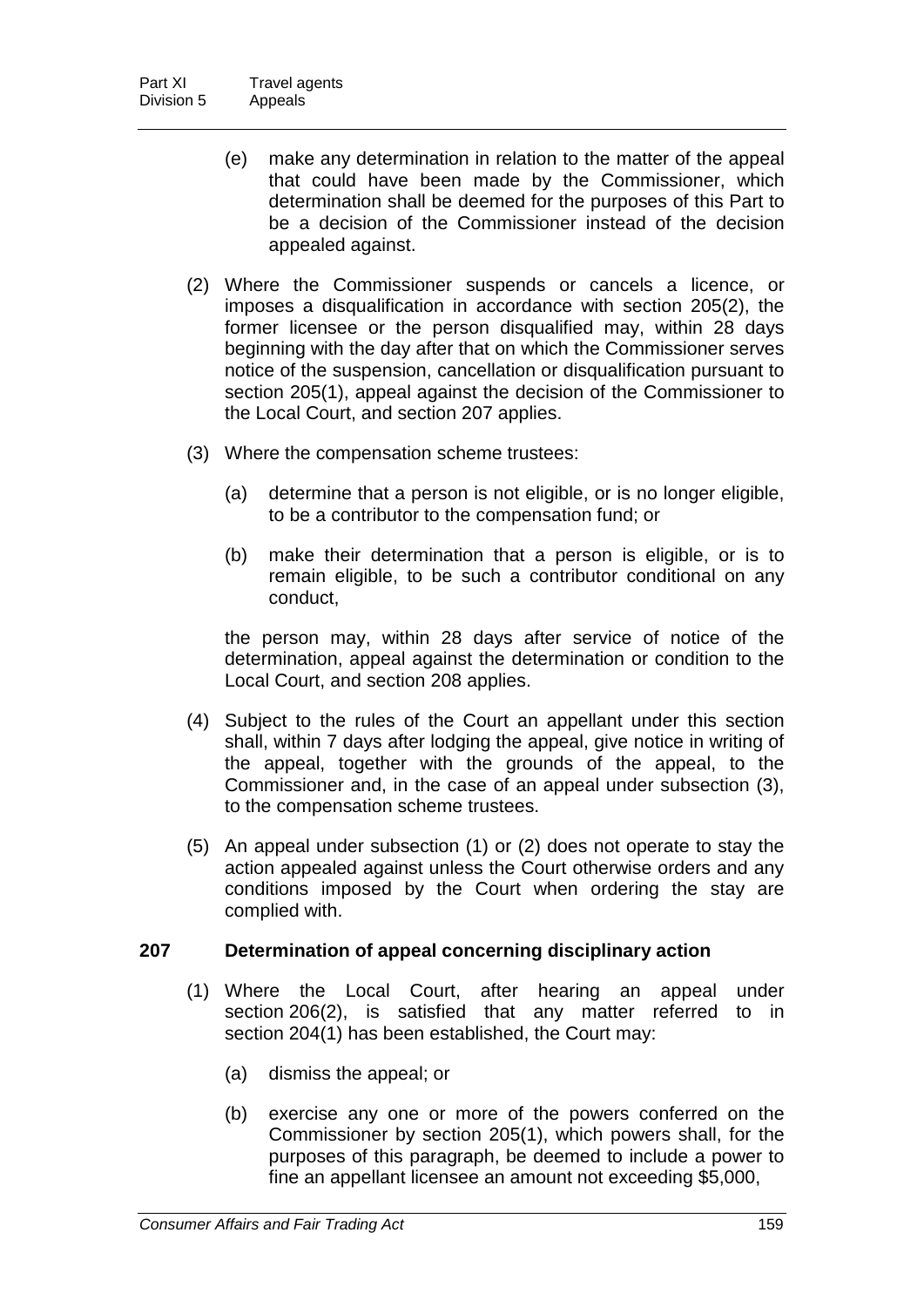(e) make any determination in relation to the matter of the appeal that could have been made by the Commissioner, which determination shall be deemed for the purposes of this Part to be a decision of the Commissioner instead of the decision appealed against.

(2) Where the Commissioner suspends or cancels a licence, or imposes a disqualification in accordance with section 205(2), the former licensee or the person disqualified may, within 28 days beginning with the day after that on which the Commissioner serves notice of the suspension, cancellation or disqualification pursuant to section 205(1), appeal against the decision of the Commissioner to the Local Court, and section 207 applies.

(3) Where the compensation scheme trustees:

(a) determine that a person is not eligible, or is no longer eligible, to be a contributor to the compensation fund; or

(b) make their determination that a person is eligible, or is to remain eligible, to be such a contributor conditional on any conduct,

the person may, within 28 days after service of notice of the determination, appeal against the determination or condition to the Local Court, and section 208 applies.

(4) Subject to the rules of the Court an appellant under this section shall, within 7 days after lodging the appeal, give notice in writing of the appeal, together with the grounds of the appeal, to the Commissioner and, in the case of an appeal under subsection (3), to the compensation scheme trustees.

(5) An appeal under subsection (1) or (2) does not operate to stay the action appealed against unless the Court otherwise orders and any conditions imposed by the Court when ordering the stay are complied with.

### 207 Determination of appeal concerning disciplinary action

(1) Where the Local Court, after hearing an appeal under section 206(2), is satisfied that any matter referred to in section 204(1) has been established, the Court may:

(a) dismiss the appeal; or

(b) exercise any one or more of the powers conferred on the Commissioner by section 205(1), which powers shall, for the purposes of this paragraph, be deemed to include a power to fine an appellant licensee an amount not exceeding $5,000,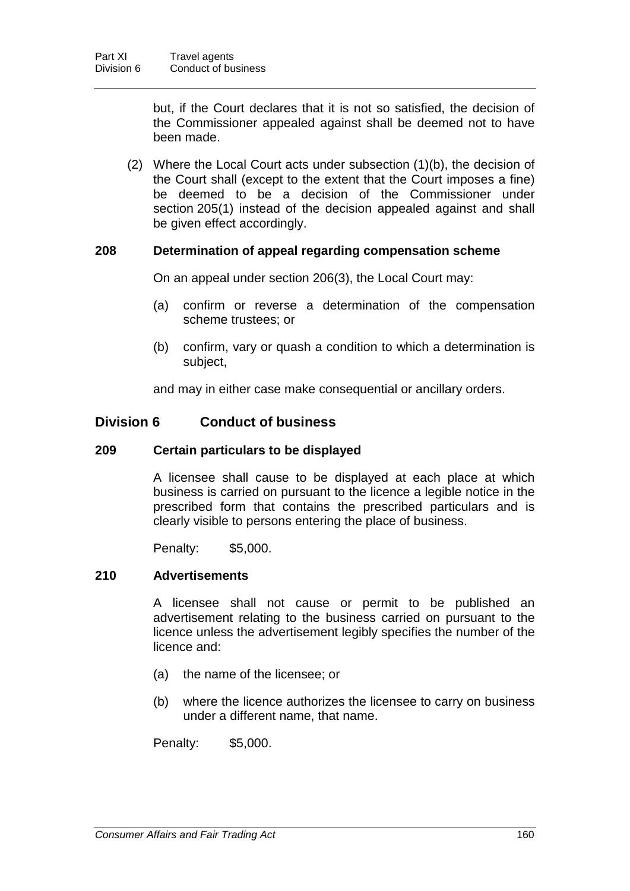but, if the Court declares that it is not so satisfied, the decision of the Commissioner appealed against shall be deemed not to have been made.

(2) Where the Local Court acts under subsection (1)(b), the decision of the Court shall (except to the extent that the Court imposes a fine) be deemed to be a decision of the Commissioner under section 205(1) instead of the decision appealed against and shall be given effect accordingly.

### 208 Determination of appeal regarding compensation scheme

On an appeal under section 206(3), the Local Court may:

(a) confirm or reverse a determination of the compensation scheme trustees; or

(b) confirm, vary or quash a condition to which a determination is subject,

and may in either case make consequential or ancillary orders.

## Division 6 Conduct of business

### 209 Certain particulars to be displayed

A licensee shall cause to be displayed at each place at which business is carried on pursuant to the licence a legible notice in the prescribed form that contains the prescribed particulars and is clearly visible to persons entering the place of business.

Penalty: $5,000.

### 210 Advertisements

A licensee shall not cause or permit to be published an advertisement relating to the business carried on pursuant to the licence unless the advertisement legibly specifies the number of the licence and:

(a) the name of the licensee; or

(b) where the licence authorizes the licensee to carry on business under a different name, that name.

Penalty: $5,000.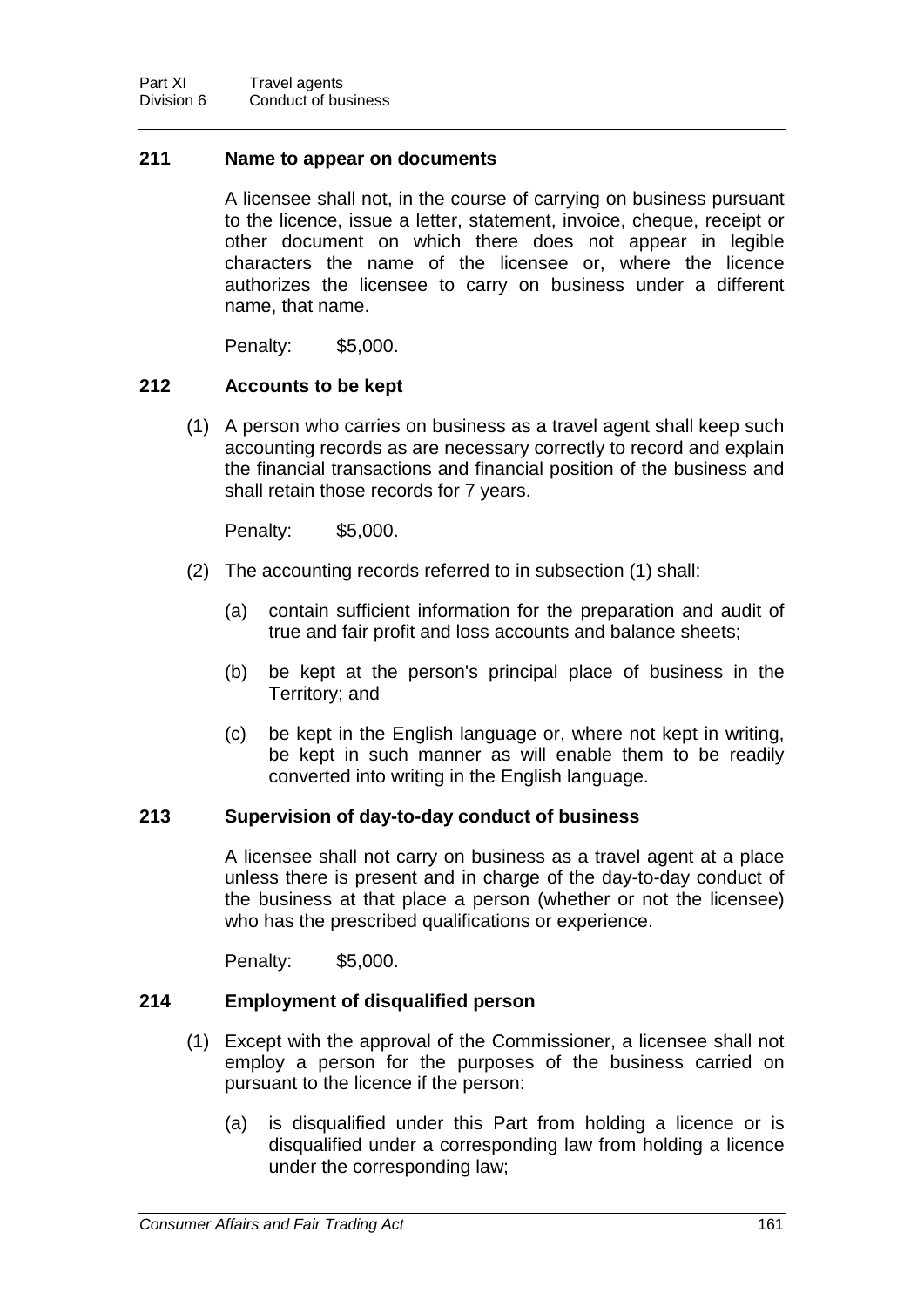## 211 Name to appear on documents

A licensee shall not, in the course of carrying on business pursuant to the licence, issue a letter, statement, invoice, cheque, receipt or other document on which there does not appear in legible characters the name of the licensee or, where the licence authorizes the licensee to carry on business under a different name, that name.

Penalty: $5,000.

## 212 Accounts to be kept

(1) A person who carries on business as a travel agent shall keep such accounting records as are necessary correctly to record and explain the financial transactions and financial position of the business and shall retain those records for 7 years.

Penalty: $5,000.

(2) The accounting records referred to in subsection (1) shall:

(a) contain sufficient information for the preparation and audit of true and fair profit and loss accounts and balance sheets;

(b) be kept at the person's principal place of business in the Territory; and

(c) be kept in the English language or, where not kept in writing, be kept in such manner as will enable them to be readily converted into writing in the English language.

## 213 Supervision of day-to-day conduct of business

A licensee shall not carry on business as a travel agent at a place unless there is present and in charge of the day-to-day conduct of the business at that place a person (whether or not the licensee) who has the prescribed qualifications or experience.

Penalty: $5,000.

## 214 Employment of disqualified person

(1) Except with the approval of the Commissioner, a licensee shall not employ a person for the purposes of the business carried on pursuant to the licence if the person:

(a) is disqualified under this Part from holding a licence or is disqualified under a corresponding law from holding a licence under the corresponding law;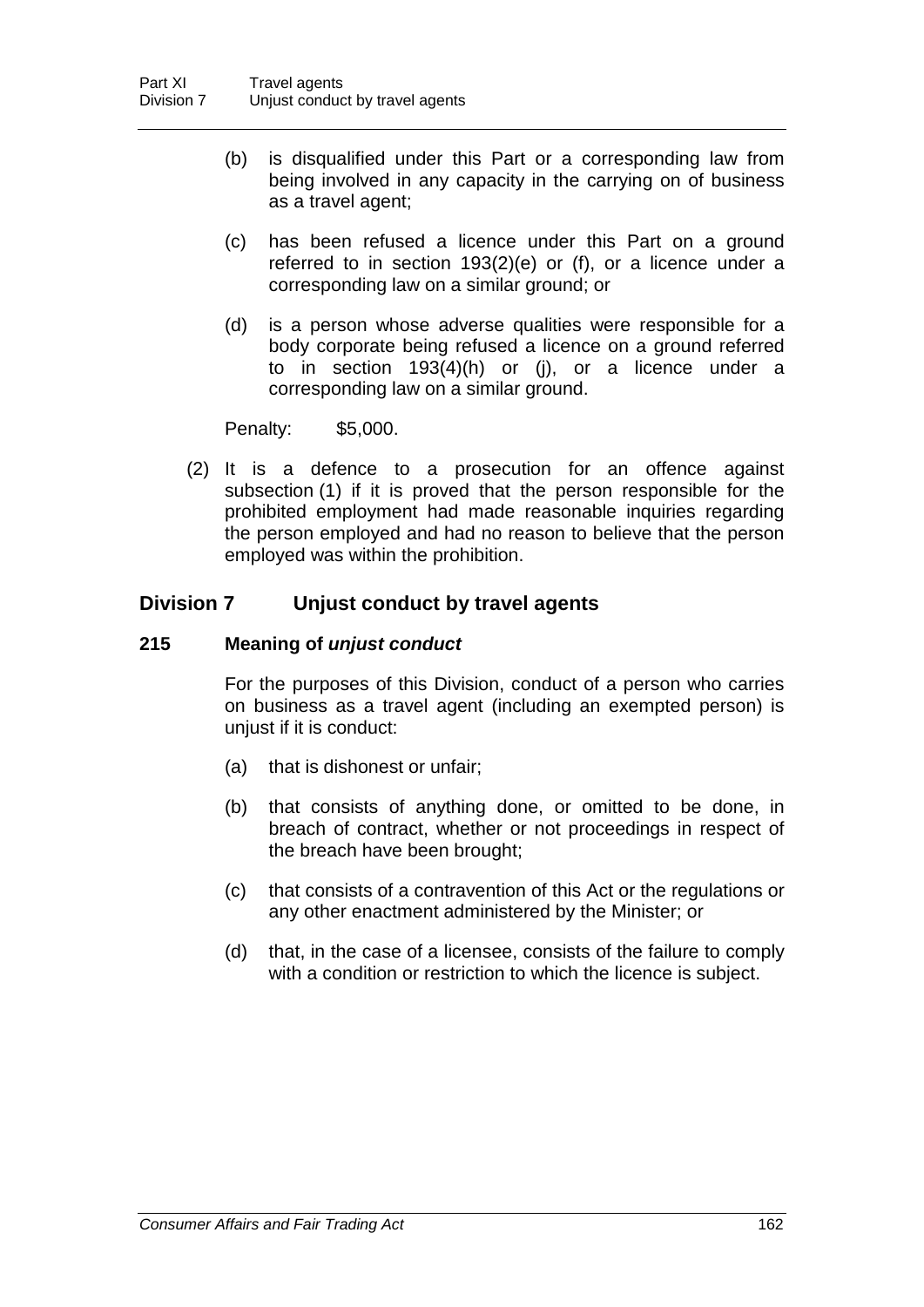(b) is disqualified under this Part or a corresponding law from being involved in any capacity in the carrying on of business as a travel agent;

(c) has been refused a licence under this Part on a ground referred to in section 193(2)(e) or (f), or a licence under a corresponding law on a similar ground; or

(d) is a person whose adverse qualities were responsible for a body corporate being refused a licence on a ground referred to in section 193(4)(h) or (j), or a licence under a corresponding law on a similar ground.

Penalty: $5,000.

(2) It is a defence to a prosecution for an offence against subsection (1) if it is proved that the person responsible for the prohibited employment had made reasonable inquiries regarding the person employed and had no reason to believe that the person employed was within the prohibition.

## Division 7 Unjust conduct by travel agents

### 215 Meaning of ***unjust conduct***

For the purposes of this Division, conduct of a person who carries on business as a travel agent (including an exempted person) is unjust if it is conduct:

(a) that is dishonest or unfair;

(b) that consists of anything done, or omitted to be done, in breach of contract, whether or not proceedings in respect of the breach have been brought;

(c) that consists of a contravention of this Act or the regulations or any other enactment administered by the Minister; or

(d) that, in the case of a licensee, consists of the failure to comply with a condition or restriction to which the licence is subject.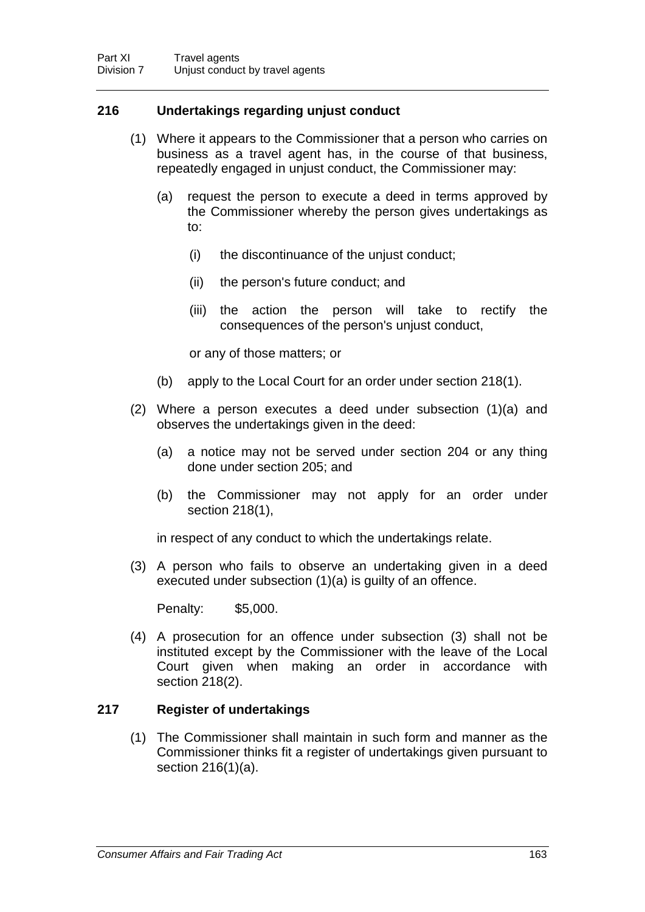## 216 Undertakings regarding unjust conduct

(1) Where it appears to the Commissioner that a person who carries on business as a travel agent has, in the course of that business, repeatedly engaged in unjust conduct, the Commissioner may:

  (a) request the person to execute a deed in terms approved by the Commissioner whereby the person gives undertakings as to:

    (i) the discontinuance of the unjust conduct;

    (ii) the person's future conduct; and

    (iii) the action the person will take to rectify the consequences of the person's unjust conduct,

  or any of those matters; or

  (b) apply to the Local Court for an order under section 218(1).

(2) Where a person executes a deed under subsection (1)(a) and observes the undertakings given in the deed:

  (a) a notice may not be served under section 204 or any thing done under section 205; and

  (b) the Commissioner may not apply for an order under section 218(1),

in respect of any conduct to which the undertakings relate.

(3) A person who fails to observe an undertaking given in a deed executed under subsection (1)(a) is guilty of an offence.

Penalty: $5,000.

(4) A prosecution for an offence under subsection (3) shall not be instituted except by the Commissioner with the leave of the Local Court given when making an order in accordance with section 218(2).

## 217 Register of undertakings

(1) The Commissioner shall maintain in such form and manner as the Commissioner thinks fit a register of undertakings given pursuant to section 216(1)(a).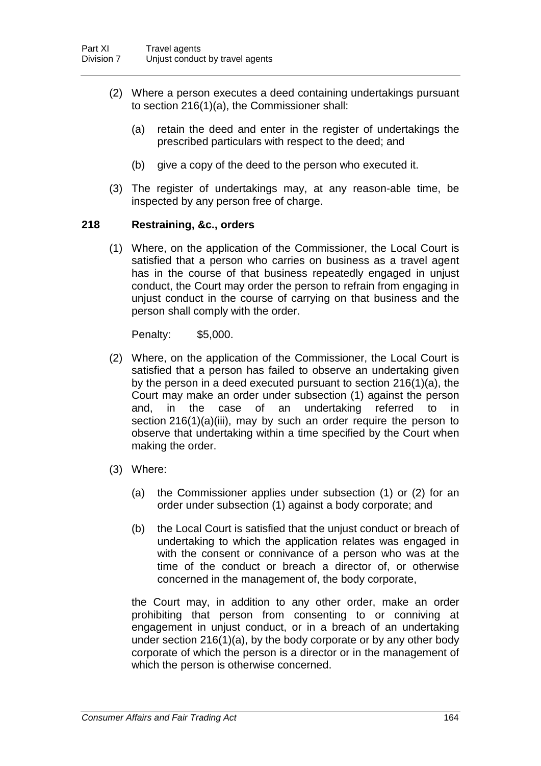(2) Where a person executes a deed containing undertakings pursuant to section 216(1)(a), the Commissioner shall:

  (a) retain the deed and enter in the register of undertakings the prescribed particulars with respect to the deed; and

  (b) give a copy of the deed to the person who executed it.

(3) The register of undertakings may, at any reason-able time, be inspected by any person free of charge.

### 218 Restraining, &c., orders

(1) Where, on the application of the Commissioner, the Local Court is satisfied that a person who carries on business as a travel agent has in the course of that business repeatedly engaged in unjust conduct, the Court may order the person to refrain from engaging in unjust conduct in the course of carrying on that business and the person shall comply with the order.

Penalty: $5,000.

(2) Where, on the application of the Commissioner, the Local Court is satisfied that a person has failed to observe an undertaking given by the person in a deed executed pursuant to section 216(1)(a), the Court may make an order under subsection (1) against the person and, in the case of an undertaking referred to in section 216(1)(a)(iii), may by such an order require the person to observe that undertaking within a time specified by the Court when making the order.

(3) Where:

  (a) the Commissioner applies under subsection (1) or (2) for an order under subsection (1) against a body corporate; and

  (b) the Local Court is satisfied that the unjust conduct or breach of undertaking to which the application relates was engaged in with the consent or connivance of a person who was at the time of the conduct or breach a director of, or otherwise concerned in the management of, the body corporate,

the Court may, in addition to any other order, make an order prohibiting that person from consenting to or conniving at engagement in unjust conduct, or in a breach of an undertaking under section 216(1)(a), by the body corporate or by any other body corporate of which the person is a director or in the management of which the person is otherwise concerned.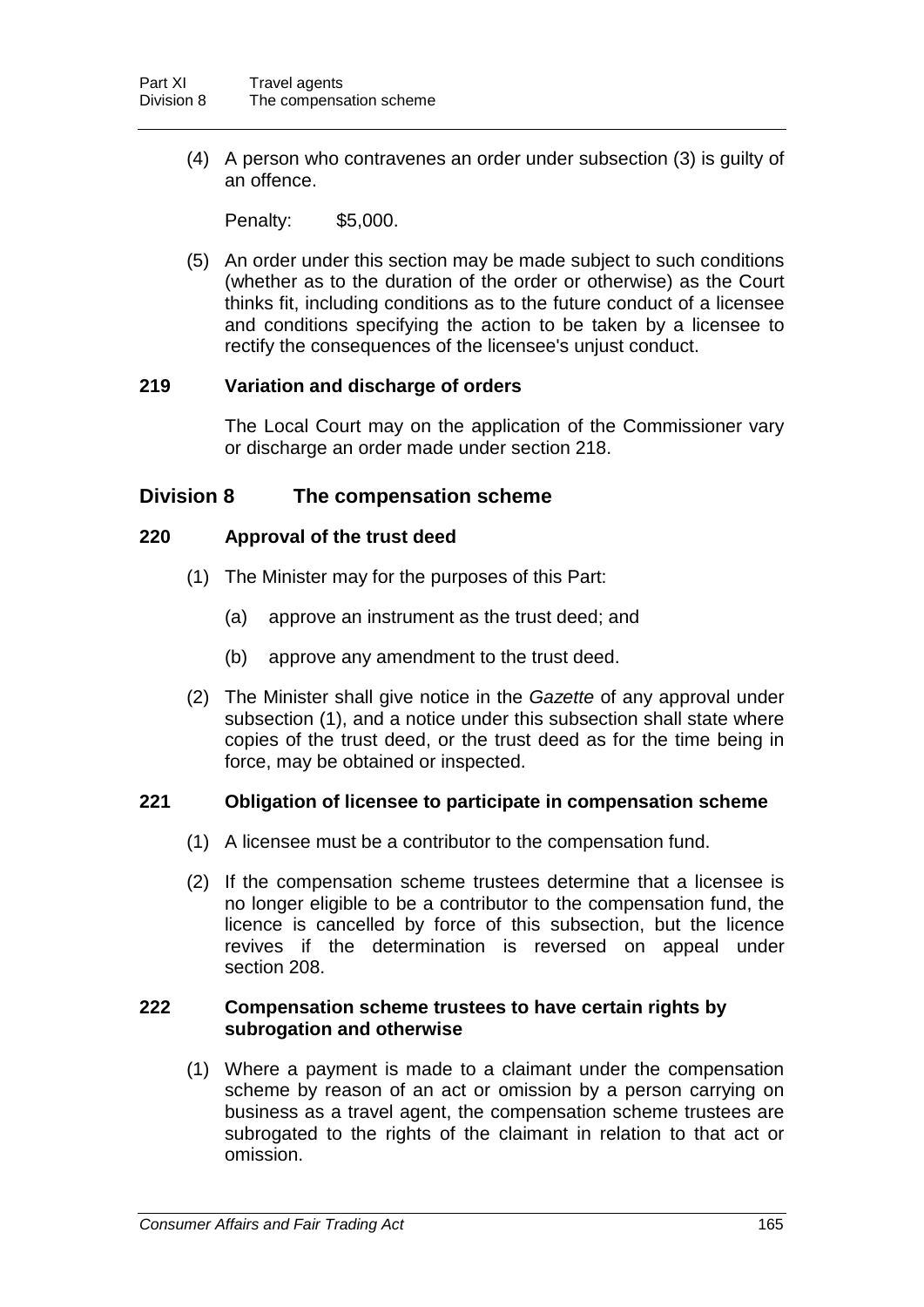(4) A person who contravenes an order under subsection (3) is guilty of an offence.

Penalty: $5,000.

(5) An order under this section may be made subject to such conditions (whether as to the duration of the order or otherwise) as the Court thinks fit, including conditions as to the future conduct of a licensee and conditions specifying the action to be taken by a licensee to rectify the consequences of the licensee's unjust conduct.

### 219 Variation and discharge of orders

The Local Court may on the application of the Commissioner vary or discharge an order made under section 218.

## Division 8 The compensation scheme

### 220 Approval of the trust deed

(1) The Minister may for the purposes of this Part:

(a) approve an instrument as the trust deed; and

(b) approve any amendment to the trust deed.

(2) The Minister shall give notice in the *Gazette* of any approval under subsection (1), and a notice under this subsection shall state where copies of the trust deed, or the trust deed as for the time being in force, may be obtained or inspected.

### 221 Obligation of licensee to participate in compensation scheme

(1) A licensee must be a contributor to the compensation fund.

(2) If the compensation scheme trustees determine that a licensee is no longer eligible to be a contributor to the compensation fund, the licence is cancelled by force of this subsection, but the licence revives if the determination is reversed on appeal under section 208.

### 222 Compensation scheme trustees to have certain rights by subrogation and otherwise

(1) Where a payment is made to a claimant under the compensation scheme by reason of an act or omission by a person carrying on business as a travel agent, the compensation scheme trustees are subrogated to the rights of the claimant in relation to that act or omission.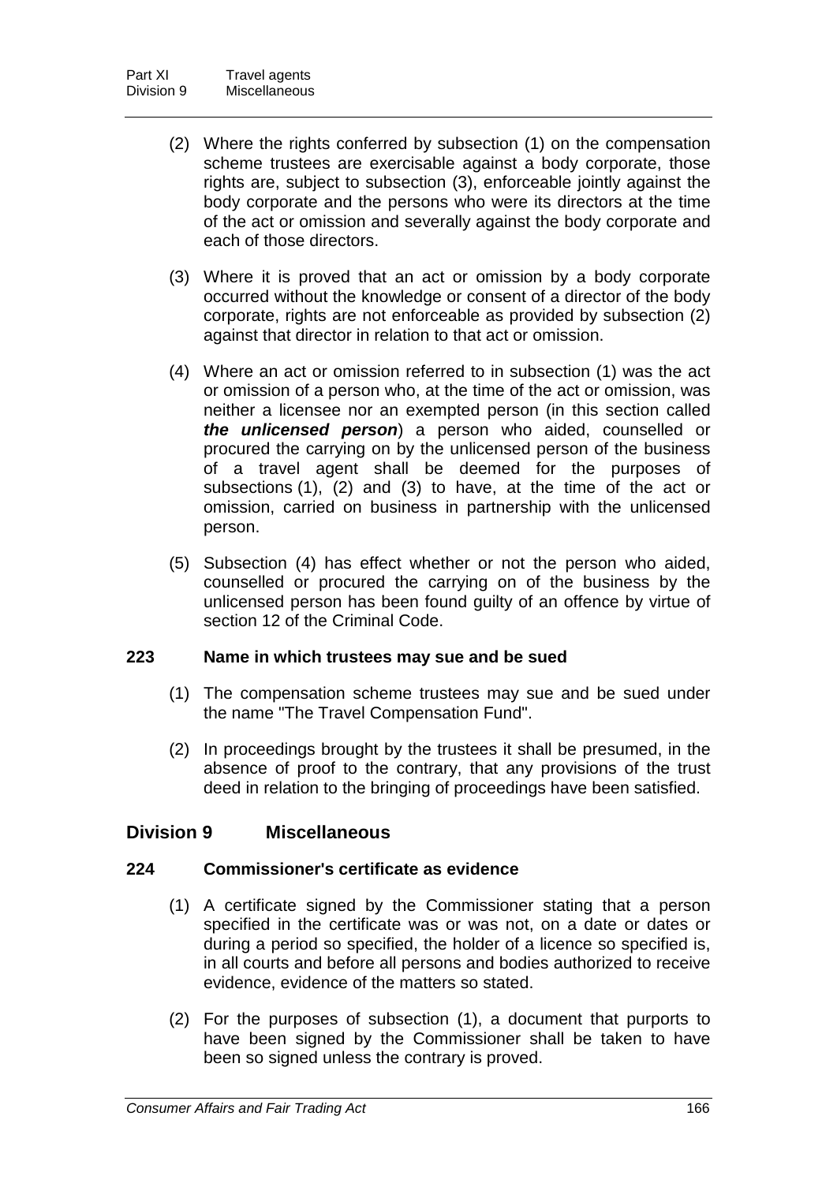(2) Where the rights conferred by subsection (1) on the compensation scheme trustees are exercisable against a body corporate, those rights are, subject to subsection (3), enforceable jointly against the body corporate and the persons who were its directors at the time of the act or omission and severally against the body corporate and each of those directors.

(3) Where it is proved that an act or omission by a body corporate occurred without the knowledge or consent of a director of the body corporate, rights are not enforceable as provided by subsection (2) against that director in relation to that act or omission.

(4) Where an act or omission referred to in subsection (1) was the act or omission of a person who, at the time of the act or omission, was neither a licensee nor an exempted person (in this section called ***the unlicensed person***) a person who aided, counselled or procured the carrying on by the unlicensed person of the business of a travel agent shall be deemed for the purposes of subsections (1), (2) and (3) to have, at the time of the act or omission, carried on business in partnership with the unlicensed person.

(5) Subsection (4) has effect whether or not the person who aided, counselled or procured the carrying on of the business by the unlicensed person has been found guilty of an offence by virtue of section 12 of the Criminal Code.

### 223 Name in which trustees may sue and be sued

(1) The compensation scheme trustees may sue and be sued under the name "The Travel Compensation Fund".

(2) In proceedings brought by the trustees it shall be presumed, in the absence of proof to the contrary, that any provisions of the trust deed in relation to the bringing of proceedings have been satisfied.

## Division 9 Miscellaneous

### 224 Commissioner's certificate as evidence

(1) A certificate signed by the Commissioner stating that a person specified in the certificate was or was not, on a date or dates or during a period so specified, the holder of a licence so specified is, in all courts and before all persons and bodies authorized to receive evidence, evidence of the matters so stated.

(2) For the purposes of subsection (1), a document that purports to have been signed by the Commissioner shall be taken to have been so signed unless the contrary is proved.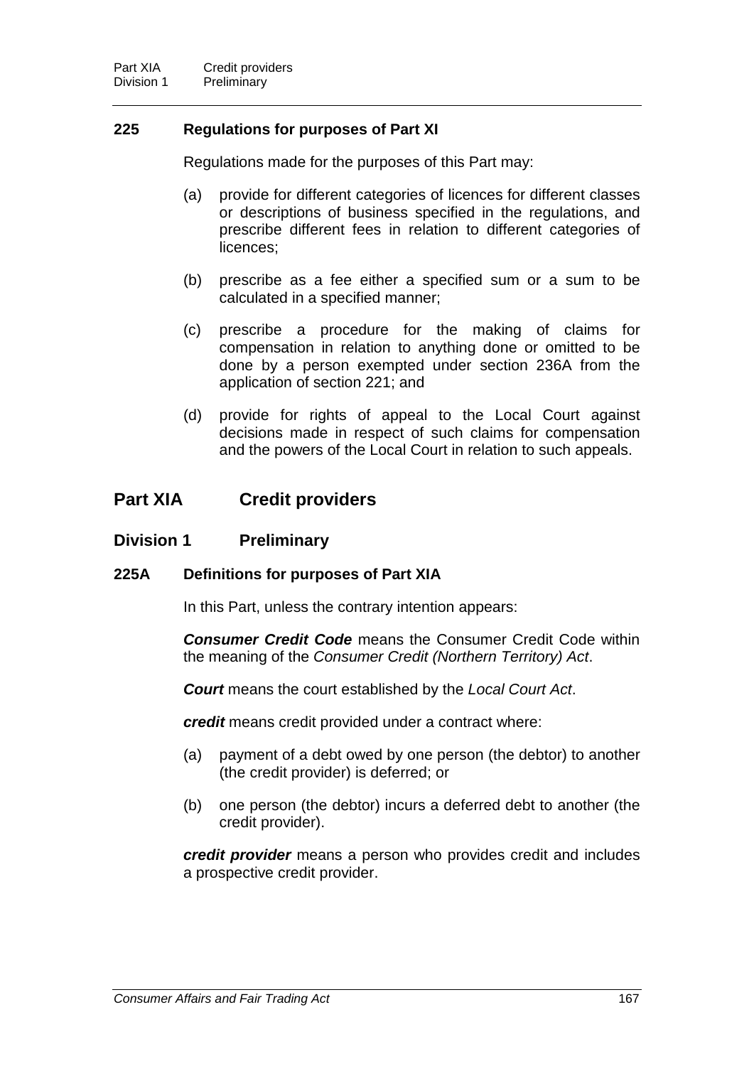### 225 Regulations for purposes of Part XI

Regulations made for the purposes of this Part may:

(a) provide for different categories of licences for different classes or descriptions of business specified in the regulations, and prescribe different fees in relation to different categories of licences;

(b) prescribe as a fee either a specified sum or a sum to be calculated in a specified manner;

(c) prescribe a procedure for the making of claims for compensation in relation to anything done or omitted to be done by a person exempted under section 236A from the application of section 221; and

(d) provide for rights of appeal to the Local Court against decisions made in respect of such claims for compensation and the powers of the Local Court in relation to such appeals.

# Part XIA Credit providers

## Division 1 Preliminary

### 225A Definitions for purposes of Part XIA

In this Part, unless the contrary intention appears:

***Consumer Credit Code*** means the Consumer Credit Code within the meaning of the *Consumer Credit (Northern Territory) Act*.

***Court*** means the court established by the *Local Court Act*.

***credit*** means credit provided under a contract where:

(a) payment of a debt owed by one person (the debtor) to another (the credit provider) is deferred; or

(b) one person (the debtor) incurs a deferred debt to another (the credit provider).

***credit provider*** means a person who provides credit and includes a prospective credit provider.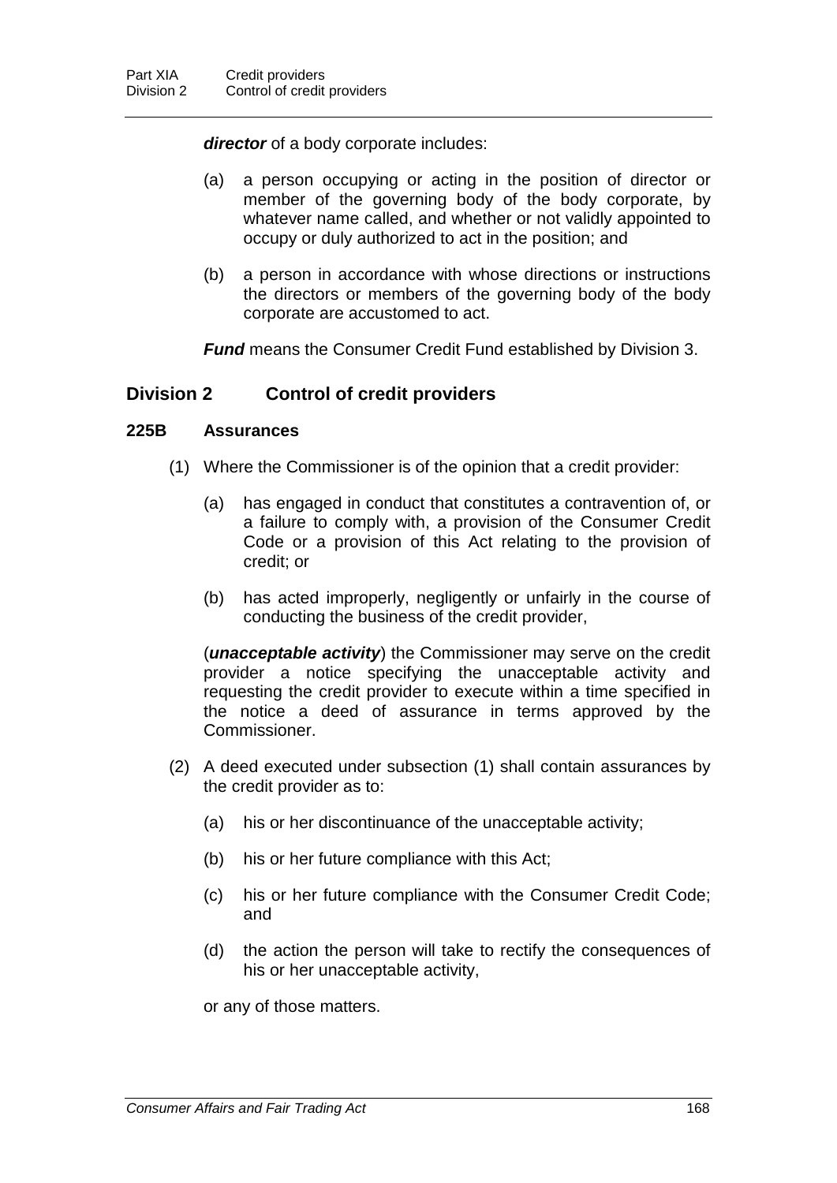***director*** of a body corporate includes:

(a) a person occupying or acting in the position of director or member of the governing body of the body corporate, by whatever name called, and whether or not validly appointed to occupy or duly authorized to act in the position; and

(b) a person in accordance with whose directions or instructions the directors or members of the governing body of the body corporate are accustomed to act.

***Fund*** means the Consumer Credit Fund established by Division 3.

## Division 2 Control of credit providers

### 225B Assurances

(1) Where the Commissioner is of the opinion that a credit provider:

(a) has engaged in conduct that constitutes a contravention of, or a failure to comply with, a provision of the Consumer Credit Code or a provision of this Act relating to the provision of credit; or

(b) has acted improperly, negligently or unfairly in the course of conducting the business of the credit provider,

(***unacceptable activity***) the Commissioner may serve on the credit provider a notice specifying the unacceptable activity and requesting the credit provider to execute within a time specified in the notice a deed of assurance in terms approved by the Commissioner.

(2) A deed executed under subsection (1) shall contain assurances by the credit provider as to:

(a) his or her discontinuance of the unacceptable activity;

(b) his or her future compliance with this Act;

(c) his or her future compliance with the Consumer Credit Code; and

(d) the action the person will take to rectify the consequences of his or her unacceptable activity,

or any of those matters.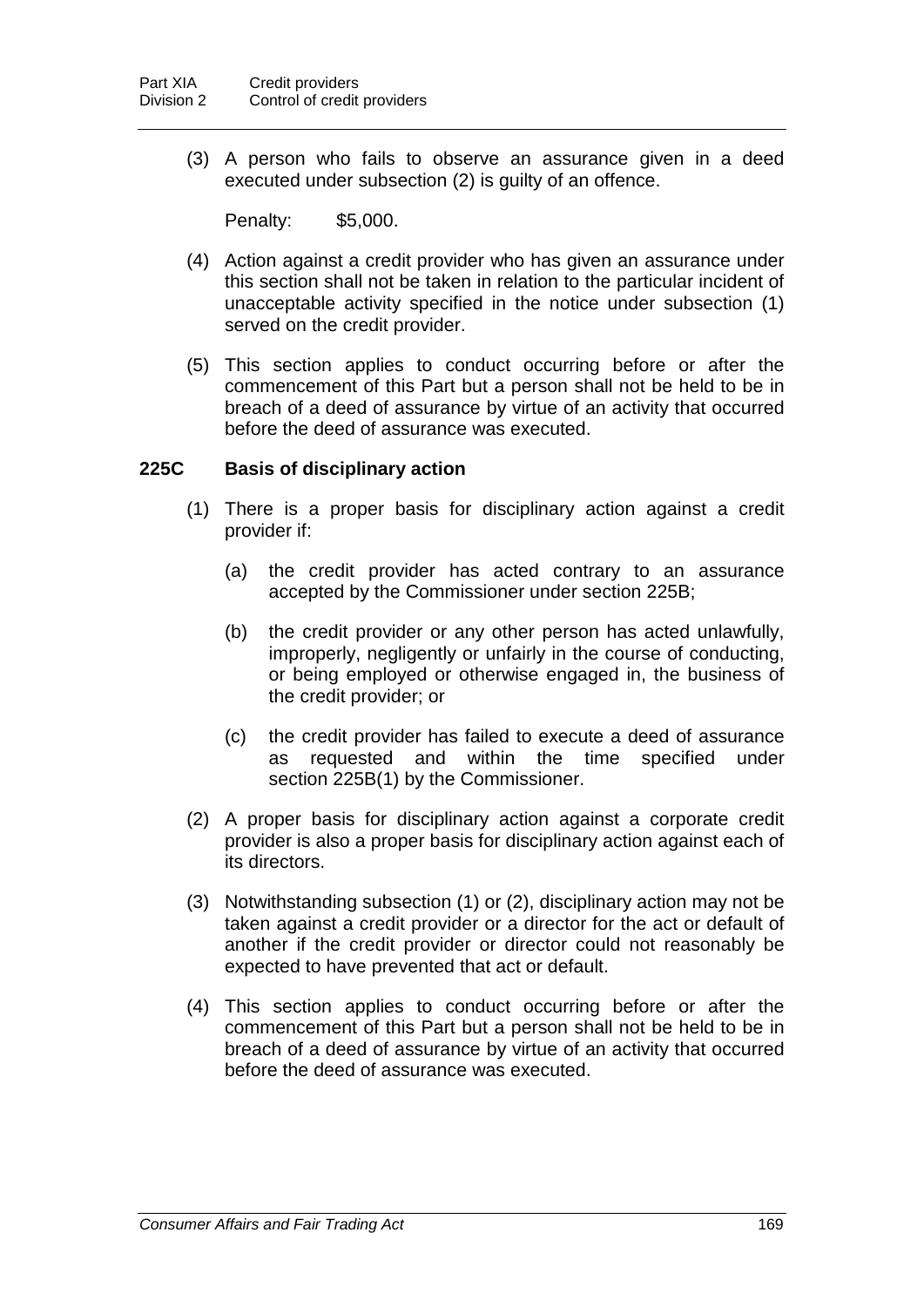(3) A person who fails to observe an assurance given in a deed executed under subsection (2) is guilty of an offence.

Penalty: $5,000.

(4) Action against a credit provider who has given an assurance under this section shall not be taken in relation to the particular incident of unacceptable activity specified in the notice under subsection (1) served on the credit provider.

(5) This section applies to conduct occurring before or after the commencement of this Part but a person shall not be held to be in breach of a deed of assurance by virtue of an activity that occurred before the deed of assurance was executed.

### 225C Basis of disciplinary action

(1) There is a proper basis for disciplinary action against a credit provider if:

(a) the credit provider has acted contrary to an assurance accepted by the Commissioner under section 225B;

(b) the credit provider or any other person has acted unlawfully, improperly, negligently or unfairly in the course of conducting, or being employed or otherwise engaged in, the business of the credit provider; or

(c) the credit provider has failed to execute a deed of assurance as requested and within the time specified under section 225B(1) by the Commissioner.

(2) A proper basis for disciplinary action against a corporate credit provider is also a proper basis for disciplinary action against each of its directors.

(3) Notwithstanding subsection (1) or (2), disciplinary action may not be taken against a credit provider or a director for the act or default of another if the credit provider or director could not reasonably be expected to have prevented that act or default.

(4) This section applies to conduct occurring before or after the commencement of this Part but a person shall not be held to be in breach of a deed of assurance by virtue of an activity that occurred before the deed of assurance was executed.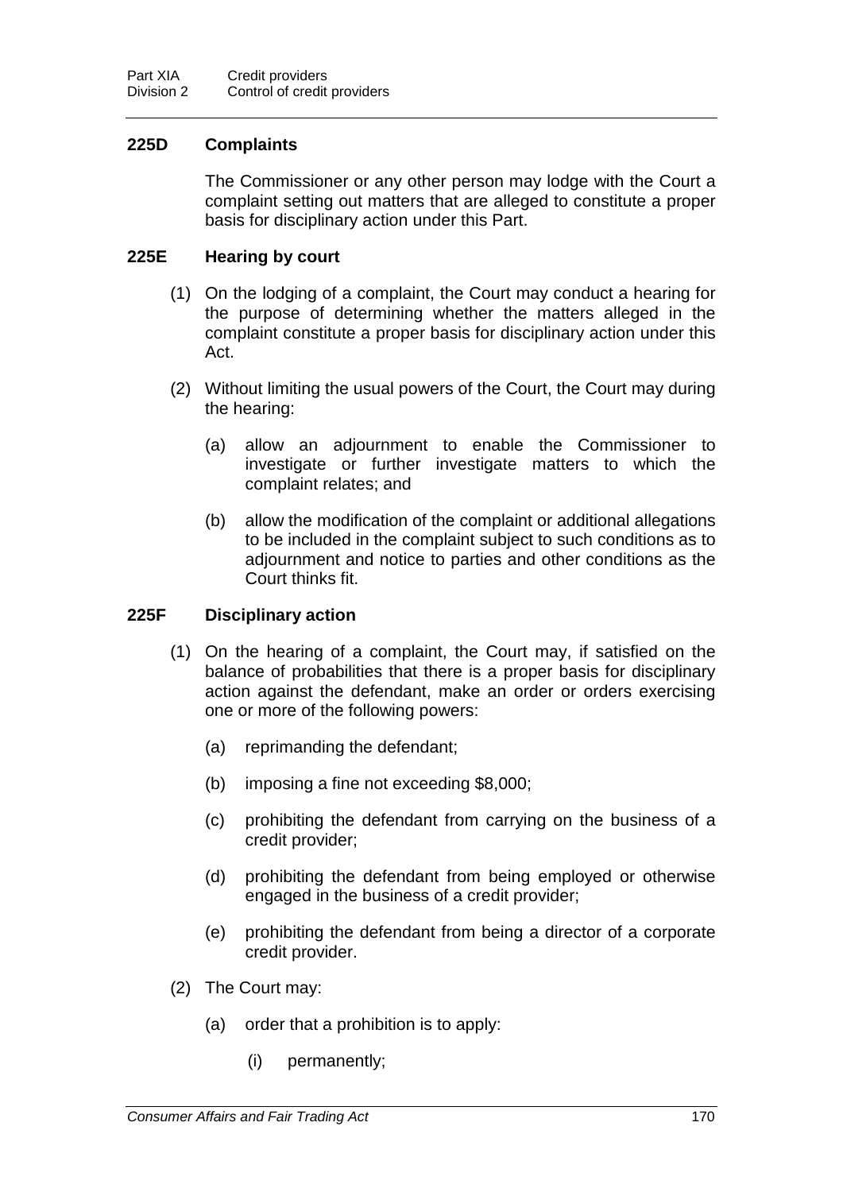### 225D Complaints

The Commissioner or any other person may lodge with the Court a complaint setting out matters that are alleged to constitute a proper basis for disciplinary action under this Part.

### 225E Hearing by court

(1) On the lodging of a complaint, the Court may conduct a hearing for the purpose of determining whether the matters alleged in the complaint constitute a proper basis for disciplinary action under this Act.

(2) Without limiting the usual powers of the Court, the Court may during the hearing:

- (a) allow an adjournment to enable the Commissioner to investigate or further investigate matters to which the complaint relates; and
- (b) allow the modification of the complaint or additional allegations to be included in the complaint subject to such conditions as to adjournment and notice to parties and other conditions as the Court thinks fit.

### 225F Disciplinary action

(1) On the hearing of a complaint, the Court may, if satisfied on the balance of probabilities that there is a proper basis for disciplinary action against the defendant, make an order or orders exercising one or more of the following powers:

- (a) reprimanding the defendant;
- (b) imposing a fine not exceeding $8,000;
- (c) prohibiting the defendant from carrying on the business of a credit provider;
- (d) prohibiting the defendant from being employed or otherwise engaged in the business of a credit provider;
- (e) prohibiting the defendant from being a director of a corporate credit provider.

(2) The Court may:

- (a) order that a prohibition is to apply:
  - (i) permanently;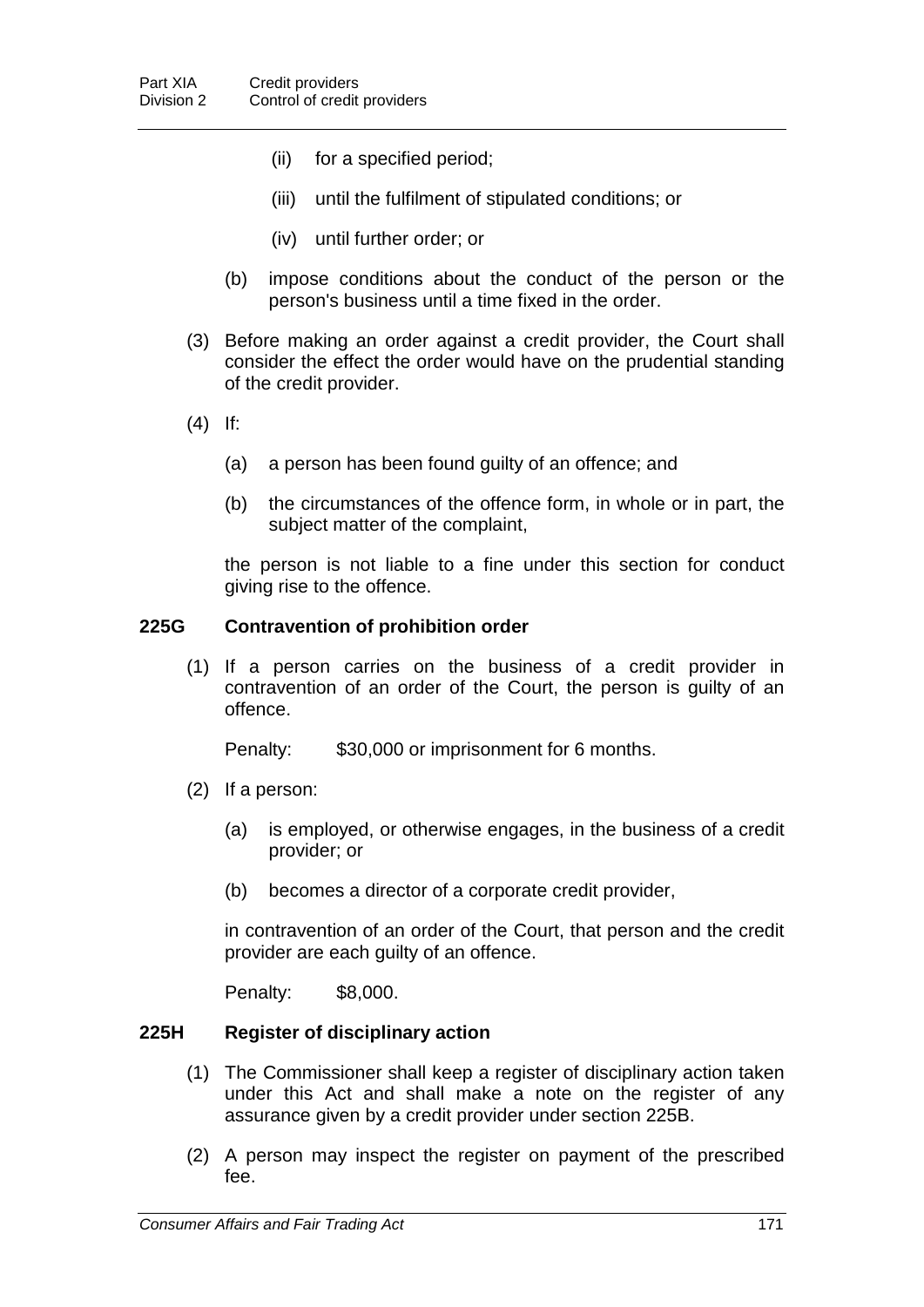(ii) for a specified period;

(iii) until the fulfilment of stipulated conditions; or

(iv) until further order; or

(b) impose conditions about the conduct of the person or the person's business until a time fixed in the order.

(3) Before making an order against a credit provider, the Court shall consider the effect the order would have on the prudential standing of the credit provider.

(4) If:

(a) a person has been found guilty of an offence; and

(b) the circumstances of the offence form, in whole or in part, the subject matter of the complaint,

the person is not liable to a fine under this section for conduct giving rise to the offence.

### 225G Contravention of prohibition order

(1) If a person carries on the business of a credit provider in contravention of an order of the Court, the person is guilty of an offence.

Penalty: $30,000 or imprisonment for 6 months.

(2) If a person:

(a) is employed, or otherwise engages, in the business of a credit provider; or

(b) becomes a director of a corporate credit provider,

in contravention of an order of the Court, that person and the credit provider are each guilty of an offence.

Penalty: $8,000.

### 225H Register of disciplinary action

(1) The Commissioner shall keep a register of disciplinary action taken under this Act and shall make a note on the register of any assurance given by a credit provider under section 225B.

(2) A person may inspect the register on payment of the prescribed fee.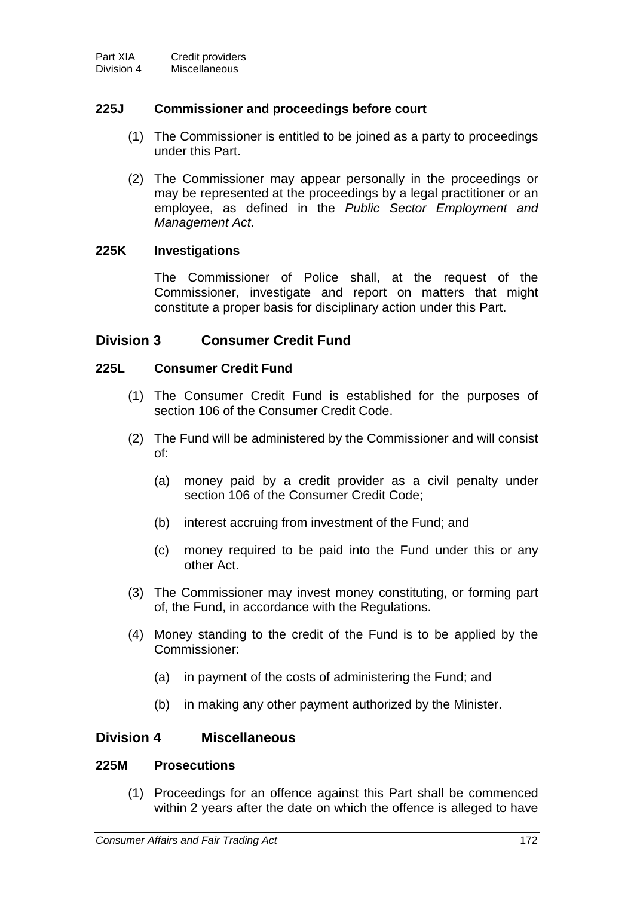### 225J Commissioner and proceedings before court

(1) The Commissioner is entitled to be joined as a party to proceedings under this Part.

(2) The Commissioner may appear personally in the proceedings or may be represented at the proceedings by a legal practitioner or an employee, as defined in the *Public Sector Employment and Management Act*.

### 225K Investigations

The Commissioner of Police shall, at the request of the Commissioner, investigate and report on matters that might constitute a proper basis for disciplinary action under this Part.

## Division 3 Consumer Credit Fund

### 225L Consumer Credit Fund

(1) The Consumer Credit Fund is established for the purposes of section 106 of the Consumer Credit Code.

(2) The Fund will be administered by the Commissioner and will consist of:

(a) money paid by a credit provider as a civil penalty under section 106 of the Consumer Credit Code;

(b) interest accruing from investment of the Fund; and

(c) money required to be paid into the Fund under this or any other Act.

(3) The Commissioner may invest money constituting, or forming part of, the Fund, in accordance with the Regulations.

(4) Money standing to the credit of the Fund is to be applied by the Commissioner:

(a) in payment of the costs of administering the Fund; and

(b) in making any other payment authorized by the Minister.

## Division 4 Miscellaneous

### 225M Prosecutions

(1) Proceedings for an offence against this Part shall be commenced within 2 years after the date on which the offence is alleged to have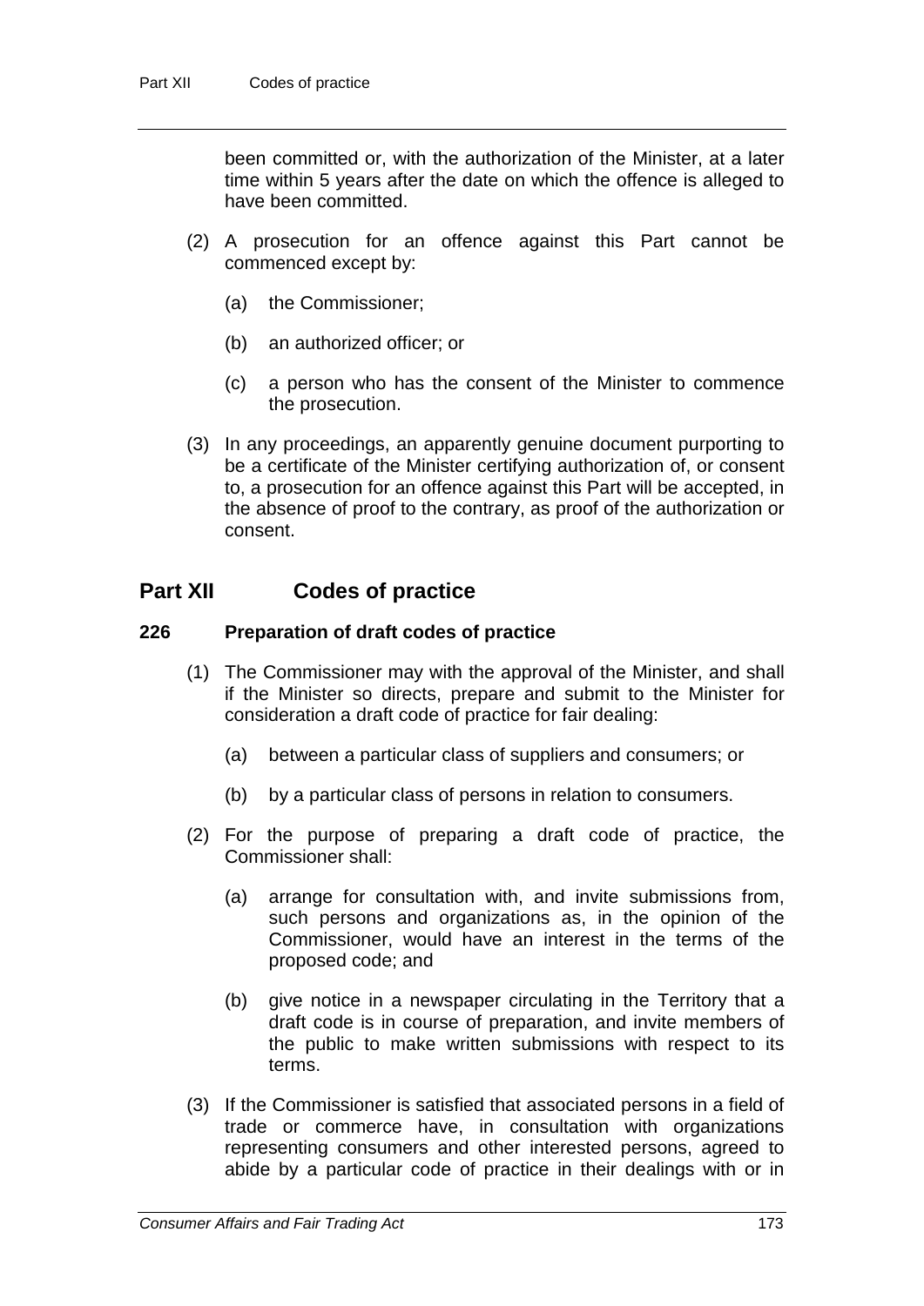been committed or, with the authorization of the Minister, at a later time within 5 years after the date on which the offence is alleged to have been committed.

(2) A prosecution for an offence against this Part cannot be commenced except by:

(a) the Commissioner;

(b) an authorized officer; or

(c) a person who has the consent of the Minister to commence the prosecution.

(3) In any proceedings, an apparently genuine document purporting to be a certificate of the Minister certifying authorization of, or consent to, a prosecution for an offence against this Part will be accepted, in the absence of proof to the contrary, as proof of the authorization or consent.

## Part XII Codes of practice

### 226 Preparation of draft codes of practice

(1) The Commissioner may with the approval of the Minister, and shall if the Minister so directs, prepare and submit to the Minister for consideration a draft code of practice for fair dealing:

(a) between a particular class of suppliers and consumers; or

(b) by a particular class of persons in relation to consumers.

(2) For the purpose of preparing a draft code of practice, the Commissioner shall:

(a) arrange for consultation with, and invite submissions from, such persons and organizations as, in the opinion of the Commissioner, would have an interest in the terms of the proposed code; and

(b) give notice in a newspaper circulating in the Territory that a draft code is in course of preparation, and invite members of the public to make written submissions with respect to its terms.

(3) If the Commissioner is satisfied that associated persons in a field of trade or commerce have, in consultation with organizations representing consumers and other interested persons, agreed to abide by a particular code of practice in their dealings with or in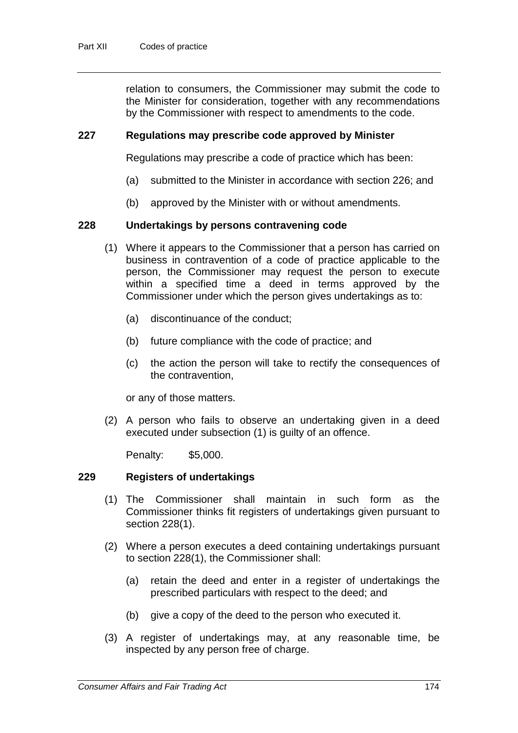relation to consumers, the Commissioner may submit the code to the Minister for consideration, together with any recommendations by the Commissioner with respect to amendments to the code.

### 227 Regulations may prescribe code approved by Minister

Regulations may prescribe a code of practice which has been:

(a) submitted to the Minister in accordance with section 226; and

(b) approved by the Minister with or without amendments.

### 228 Undertakings by persons contravening code

(1) Where it appears to the Commissioner that a person has carried on business in contravention of a code of practice applicable to the person, the Commissioner may request the person to execute within a specified time a deed in terms approved by the Commissioner under which the person gives undertakings as to:

(a) discontinuance of the conduct;

(b) future compliance with the code of practice; and

(c) the action the person will take to rectify the consequences of the contravention,

or any of those matters.

(2) A person who fails to observe an undertaking given in a deed executed under subsection (1) is guilty of an offence.

Penalty: $5,000.

### 229 Registers of undertakings

(1) The Commissioner shall maintain in such form as the Commissioner thinks fit registers of undertakings given pursuant to section 228(1).

(2) Where a person executes a deed containing undertakings pursuant to section 228(1), the Commissioner shall:

(a) retain the deed and enter in a register of undertakings the prescribed particulars with respect to the deed; and

(b) give a copy of the deed to the person who executed it.

(3) A register of undertakings may, at any reasonable time, be inspected by any person free of charge.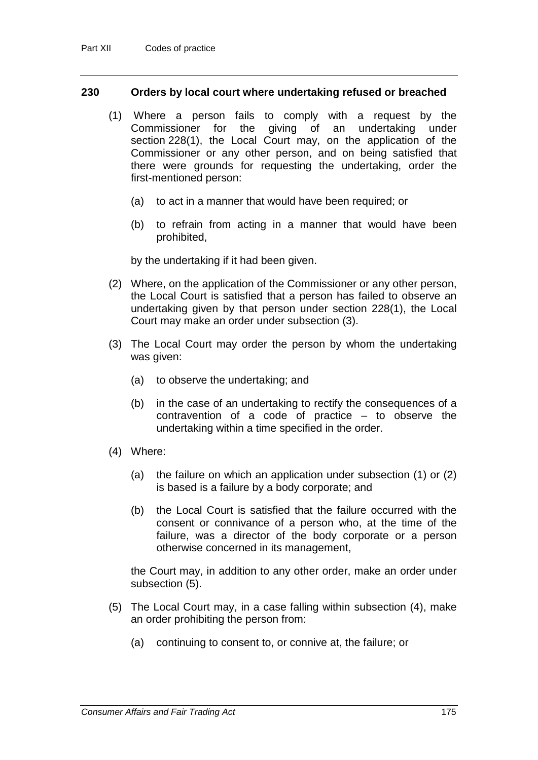### 230 Orders by local court where undertaking refused or breached

(1) Where a person fails to comply with a request by the Commissioner for the giving of an undertaking under section 228(1), the Local Court may, on the application of the Commissioner or any other person, and on being satisfied that there were grounds for requesting the undertaking, order the first-mentioned person:

(a) to act in a manner that would have been required; or

(b) to refrain from acting in a manner that would have been prohibited,

by the undertaking if it had been given.

(2) Where, on the application of the Commissioner or any other person, the Local Court is satisfied that a person has failed to observe an undertaking given by that person under section 228(1), the Local Court may make an order under subsection (3).

(3) The Local Court may order the person by whom the undertaking was given:

(a) to observe the undertaking; and

(b) in the case of an undertaking to rectify the consequences of a contravention of a code of practice – to observe the undertaking within a time specified in the order.

(4) Where:

(a) the failure on which an application under subsection (1) or (2) is based is a failure by a body corporate; and

(b) the Local Court is satisfied that the failure occurred with the consent or connivance of a person who, at the time of the failure, was a director of the body corporate or a person otherwise concerned in its management,

the Court may, in addition to any other order, make an order under subsection (5).

(5) The Local Court may, in a case falling within subsection (4), make an order prohibiting the person from:

(a) continuing to consent to, or connive at, the failure; or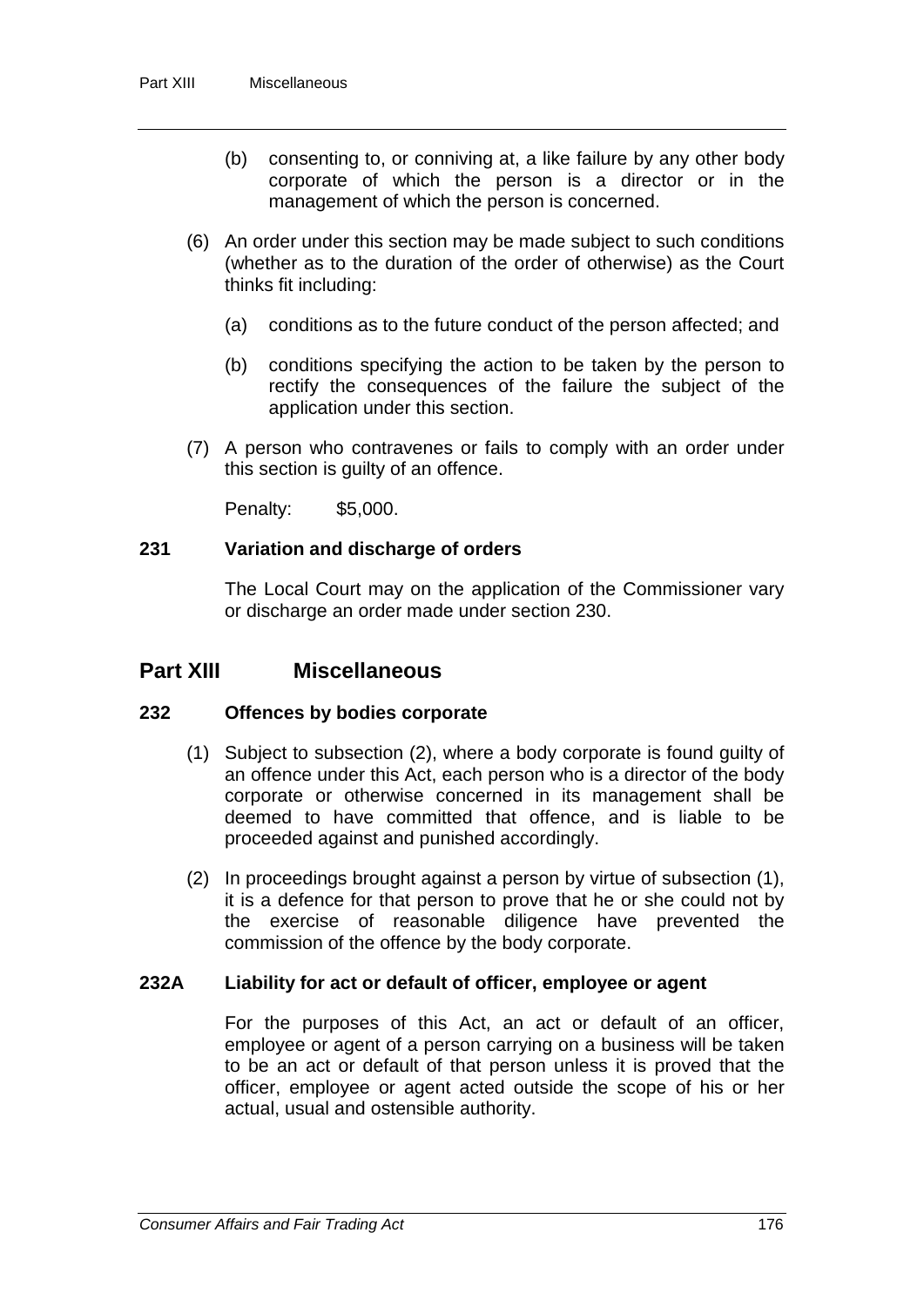(b) consenting to, or conniving at, a like failure by any other body corporate of which the person is a director or in the management of which the person is concerned.

(6) An order under this section may be made subject to such conditions (whether as to the duration of the order of otherwise) as the Court thinks fit including:

(a) conditions as to the future conduct of the person affected; and

(b) conditions specifying the action to be taken by the person to rectify the consequences of the failure the subject of the application under this section.

(7) A person who contravenes or fails to comply with an order under this section is guilty of an offence.

Penalty: $5,000.

### 231 Variation and discharge of orders

The Local Court may on the application of the Commissioner vary or discharge an order made under section 230.

## Part XIII Miscellaneous

### 232 Offences by bodies corporate

(1) Subject to subsection (2), where a body corporate is found guilty of an offence under this Act, each person who is a director of the body corporate or otherwise concerned in its management shall be deemed to have committed that offence, and is liable to be proceeded against and punished accordingly.

(2) In proceedings brought against a person by virtue of subsection (1), it is a defence for that person to prove that he or she could not by the exercise of reasonable diligence have prevented the commission of the offence by the body corporate.

### 232A Liability for act or default of officer, employee or agent

For the purposes of this Act, an act or default of an officer, employee or agent of a person carrying on a business will be taken to be an act or default of that person unless it is proved that the officer, employee or agent acted outside the scope of his or her actual, usual and ostensible authority.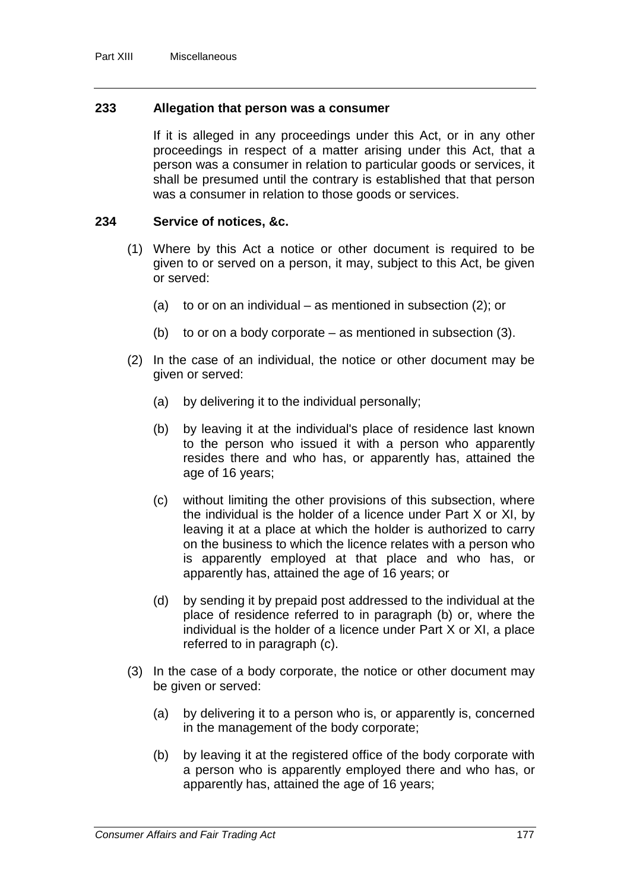### 233 Allegation that person was a consumer

If it is alleged in any proceedings under this Act, or in any other proceedings in respect of a matter arising under this Act, that a person was a consumer in relation to particular goods or services, it shall be presumed until the contrary is established that that person was a consumer in relation to those goods or services.

### 234 Service of notices, &c.

(1) Where by this Act a notice or other document is required to be given to or served on a person, it may, subject to this Act, be given or served:

(a) to or on an individual – as mentioned in subsection (2); or

(b) to or on a body corporate – as mentioned in subsection (3).

(2) In the case of an individual, the notice or other document may be given or served:

(a) by delivering it to the individual personally;

(b) by leaving it at the individual's place of residence last known to the person who issued it with a person who apparently resides there and who has, or apparently has, attained the age of 16 years;

(c) without limiting the other provisions of this subsection, where the individual is the holder of a licence under Part X or XI, by leaving it at a place at which the holder is authorized to carry on the business to which the licence relates with a person who is apparently employed at that place and who has, or apparently has, attained the age of 16 years; or

(d) by sending it by prepaid post addressed to the individual at the place of residence referred to in paragraph (b) or, where the individual is the holder of a licence under Part X or XI, a place referred to in paragraph (c).

(3) In the case of a body corporate, the notice or other document may be given or served:

(a) by delivering it to a person who is, or apparently is, concerned in the management of the body corporate;

(b) by leaving it at the registered office of the body corporate with a person who is apparently employed there and who has, or apparently has, attained the age of 16 years;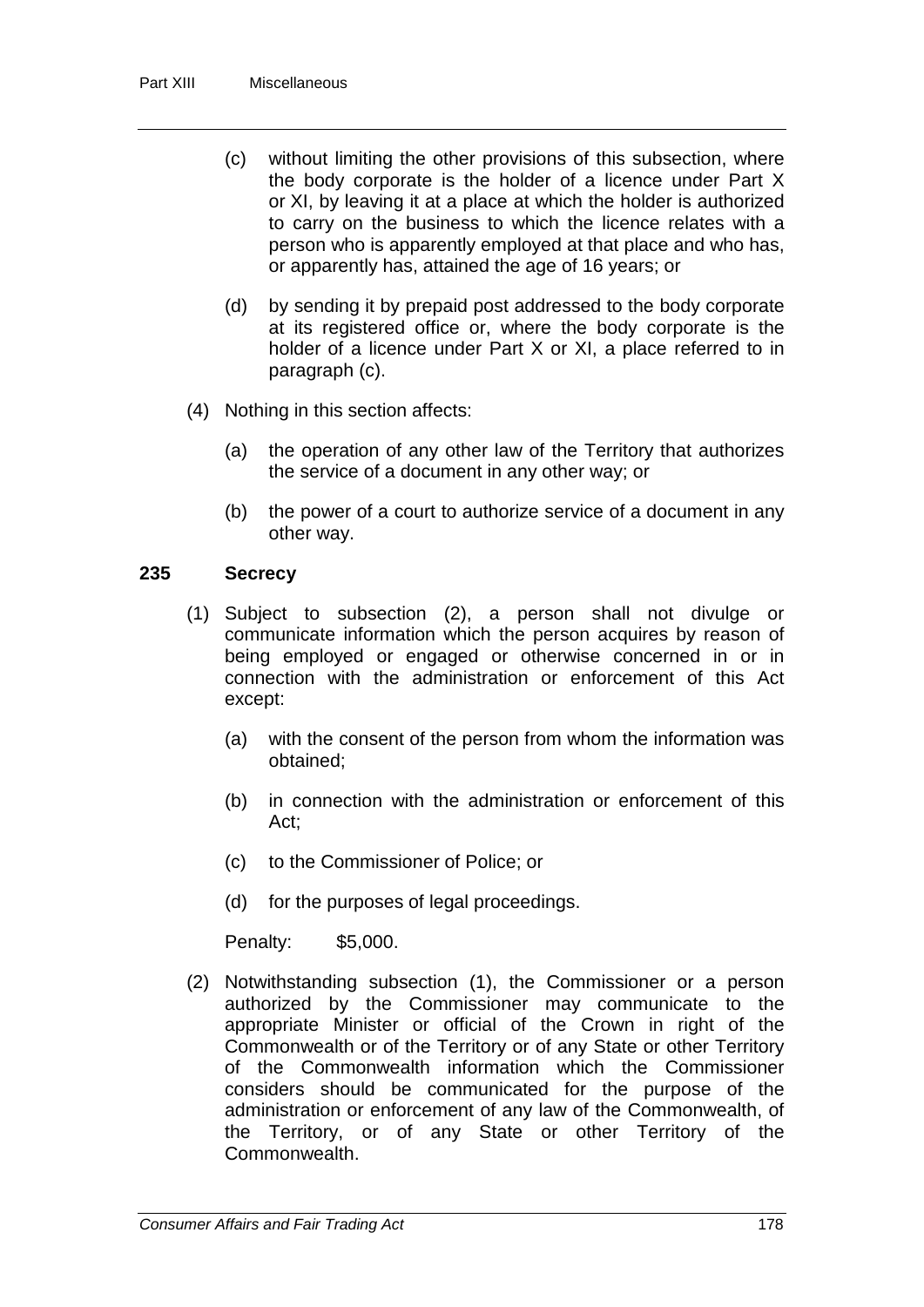(c) without limiting the other provisions of this subsection, where the body corporate is the holder of a licence under Part X or XI, by leaving it at a place at which the holder is authorized to carry on the business to which the licence relates with a person who is apparently employed at that place and who has, or apparently has, attained the age of 16 years; or

(d) by sending it by prepaid post addressed to the body corporate at its registered office or, where the body corporate is the holder of a licence under Part X or XI, a place referred to in paragraph (c).

(4) Nothing in this section affects:

(a) the operation of any other law of the Territory that authorizes the service of a document in any other way; or

(b) the power of a court to authorize service of a document in any other way.

### 235 Secrecy

(1) Subject to subsection (2), a person shall not divulge or communicate information which the person acquires by reason of being employed or engaged or otherwise concerned in or in connection with the administration or enforcement of this Act except:

(a) with the consent of the person from whom the information was obtained;

(b) in connection with the administration or enforcement of this Act;

(c) to the Commissioner of Police; or

(d) for the purposes of legal proceedings.

Penalty: $5,000.

(2) Notwithstanding subsection (1), the Commissioner or a person authorized by the Commissioner may communicate to the appropriate Minister or official of the Crown in right of the Commonwealth or of the Territory or of any State or other Territory of the Commonwealth information which the Commissioner considers should be communicated for the purpose of the administration or enforcement of any law of the Commonwealth, of the Territory, or of any State or other Territory of the Commonwealth.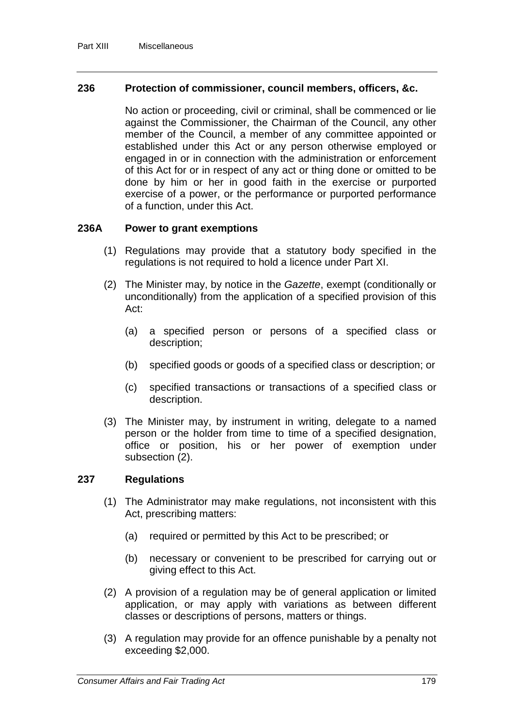## 236 Protection of commissioner, council members, officers, &c.

No action or proceeding, civil or criminal, shall be commenced or lie against the Commissioner, the Chairman of the Council, any other member of the Council, a member of any committee appointed or established under this Act or any person otherwise employed or engaged in or in connection with the administration or enforcement of this Act for or in respect of any act or thing done or omitted to be done by him or her in good faith in the exercise or purported exercise of a power, or the performance or purported performance of a function, under this Act.

## 236A Power to grant exemptions

(1) Regulations may provide that a statutory body specified in the regulations is not required to hold a licence under Part XI.

(2) The Minister may, by notice in the *Gazette*, exempt (conditionally or unconditionally) from the application of a specified provision of this Act:

- (a) a specified person or persons of a specified class or description;
- (b) specified goods or goods of a specified class or description; or
- (c) specified transactions or transactions of a specified class or description.

(3) The Minister may, by instrument in writing, delegate to a named person or the holder from time to time of a specified designation, office or position, his or her power of exemption under subsection (2).

## 237 Regulations

(1) The Administrator may make regulations, not inconsistent with this Act, prescribing matters:

- (a) required or permitted by this Act to be prescribed; or
- (b) necessary or convenient to be prescribed for carrying out or giving effect to this Act.

(2) A provision of a regulation may be of general application or limited application, or may apply with variations as between different classes or descriptions of persons, matters or things.

(3) A regulation may provide for an offence punishable by a penalty not exceeding $2,000.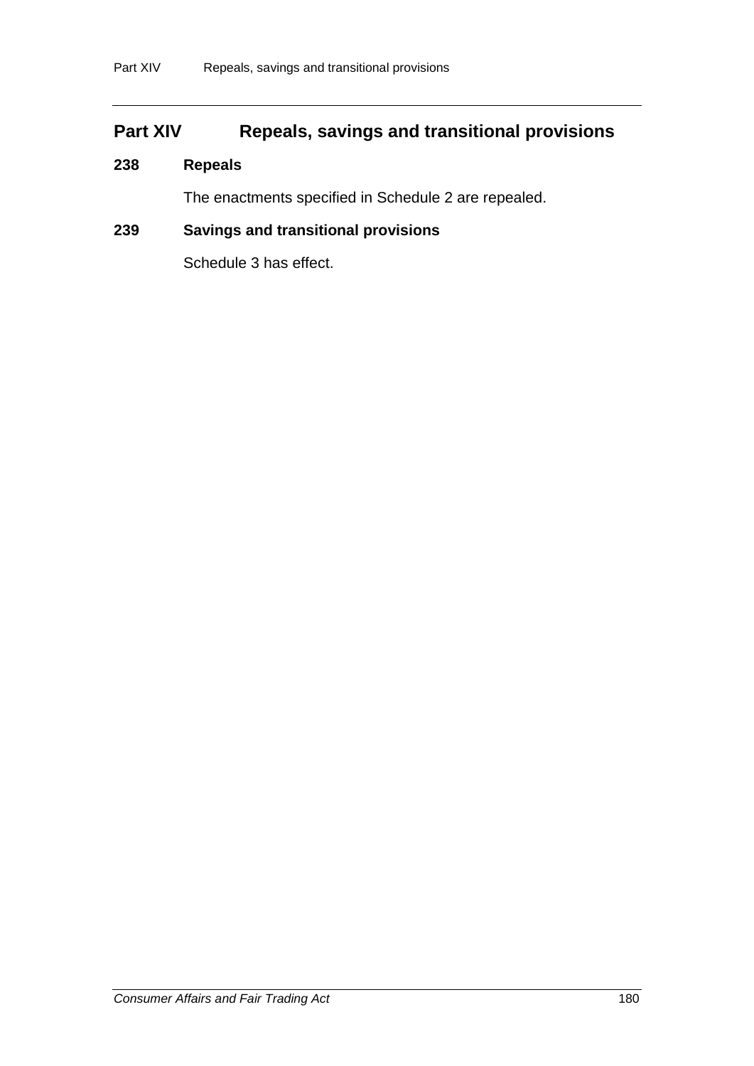## Part XIV Repeals, savings and transitional provisions

### 238 Repeals

The enactments specified in Schedule 2 are repealed.

### 239 Savings and transitional provisions

Schedule 3 has effect.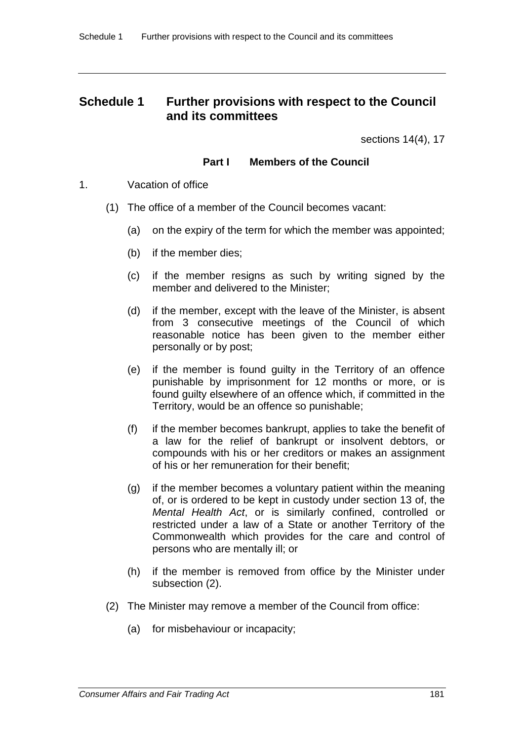# Schedule 1 Further provisions with respect to the Council and its committees

sections 14(4), 17

### Part I Members of the Council

1. Vacation of office

(1) The office of a member of the Council becomes vacant:

(a) on the expiry of the term for which the member was appointed;

(b) if the member dies;

(c) if the member resigns as such by writing signed by the member and delivered to the Minister;

(d) if the member, except with the leave of the Minister, is absent from 3 consecutive meetings of the Council of which reasonable notice has been given to the member either personally or by post;

(e) if the member is found guilty in the Territory of an offence punishable by imprisonment for 12 months or more, or is found guilty elsewhere of an offence which, if committed in the Territory, would be an offence so punishable;

(f) if the member becomes bankrupt, applies to take the benefit of a law for the relief of bankrupt or insolvent debtors, or compounds with his or her creditors or makes an assignment of his or her remuneration for their benefit;

(g) if the member becomes a voluntary patient within the meaning of, or is ordered to be kept in custody under section 13 of, the *Mental Health Act*, or is similarly confined, controlled or restricted under a law of a State or another Territory of the Commonwealth which provides for the care and control of persons who are mentally ill; or

(h) if the member is removed from office by the Minister under subsection (2).

(2) The Minister may remove a member of the Council from office:

(a) for misbehaviour or incapacity;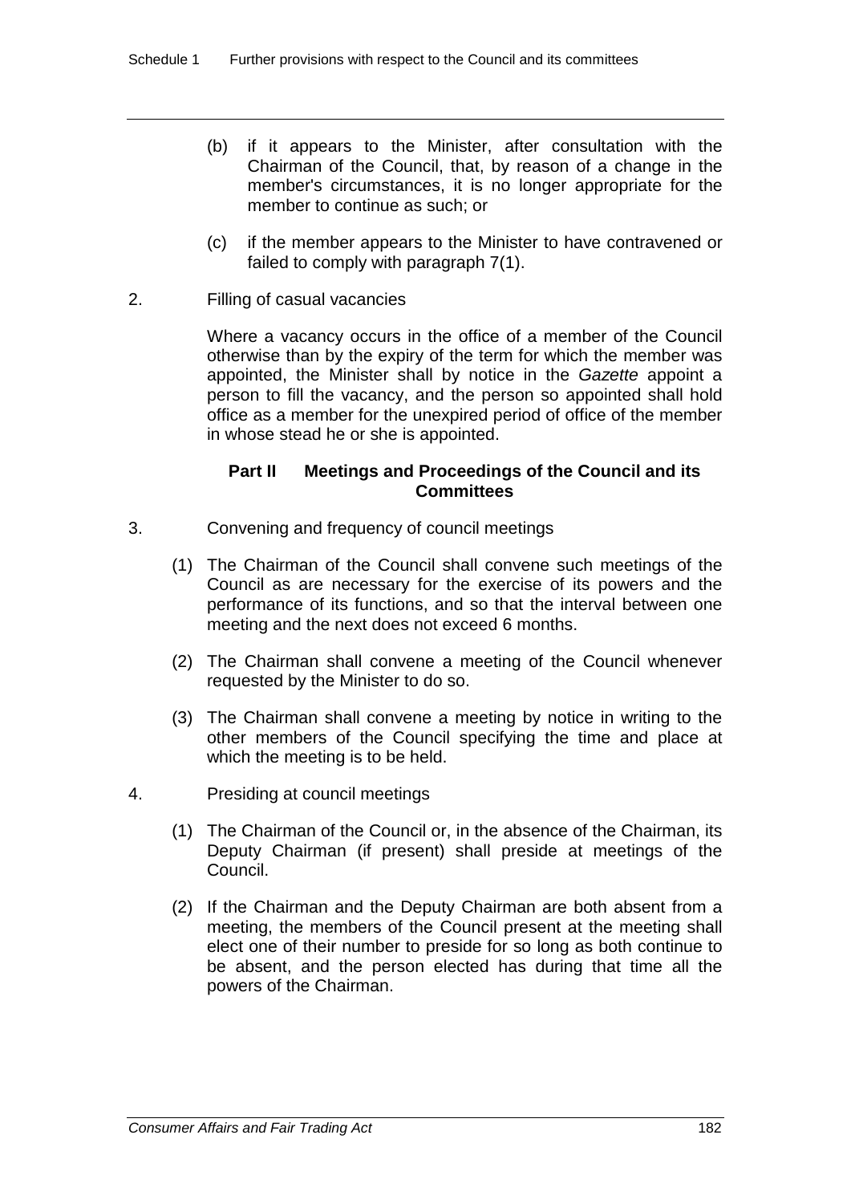(b) if it appears to the Minister, after consultation with the Chairman of the Council, that, by reason of a change in the member's circumstances, it is no longer appropriate for the member to continue as such; or

(c) if the member appears to the Minister to have contravened or failed to comply with paragraph 7(1).

2. Filling of casual vacancies

Where a vacancy occurs in the office of a member of the Council otherwise than by the expiry of the term for which the member was appointed, the Minister shall by notice in the *Gazette* appoint a person to fill the vacancy, and the person so appointed shall hold office as a member for the unexpired period of office of the member in whose stead he or she is appointed.

## Part II Meetings and Proceedings of the Council and its Committees

3. Convening and frequency of council meetings

(1) The Chairman of the Council shall convene such meetings of the Council as are necessary for the exercise of its powers and the performance of its functions, and so that the interval between one meeting and the next does not exceed 6 months.

(2) The Chairman shall convene a meeting of the Council whenever requested by the Minister to do so.

(3) The Chairman shall convene a meeting by notice in writing to the other members of the Council specifying the time and place at which the meeting is to be held.

4. Presiding at council meetings

(1) The Chairman of the Council or, in the absence of the Chairman, its Deputy Chairman (if present) shall preside at meetings of the Council.

(2) If the Chairman and the Deputy Chairman are both absent from a meeting, the members of the Council present at the meeting shall elect one of their number to preside for so long as both continue to be absent, and the person elected has during that time all the powers of the Chairman.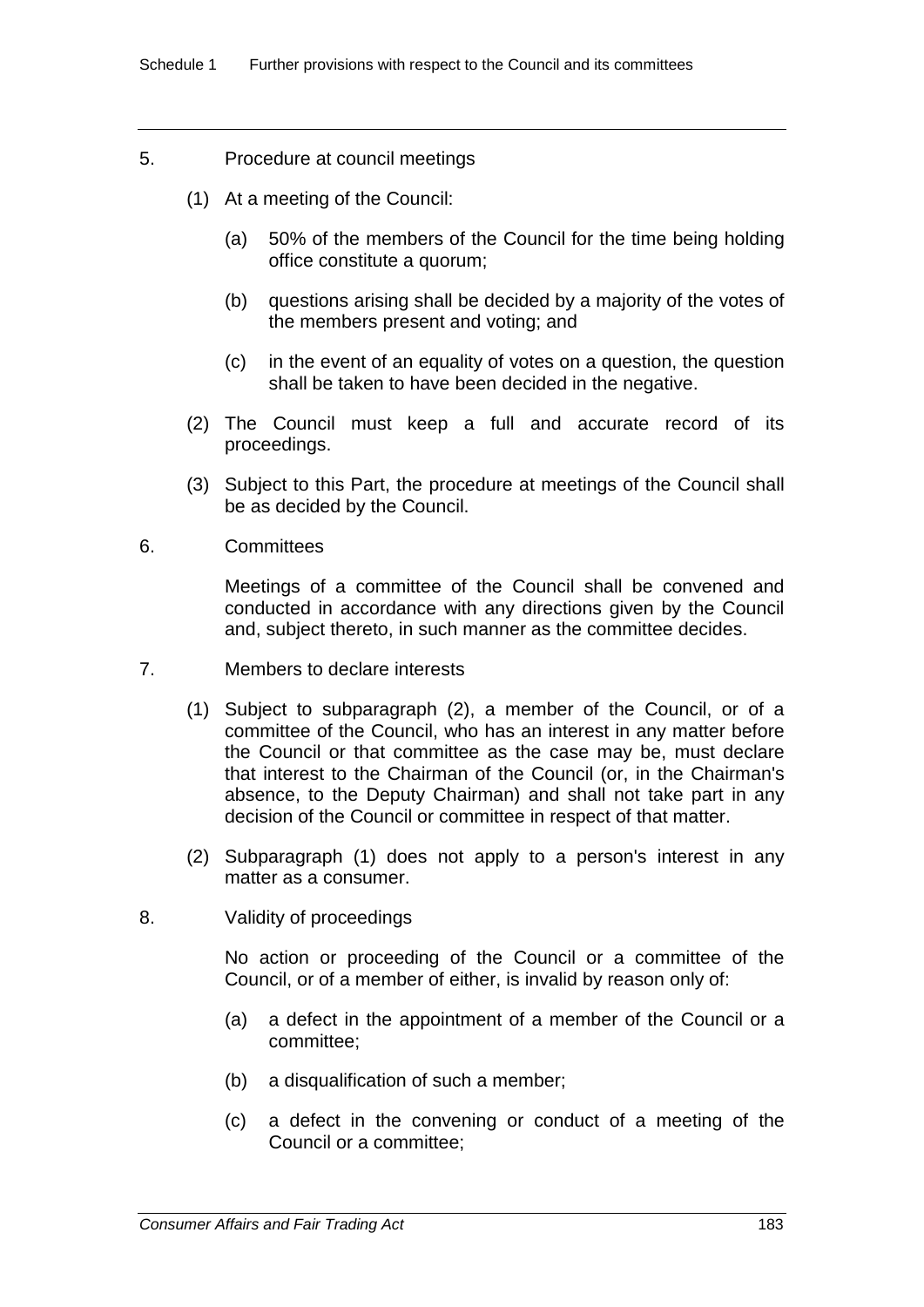## 5. Procedure at council meetings

(1) At a meeting of the Council:

(a) 50% of the members of the Council for the time being holding office constitute a quorum;

(b) questions arising shall be decided by a majority of the votes of the members present and voting; and

(c) in the event of an equality of votes on a question, the question shall be taken to have been decided in the negative.

(2) The Council must keep a full and accurate record of its proceedings.

(3) Subject to this Part, the procedure at meetings of the Council shall be as decided by the Council.

## 6. Committees

Meetings of a committee of the Council shall be convened and conducted in accordance with any directions given by the Council and, subject thereto, in such manner as the committee decides.

## 7. Members to declare interests

(1) Subject to subparagraph (2), a member of the Council, or of a committee of the Council, who has an interest in any matter before the Council or that committee as the case may be, must declare that interest to the Chairman of the Council (or, in the Chairman's absence, to the Deputy Chairman) and shall not take part in any decision of the Council or committee in respect of that matter.

(2) Subparagraph (1) does not apply to a person's interest in any matter as a consumer.

## 8. Validity of proceedings

No action or proceeding of the Council or a committee of the Council, or of a member of either, is invalid by reason only of:

(a) a defect in the appointment of a member of the Council or a committee;

(b) a disqualification of such a member;

(c) a defect in the convening or conduct of a meeting of the Council or a committee;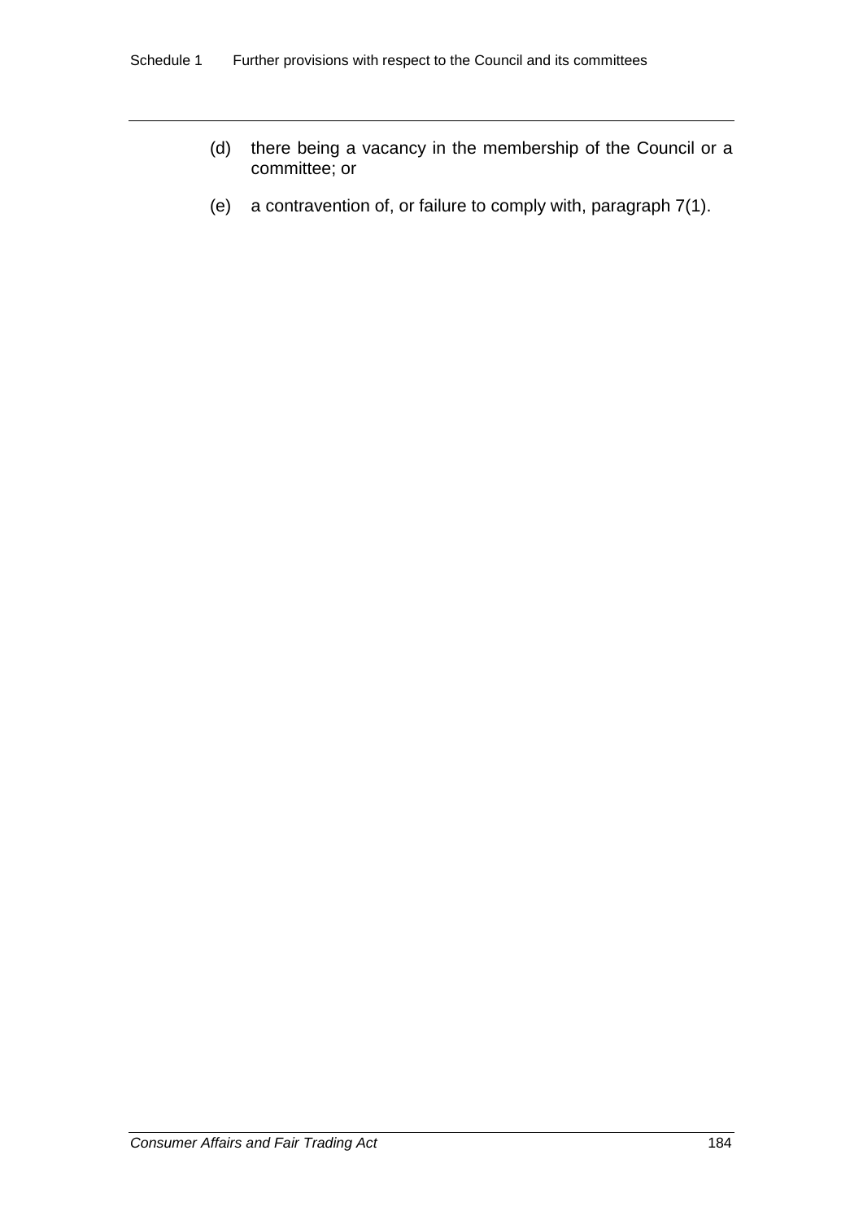(d) there being a vacancy in the membership of the Council or a committee; or

(e) a contravention of, or failure to comply with, paragraph 7(1).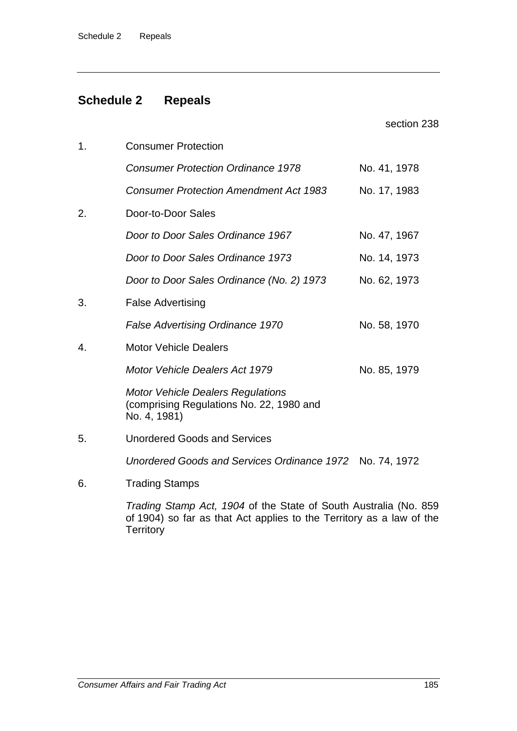## Schedule 2 Repeals

section 238

1. Consumer Protection

| | |
|---|---|
| *Consumer Protection Ordinance 1978* | No. 41, 1978 |
| *Consumer Protection Amendment Act 1983* | No. 17, 1983 |

2. Door-to-Door Sales

| | |
|---|---|
| *Door to Door Sales Ordinance 1967* | No. 47, 1967 |
| *Door to Door Sales Ordinance 1973* | No. 14, 1973 |
| *Door to Door Sales Ordinance (No. 2) 1973* | No. 62, 1973 |

3. False Advertising

| | |
|---|---|
| *False Advertising Ordinance 1970* | No. 58, 1970 |

4. Motor Vehicle Dealers

| | |
|---|---|
| *Motor Vehicle Dealers Act 1979* | No. 85, 1979 |
| *Motor Vehicle Dealers Regulations* (comprising Regulations No. 22, 1980 and No. 4, 1981) | |

5. Unordered Goods and Services

| | |
|---|---|
| *Unordered Goods and Services Ordinance 1972* | No. 74, 1972 |

6. Trading Stamps

   *Trading Stamp Act, 1904* of the State of South Australia (No. 859 of 1904) so far as that Act applies to the Territory as a law of the Territory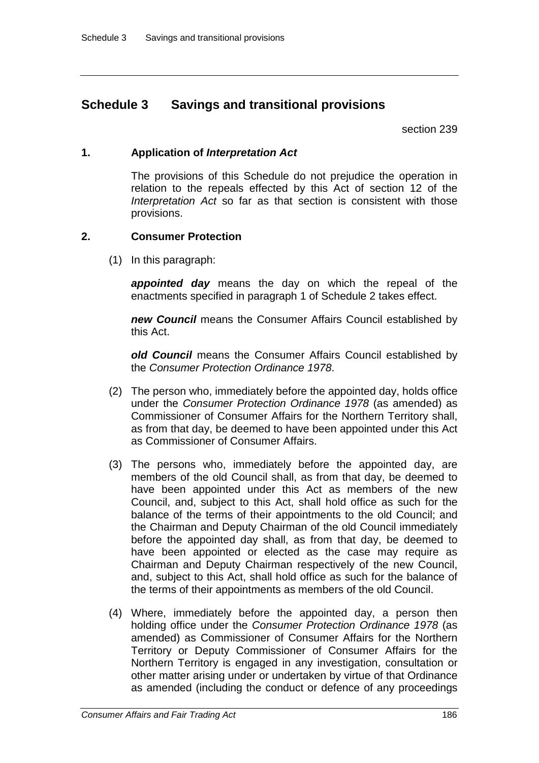## Schedule 3 Savings and transitional provisions

section 239

### 1. Application of *Interpretation Act*

The provisions of this Schedule do not prejudice the operation in relation to the repeals effected by this Act of section 12 of the *Interpretation Act* so far as that section is consistent with those provisions.

### 2. Consumer Protection

(1) In this paragraph:

***appointed day*** means the day on which the repeal of the enactments specified in paragraph 1 of Schedule 2 takes effect.

***new Council*** means the Consumer Affairs Council established by this Act.

***old Council*** means the Consumer Affairs Council established by the *Consumer Protection Ordinance 1978*.

(2) The person who, immediately before the appointed day, holds office under the *Consumer Protection Ordinance 1978* (as amended) as Commissioner of Consumer Affairs for the Northern Territory shall, as from that day, be deemed to have been appointed under this Act as Commissioner of Consumer Affairs.

(3) The persons who, immediately before the appointed day, are members of the old Council shall, as from that day, be deemed to have been appointed under this Act as members of the new Council, and, subject to this Act, shall hold office as such for the balance of the terms of their appointments to the old Council; and the Chairman and Deputy Chairman of the old Council immediately before the appointed day shall, as from that day, be deemed to have been appointed or elected as the case may require as Chairman and Deputy Chairman respectively of the new Council, and, subject to this Act, shall hold office as such for the balance of the terms of their appointments as members of the old Council.

(4) Where, immediately before the appointed day, a person then holding office under the *Consumer Protection Ordinance 1978* (as amended) as Commissioner of Consumer Affairs for the Northern Territory or Deputy Commissioner of Consumer Affairs for the Northern Territory is engaged in any investigation, consultation or other matter arising under or undertaken by virtue of that Ordinance as amended (including the conduct or defence of any proceedings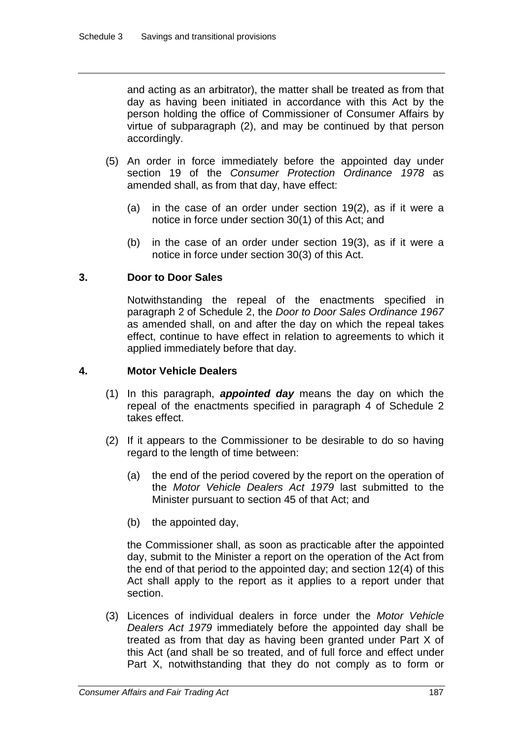and acting as an arbitrator), the matter shall be treated as from that day as having been initiated in accordance with this Act by the person holding the office of Commissioner of Consumer Affairs by virtue of subparagraph (2), and may be continued by that person accordingly.

(5) An order in force immediately before the appointed day under section 19 of the *Consumer Protection Ordinance 1978* as amended shall, as from that day, have effect:

(a) in the case of an order under section 19(2), as if it were a notice in force under section 30(1) of this Act; and

(b) in the case of an order under section 19(3), as if it were a notice in force under section 30(3) of this Act.

### 3. Door to Door Sales

Notwithstanding the repeal of the enactments specified in paragraph 2 of Schedule 2, the *Door to Door Sales Ordinance 1967* as amended shall, on and after the day on which the repeal takes effect, continue to have effect in relation to agreements to which it applied immediately before that day.

### 4. Motor Vehicle Dealers

(1) In this paragraph, ***appointed day*** means the day on which the repeal of the enactments specified in paragraph 4 of Schedule 2 takes effect.

(2) If it appears to the Commissioner to be desirable to do so having regard to the length of time between:

(a) the end of the period covered by the report on the operation of the *Motor Vehicle Dealers Act 1979* last submitted to the Minister pursuant to section 45 of that Act; and

(b) the appointed day,

the Commissioner shall, as soon as practicable after the appointed day, submit to the Minister a report on the operation of the Act from the end of that period to the appointed day; and section 12(4) of this Act shall apply to the report as it applies to a report under that section.

(3) Licences of individual dealers in force under the *Motor Vehicle Dealers Act 1979* immediately before the appointed day shall be treated as from that day as having been granted under Part X of this Act (and shall be so treated, and of full force and effect under Part X, notwithstanding that they do not comply as to form or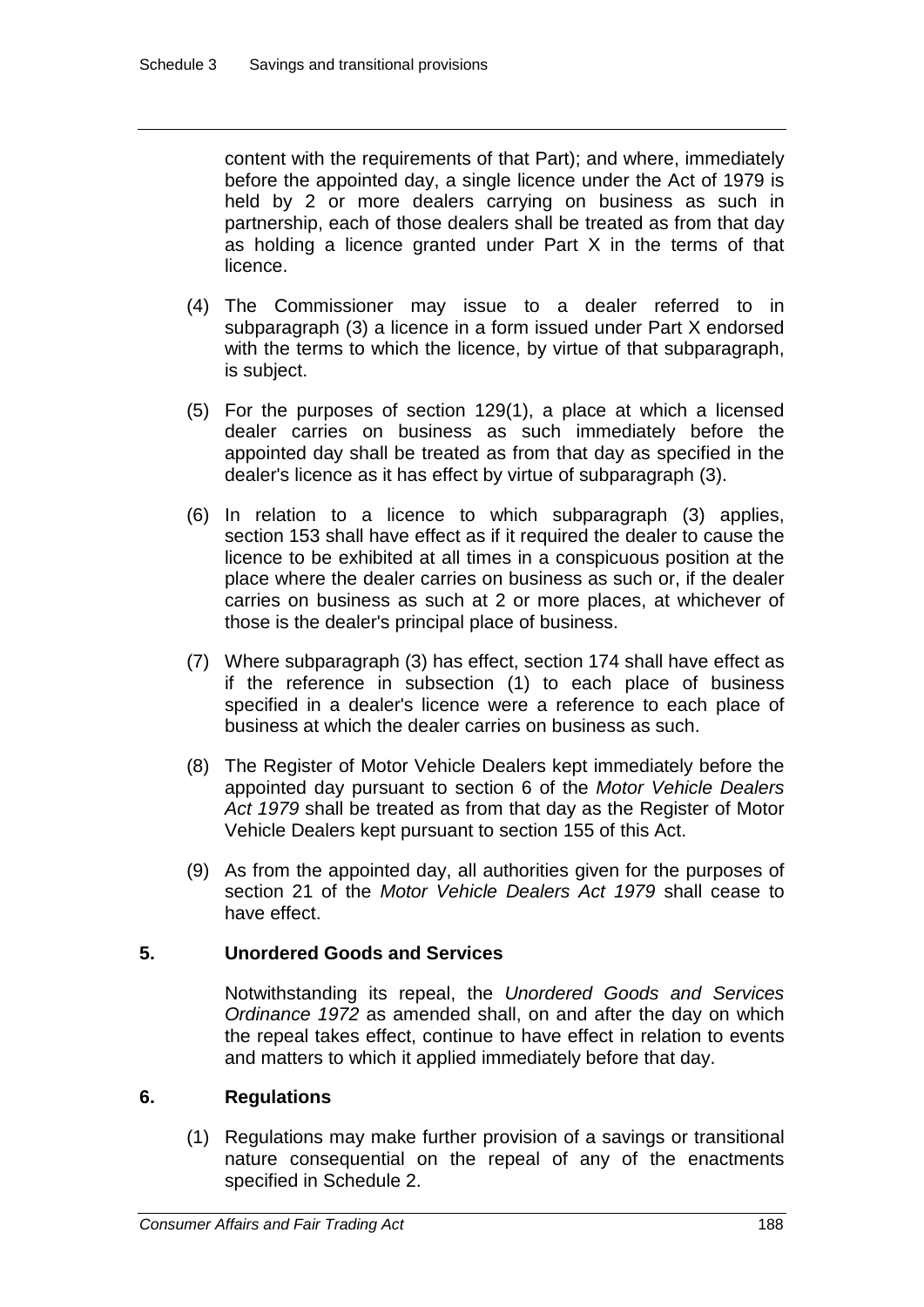content with the requirements of that Part); and where, immediately before the appointed day, a single licence under the Act of 1979 is held by 2 or more dealers carrying on business as such in partnership, each of those dealers shall be treated as from that day as holding a licence granted under Part X in the terms of that licence.

(4) The Commissioner may issue to a dealer referred to in subparagraph (3) a licence in a form issued under Part X endorsed with the terms to which the licence, by virtue of that subparagraph, is subject.

(5) For the purposes of section 129(1), a place at which a licensed dealer carries on business as such immediately before the appointed day shall be treated as from that day as specified in the dealer's licence as it has effect by virtue of subparagraph (3).

(6) In relation to a licence to which subparagraph (3) applies, section 153 shall have effect as if it required the dealer to cause the licence to be exhibited at all times in a conspicuous position at the place where the dealer carries on business as such or, if the dealer carries on business as such at 2 or more places, at whichever of those is the dealer's principal place of business.

(7) Where subparagraph (3) has effect, section 174 shall have effect as if the reference in subsection (1) to each place of business specified in a dealer's licence were a reference to each place of business at which the dealer carries on business as such.

(8) The Register of Motor Vehicle Dealers kept immediately before the appointed day pursuant to section 6 of the *Motor Vehicle Dealers Act 1979* shall be treated as from that day as the Register of Motor Vehicle Dealers kept pursuant to section 155 of this Act.

(9) As from the appointed day, all authorities given for the purposes of section 21 of the *Motor Vehicle Dealers Act 1979* shall cease to have effect.

### 5. Unordered Goods and Services

Notwithstanding its repeal, the *Unordered Goods and Services Ordinance 1972* as amended shall, on and after the day on which the repeal takes effect, continue to have effect in relation to events and matters to which it applied immediately before that day.

### 6. Regulations

(1) Regulations may make further provision of a savings or transitional nature consequential on the repeal of any of the enactments specified in Schedule 2.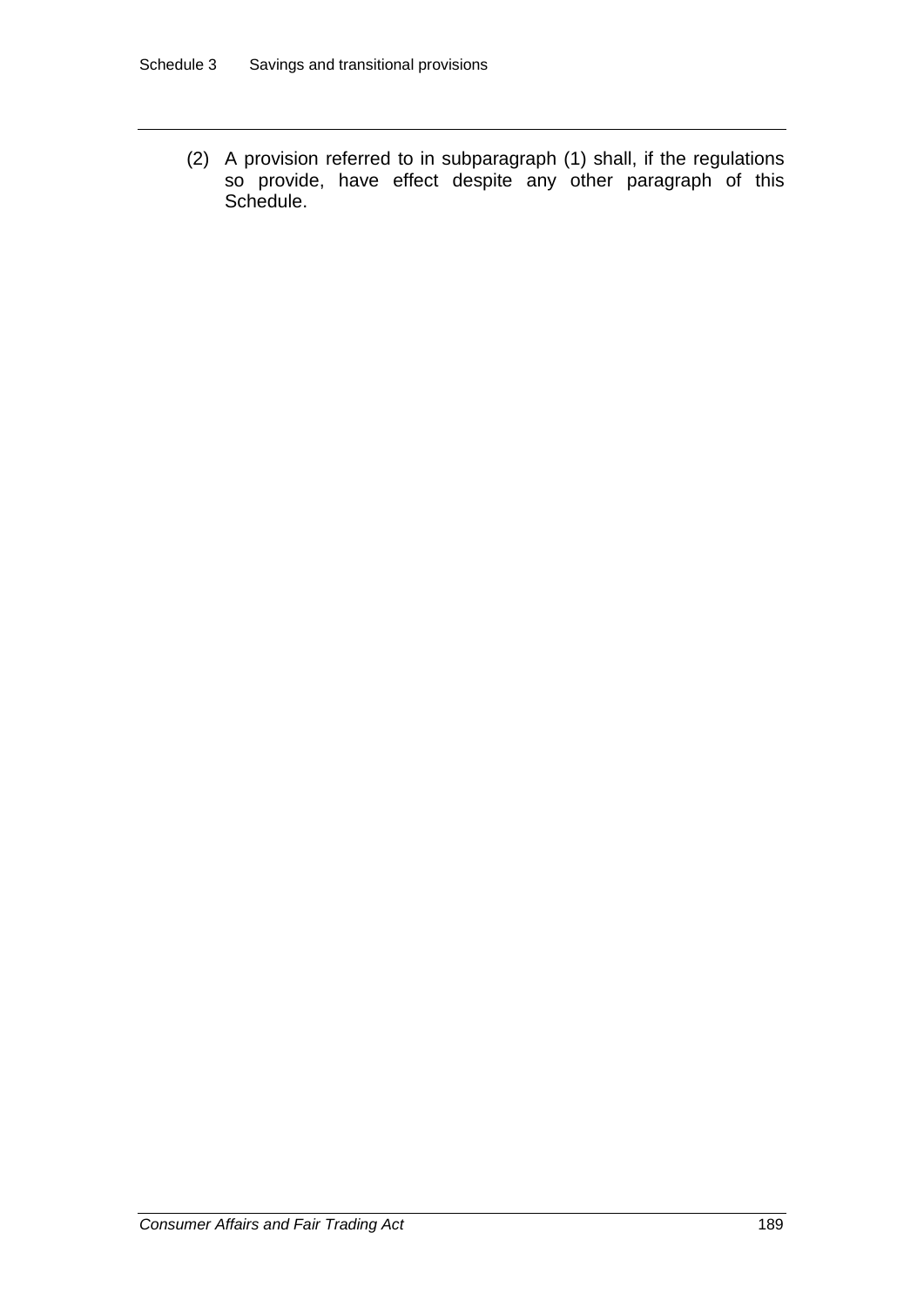(2) A provision referred to in subparagraph (1) shall, if the regulations so provide, have effect despite any other paragraph of this Schedule.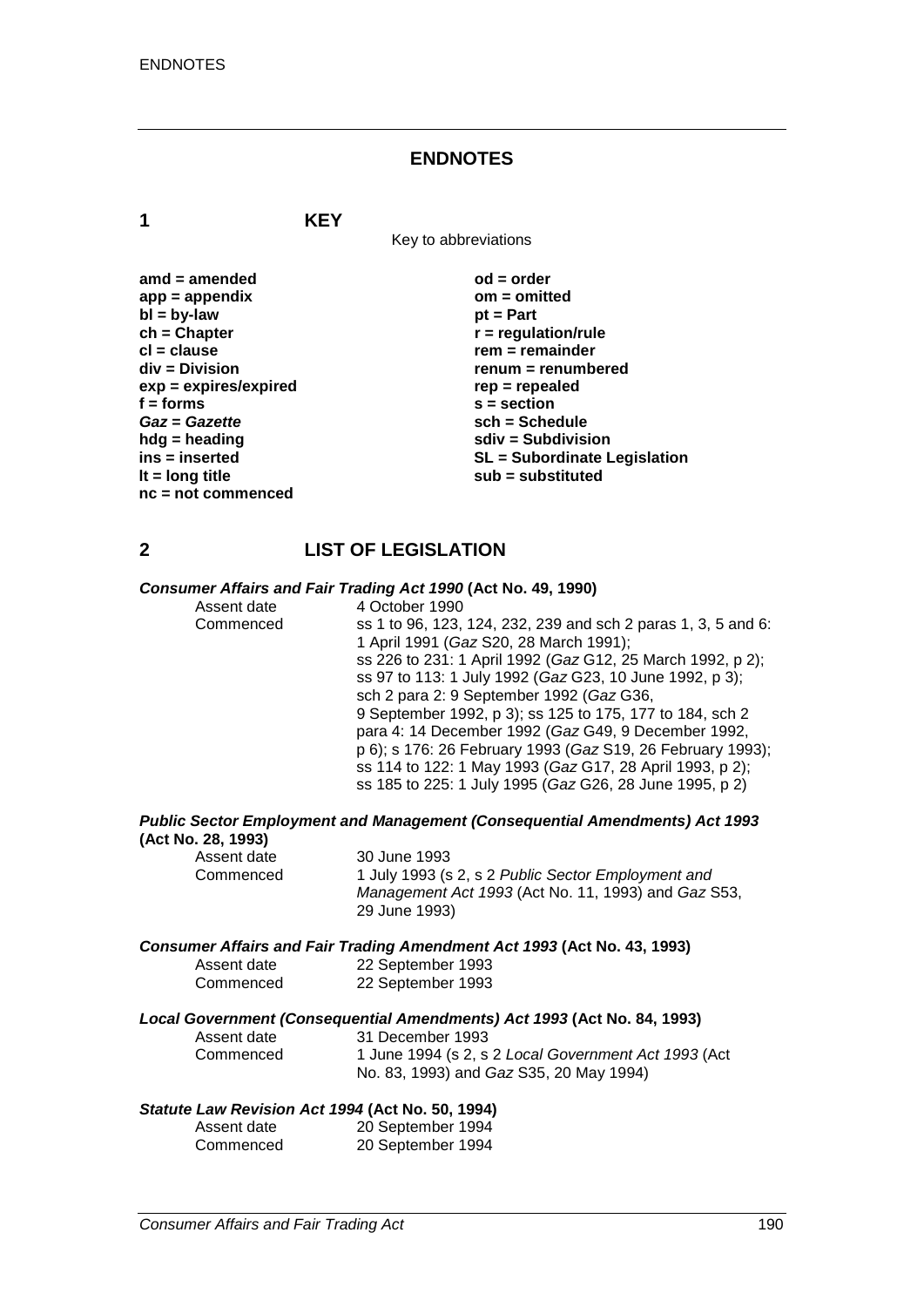# ENDNOTES

## 1 KEY

Key to abbreviations

| | |
|---|---|
| **amd = amended** | **od = order** |
| **app = appendix** | **om = omitted** |
| **bl = by-law** | **pt = Part** |
| **ch = Chapter** | **r = regulation/rule** |
| **cl = clause** | **rem = remainder** |
| **div = Division** | **renum = renumbered** |
| **exp = expires/expired** | **rep = repealed** |
| **f = forms** | **s = section** |
| ***Gaz* = *Gazette*** | **sch = Schedule** |
| **hdg = heading** | **sdiv = Subdivision** |
| **ins = inserted** | **SL = Subordinate Legislation** |
| **lt = long title** | **sub = substituted** |
| **nc = not commenced** | |

## 2 LIST OF LEGISLATION

***Consumer Affairs and Fair Trading Act 1990* (Act No. 49, 1990)**

| | |
|---|---|
| Assent date | 4 October 1990 |
| Commenced | ss 1 to 96, 123, 124, 232, 239 and sch 2 paras 1, 3, 5 and 6: 1 April 1991 (*Gaz* S20, 28 March 1991); ss 226 to 231: 1 April 1992 (*Gaz* G12, 25 March 1992, p 2); ss 97 to 113: 1 July 1992 (*Gaz* G23, 10 June 1992, p 3); sch 2 para 2: 9 September 1992 (*Gaz* G36, 9 September 1992, p 3); ss 125 to 175, 177 to 184, sch 2 para 4: 14 December 1992 (*Gaz* G49, 9 December 1992, p 6); s 176: 26 February 1993 (*Gaz* S19, 26 February 1993); ss 114 to 122: 1 May 1993 (*Gaz* G17, 28 April 1993, p 2); ss 185 to 225: 1 July 1995 (*Gaz* G26, 28 June 1995, p 2) |

***Public Sector Employment and Management (Consequential Amendments) Act 1993* (Act No. 28, 1993)**

| | |
|---|---|
| Assent date | 30 June 1993 |
| Commenced | 1 July 1993 (s 2, s 2 *Public Sector Employment and Management Act 1993* (Act No. 11, 1993) and *Gaz* S53, 29 June 1993) |

***Consumer Affairs and Fair Trading Amendment Act 1993* (Act No. 43, 1993)**

| | |
|---|---|
| Assent date | 22 September 1993 |
| Commenced | 22 September 1993 |

***Local Government (Consequential Amendments) Act 1993* (Act No. 84, 1993)**

| | |
|---|---|
| Assent date | 31 December 1993 |
| Commenced | 1 June 1994 (s 2, s 2 *Local Government Act 1993* (Act No. 83, 1993) and *Gaz* S35, 20 May 1994) |

***Statute Law Revision Act 1994* (Act No. 50, 1994)**

| | |
|---|---|
| Assent date | 20 September 1994 |
| Commenced | 20 September 1994 |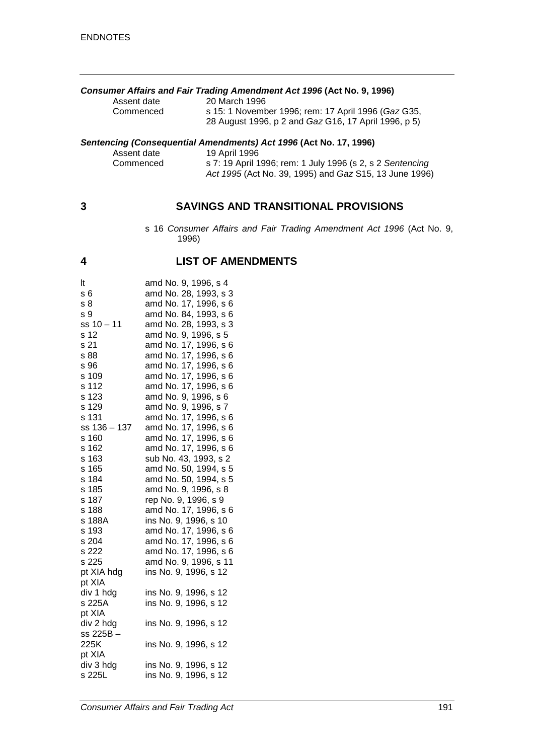***Consumer Affairs and Fair Trading Amendment Act 1996* (Act No. 9, 1996)**

| | |
|---|---|
| Assent date | 20 March 1996 |
| Commenced | s 15: 1 November 1996; rem: 17 April 1996 (*Gaz* G35, 28 August 1996, p 2 and *Gaz* G16, 17 April 1996, p 5) |

***Sentencing (Consequential Amendments) Act 1996* (Act No. 17, 1996)**

| | |
|---|---|
| Assent date | 19 April 1996 |
| Commenced | s 7: 19 April 1996; rem: 1 July 1996 (s 2, s 2 *Sentencing Act 1995* (Act No. 39, 1995) and *Gaz* S15, 13 June 1996) |

## 3 SAVINGS AND TRANSITIONAL PROVISIONS

s 16 *Consumer Affairs and Fair Trading Amendment Act 1996* (Act No. 9, 1996)

## 4 LIST OF AMENDMENTS

| | |
|---|---|
| lt | amd No. 9, 1996, s 4 |
| s 6 | amd No. 28, 1993, s 3 |
| s 8 | amd No. 17, 1996, s 6 |
| s 9 | amd No. 84, 1993, s 6 |
| ss 10 – 11 | amd No. 28, 1993, s 3 |
| s 12 | amd No. 9, 1996, s 5 |
| s 21 | amd No. 17, 1996, s 6 |
| s 88 | amd No. 17, 1996, s 6 |
| s 96 | amd No. 17, 1996, s 6 |
| s 109 | amd No. 17, 1996, s 6 |
| s 112 | amd No. 17, 1996, s 6 |
| s 123 | amd No. 9, 1996, s 6 |
| s 129 | amd No. 9, 1996, s 7 |
| s 131 | amd No. 17, 1996, s 6 |
| ss 136 – 137 | amd No. 17, 1996, s 6 |
| s 160 | amd No. 17, 1996, s 6 |
| s 162 | amd No. 17, 1996, s 6 |
| s 163 | sub No. 43, 1993, s 2 |
| s 165 | amd No. 50, 1994, s 5 |
| s 184 | amd No. 50, 1994, s 5 |
| s 185 | amd No. 9, 1996, s 8 |
| s 187 | rep No. 9, 1996, s 9 |
| s 188 | amd No. 17, 1996, s 6 |
| s 188A | ins No. 9, 1996, s 10 |
| s 193 | amd No. 17, 1996, s 6 |
| s 204 | amd No. 17, 1996, s 6 |
| s 222 | amd No. 17, 1996, s 6 |
| s 225 | amd No. 9, 1996, s 11 |
| pt XIA hdg | ins No. 9, 1996, s 12 |
| pt XIA div 1 hdg | ins No. 9, 1996, s 12 |
| s 225A | ins No. 9, 1996, s 12 |
| pt XIA div 2 hdg | ins No. 9, 1996, s 12 |
| ss 225B – 225K | ins No. 9, 1996, s 12 |
| pt XIA div 3 hdg | ins No. 9, 1996, s 12 |
| s 225L | ins No. 9, 1996, s 12 |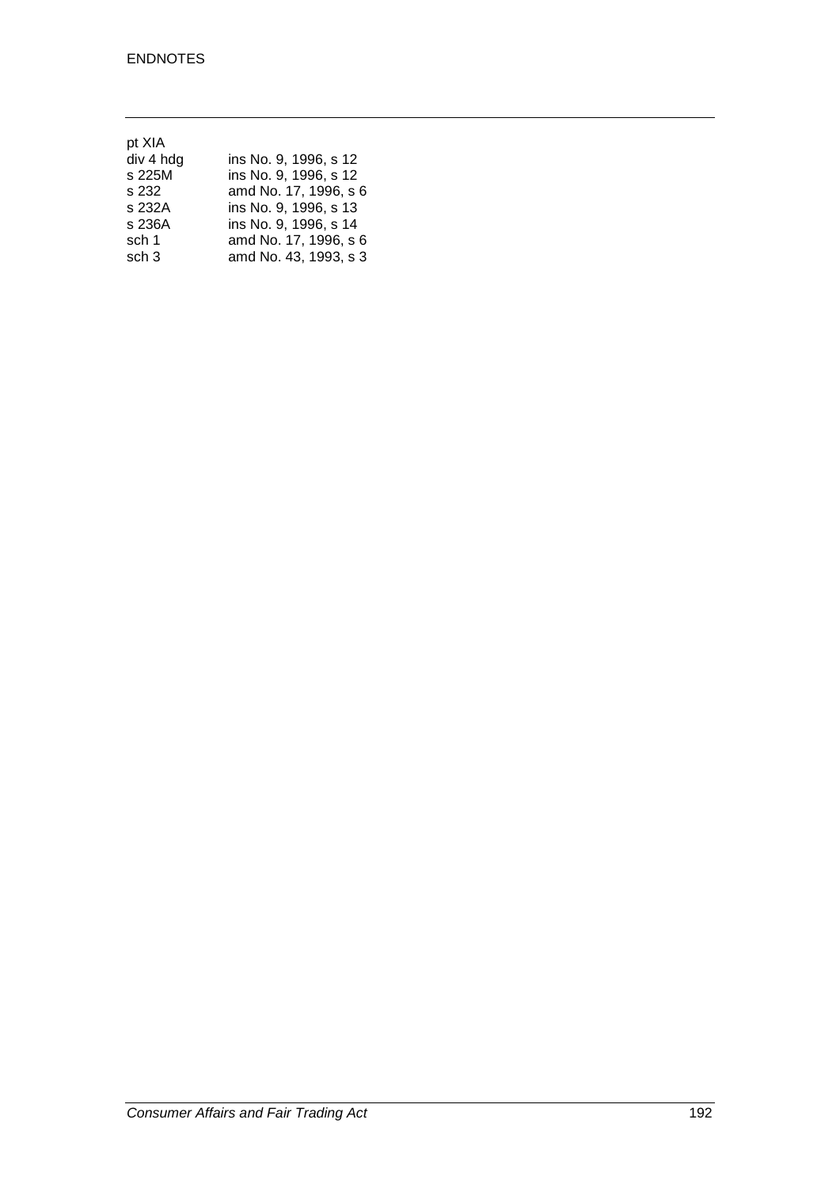pt XIA

| | |
|---|---|
| div 4 hdg | ins No. 9, 1996, s 12 |
| s 225M | ins No. 9, 1996, s 12 |
| s 232 | amd No. 17, 1996, s 6 |
| s 232A | ins No. 9, 1996, s 13 |
| s 236A | ins No. 9, 1996, s 14 |
| sch 1 | amd No. 17, 1996, s 6 |
| sch 3 | amd No. 43, 1993, s 3 |